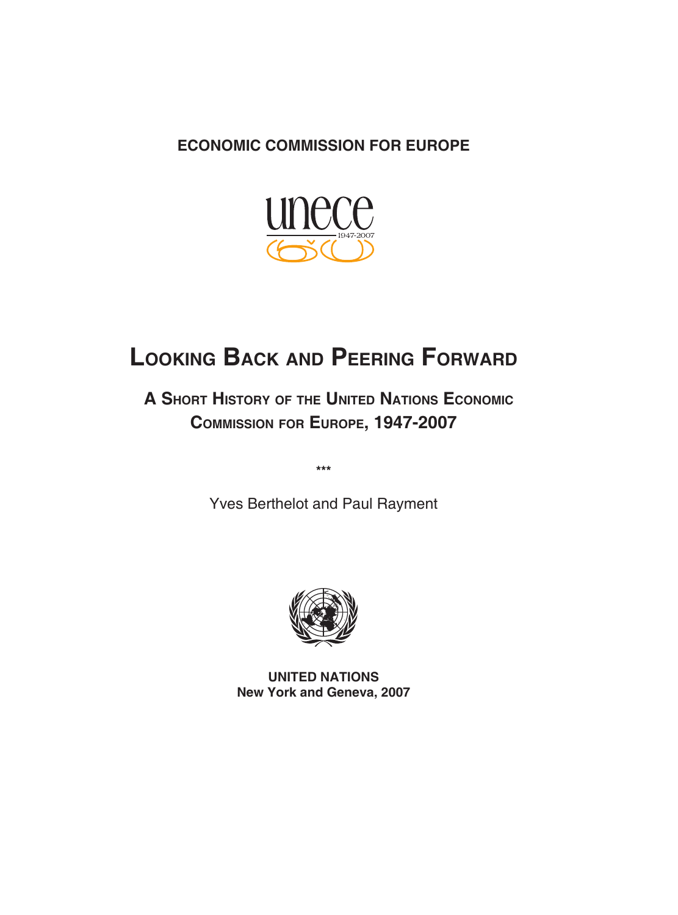**ECONOMIC COMMISSION FOR EUROPE**

unece
1947-2007

# Looking Back and Peering Forward

## A Short History of the United Nations Economic Commission for Europe, 1947-2007

***

Yves Berthelot and Paul Rayment

**UNITED NATIONS**
**New York and Geneva, 2007**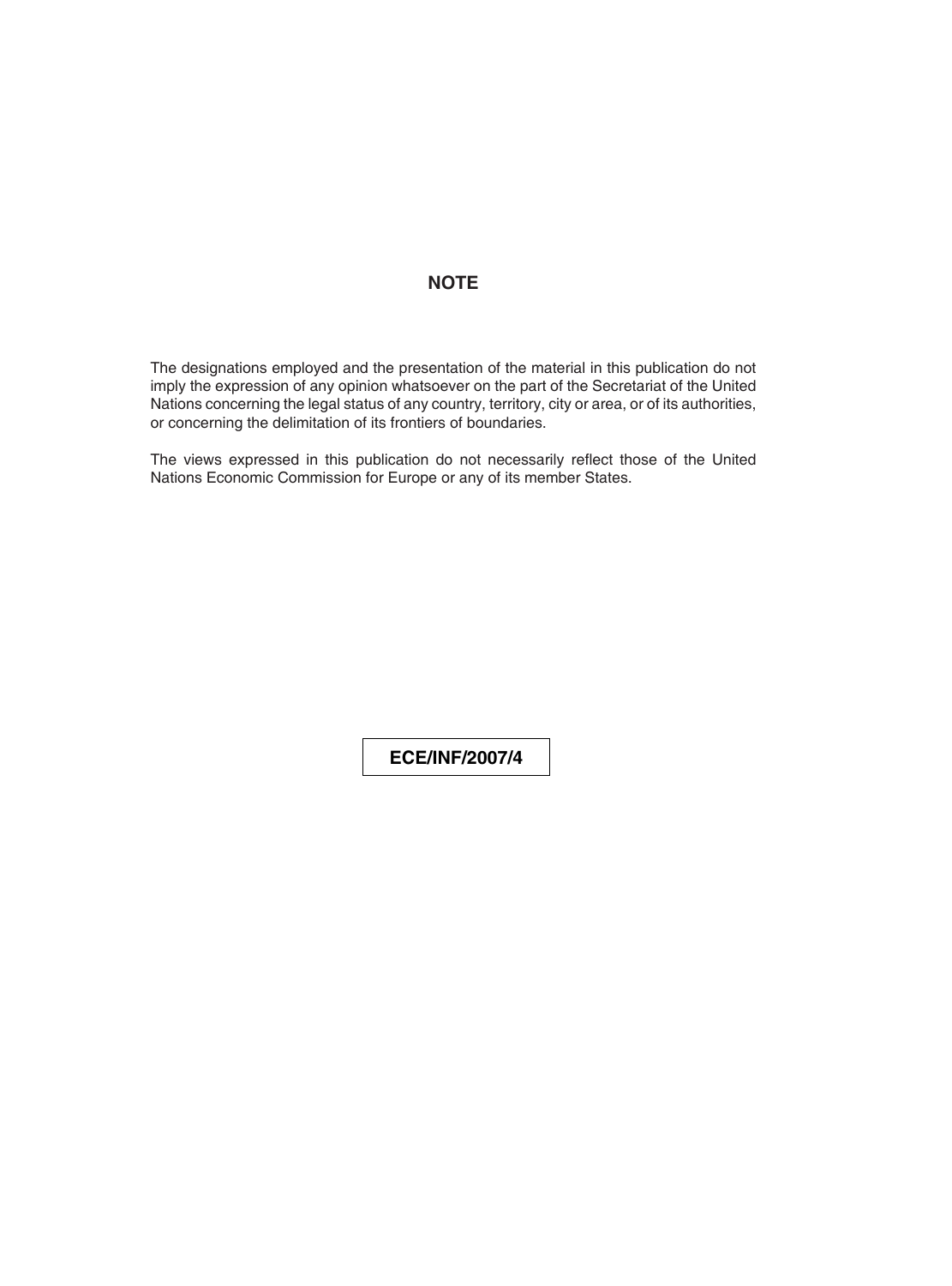## NOTE

The designations employed and the presentation of the material in this publication do not imply the expression of any opinion whatsoever on the part of the Secretariat of the United Nations concerning the legal status of any country, territory, city or area, or of its authorities, or concerning the delimitation of its frontiers of boundaries.

The views expressed in this publication do not necessarily reflect those of the United Nations Economic Commission for Europe or any of its member States.

**ECE/INF/2007/4**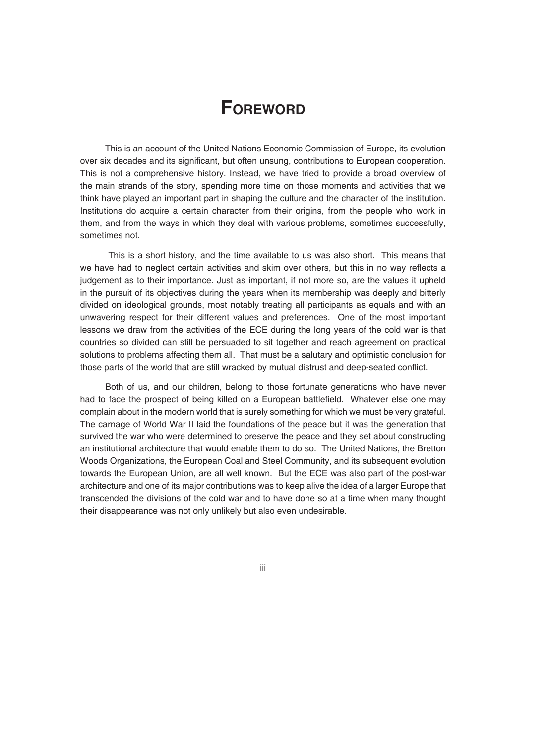# Foreword

This is an account of the United Nations Economic Commission of Europe, its evolution over six decades and its significant, but often unsung, contributions to European cooperation. This is not a comprehensive history. Instead, we have tried to provide a broad overview of the main strands of the story, spending more time on those moments and activities that we think have played an important part in shaping the culture and the character of the institution. Institutions do acquire a certain character from their origins, from the people who work in them, and from the ways in which they deal with various problems, sometimes successfully, sometimes not.

This is a short history, and the time available to us was also short. This means that we have had to neglect certain activities and skim over others, but this in no way reflects a judgement as to their importance. Just as important, if not more so, are the values it upheld in the pursuit of its objectives during the years when its membership was deeply and bitterly divided on ideological grounds, most notably treating all participants as equals and with an unwavering respect for their different values and preferences. One of the most important lessons we draw from the activities of the ECE during the long years of the cold war is that countries so divided can still be persuaded to sit together and reach agreement on practical solutions to problems affecting them all. That must be a salutary and optimistic conclusion for those parts of the world that are still wracked by mutual distrust and deep-seated conflict.

Both of us, and our children, belong to those fortunate generations who have never had to face the prospect of being killed on a European battlefield. Whatever else one may complain about in the modern world that is surely something for which we must be very grateful. The carnage of World War II laid the foundations of the peace but it was the generation that survived the war who were determined to preserve the peace and they set about constructing an institutional architecture that would enable them to do so. The United Nations, the Bretton Woods Organizations, the European Coal and Steel Community, and its subsequent evolution towards the European Union, are all well known. But the ECE was also part of the post-war architecture and one of its major contributions was to keep alive the idea of a larger Europe that transcended the divisions of the cold war and to have done so at a time when many thought their disappearance was not only unlikely but also even undesirable.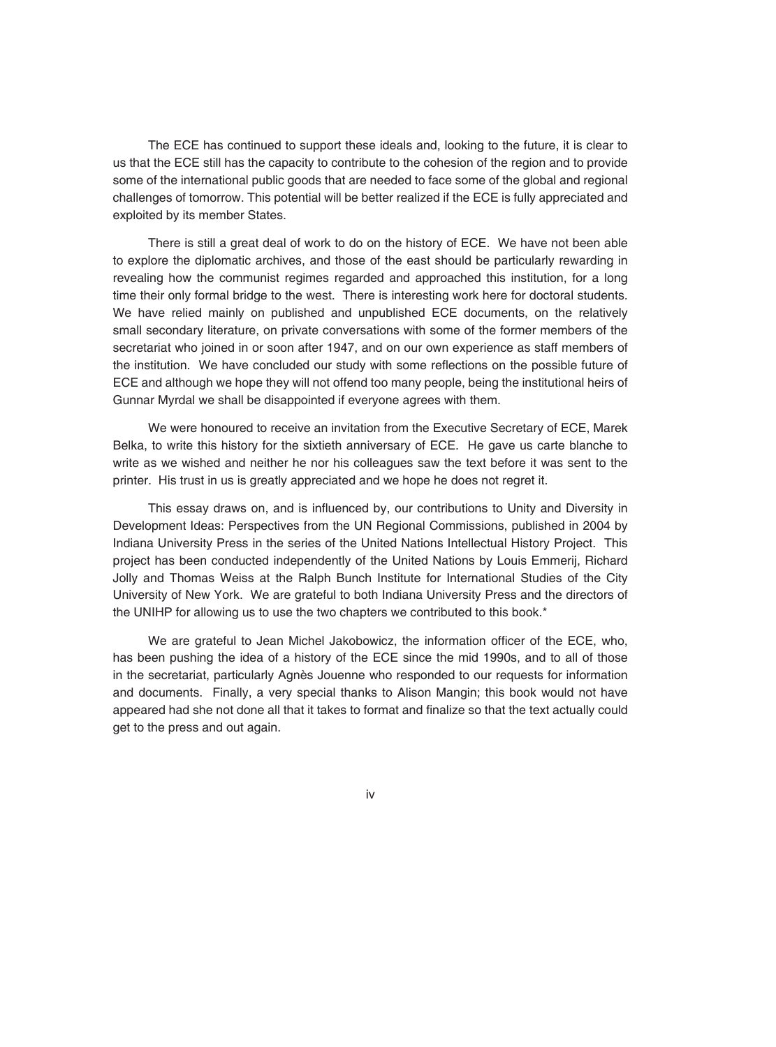The ECE has continued to support these ideals and, looking to the future, it is clear to us that the ECE still has the capacity to contribute to the cohesion of the region and to provide some of the international public goods that are needed to face some of the global and regional challenges of tomorrow. This potential will be better realized if the ECE is fully appreciated and exploited by its member States.

There is still a great deal of work to do on the history of ECE. We have not been able to explore the diplomatic archives, and those of the east should be particularly rewarding in revealing how the communist regimes regarded and approached this institution, for a long time their only formal bridge to the west. There is interesting work here for doctoral students. We have relied mainly on published and unpublished ECE documents, on the relatively small secondary literature, on private conversations with some of the former members of the secretariat who joined in or soon after 1947, and on our own experience as staff members of the institution. We have concluded our study with some reflections on the possible future of ECE and although we hope they will not offend too many people, being the institutional heirs of Gunnar Myrdal we shall be disappointed if everyone agrees with them.

We were honoured to receive an invitation from the Executive Secretary of ECE, Marek Belka, to write this history for the sixtieth anniversary of ECE. He gave us carte blanche to write as we wished and neither he nor his colleagues saw the text before it was sent to the printer. His trust in us is greatly appreciated and we hope he does not regret it.

This essay draws on, and is influenced by, our contributions to Unity and Diversity in Development Ideas: Perspectives from the UN Regional Commissions, published in 2004 by Indiana University Press in the series of the United Nations Intellectual History Project. This project has been conducted independently of the United Nations by Louis Emmerij, Richard Jolly and Thomas Weiss at the Ralph Bunch Institute for International Studies of the City University of New York. We are grateful to both Indiana University Press and the directors of the UNIHP for allowing us to use the two chapters we contributed to this book.*

We are grateful to Jean Michel Jakobowicz, the information officer of the ECE, who, has been pushing the idea of a history of the ECE since the mid 1990s, and to all of those in the secretariat, particularly Agnès Jouenne who responded to our requests for information and documents. Finally, a very special thanks to Alison Mangin; this book would not have appeared had she not done all that it takes to format and finalize so that the text actually could get to the press and out again.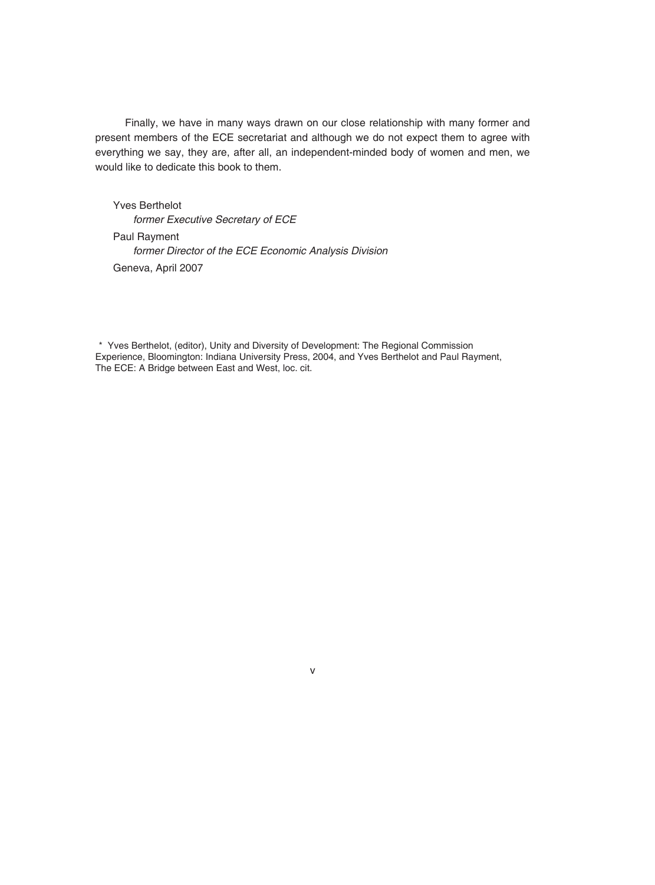Finally, we have in many ways drawn on our close relationship with many former and present members of the ECE secretariat and although we do not expect them to agree with everything we say, they are, after all, an independent-minded body of women and men, we would like to dedicate this book to them.

Yves Berthelot
*former Executive Secretary of ECE*

Paul Rayment
*former Director of the ECE Economic Analysis Division*

Geneva, April 2007

* Yves Berthelot, (editor), Unity and Diversity of Development: The Regional Commission Experience, Bloomington: Indiana University Press, 2004, and Yves Berthelot and Paul Rayment, The ECE: A Bridge between East and West, loc. cit.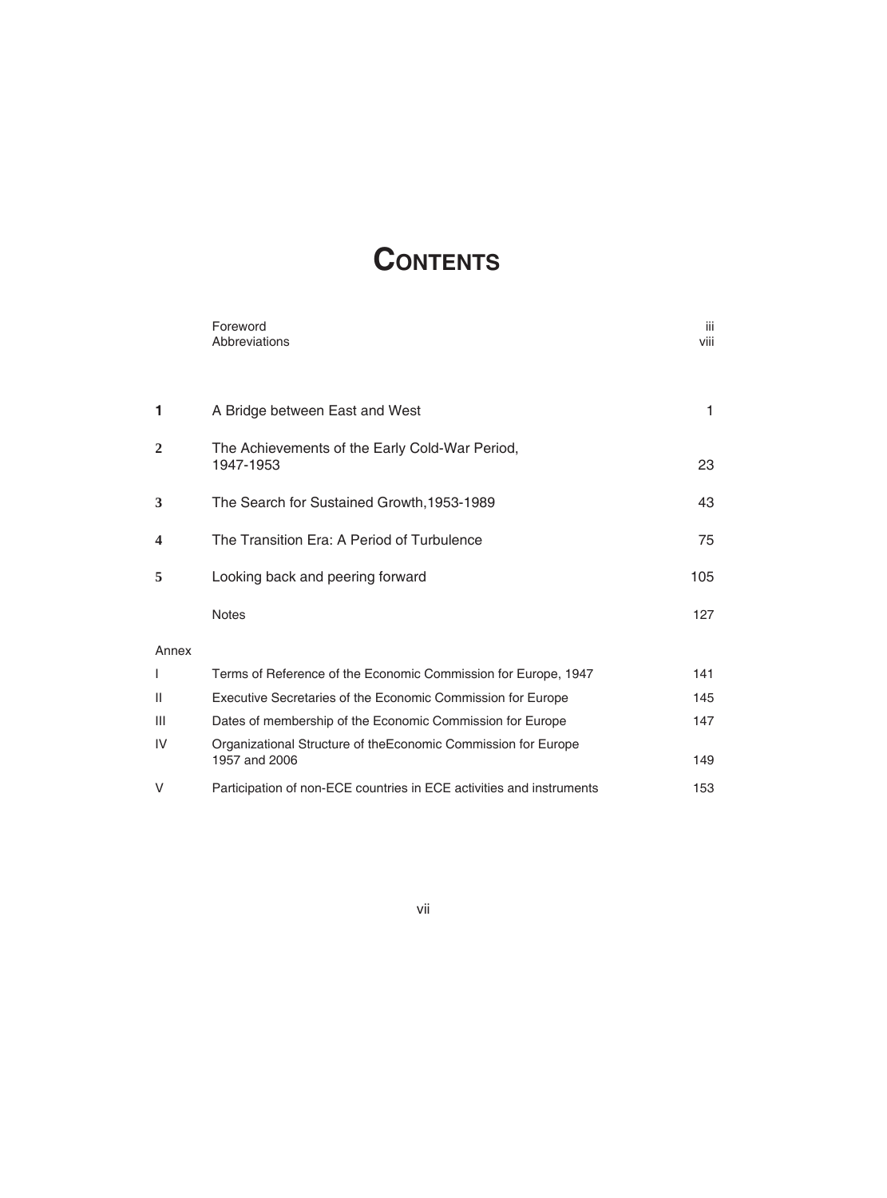# CONTENTS

| | | |
|---|---|---|
| | Foreword | iii |
| | Abbreviations | viii |
| 1 | A Bridge between East and West | 1 |
| 2 | The Achievements of the Early Cold-War Period, 1947-1953 | 23 |
| 3 | The Search for Sustained Growth,1953-1989 | 43 |
| 4 | The Transition Era: A Period of Turbulence | 75 |
| 5 | Looking back and peering forward | 105 |
| | Notes | 127 |
| Annex | | |
| I | Terms of Reference of the Economic Commission for Europe, 1947 | 141 |
| II | Executive Secretaries of the Economic Commission for Europe | 145 |
| III | Dates of membership of the Economic Commission for Europe | 147 |
| IV | Organizational Structure of theEconomic Commission for Europe 1957 and 2006 | 149 |
| V | Participation of non-ECE countries in ECE activities and instruments | 153 |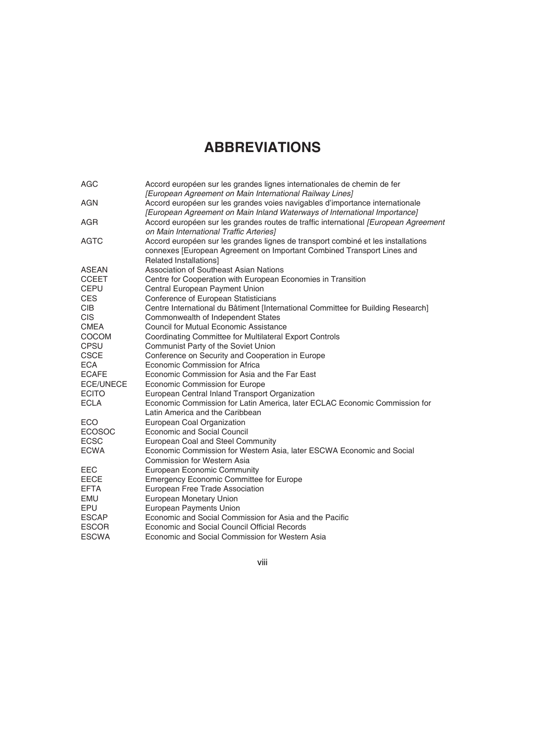# ABBREVIATIONS

| | |
|---|---|
| AGC | Accord européen sur les grandes lignes internationales de chemin de fer *[European Agreement on Main International Railway Lines]* |
| AGN | Accord européen sur les grandes voies navigables d'importance internationale *[European Agreement on Main Inland Waterways of International Importance]* |
| AGR | Accord européen sur les grandes routes de traffic international *[European Agreement on Main International Traffic Arteries]* |
| AGTC | Accord européen sur les grandes lignes de transport combiné et les installations connexes [European Agreement on Important Combined Transport Lines and Related Installations] |
| ASEAN | Association of Southeast Asian Nations |
| CCEET | Centre for Cooperation with European Economies in Transition |
| CEPU | Central European Payment Union |
| CES | Conference of European Statisticians |
| CIB | Centre International du Bâtiment [International Committee for Building Research] |
| CIS | Commonwealth of Independent States |
| CMEA | Council for Mutual Economic Assistance |
| COCOM | Coordinating Committee for Multilateral Export Controls |
| CPSU | Communist Party of the Soviet Union |
| CSCE | Conference on Security and Cooperation in Europe |
| ECA | Economic Commission for Africa |
| ECAFE | Economic Commission for Asia and the Far East |
| ECE/UNECE | Economic Commission for Europe |
| ECITO | European Central Inland Transport Organization |
| ECLA | Economic Commission for Latin America, later ECLAC Economic Commission for Latin America and the Caribbean |
| ECO | European Coal Organization |
| ECOSOC | Economic and Social Council |
| ECSC | European Coal and Steel Community |
| ECWA | Economic Commission for Western Asia, later ESCWA Economic and Social Commission for Western Asia |
| EEC | European Economic Community |
| EECE | Emergency Economic Committee for Europe |
| EFTA | European Free Trade Association |
| EMU | European Monetary Union |
| EPU | European Payments Union |
| ESCAP | Economic and Social Commission for Asia and the Pacific |
| ESCOR | Economic and Social Council Official Records |
| ESCWA | Economic and Social Commission for Western Asia |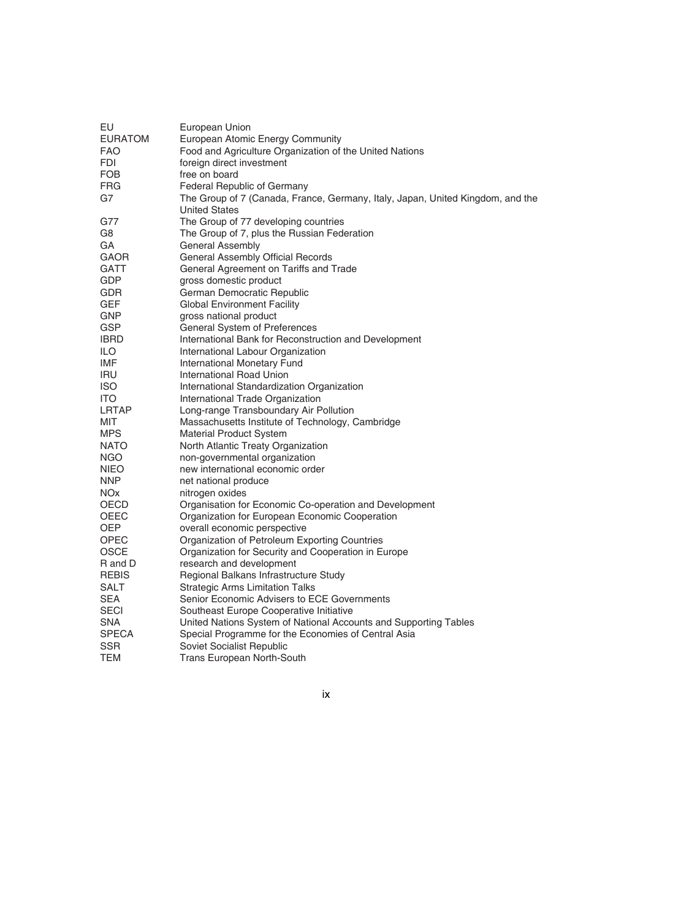| | |
|---|---|
| EU | European Union |
| EURATOM | European Atomic Energy Community |
| FAO | Food and Agriculture Organization of the United Nations |
| FDI | foreign direct investment |
| FOB | free on board |
| FRG | Federal Republic of Germany |
| G7 | The Group of 7 (Canada, France, Germany, Italy, Japan, United Kingdom, and the United States |
| G77 | The Group of 77 developing countries |
| G8 | The Group of 7, plus the Russian Federation |
| GA | General Assembly |
| GAOR | General Assembly Official Records |
| GATT | General Agreement on Tariffs and Trade |
| GDP | gross domestic product |
| GDR | German Democratic Republic |
| GEF | Global Environment Facility |
| GNP | gross national product |
| GSP | General System of Preferences |
| IBRD | International Bank for Reconstruction and Development |
| ILO | International Labour Organization |
| IMF | International Monetary Fund |
| IRU | International Road Union |
| ISO | International Standardization Organization |
| ITO | International Trade Organization |
| LRTAP | Long-range Transboundary Air Pollution |
| MIT | Massachusetts Institute of Technology, Cambridge |
| MPS | Material Product System |
| NATO | North Atlantic Treaty Organization |
| NGO | non-governmental organization |
| NIEO | new international economic order |
| NNP | net national produce |
| NOx | nitrogen oxides |
| OECD | Organisation for Economic Co-operation and Development |
| OEEC | Organization for European Economic Cooperation |
| OEP | overall economic perspective |
| OPEC | Organization of Petroleum Exporting Countries |
| OSCE | Organization for Security and Cooperation in Europe |
| R and D | research and development |
| REBIS | Regional Balkans Infrastructure Study |
| SALT | Strategic Arms Limitation Talks |
| SEA | Senior Economic Advisers to ECE Governments |
| SECI | Southeast Europe Cooperative Initiative |
| SNA | United Nations System of National Accounts and Supporting Tables |
| SPECA | Special Programme for the Economies of Central Asia |
| SSR | Soviet Socialist Republic |
| TEM | Trans European North-South |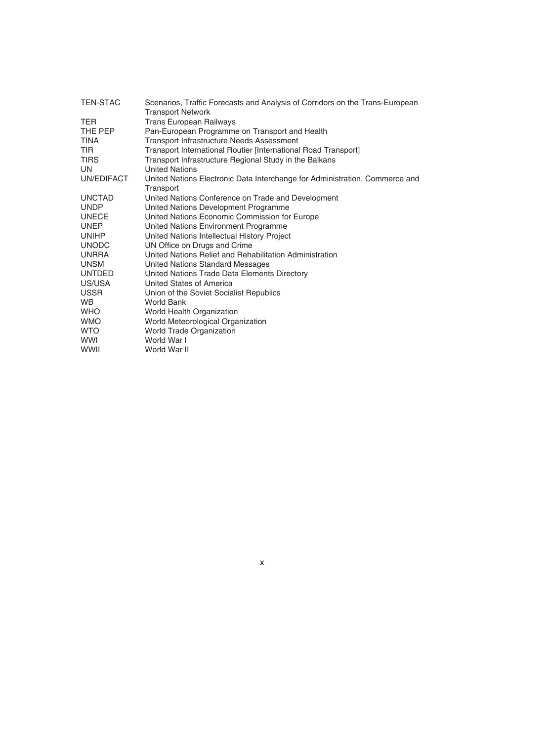| | |
|---|---|
| TEN-STAC | Scenarios, Traffic Forecasts and Analysis of Corridors on the Trans-European Transport Network |
| TER | Trans European Railways |
| THE PEP | Pan-European Programme on Transport and Health |
| TINA | Transport Infrastructure Needs Assessment |
| TIR | Transport International Routier [International Road Transport] |
| TIRS | Transport Infrastructure Regional Study in the Balkans |
| UN | United Nations |
| UN/EDIFACT | United Nations Electronic Data Interchange for Administration, Commerce and Transport |
| UNCTAD | United Nations Conference on Trade and Development |
| UNDP | United Nations Development Programme |
| UNECE | United Nations Economic Commission for Europe |
| UNEP | United Nations Environment Programme |
| UNIHP | United Nations Intellectual History Project |
| UNODC | UN Office on Drugs and Crime |
| UNRRA | United Nations Relief and Rehabilitation Administration |
| UNSM | United Nations Standard Messages |
| UNTDED | United Nations Trade Data Elements Directory |
| US/USA | United States of America |
| USSR | Union of the Soviet Socialist Republics |
| WB | World Bank |
| WHO | World Health Organization |
| WMO | World Meteorological Organization |
| WTO | World Trade Organization |
| WWI | World War I |
| WWII | World War II |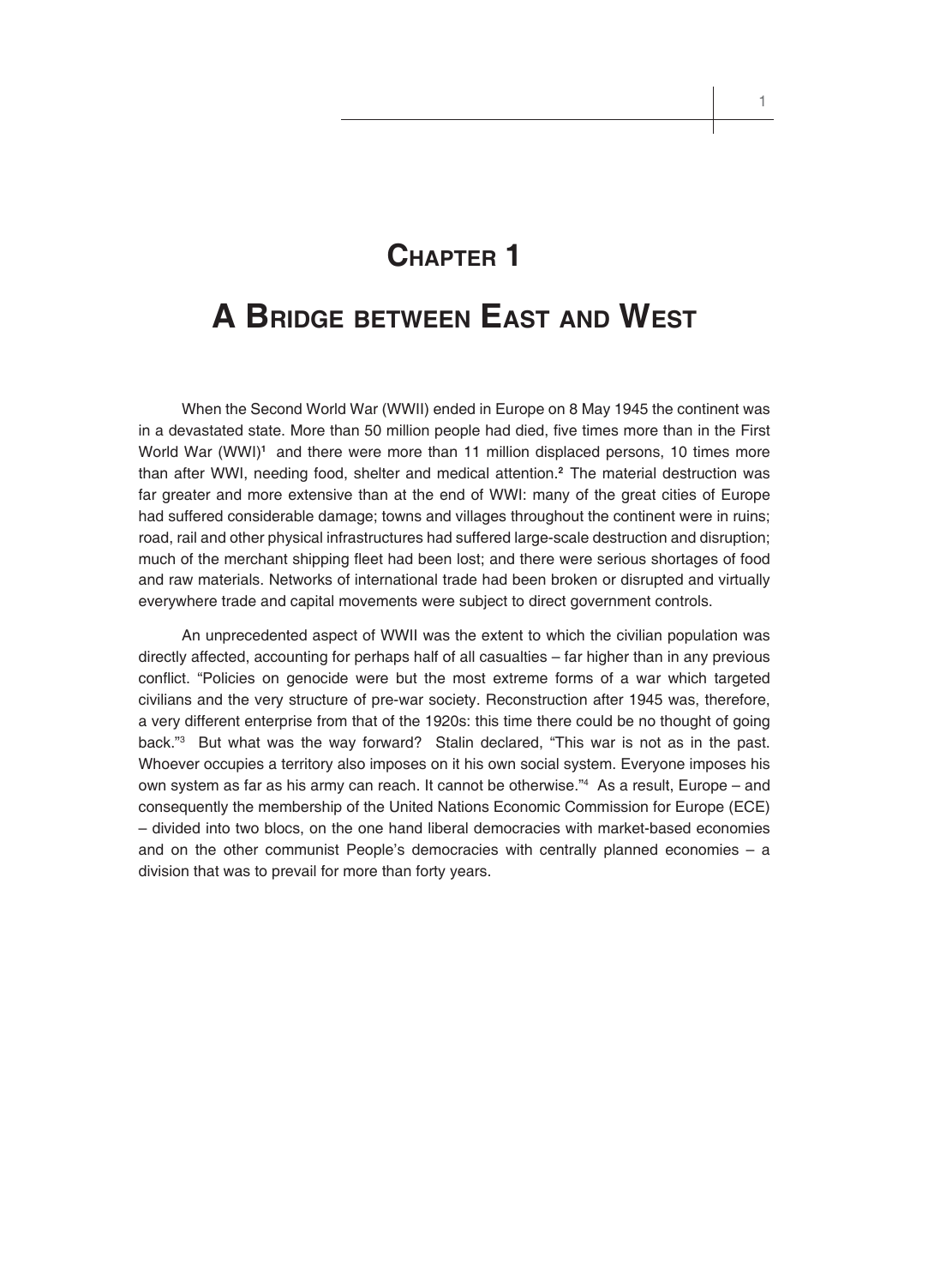# Chapter 1

# A Bridge between East and West

When the Second World War (WWII) ended in Europe on 8 May 1945 the continent was in a devastated state. More than 50 million people had died, five times more than in the First World War (WWI)[1] and there were more than 11 million displaced persons, 10 times more than after WWI, needing food, shelter and medical attention.[2] The material destruction was far greater and more extensive than at the end of WWI: many of the great cities of Europe had suffered considerable damage; towns and villages throughout the continent were in ruins; road, rail and other physical infrastructures had suffered large-scale destruction and disruption; much of the merchant shipping fleet had been lost; and there were serious shortages of food and raw materials. Networks of international trade had been broken or disrupted and virtually everywhere trade and capital movements were subject to direct government controls.

An unprecedented aspect of WWII was the extent to which the civilian population was directly affected, accounting for perhaps half of all casualties – far higher than in any previous conflict. "Policies on genocide were but the most extreme forms of a war which targeted civilians and the very structure of pre-war society. Reconstruction after 1945 was, therefore, a very different enterprise from that of the 1920s: this time there could be no thought of going back."[3] But what was the way forward? Stalin declared, "This war is not as in the past. Whoever occupies a territory also imposes on it his own social system. Everyone imposes his own system as far as his army can reach. It cannot be otherwise."[4] As a result, Europe – and consequently the membership of the United Nations Economic Commission for Europe (ECE) – divided into two blocs, on the one hand liberal democracies with market-based economies and on the other communist People's democracies with centrally planned economies – a division that was to prevail for more than forty years.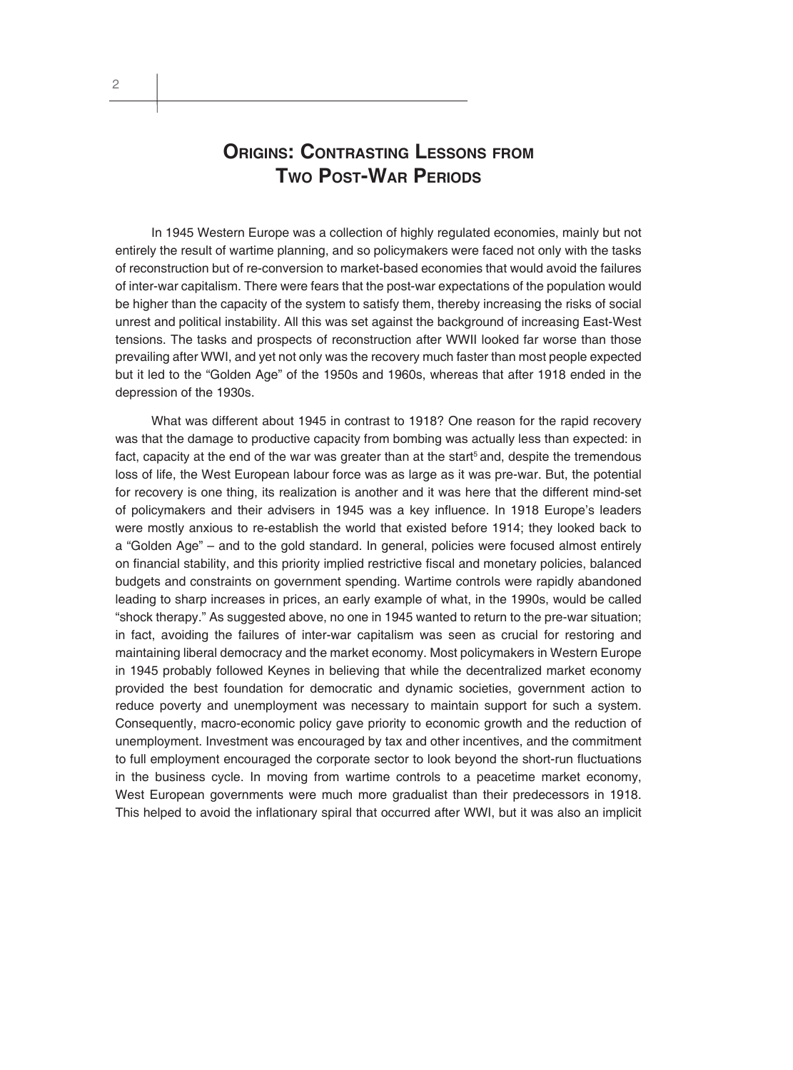# Origins: Contrasting Lessons from Two Post-War Periods

In 1945 Western Europe was a collection of highly regulated economies, mainly but not entirely the result of wartime planning, and so policymakers were faced not only with the tasks of reconstruction but of re-conversion to market-based economies that would avoid the failures of inter-war capitalism. There were fears that the post-war expectations of the population would be higher than the capacity of the system to satisfy them, thereby increasing the risks of social unrest and political instability. All this was set against the background of increasing East-West tensions. The tasks and prospects of reconstruction after WWII looked far worse than those prevailing after WWI, and yet not only was the recovery much faster than most people expected but it led to the "Golden Age" of the 1950s and 1960s, whereas that after 1918 ended in the depression of the 1930s.

What was different about 1945 in contrast to 1918? One reason for the rapid recovery was that the damage to productive capacity from bombing was actually less than expected: in fact, capacity at the end of the war was greater than at the start[5] and, despite the tremendous loss of life, the West European labour force was as large as it was pre-war. But, the potential for recovery is one thing, its realization is another and it was here that the different mind-set of policymakers and their advisers in 1945 was a key influence. In 1918 Europe's leaders were mostly anxious to re-establish the world that existed before 1914; they looked back to a "Golden Age" – and to the gold standard. In general, policies were focused almost entirely on financial stability, and this priority implied restrictive fiscal and monetary policies, balanced budgets and constraints on government spending. Wartime controls were rapidly abandoned leading to sharp increases in prices, an early example of what, in the 1990s, would be called "shock therapy." As suggested above, no one in 1945 wanted to return to the pre-war situation; in fact, avoiding the failures of inter-war capitalism was seen as crucial for restoring and maintaining liberal democracy and the market economy. Most policymakers in Western Europe in 1945 probably followed Keynes in believing that while the decentralized market economy provided the best foundation for democratic and dynamic societies, government action to reduce poverty and unemployment was necessary to maintain support for such a system. Consequently, macro-economic policy gave priority to economic growth and the reduction of unemployment. Investment was encouraged by tax and other incentives, and the commitment to full employment encouraged the corporate sector to look beyond the short-run fluctuations in the business cycle. In moving from wartime controls to a peacetime market economy, West European governments were much more gradualist than their predecessors in 1918. This helped to avoid the inflationary spiral that occurred after WWI, but it was also an implicit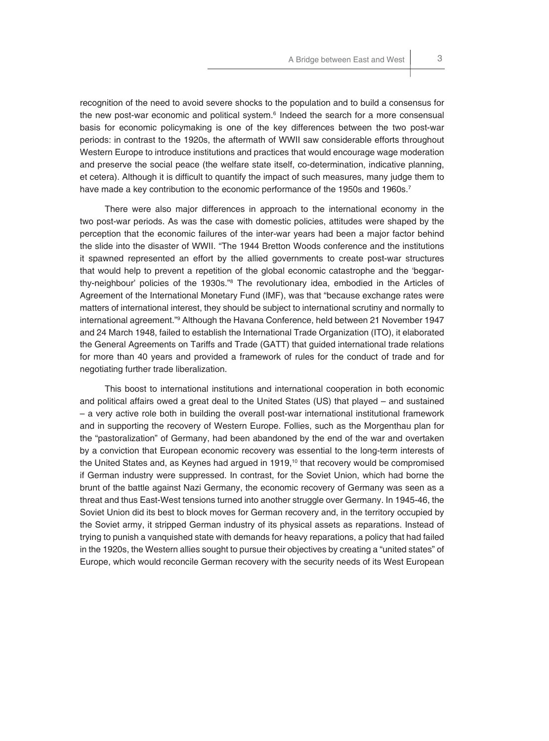recognition of the need to avoid severe shocks to the population and to build a consensus for the new post-war economic and political system.[6] Indeed the search for a more consensual basis for economic policymaking is one of the key differences between the two post-war periods: in contrast to the 1920s, the aftermath of WWII saw considerable efforts throughout Western Europe to introduce institutions and practices that would encourage wage moderation and preserve the social peace (the welfare state itself, co-determination, indicative planning, et cetera). Although it is difficult to quantify the impact of such measures, many judge them to have made a key contribution to the economic performance of the 1950s and 1960s.[7]

There were also major differences in approach to the international economy in the two post-war periods. As was the case with domestic policies, attitudes were shaped by the perception that the economic failures of the inter-war years had been a major factor behind the slide into the disaster of WWII. "The 1944 Bretton Woods conference and the institutions it spawned represented an effort by the allied governments to create post-war structures that would help to prevent a repetition of the global economic catastrophe and the 'beggar-thy-neighbour' policies of the 1930s."[8] The revolutionary idea, embodied in the Articles of Agreement of the International Monetary Fund (IMF), was that "because exchange rates were matters of international interest, they should be subject to international scrutiny and normally to international agreement."[9] Although the Havana Conference, held between 21 November 1947 and 24 March 1948, failed to establish the International Trade Organization (ITO), it elaborated the General Agreements on Tariffs and Trade (GATT) that guided international trade relations for more than 40 years and provided a framework of rules for the conduct of trade and for negotiating further trade liberalization.

This boost to international institutions and international cooperation in both economic and political affairs owed a great deal to the United States (US) that played – and sustained – a very active role both in building the overall post-war international institutional framework and in supporting the recovery of Western Europe. Follies, such as the Morgenthau plan for the "pastoralization" of Germany, had been abandoned by the end of the war and overtaken by a conviction that European economic recovery was essential to the long-term interests of the United States and, as Keynes had argued in 1919,[10] that recovery would be compromised if German industry were suppressed. In contrast, for the Soviet Union, which had borne the brunt of the battle against Nazi Germany, the economic recovery of Germany was seen as a threat and thus East-West tensions turned into another struggle over Germany. In 1945-46, the Soviet Union did its best to block moves for German recovery and, in the territory occupied by the Soviet army, it stripped German industry of its physical assets as reparations. Instead of trying to punish a vanquished state with demands for heavy reparations, a policy that had failed in the 1920s, the Western allies sought to pursue their objectives by creating a "united states" of Europe, which would reconcile German recovery with the security needs of its West European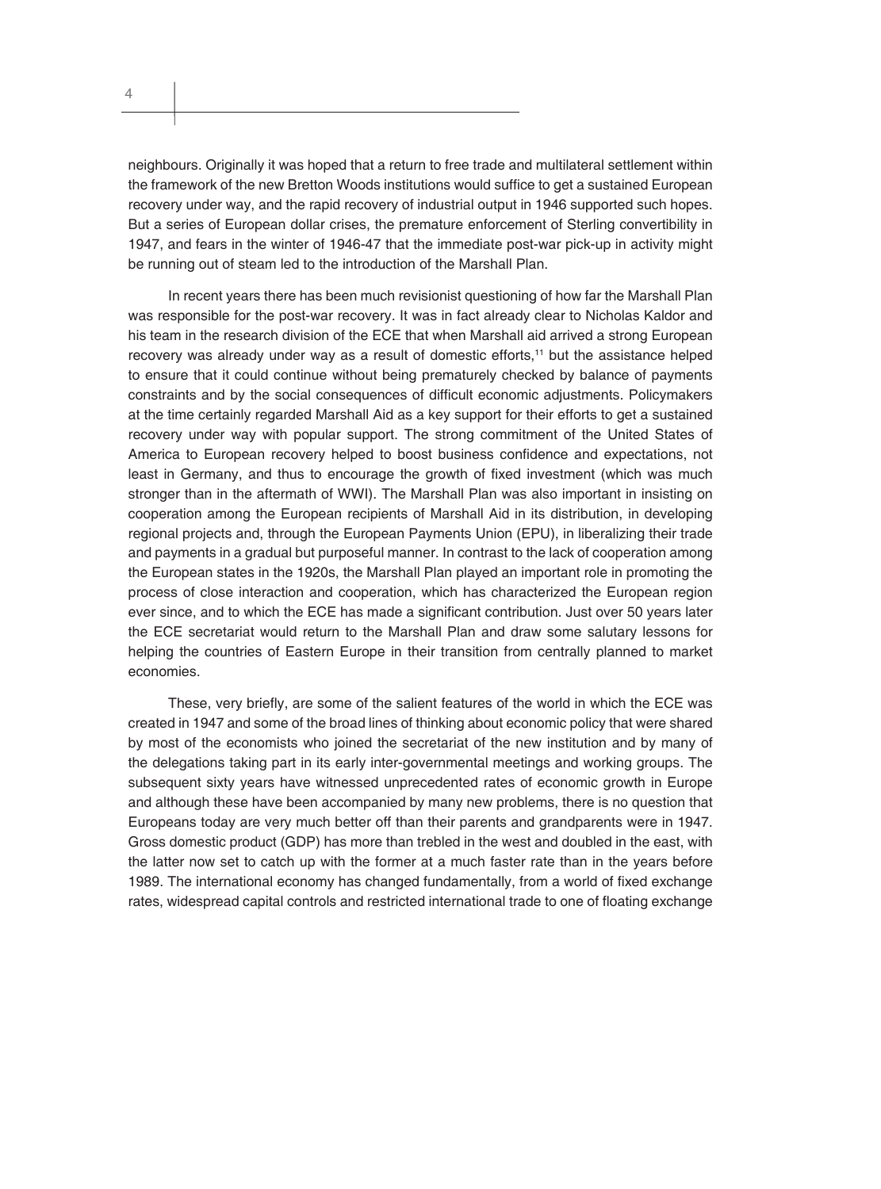neighbours. Originally it was hoped that a return to free trade and multilateral settlement within the framework of the new Bretton Woods institutions would suffice to get a sustained European recovery under way, and the rapid recovery of industrial output in 1946 supported such hopes. But a series of European dollar crises, the premature enforcement of Sterling convertibility in 1947, and fears in the winter of 1946-47 that the immediate post-war pick-up in activity might be running out of steam led to the introduction of the Marshall Plan.

In recent years there has been much revisionist questioning of how far the Marshall Plan was responsible for the post-war recovery. It was in fact already clear to Nicholas Kaldor and his team in the research division of the ECE that when Marshall aid arrived a strong European recovery was already under way as a result of domestic efforts,[11] but the assistance helped to ensure that it could continue without being prematurely checked by balance of payments constraints and by the social consequences of difficult economic adjustments. Policymakers at the time certainly regarded Marshall Aid as a key support for their efforts to get a sustained recovery under way with popular support. The strong commitment of the United States of America to European recovery helped to boost business confidence and expectations, not least in Germany, and thus to encourage the growth of fixed investment (which was much stronger than in the aftermath of WWI). The Marshall Plan was also important in insisting on cooperation among the European recipients of Marshall Aid in its distribution, in developing regional projects and, through the European Payments Union (EPU), in liberalizing their trade and payments in a gradual but purposeful manner. In contrast to the lack of cooperation among the European states in the 1920s, the Marshall Plan played an important role in promoting the process of close interaction and cooperation, which has characterized the European region ever since, and to which the ECE has made a significant contribution. Just over 50 years later the ECE secretariat would return to the Marshall Plan and draw some salutary lessons for helping the countries of Eastern Europe in their transition from centrally planned to market economies.

These, very briefly, are some of the salient features of the world in which the ECE was created in 1947 and some of the broad lines of thinking about economic policy that were shared by most of the economists who joined the secretariat of the new institution and by many of the delegations taking part in its early inter-governmental meetings and working groups. The subsequent sixty years have witnessed unprecedented rates of economic growth in Europe and although these have been accompanied by many new problems, there is no question that Europeans today are very much better off than their parents and grandparents were in 1947. Gross domestic product (GDP) has more than trebled in the west and doubled in the east, with the latter now set to catch up with the former at a much faster rate than in the years before 1989. The international economy has changed fundamentally, from a world of fixed exchange rates, widespread capital controls and restricted international trade to one of floating exchange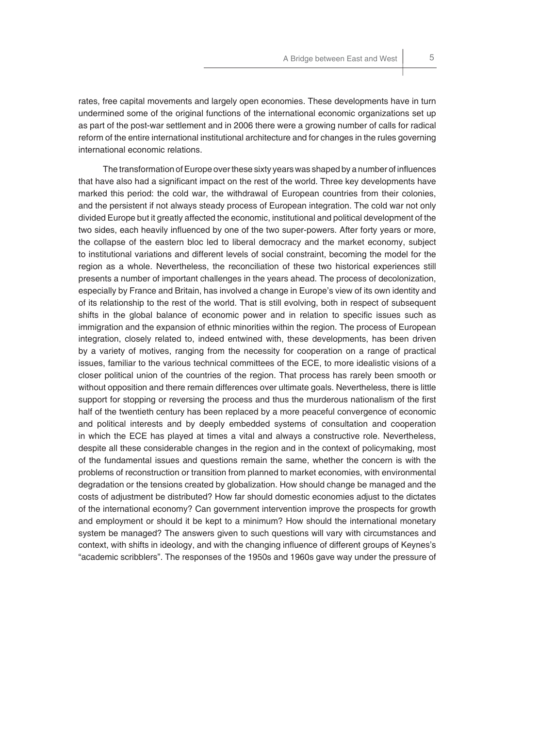rates, free capital movements and largely open economies. These developments have in turn undermined some of the original functions of the international economic organizations set up as part of the post-war settlement and in 2006 there were a growing number of calls for radical reform of the entire international institutional architecture and for changes in the rules governing international economic relations.

The transformation of Europe over these sixty years was shaped by a number of influences that have also had a significant impact on the rest of the world. Three key developments have marked this period: the cold war, the withdrawal of European countries from their colonies, and the persistent if not always steady process of European integration. The cold war not only divided Europe but it greatly affected the economic, institutional and political development of the two sides, each heavily influenced by one of the two super-powers. After forty years or more, the collapse of the eastern bloc led to liberal democracy and the market economy, subject to institutional variations and different levels of social constraint, becoming the model for the region as a whole. Nevertheless, the reconciliation of these two historical experiences still presents a number of important challenges in the years ahead. The process of decolonization, especially by France and Britain, has involved a change in Europe's view of its own identity and of its relationship to the rest of the world. That is still evolving, both in respect of subsequent shifts in the global balance of economic power and in relation to specific issues such as immigration and the expansion of ethnic minorities within the region. The process of European integration, closely related to, indeed entwined with, these developments, has been driven by a variety of motives, ranging from the necessity for cooperation on a range of practical issues, familiar to the various technical committees of the ECE, to more idealistic visions of a closer political union of the countries of the region. That process has rarely been smooth or without opposition and there remain differences over ultimate goals. Nevertheless, there is little support for stopping or reversing the process and thus the murderous nationalism of the first half of the twentieth century has been replaced by a more peaceful convergence of economic and political interests and by deeply embedded systems of consultation and cooperation in which the ECE has played at times a vital and always a constructive role. Nevertheless, despite all these considerable changes in the region and in the context of policymaking, most of the fundamental issues and questions remain the same, whether the concern is with the problems of reconstruction or transition from planned to market economies, with environmental degradation or the tensions created by globalization. How should change be managed and the costs of adjustment be distributed? How far should domestic economies adjust to the dictates of the international economy? Can government intervention improve the prospects for growth and employment or should it be kept to a minimum? How should the international monetary system be managed? The answers given to such questions will vary with circumstances and context, with shifts in ideology, and with the changing influence of different groups of Keynes's "academic scribblers". The responses of the 1950s and 1960s gave way under the pressure of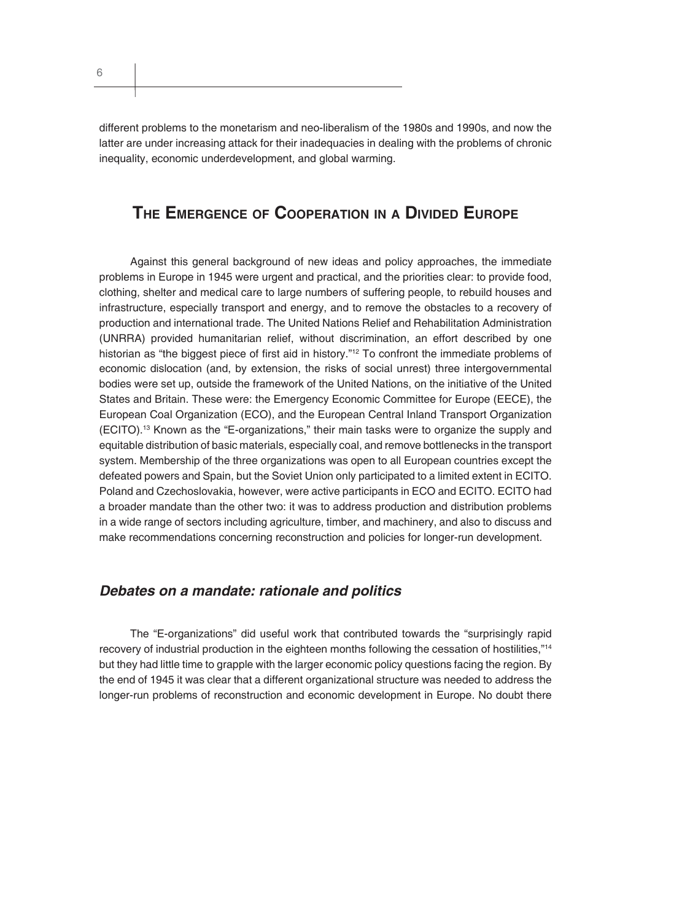different problems to the monetarism and neo-liberalism of the 1980s and 1990s, and now the latter are under increasing attack for their inadequacies in dealing with the problems of chronic inequality, economic underdevelopment, and global warming.

## The Emergence of Cooperation in a Divided Europe

Against this general background of new ideas and policy approaches, the immediate problems in Europe in 1945 were urgent and practical, and the priorities clear: to provide food, clothing, shelter and medical care to large numbers of suffering people, to rebuild houses and infrastructure, especially transport and energy, and to remove the obstacles to a recovery of production and international trade. The United Nations Relief and Rehabilitation Administration (UNRRA) provided humanitarian relief, without discrimination, an effort described by one historian as "the biggest piece of first aid in history."[12] To confront the immediate problems of economic dislocation (and, by extension, the risks of social unrest) three intergovernmental bodies were set up, outside the framework of the United Nations, on the initiative of the United States and Britain. These were: the Emergency Economic Committee for Europe (EECE), the European Coal Organization (ECO), and the European Central Inland Transport Organization (ECITO).[13] Known as the "E-organizations," their main tasks were to organize the supply and equitable distribution of basic materials, especially coal, and remove bottlenecks in the transport system. Membership of the three organizations was open to all European countries except the defeated powers and Spain, but the Soviet Union only participated to a limited extent in ECITO. Poland and Czechoslovakia, however, were active participants in ECO and ECITO. ECITO had a broader mandate than the other two: it was to address production and distribution problems in a wide range of sectors including agriculture, timber, and machinery, and also to discuss and make recommendations concerning reconstruction and policies for longer-run development.

### *Debates on a mandate: rationale and politics*

The "E-organizations" did useful work that contributed towards the "surprisingly rapid recovery of industrial production in the eighteen months following the cessation of hostilities,"[14] but they had little time to grapple with the larger economic policy questions facing the region. By the end of 1945 it was clear that a different organizational structure was needed to address the longer-run problems of reconstruction and economic development in Europe. No doubt there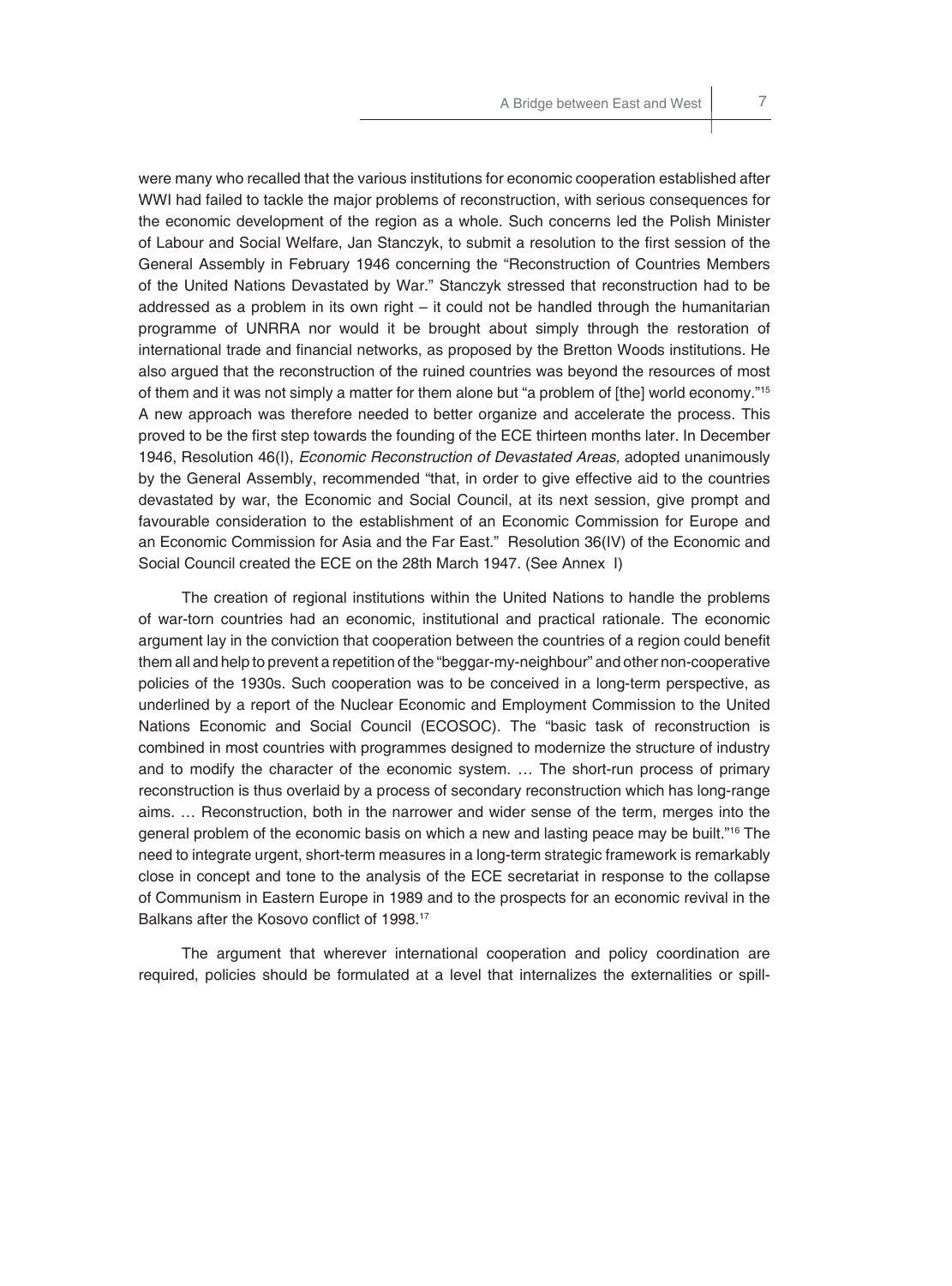were many who recalled that the various institutions for economic cooperation established after WWI had failed to tackle the major problems of reconstruction, with serious consequences for the economic development of the region as a whole. Such concerns led the Polish Minister of Labour and Social Welfare, Jan Stanczyk, to submit a resolution to the first session of the General Assembly in February 1946 concerning the "Reconstruction of Countries Members of the United Nations Devastated by War." Stanczyk stressed that reconstruction had to be addressed as a problem in its own right – it could not be handled through the humanitarian programme of UNRRA nor would it be brought about simply through the restoration of international trade and financial networks, as proposed by the Bretton Woods institutions. He also argued that the reconstruction of the ruined countries was beyond the resources of most of them and it was not simply a matter for them alone but "a problem of [the] world economy."[15] A new approach was therefore needed to better organize and accelerate the process. This proved to be the first step towards the founding of the ECE thirteen months later. In December 1946, Resolution 46(I), *Economic Reconstruction of Devastated Areas,* adopted unanimously by the General Assembly, recommended "that, in order to give effective aid to the countries devastated by war, the Economic and Social Council, at its next session, give prompt and favourable consideration to the establishment of an Economic Commission for Europe and an Economic Commission for Asia and the Far East." Resolution 36(IV) of the Economic and Social Council created the ECE on the 28th March 1947. (See Annex I)

The creation of regional institutions within the United Nations to handle the problems of war-torn countries had an economic, institutional and practical rationale. The economic argument lay in the conviction that cooperation between the countries of a region could benefit them all and help to prevent a repetition of the "beggar-my-neighbour" and other non-cooperative policies of the 1930s. Such cooperation was to be conceived in a long-term perspective, as underlined by a report of the Nuclear Economic and Employment Commission to the United Nations Economic and Social Council (ECOSOC). The "basic task of reconstruction is combined in most countries with programmes designed to modernize the structure of industry and to modify the character of the economic system. … The short-run process of primary reconstruction is thus overlaid by a process of secondary reconstruction which has long-range aims. … Reconstruction, both in the narrower and wider sense of the term, merges into the general problem of the economic basis on which a new and lasting peace may be built."[16] The need to integrate urgent, short-term measures in a long-term strategic framework is remarkably close in concept and tone to the analysis of the ECE secretariat in response to the collapse of Communism in Eastern Europe in 1989 and to the prospects for an economic revival in the Balkans after the Kosovo conflict of 1998.[17]

The argument that wherever international cooperation and policy coordination are required, policies should be formulated at a level that internalizes the externalities or spill-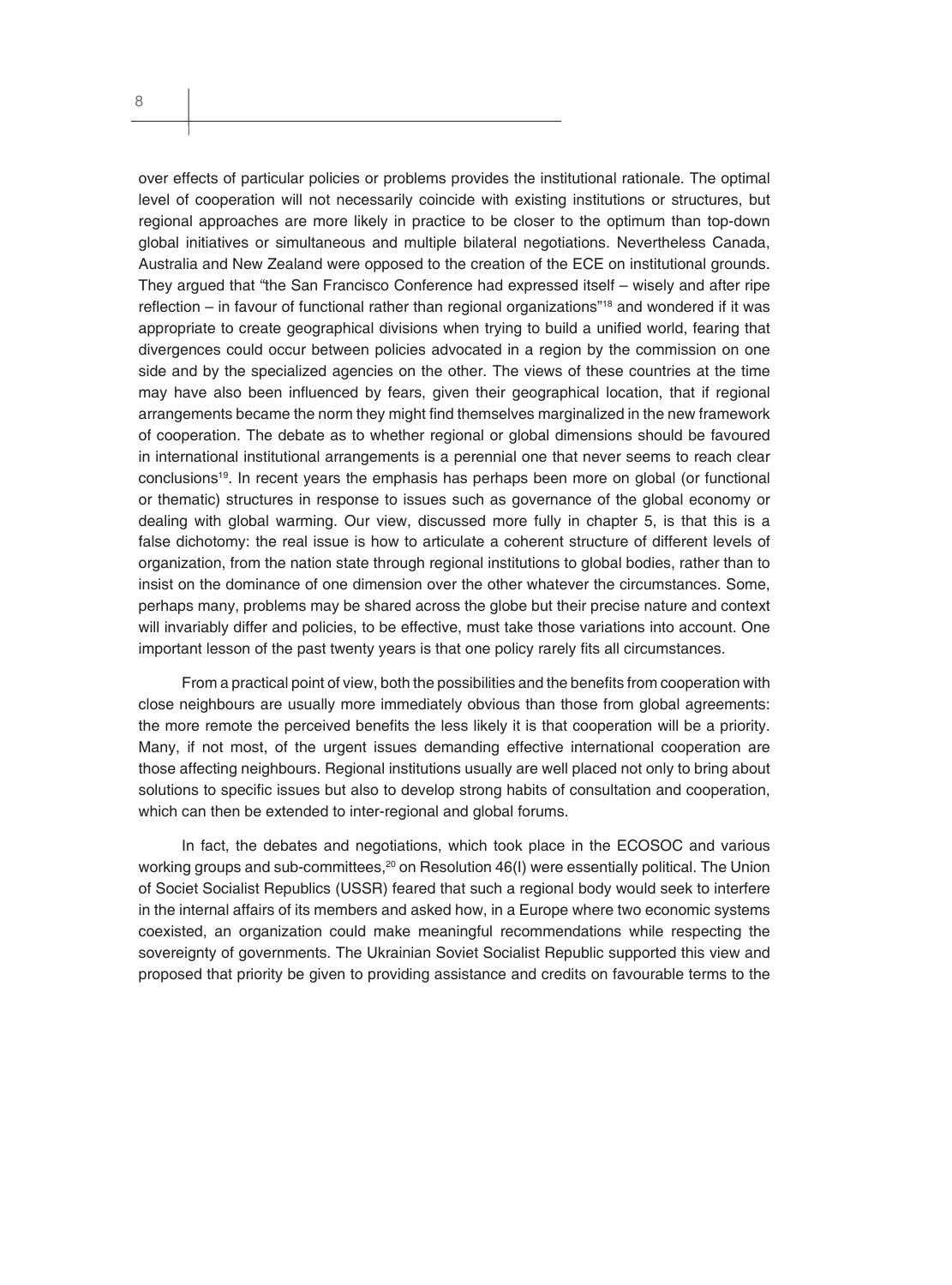over effects of particular policies or problems provides the institutional rationale. The optimal level of cooperation will not necessarily coincide with existing institutions or structures, but regional approaches are more likely in practice to be closer to the optimum than top-down global initiatives or simultaneous and multiple bilateral negotiations. Nevertheless Canada, Australia and New Zealand were opposed to the creation of the ECE on institutional grounds. They argued that "the San Francisco Conference had expressed itself – wisely and after ripe reflection – in favour of functional rather than regional organizations"[18] and wondered if it was appropriate to create geographical divisions when trying to build a unified world, fearing that divergences could occur between policies advocated in a region by the commission on one side and by the specialized agencies on the other. The views of these countries at the time may have also been influenced by fears, given their geographical location, that if regional arrangements became the norm they might find themselves marginalized in the new framework of cooperation. The debate as to whether regional or global dimensions should be favoured in international institutional arrangements is a perennial one that never seems to reach clear conclusions[19]. In recent years the emphasis has perhaps been more on global (or functional or thematic) structures in response to issues such as governance of the global economy or dealing with global warming. Our view, discussed more fully in chapter 5, is that this is a false dichotomy: the real issue is how to articulate a coherent structure of different levels of organization, from the nation state through regional institutions to global bodies, rather than to insist on the dominance of one dimension over the other whatever the circumstances. Some, perhaps many, problems may be shared across the globe but their precise nature and context will invariably differ and policies, to be effective, must take those variations into account. One important lesson of the past twenty years is that one policy rarely fits all circumstances.

From a practical point of view, both the possibilities and the benefits from cooperation with close neighbours are usually more immediately obvious than those from global agreements: the more remote the perceived benefits the less likely it is that cooperation will be a priority. Many, if not most, of the urgent issues demanding effective international cooperation are those affecting neighbours. Regional institutions usually are well placed not only to bring about solutions to specific issues but also to develop strong habits of consultation and cooperation, which can then be extended to inter-regional and global forums.

In fact, the debates and negotiations, which took place in the ECOSOC and various working groups and sub-committees,[20] on Resolution 46(I) were essentially political. The Union of Societ Socialist Republics (USSR) feared that such a regional body would seek to interfere in the internal affairs of its members and asked how, in a Europe where two economic systems coexisted, an organization could make meaningful recommendations while respecting the sovereignty of governments. The Ukrainian Soviet Socialist Republic supported this view and proposed that priority be given to providing assistance and credits on favourable terms to the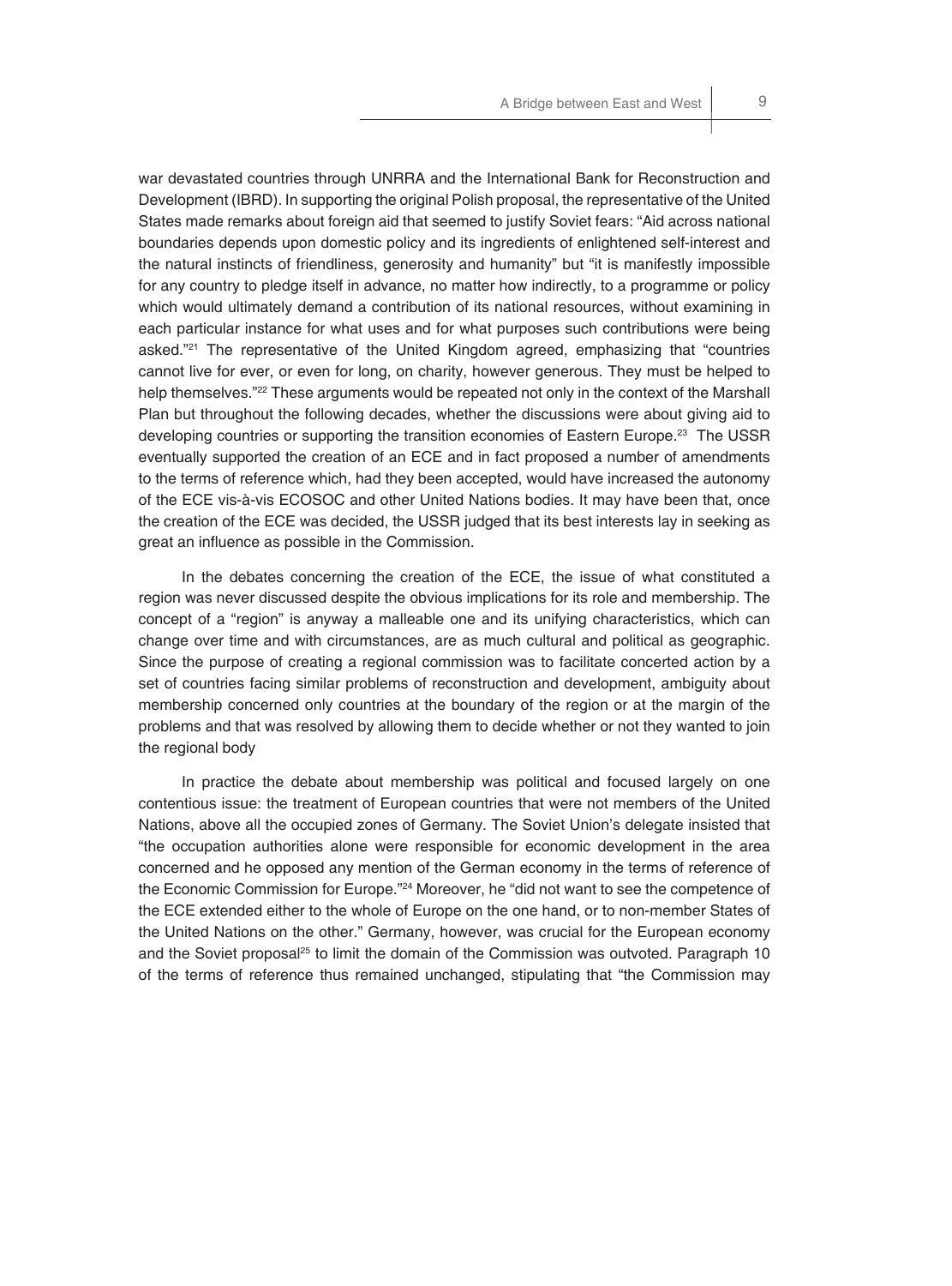war devastated countries through UNRRA and the International Bank for Reconstruction and Development (IBRD). In supporting the original Polish proposal, the representative of the United States made remarks about foreign aid that seemed to justify Soviet fears: "Aid across national boundaries depends upon domestic policy and its ingredients of enlightened self-interest and the natural instincts of friendliness, generosity and humanity" but "it is manifestly impossible for any country to pledge itself in advance, no matter how indirectly, to a programme or policy which would ultimately demand a contribution of its national resources, without examining in each particular instance for what uses and for what purposes such contributions were being asked."[21] The representative of the United Kingdom agreed, emphasizing that "countries cannot live for ever, or even for long, on charity, however generous. They must be helped to help themselves."[22] These arguments would be repeated not only in the context of the Marshall Plan but throughout the following decades, whether the discussions were about giving aid to developing countries or supporting the transition economies of Eastern Europe.[23] The USSR eventually supported the creation of an ECE and in fact proposed a number of amendments to the terms of reference which, had they been accepted, would have increased the autonomy of the ECE vis-à-vis ECOSOC and other United Nations bodies. It may have been that, once the creation of the ECE was decided, the USSR judged that its best interests lay in seeking as great an influence as possible in the Commission.

In the debates concerning the creation of the ECE, the issue of what constituted a region was never discussed despite the obvious implications for its role and membership. The concept of a "region" is anyway a malleable one and its unifying characteristics, which can change over time and with circumstances, are as much cultural and political as geographic. Since the purpose of creating a regional commission was to facilitate concerted action by a set of countries facing similar problems of reconstruction and development, ambiguity about membership concerned only countries at the boundary of the region or at the margin of the problems and that was resolved by allowing them to decide whether or not they wanted to join the regional body

In practice the debate about membership was political and focused largely on one contentious issue: the treatment of European countries that were not members of the United Nations, above all the occupied zones of Germany. The Soviet Union's delegate insisted that "the occupation authorities alone were responsible for economic development in the area concerned and he opposed any mention of the German economy in the terms of reference of the Economic Commission for Europe."[24] Moreover, he "did not want to see the competence of the ECE extended either to the whole of Europe on the one hand, or to non-member States of the United Nations on the other." Germany, however, was crucial for the European economy and the Soviet proposal[25] to limit the domain of the Commission was outvoted. Paragraph 10 of the terms of reference thus remained unchanged, stipulating that "the Commission may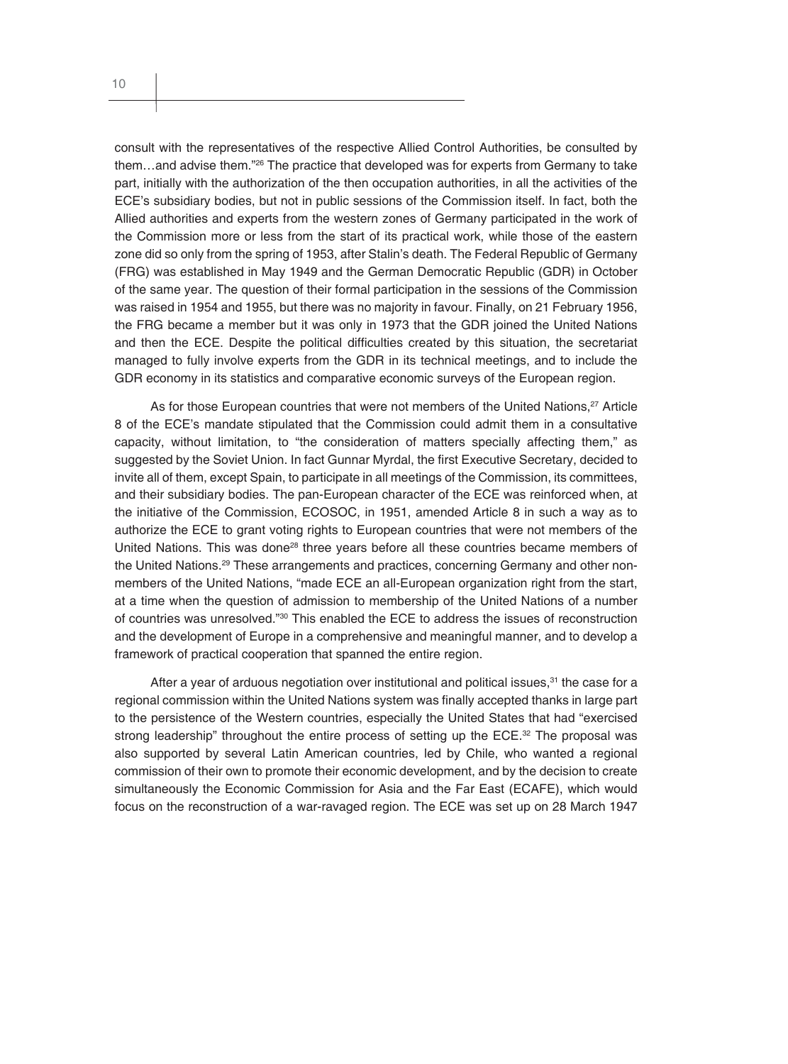consult with the representatives of the respective Allied Control Authorities, be consulted by them…and advise them."[26] The practice that developed was for experts from Germany to take part, initially with the authorization of the then occupation authorities, in all the activities of the ECE's subsidiary bodies, but not in public sessions of the Commission itself. In fact, both the Allied authorities and experts from the western zones of Germany participated in the work of the Commission more or less from the start of its practical work, while those of the eastern zone did so only from the spring of 1953, after Stalin's death. The Federal Republic of Germany (FRG) was established in May 1949 and the German Democratic Republic (GDR) in October of the same year. The question of their formal participation in the sessions of the Commission was raised in 1954 and 1955, but there was no majority in favour. Finally, on 21 February 1956, the FRG became a member but it was only in 1973 that the GDR joined the United Nations and then the ECE. Despite the political difficulties created by this situation, the secretariat managed to fully involve experts from the GDR in its technical meetings, and to include the GDR economy in its statistics and comparative economic surveys of the European region.

As for those European countries that were not members of the United Nations,[27] Article 8 of the ECE's mandate stipulated that the Commission could admit them in a consultative capacity, without limitation, to "the consideration of matters specially affecting them," as suggested by the Soviet Union. In fact Gunnar Myrdal, the first Executive Secretary, decided to invite all of them, except Spain, to participate in all meetings of the Commission, its committees, and their subsidiary bodies. The pan-European character of the ECE was reinforced when, at the initiative of the Commission, ECOSOC, in 1951, amended Article 8 in such a way as to authorize the ECE to grant voting rights to European countries that were not members of the United Nations. This was done[28] three years before all these countries became members of the United Nations.[29] These arrangements and practices, concerning Germany and other non-members of the United Nations, "made ECE an all-European organization right from the start, at a time when the question of admission to membership of the United Nations of a number of countries was unresolved."[30] This enabled the ECE to address the issues of reconstruction and the development of Europe in a comprehensive and meaningful manner, and to develop a framework of practical cooperation that spanned the entire region.

After a year of arduous negotiation over institutional and political issues,[31] the case for a regional commission within the United Nations system was finally accepted thanks in large part to the persistence of the Western countries, especially the United States that had "exercised strong leadership" throughout the entire process of setting up the ECE.[32] The proposal was also supported by several Latin American countries, led by Chile, who wanted a regional commission of their own to promote their economic development, and by the decision to create simultaneously the Economic Commission for Asia and the Far East (ECAFE), which would focus on the reconstruction of a war-ravaged region. The ECE was set up on 28 March 1947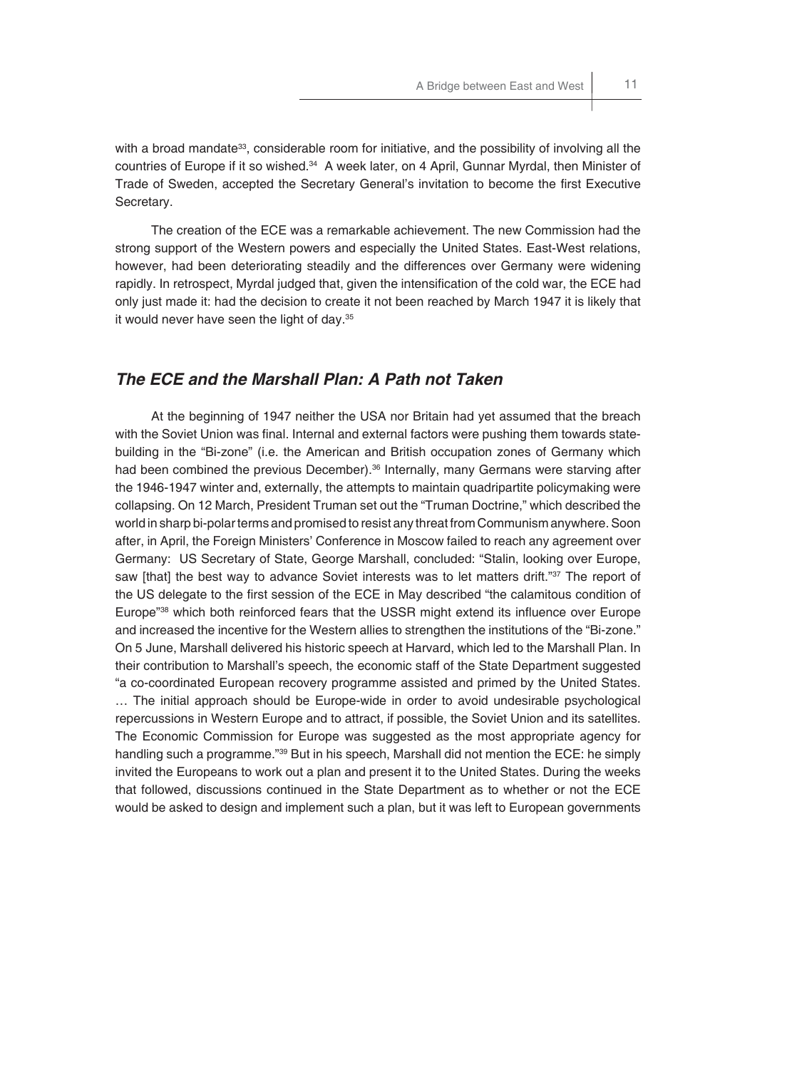with a broad mandate[33], considerable room for initiative, and the possibility of involving all the countries of Europe if it so wished.[34] A week later, on 4 April, Gunnar Myrdal, then Minister of Trade of Sweden, accepted the Secretary General's invitation to become the first Executive Secretary.

The creation of the ECE was a remarkable achievement. The new Commission had the strong support of the Western powers and especially the United States. East-West relations, however, had been deteriorating steadily and the differences over Germany were widening rapidly. In retrospect, Myrdal judged that, given the intensification of the cold war, the ECE had only just made it: had the decision to create it not been reached by March 1947 it is likely that it would never have seen the light of day.[35]

## *The ECE and the Marshall Plan: A Path not Taken*

At the beginning of 1947 neither the USA nor Britain had yet assumed that the breach with the Soviet Union was final. Internal and external factors were pushing them towards state-building in the "Bi-zone" (i.e. the American and British occupation zones of Germany which had been combined the previous December).[36] Internally, many Germans were starving after the 1946-1947 winter and, externally, the attempts to maintain quadripartite policymaking were collapsing. On 12 March, President Truman set out the "Truman Doctrine," which described the world in sharp bi-polar terms and promised to resist any threat from Communism anywhere. Soon after, in April, the Foreign Ministers' Conference in Moscow failed to reach any agreement over Germany: US Secretary of State, George Marshall, concluded: "Stalin, looking over Europe, saw [that] the best way to advance Soviet interests was to let matters drift."[37] The report of the US delegate to the first session of the ECE in May described "the calamitous condition of Europe"[38] which both reinforced fears that the USSR might extend its influence over Europe and increased the incentive for the Western allies to strengthen the institutions of the "Bi-zone." On 5 June, Marshall delivered his historic speech at Harvard, which led to the Marshall Plan. In their contribution to Marshall's speech, the economic staff of the State Department suggested "a co-coordinated European recovery programme assisted and primed by the United States. … The initial approach should be Europe-wide in order to avoid undesirable psychological repercussions in Western Europe and to attract, if possible, the Soviet Union and its satellites. The Economic Commission for Europe was suggested as the most appropriate agency for handling such a programme."[39] But in his speech, Marshall did not mention the ECE: he simply invited the Europeans to work out a plan and present it to the United States. During the weeks that followed, discussions continued in the State Department as to whether or not the ECE would be asked to design and implement such a plan, but it was left to European governments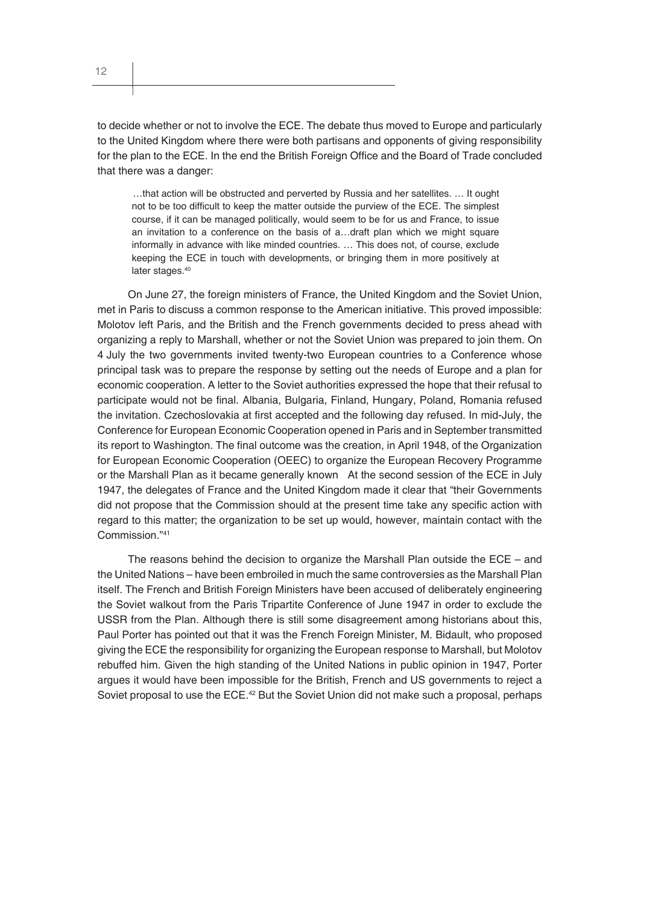to decide whether or not to involve the ECE. The debate thus moved to Europe and particularly to the United Kingdom where there were both partisans and opponents of giving responsibility for the plan to the ECE. In the end the British Foreign Office and the Board of Trade concluded that there was a danger:

> …that action will be obstructed and perverted by Russia and her satellites. … It ought not to be too difficult to keep the matter outside the purview of the ECE. The simplest course, if it can be managed politically, would seem to be for us and France, to issue an invitation to a conference on the basis of a…draft plan which we might square informally in advance with like minded countries. … This does not, of course, exclude keeping the ECE in touch with developments, or bringing them in more positively at later stages.[40]

On June 27, the foreign ministers of France, the United Kingdom and the Soviet Union, met in Paris to discuss a common response to the American initiative. This proved impossible: Molotov left Paris, and the British and the French governments decided to press ahead with organizing a reply to Marshall, whether or not the Soviet Union was prepared to join them. On 4 July the two governments invited twenty-two European countries to a Conference whose principal task was to prepare the response by setting out the needs of Europe and a plan for economic cooperation. A letter to the Soviet authorities expressed the hope that their refusal to participate would not be final. Albania, Bulgaria, Finland, Hungary, Poland, Romania refused the invitation. Czechoslovakia at first accepted and the following day refused. In mid-July, the Conference for European Economic Cooperation opened in Paris and in September transmitted its report to Washington. The final outcome was the creation, in April 1948, of the Organization for European Economic Cooperation (OEEC) to organize the European Recovery Programme or the Marshall Plan as it became generally known At the second session of the ECE in July 1947, the delegates of France and the United Kingdom made it clear that "their Governments did not propose that the Commission should at the present time take any specific action with regard to this matter; the organization to be set up would, however, maintain contact with the Commission."[41]

The reasons behind the decision to organize the Marshall Plan outside the ECE – and the United Nations – have been embroiled in much the same controversies as the Marshall Plan itself. The French and British Foreign Ministers have been accused of deliberately engineering the Soviet walkout from the Paris Tripartite Conference of June 1947 in order to exclude the USSR from the Plan. Although there is still some disagreement among historians about this, Paul Porter has pointed out that it was the French Foreign Minister, M. Bidault, who proposed giving the ECE the responsibility for organizing the European response to Marshall, but Molotov rebuffed him. Given the high standing of the United Nations in public opinion in 1947, Porter argues it would have been impossible for the British, French and US governments to reject a Soviet proposal to use the ECE.[42] But the Soviet Union did not make such a proposal, perhaps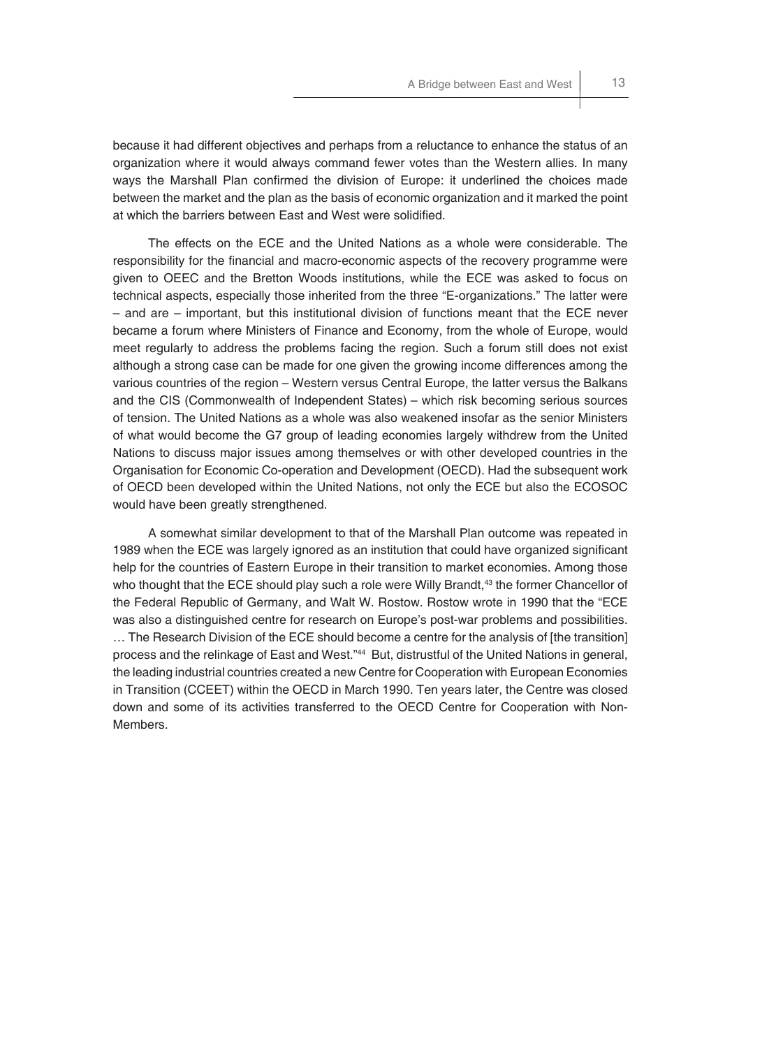because it had different objectives and perhaps from a reluctance to enhance the status of an organization where it would always command fewer votes than the Western allies. In many ways the Marshall Plan confirmed the division of Europe: it underlined the choices made between the market and the plan as the basis of economic organization and it marked the point at which the barriers between East and West were solidified.

The effects on the ECE and the United Nations as a whole were considerable. The responsibility for the financial and macro-economic aspects of the recovery programme were given to OEEC and the Bretton Woods institutions, while the ECE was asked to focus on technical aspects, especially those inherited from the three "E-organizations." The latter were – and are – important, but this institutional division of functions meant that the ECE never became a forum where Ministers of Finance and Economy, from the whole of Europe, would meet regularly to address the problems facing the region. Such a forum still does not exist although a strong case can be made for one given the growing income differences among the various countries of the region – Western versus Central Europe, the latter versus the Balkans and the CIS (Commonwealth of Independent States) – which risk becoming serious sources of tension. The United Nations as a whole was also weakened insofar as the senior Ministers of what would become the G7 group of leading economies largely withdrew from the United Nations to discuss major issues among themselves or with other developed countries in the Organisation for Economic Co-operation and Development (OECD). Had the subsequent work of OECD been developed within the United Nations, not only the ECE but also the ECOSOC would have been greatly strengthened.

A somewhat similar development to that of the Marshall Plan outcome was repeated in 1989 when the ECE was largely ignored as an institution that could have organized significant help for the countries of Eastern Europe in their transition to market economies. Among those who thought that the ECE should play such a role were Willy Brandt,[43] the former Chancellor of the Federal Republic of Germany, and Walt W. Rostow. Rostow wrote in 1990 that the "ECE was also a distinguished centre for research on Europe's post-war problems and possibilities. … The Research Division of the ECE should become a centre for the analysis of [the transition] process and the relinkage of East and West."[44] But, distrustful of the United Nations in general, the leading industrial countries created a new Centre for Cooperation with European Economies in Transition (CCEET) within the OECD in March 1990. Ten years later, the Centre was closed down and some of its activities transferred to the OECD Centre for Cooperation with Non-Members.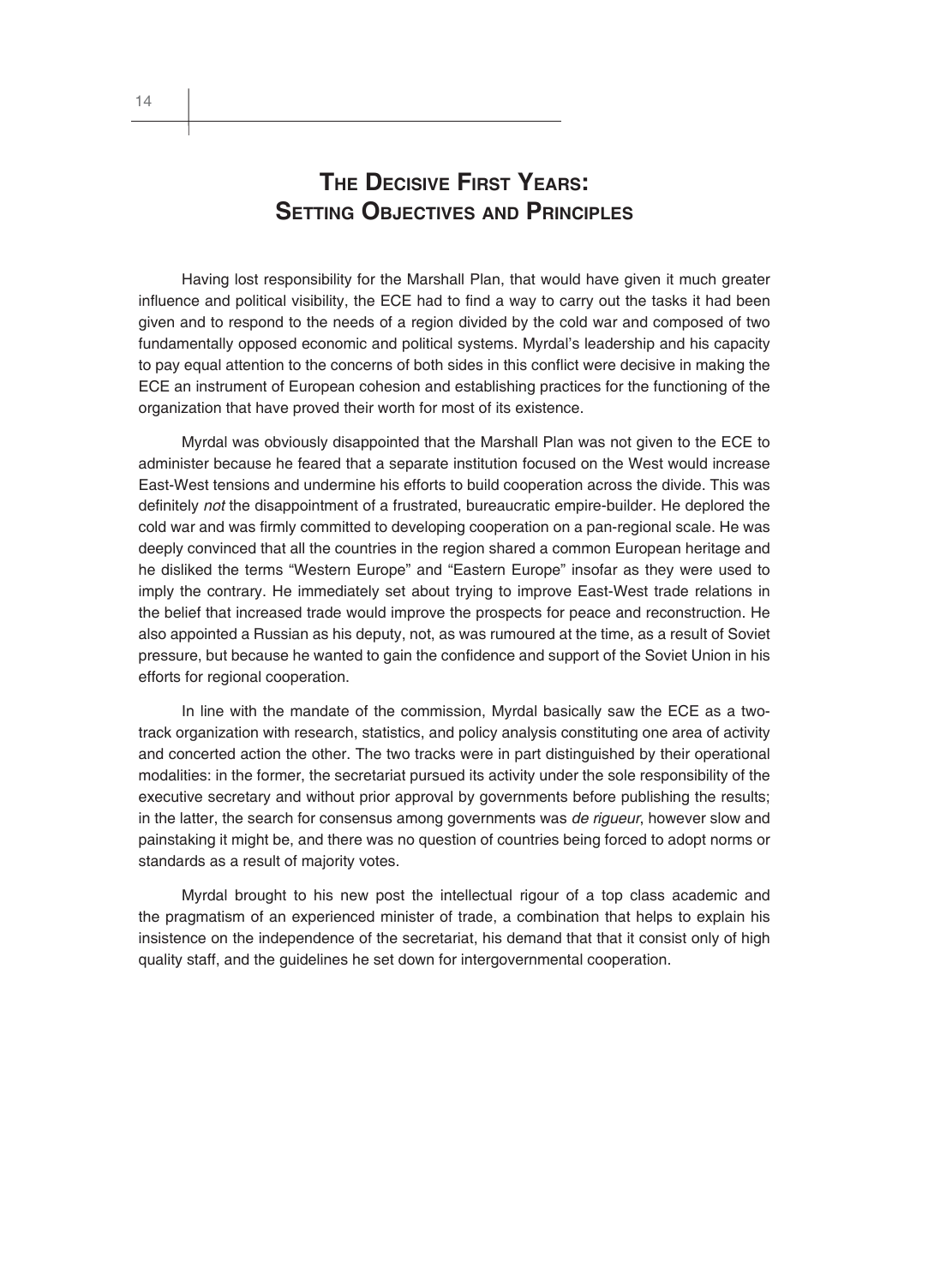# The Decisive First Years: Setting Objectives and Principles

Having lost responsibility for the Marshall Plan, that would have given it much greater influence and political visibility, the ECE had to find a way to carry out the tasks it had been given and to respond to the needs of a region divided by the cold war and composed of two fundamentally opposed economic and political systems. Myrdal's leadership and his capacity to pay equal attention to the concerns of both sides in this conflict were decisive in making the ECE an instrument of European cohesion and establishing practices for the functioning of the organization that have proved their worth for most of its existence.

Myrdal was obviously disappointed that the Marshall Plan was not given to the ECE to administer because he feared that a separate institution focused on the West would increase East-West tensions and undermine his efforts to build cooperation across the divide. This was definitely *not* the disappointment of a frustrated, bureaucratic empire-builder. He deplored the cold war and was firmly committed to developing cooperation on a pan-regional scale. He was deeply convinced that all the countries in the region shared a common European heritage and he disliked the terms "Western Europe" and "Eastern Europe" insofar as they were used to imply the contrary. He immediately set about trying to improve East-West trade relations in the belief that increased trade would improve the prospects for peace and reconstruction. He also appointed a Russian as his deputy, not, as was rumoured at the time, as a result of Soviet pressure, but because he wanted to gain the confidence and support of the Soviet Union in his efforts for regional cooperation.

In line with the mandate of the commission, Myrdal basically saw the ECE as a two-track organization with research, statistics, and policy analysis constituting one area of activity and concerted action the other. The two tracks were in part distinguished by their operational modalities: in the former, the secretariat pursued its activity under the sole responsibility of the executive secretary and without prior approval by governments before publishing the results; in the latter, the search for consensus among governments was *de rigueur*, however slow and painstaking it might be, and there was no question of countries being forced to adopt norms or standards as a result of majority votes.

Myrdal brought to his new post the intellectual rigour of a top class academic and the pragmatism of an experienced minister of trade, a combination that helps to explain his insistence on the independence of the secretariat, his demand that that it consist only of high quality staff, and the guidelines he set down for intergovernmental cooperation.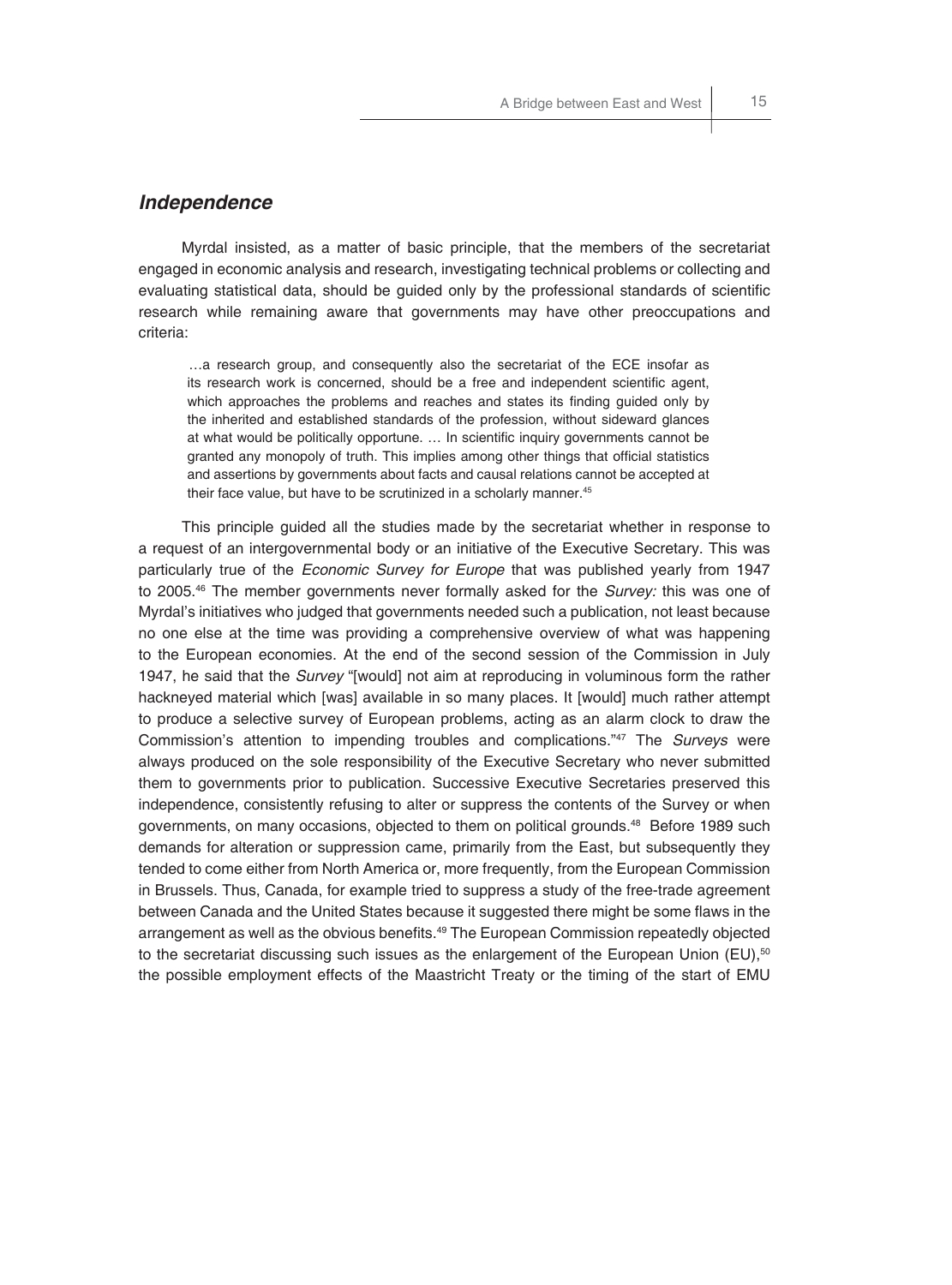## *Independence*

Myrdal insisted, as a matter of basic principle, that the members of the secretariat engaged in economic analysis and research, investigating technical problems or collecting and evaluating statistical data, should be guided only by the professional standards of scientific research while remaining aware that governments may have other preoccupations and criteria:

> …a research group, and consequently also the secretariat of the ECE insofar as its research work is concerned, should be a free and independent scientific agent, which approaches the problems and reaches and states its finding guided only by the inherited and established standards of the profession, without sideward glances at what would be politically opportune. … In scientific inquiry governments cannot be granted any monopoly of truth. This implies among other things that official statistics and assertions by governments about facts and causal relations cannot be accepted at their face value, but have to be scrutinized in a scholarly manner.[45]

This principle guided all the studies made by the secretariat whether in response to a request of an intergovernmental body or an initiative of the Executive Secretary. This was particularly true of the *Economic Survey for Europe* that was published yearly from 1947 to 2005.[46] The member governments never formally asked for the *Survey:* this was one of Myrdal's initiatives who judged that governments needed such a publication, not least because no one else at the time was providing a comprehensive overview of what was happening to the European economies. At the end of the second session of the Commission in July 1947, he said that the *Survey* "[would] not aim at reproducing in voluminous form the rather hackneyed material which [was] available in so many places. It [would] much rather attempt to produce a selective survey of European problems, acting as an alarm clock to draw the Commission's attention to impending troubles and complications."[47] The *Surveys* were always produced on the sole responsibility of the Executive Secretary who never submitted them to governments prior to publication. Successive Executive Secretaries preserved this independence, consistently refusing to alter or suppress the contents of the Survey or when governments, on many occasions, objected to them on political grounds.[48] Before 1989 such demands for alteration or suppression came, primarily from the East, but subsequently they tended to come either from North America or, more frequently, from the European Commission in Brussels. Thus, Canada, for example tried to suppress a study of the free-trade agreement between Canada and the United States because it suggested there might be some flaws in the arrangement as well as the obvious benefits.[49] The European Commission repeatedly objected to the secretariat discussing such issues as the enlargement of the European Union (EU),[50] the possible employment effects of the Maastricht Treaty or the timing of the start of EMU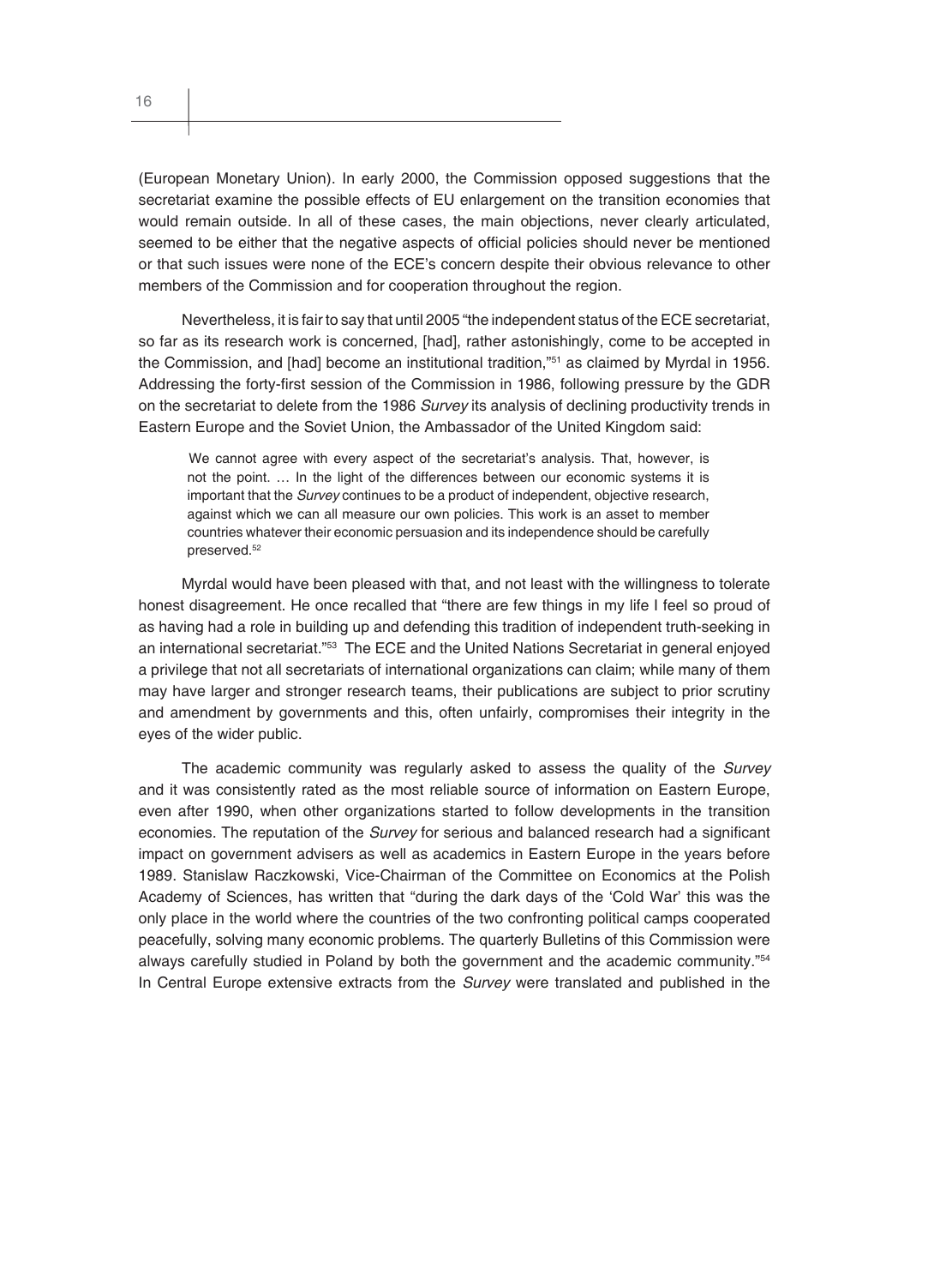(European Monetary Union). In early 2000, the Commission opposed suggestions that the secretariat examine the possible effects of EU enlargement on the transition economies that would remain outside. In all of these cases, the main objections, never clearly articulated, seemed to be either that the negative aspects of official policies should never be mentioned or that such issues were none of the ECE's concern despite their obvious relevance to other members of the Commission and for cooperation throughout the region.

Nevertheless, it is fair to say that until 2005 "the independent status of the ECE secretariat, so far as its research work is concerned, [had], rather astonishingly, come to be accepted in the Commission, and [had] become an institutional tradition,"[51] as claimed by Myrdal in 1956. Addressing the forty-first session of the Commission in 1986, following pressure by the GDR on the secretariat to delete from the 1986 *Survey* its analysis of declining productivity trends in Eastern Europe and the Soviet Union, the Ambassador of the United Kingdom said:

> We cannot agree with every aspect of the secretariat's analysis. That, however, is not the point. … In the light of the differences between our economic systems it is important that the *Survey* continues to be a product of independent, objective research, against which we can all measure our own policies. This work is an asset to member countries whatever their economic persuasion and its independence should be carefully preserved.[52]

Myrdal would have been pleased with that, and not least with the willingness to tolerate honest disagreement. He once recalled that "there are few things in my life I feel so proud of as having had a role in building up and defending this tradition of independent truth-seeking in an international secretariat."[53] The ECE and the United Nations Secretariat in general enjoyed a privilege that not all secretariats of international organizations can claim; while many of them may have larger and stronger research teams, their publications are subject to prior scrutiny and amendment by governments and this, often unfairly, compromises their integrity in the eyes of the wider public.

The academic community was regularly asked to assess the quality of the *Survey* and it was consistently rated as the most reliable source of information on Eastern Europe, even after 1990, when other organizations started to follow developments in the transition economies. The reputation of the *Survey* for serious and balanced research had a significant impact on government advisers as well as academics in Eastern Europe in the years before 1989. Stanislaw Raczkowski, Vice-Chairman of the Committee on Economics at the Polish Academy of Sciences, has written that "during the dark days of the 'Cold War' this was the only place in the world where the countries of the two confronting political camps cooperated peacefully, solving many economic problems. The quarterly Bulletins of this Commission were always carefully studied in Poland by both the government and the academic community."[54] In Central Europe extensive extracts from the *Survey* were translated and published in the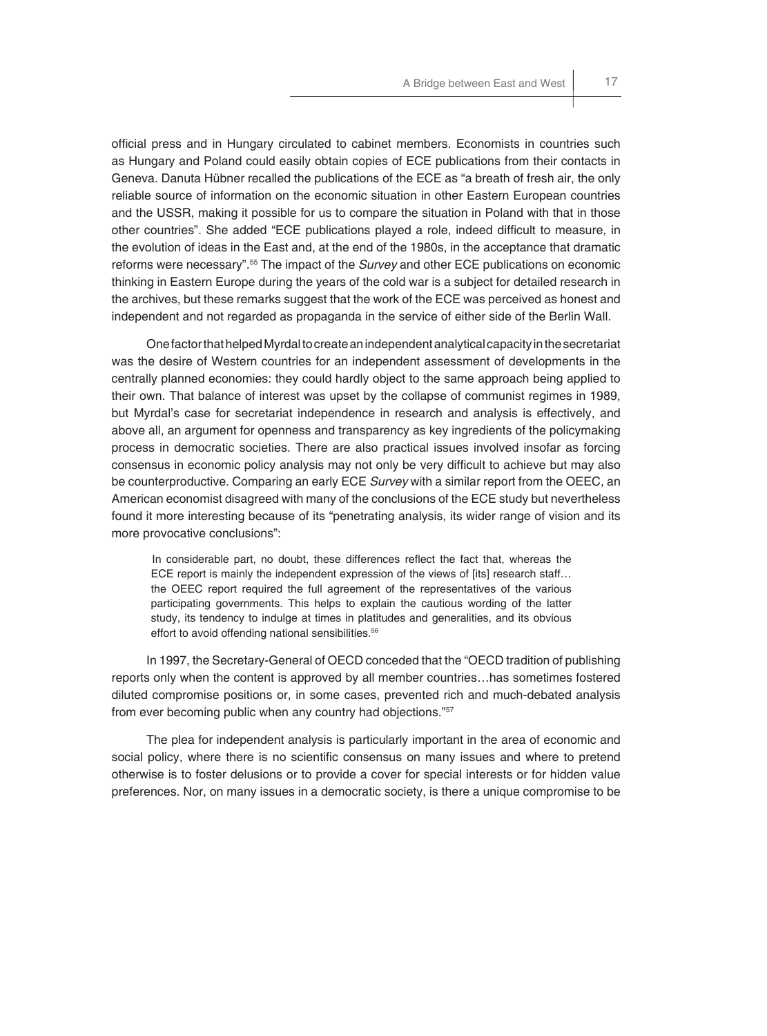official press and in Hungary circulated to cabinet members. Economists in countries such as Hungary and Poland could easily obtain copies of ECE publications from their contacts in Geneva. Danuta Hübner recalled the publications of the ECE as "a breath of fresh air, the only reliable source of information on the economic situation in other Eastern European countries and the USSR, making it possible for us to compare the situation in Poland with that in those other countries". She added "ECE publications played a role, indeed difficult to measure, in the evolution of ideas in the East and, at the end of the 1980s, in the acceptance that dramatic reforms were necessary".[55] The impact of the *Survey* and other ECE publications on economic thinking in Eastern Europe during the years of the cold war is a subject for detailed research in the archives, but these remarks suggest that the work of the ECE was perceived as honest and independent and not regarded as propaganda in the service of either side of the Berlin Wall.

One factor that helped Myrdal to create an independent analytical capacity in the secretariat was the desire of Western countries for an independent assessment of developments in the centrally planned economies: they could hardly object to the same approach being applied to their own. That balance of interest was upset by the collapse of communist regimes in 1989, but Myrdal's case for secretariat independence in research and analysis is effectively, and above all, an argument for openness and transparency as key ingredients of the policymaking process in democratic societies. There are also practical issues involved insofar as forcing consensus in economic policy analysis may not only be very difficult to achieve but may also be counterproductive. Comparing an early ECE *Survey* with a similar report from the OEEC, an American economist disagreed with many of the conclusions of the ECE study but nevertheless found it more interesting because of its "penetrating analysis, its wider range of vision and its more provocative conclusions":

> In considerable part, no doubt, these differences reflect the fact that, whereas the ECE report is mainly the independent expression of the views of [its] research staff… the OEEC report required the full agreement of the representatives of the various participating governments. This helps to explain the cautious wording of the latter study, its tendency to indulge at times in platitudes and generalities, and its obvious effort to avoid offending national sensibilities.[56]

In 1997, the Secretary-General of OECD conceded that the "OECD tradition of publishing reports only when the content is approved by all member countries…has sometimes fostered diluted compromise positions or, in some cases, prevented rich and much-debated analysis from ever becoming public when any country had objections."[57]

The plea for independent analysis is particularly important in the area of economic and social policy, where there is no scientific consensus on many issues and where to pretend otherwise is to foster delusions or to provide a cover for special interests or for hidden value preferences. Nor, on many issues in a democratic society, is there a unique compromise to be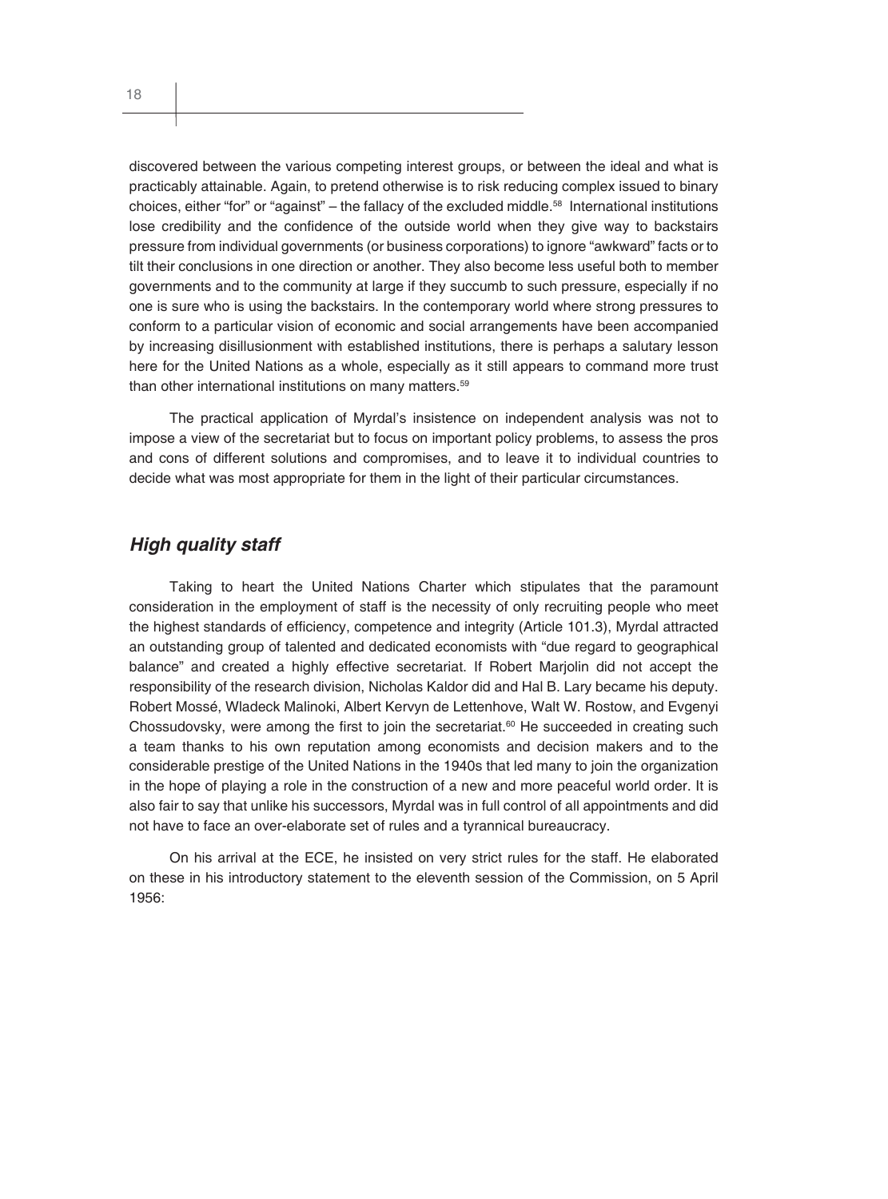discovered between the various competing interest groups, or between the ideal and what is practicably attainable. Again, to pretend otherwise is to risk reducing complex issued to binary choices, either "for" or "against" – the fallacy of the excluded middle.[58] International institutions lose credibility and the confidence of the outside world when they give way to backstairs pressure from individual governments (or business corporations) to ignore "awkward" facts or to tilt their conclusions in one direction or another. They also become less useful both to member governments and to the community at large if they succumb to such pressure, especially if no one is sure who is using the backstairs. In the contemporary world where strong pressures to conform to a particular vision of economic and social arrangements have been accompanied by increasing disillusionment with established institutions, there is perhaps a salutary lesson here for the United Nations as a whole, especially as it still appears to command more trust than other international institutions on many matters.[59]

The practical application of Myrdal's insistence on independent analysis was not to impose a view of the secretariat but to focus on important policy problems, to assess the pros and cons of different solutions and compromises, and to leave it to individual countries to decide what was most appropriate for them in the light of their particular circumstances.

## *High quality staff*

Taking to heart the United Nations Charter which stipulates that the paramount consideration in the employment of staff is the necessity of only recruiting people who meet the highest standards of efficiency, competence and integrity (Article 101.3), Myrdal attracted an outstanding group of talented and dedicated economists with "due regard to geographical balance" and created a highly effective secretariat. If Robert Marjolin did not accept the responsibility of the research division, Nicholas Kaldor did and Hal B. Lary became his deputy. Robert Mossé, Wladeck Malinoki, Albert Kervyn de Lettenhove, Walt W. Rostow, and Evgenyi Chossudovsky, were among the first to join the secretariat.[60] He succeeded in creating such a team thanks to his own reputation among economists and decision makers and to the considerable prestige of the United Nations in the 1940s that led many to join the organization in the hope of playing a role in the construction of a new and more peaceful world order. It is also fair to say that unlike his successors, Myrdal was in full control of all appointments and did not have to face an over-elaborate set of rules and a tyrannical bureaucracy.

On his arrival at the ECE, he insisted on very strict rules for the staff. He elaborated on these in his introductory statement to the eleventh session of the Commission, on 5 April 1956: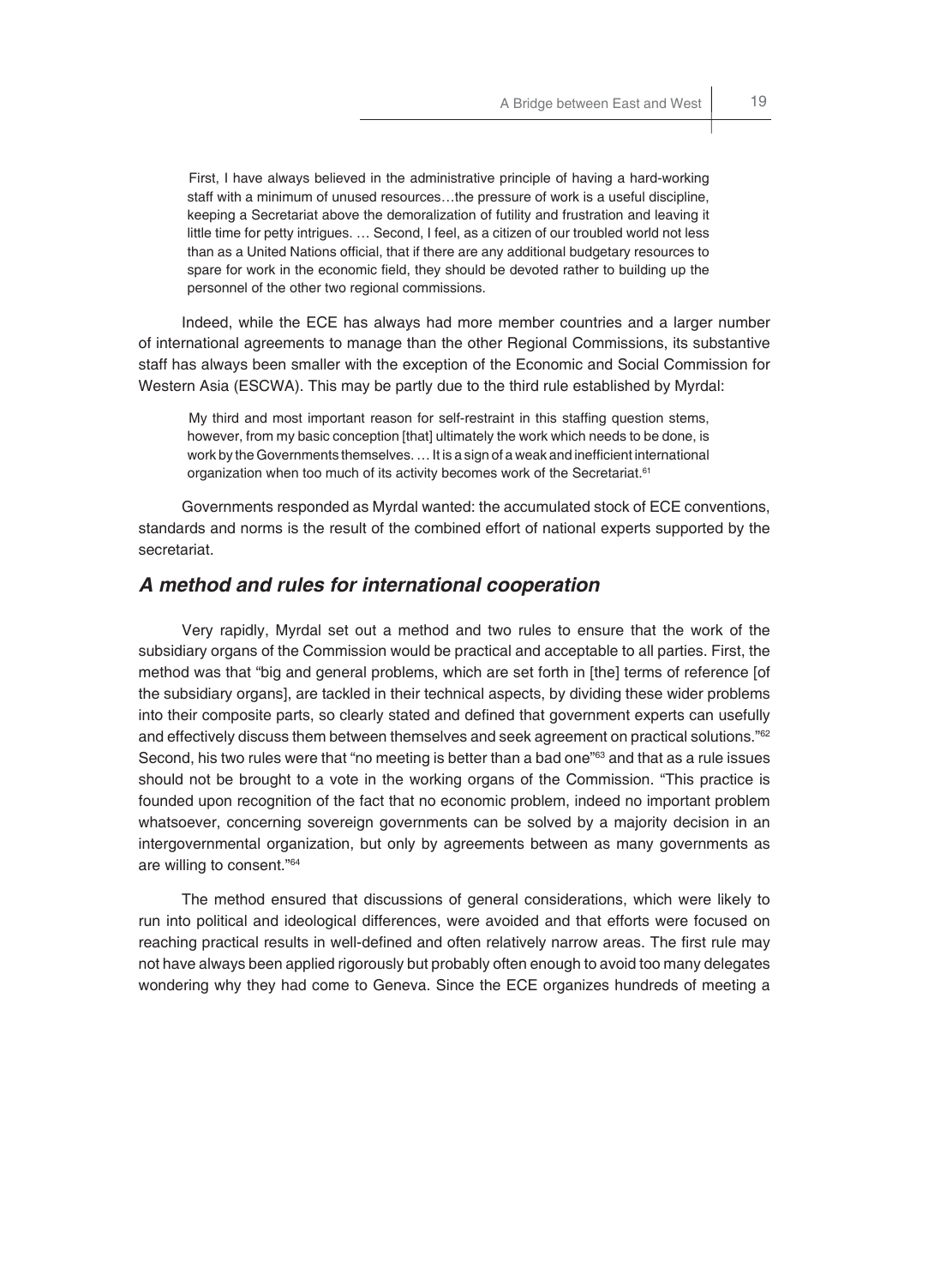> First, I have always believed in the administrative principle of having a hard-working staff with a minimum of unused resources…the pressure of work is a useful discipline, keeping a Secretariat above the demoralization of futility and frustration and leaving it little time for petty intrigues. … Second, I feel, as a citizen of our troubled world not less than as a United Nations official, that if there are any additional budgetary resources to spare for work in the economic field, they should be devoted rather to building up the personnel of the other two regional commissions.

Indeed, while the ECE has always had more member countries and a larger number of international agreements to manage than the other Regional Commissions, its substantive staff has always been smaller with the exception of the Economic and Social Commission for Western Asia (ESCWA). This may be partly due to the third rule established by Myrdal:

> My third and most important reason for self-restraint in this staffing question stems, however, from my basic conception [that] ultimately the work which needs to be done, is work by the Governments themselves. … It is a sign of a weak and inefficient international organization when too much of its activity becomes work of the Secretariat.[61]

Governments responded as Myrdal wanted: the accumulated stock of ECE conventions, standards and norms is the result of the combined effort of national experts supported by the secretariat.

## *A method and rules for international cooperation*

Very rapidly, Myrdal set out a method and two rules to ensure that the work of the subsidiary organs of the Commission would be practical and acceptable to all parties. First, the method was that "big and general problems, which are set forth in [the] terms of reference [of the subsidiary organs], are tackled in their technical aspects, by dividing these wider problems into their composite parts, so clearly stated and defined that government experts can usefully and effectively discuss them between themselves and seek agreement on practical solutions."[62] Second, his two rules were that "no meeting is better than a bad one"[63] and that as a rule issues should not be brought to a vote in the working organs of the Commission. "This practice is founded upon recognition of the fact that no economic problem, indeed no important problem whatsoever, concerning sovereign governments can be solved by a majority decision in an intergovernmental organization, but only by agreements between as many governments as are willing to consent."[64]

The method ensured that discussions of general considerations, which were likely to run into political and ideological differences, were avoided and that efforts were focused on reaching practical results in well-defined and often relatively narrow areas. The first rule may not have always been applied rigorously but probably often enough to avoid too many delegates wondering why they had come to Geneva. Since the ECE organizes hundreds of meeting a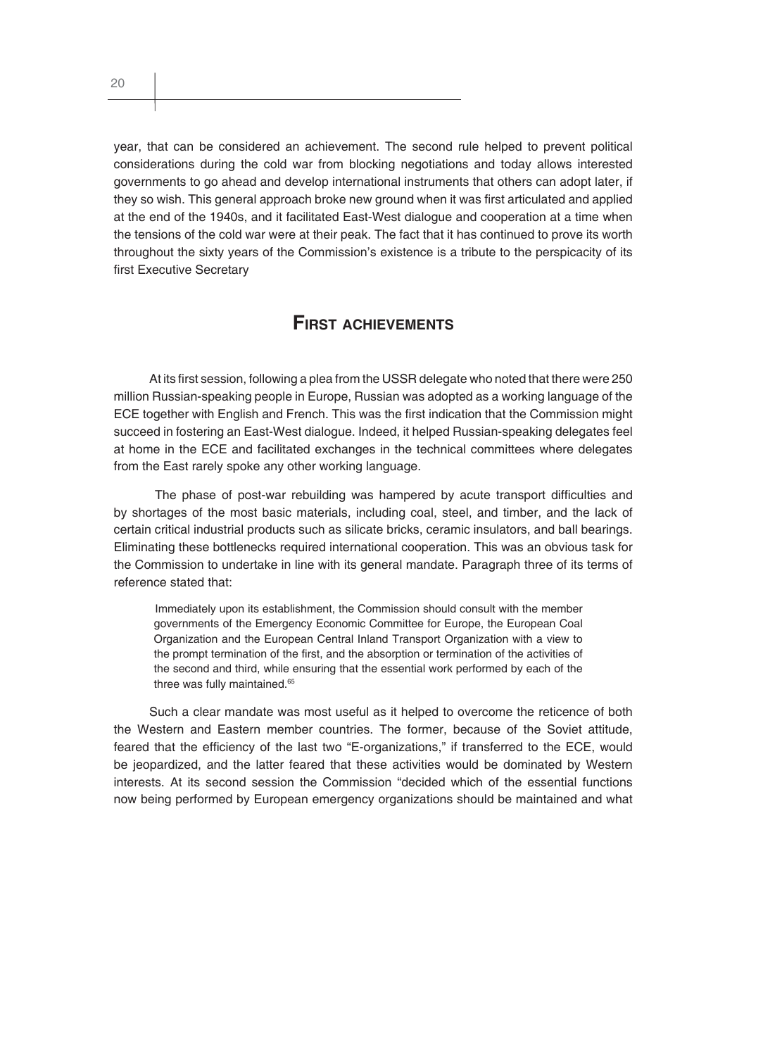year, that can be considered an achievement. The second rule helped to prevent political considerations during the cold war from blocking negotiations and today allows interested governments to go ahead and develop international instruments that others can adopt later, if they so wish. This general approach broke new ground when it was first articulated and applied at the end of the 1940s, and it facilitated East-West dialogue and cooperation at a time when the tensions of the cold war were at their peak. The fact that it has continued to prove its worth throughout the sixty years of the Commission's existence is a tribute to the perspicacity of its first Executive Secretary

## First achievements

At its first session, following a plea from the USSR delegate who noted that there were 250 million Russian-speaking people in Europe, Russian was adopted as a working language of the ECE together with English and French. This was the first indication that the Commission might succeed in fostering an East-West dialogue. Indeed, it helped Russian-speaking delegates feel at home in the ECE and facilitated exchanges in the technical committees where delegates from the East rarely spoke any other working language.

The phase of post-war rebuilding was hampered by acute transport difficulties and by shortages of the most basic materials, including coal, steel, and timber, and the lack of certain critical industrial products such as silicate bricks, ceramic insulators, and ball bearings. Eliminating these bottlenecks required international cooperation. This was an obvious task for the Commission to undertake in line with its general mandate. Paragraph three of its terms of reference stated that:

> Immediately upon its establishment, the Commission should consult with the member governments of the Emergency Economic Committee for Europe, the European Coal Organization and the European Central Inland Transport Organization with a view to the prompt termination of the first, and the absorption or termination of the activities of the second and third, while ensuring that the essential work performed by each of the three was fully maintained.[65]

Such a clear mandate was most useful as it helped to overcome the reticence of both the Western and Eastern member countries. The former, because of the Soviet attitude, feared that the efficiency of the last two "E-organizations," if transferred to the ECE, would be jeopardized, and the latter feared that these activities would be dominated by Western interests. At its second session the Commission "decided which of the essential functions now being performed by European emergency organizations should be maintained and what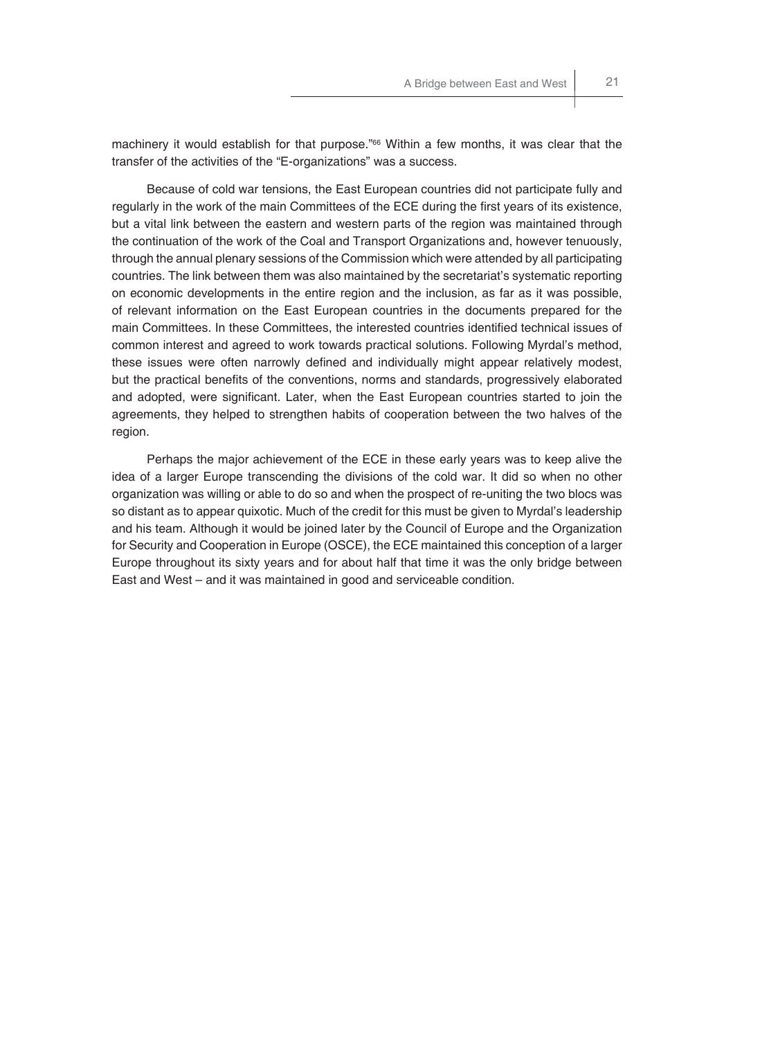machinery it would establish for that purpose."[66] Within a few months, it was clear that the transfer of the activities of the "E-organizations" was a success.

Because of cold war tensions, the East European countries did not participate fully and regularly in the work of the main Committees of the ECE during the first years of its existence, but a vital link between the eastern and western parts of the region was maintained through the continuation of the work of the Coal and Transport Organizations and, however tenuously, through the annual plenary sessions of the Commission which were attended by all participating countries. The link between them was also maintained by the secretariat's systematic reporting on economic developments in the entire region and the inclusion, as far as it was possible, of relevant information on the East European countries in the documents prepared for the main Committees. In these Committees, the interested countries identified technical issues of common interest and agreed to work towards practical solutions. Following Myrdal's method, these issues were often narrowly defined and individually might appear relatively modest, but the practical benefits of the conventions, norms and standards, progressively elaborated and adopted, were significant. Later, when the East European countries started to join the agreements, they helped to strengthen habits of cooperation between the two halves of the region.

Perhaps the major achievement of the ECE in these early years was to keep alive the idea of a larger Europe transcending the divisions of the cold war. It did so when no other organization was willing or able to do so and when the prospect of re-uniting the two blocs was so distant as to appear quixotic. Much of the credit for this must be given to Myrdal's leadership and his team. Although it would be joined later by the Council of Europe and the Organization for Security and Cooperation in Europe (OSCE), the ECE maintained this conception of a larger Europe throughout its sixty years and for about half that time it was the only bridge between East and West – and it was maintained in good and serviceable condition.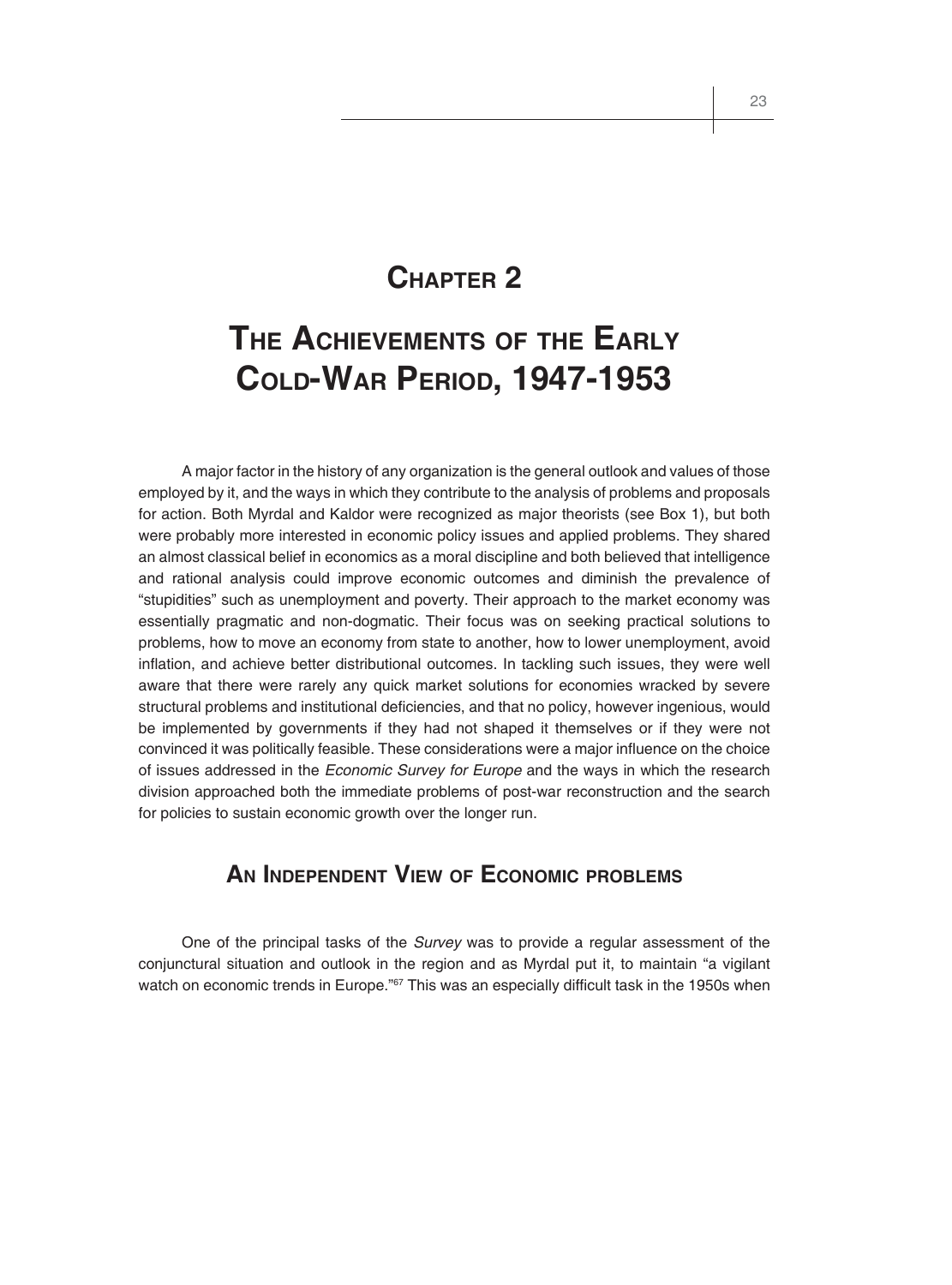# CHAPTER 2

# THE ACHIEVEMENTS OF THE EARLY COLD-WAR PERIOD, 1947-1953

A major factor in the history of any organization is the general outlook and values of those employed by it, and the ways in which they contribute to the analysis of problems and proposals for action. Both Myrdal and Kaldor were recognized as major theorists (see Box 1), but both were probably more interested in economic policy issues and applied problems. They shared an almost classical belief in economics as a moral discipline and both believed that intelligence and rational analysis could improve economic outcomes and diminish the prevalence of "stupidities" such as unemployment and poverty. Their approach to the market economy was essentially pragmatic and non-dogmatic. Their focus was on seeking practical solutions to problems, how to move an economy from state to another, how to lower unemployment, avoid inflation, and achieve better distributional outcomes. In tackling such issues, they were well aware that there were rarely any quick market solutions for economies wracked by severe structural problems and institutional deficiencies, and that no policy, however ingenious, would be implemented by governments if they had not shaped it themselves or if they were not convinced it was politically feasible. These considerations were a major influence on the choice of issues addressed in the *Economic Survey for Europe* and the ways in which the research division approached both the immediate problems of post-war reconstruction and the search for policies to sustain economic growth over the longer run.

## AN INDEPENDENT VIEW OF ECONOMIC PROBLEMS

One of the principal tasks of the *Survey* was to provide a regular assessment of the conjunctural situation and outlook in the region and as Myrdal put it, to maintain "a vigilant watch on economic trends in Europe."[67] This was an especially difficult task in the 1950s when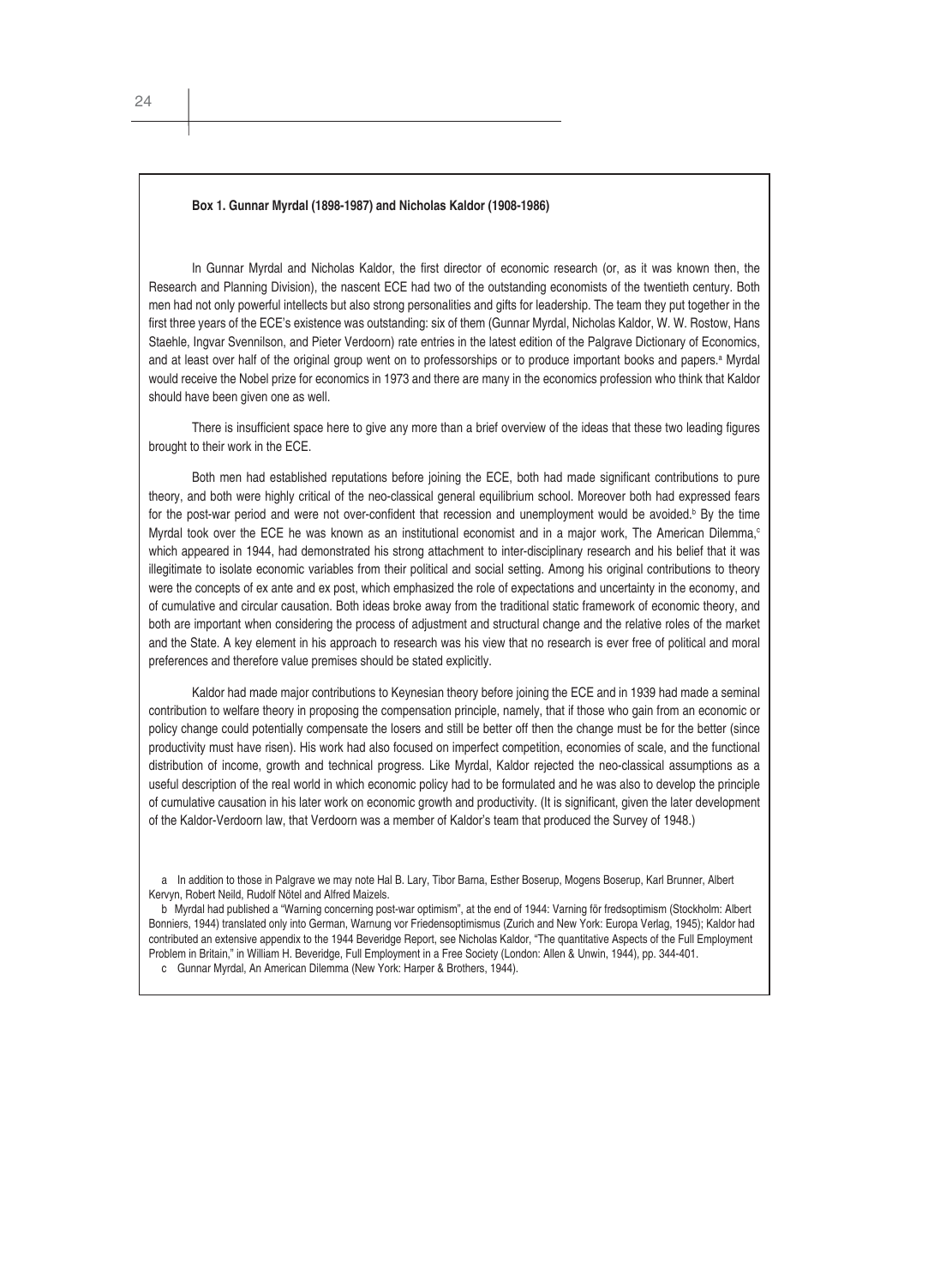**Box 1. Gunnar Myrdal (1898-1987) and Nicholas Kaldor (1908-1986)**

In Gunnar Myrdal and Nicholas Kaldor, the first director of economic research (or, as it was known then, the Research and Planning Division), the nascent ECE had two of the outstanding economists of the twentieth century. Both men had not only powerful intellects but also strong personalities and gifts for leadership. The team they put together in the first three years of the ECE's existence was outstanding: six of them (Gunnar Myrdal, Nicholas Kaldor, W. W. Rostow, Hans Staehle, Ingvar Svennilson, and Pieter Verdoorn) rate entries in the latest edition of the Palgrave Dictionary of Economics, and at least over half of the original group went on to professorships or to produce important books and papers.[a] Myrdal would receive the Nobel prize for economics in 1973 and there are many in the economics profession who think that Kaldor should have been given one as well.

There is insufficient space here to give any more than a brief overview of the ideas that these two leading figures brought to their work in the ECE.

Both men had established reputations before joining the ECE, both had made significant contributions to pure theory, and both were highly critical of the neo-classical general equilibrium school. Moreover both had expressed fears for the post-war period and were not over-confident that recession and unemployment would be avoided.[b] By the time Myrdal took over the ECE he was known as an institutional economist and in a major work, The American Dilemma,[c] which appeared in 1944, had demonstrated his strong attachment to inter-disciplinary research and his belief that it was illegitimate to isolate economic variables from their political and social setting. Among his original contributions to theory were the concepts of ex ante and ex post, which emphasized the role of expectations and uncertainty in the economy, and of cumulative and circular causation. Both ideas broke away from the traditional static framework of economic theory, and both are important when considering the process of adjustment and structural change and the relative roles of the market and the State. A key element in his approach to research was his view that no research is ever free of political and moral preferences and therefore value premises should be stated explicitly.

Kaldor had made major contributions to Keynesian theory before joining the ECE and in 1939 had made a seminal contribution to welfare theory in proposing the compensation principle, namely, that if those who gain from an economic or policy change could potentially compensate the losers and still be better off then the change must be for the better (since productivity must have risen). His work had also focused on imperfect competition, economies of scale, and the functional distribution of income, growth and technical progress. Like Myrdal, Kaldor rejected the neo-classical assumptions as a useful description of the real world in which economic policy had to be formulated and he was also to develop the principle of cumulative causation in his later work on economic growth and productivity. (It is significant, given the later development of the Kaldor-Verdoorn law, that Verdoorn was a member of Kaldor's team that produced the Survey of 1948.)

a In addition to those in Palgrave we may note Hal B. Lary, Tibor Barna, Esther Boserup, Mogens Boserup, Karl Brunner, Albert Kervyn, Robert Neild, Rudolf Nötel and Alfred Maizels.

b Myrdal had published a "Warning concerning post-war optimism", at the end of 1944: Varning för fredsoptimism (Stockholm: Albert Bonniers, 1944) translated only into German, Warnung vor Friedensoptimismus (Zurich and New York: Europa Verlag, 1945); Kaldor had contributed an extensive appendix to the 1944 Beveridge Report, see Nicholas Kaldor, "The quantitative Aspects of the Full Employment Problem in Britain," in William H. Beveridge, Full Employment in a Free Society (London: Allen & Unwin, 1944), pp. 344-401.

c Gunnar Myrdal, An American Dilemma (New York: Harper & Brothers, 1944).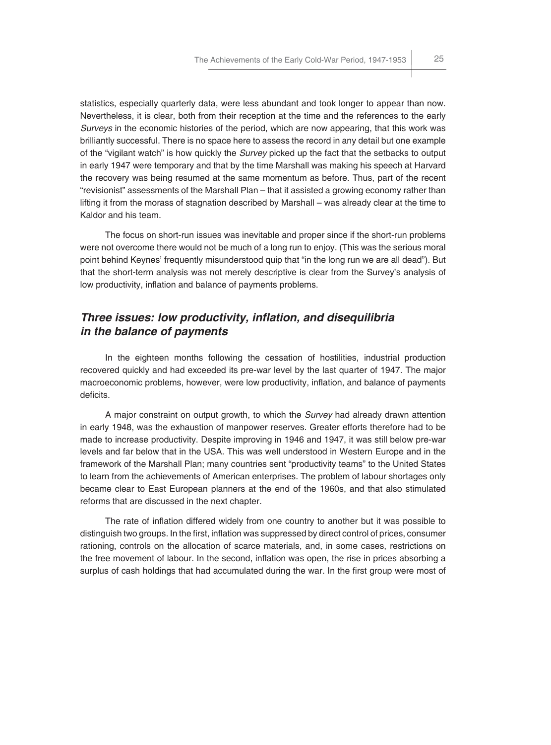statistics, especially quarterly data, were less abundant and took longer to appear than now. Nevertheless, it is clear, both from their reception at the time and the references to the early *Surveys* in the economic histories of the period, which are now appearing, that this work was brilliantly successful. There is no space here to assess the record in any detail but one example of the "vigilant watch" is how quickly the *Survey* picked up the fact that the setbacks to output in early 1947 were temporary and that by the time Marshall was making his speech at Harvard the recovery was being resumed at the same momentum as before. Thus, part of the recent "revisionist" assessments of the Marshall Plan – that it assisted a growing economy rather than lifting it from the morass of stagnation described by Marshall – was already clear at the time to Kaldor and his team.

The focus on short-run issues was inevitable and proper since if the short-run problems were not overcome there would not be much of a long run to enjoy. (This was the serious moral point behind Keynes' frequently misunderstood quip that "in the long run we are all dead"). But that the short-term analysis was not merely descriptive is clear from the Survey's analysis of low productivity, inflation and balance of payments problems.

## *Three issues: low productivity, inflation, and disequilibria in the balance of payments*

In the eighteen months following the cessation of hostilities, industrial production recovered quickly and had exceeded its pre-war level by the last quarter of 1947. The major macroeconomic problems, however, were low productivity, inflation, and balance of payments deficits.

A major constraint on output growth, to which the *Survey* had already drawn attention in early 1948, was the exhaustion of manpower reserves. Greater efforts therefore had to be made to increase productivity. Despite improving in 1946 and 1947, it was still below pre-war levels and far below that in the USA. This was well understood in Western Europe and in the framework of the Marshall Plan; many countries sent "productivity teams" to the United States to learn from the achievements of American enterprises. The problem of labour shortages only became clear to East European planners at the end of the 1960s, and that also stimulated reforms that are discussed in the next chapter.

The rate of inflation differed widely from one country to another but it was possible to distinguish two groups. In the first, inflation was suppressed by direct control of prices, consumer rationing, controls on the allocation of scarce materials, and, in some cases, restrictions on the free movement of labour. In the second, inflation was open, the rise in prices absorbing a surplus of cash holdings that had accumulated during the war. In the first group were most of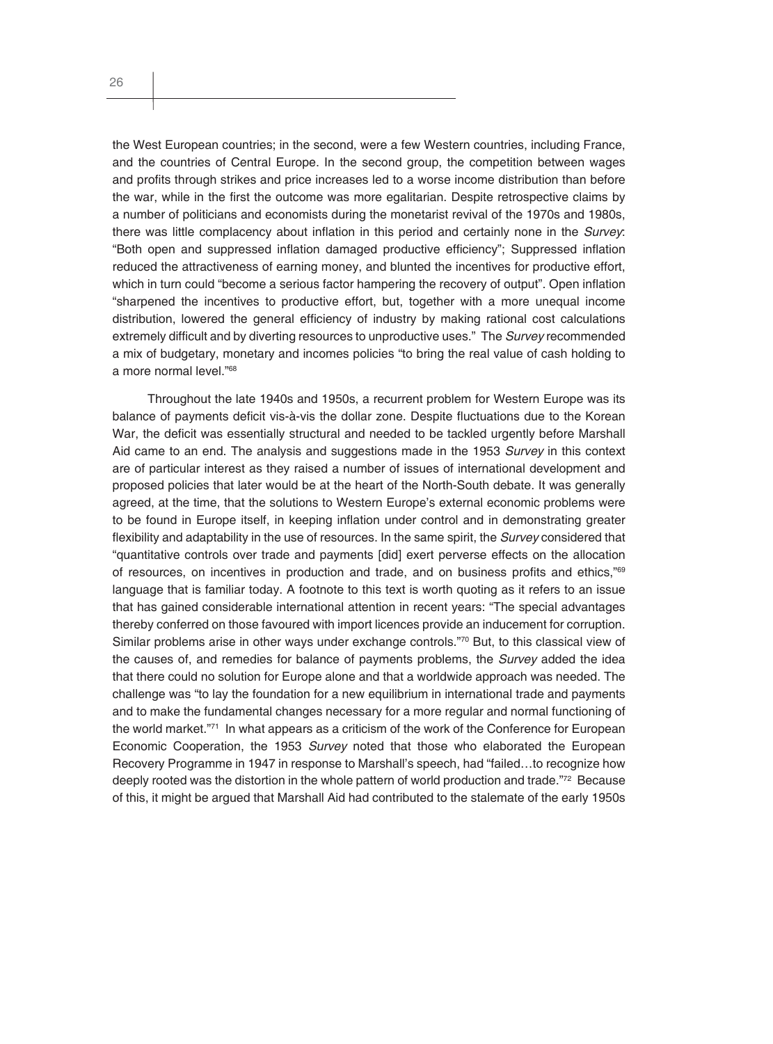the West European countries; in the second, were a few Western countries, including France, and the countries of Central Europe. In the second group, the competition between wages and profits through strikes and price increases led to a worse income distribution than before the war, while in the first the outcome was more egalitarian. Despite retrospective claims by a number of politicians and economists during the monetarist revival of the 1970s and 1980s, there was little complacency about inflation in this period and certainly none in the *Survey*: "Both open and suppressed inflation damaged productive efficiency"; Suppressed inflation reduced the attractiveness of earning money, and blunted the incentives for productive effort, which in turn could "become a serious factor hampering the recovery of output". Open inflation "sharpened the incentives to productive effort, but, together with a more unequal income distribution, lowered the general efficiency of industry by making rational cost calculations extremely difficult and by diverting resources to unproductive uses." The *Survey* recommended a mix of budgetary, monetary and incomes policies "to bring the real value of cash holding to a more normal level."[68]

Throughout the late 1940s and 1950s, a recurrent problem for Western Europe was its balance of payments deficit vis-à-vis the dollar zone. Despite fluctuations due to the Korean War, the deficit was essentially structural and needed to be tackled urgently before Marshall Aid came to an end. The analysis and suggestions made in the 1953 *Survey* in this context are of particular interest as they raised a number of issues of international development and proposed policies that later would be at the heart of the North-South debate. It was generally agreed, at the time, that the solutions to Western Europe's external economic problems were to be found in Europe itself, in keeping inflation under control and in demonstrating greater flexibility and adaptability in the use of resources. In the same spirit, the *Survey* considered that "quantitative controls over trade and payments [did] exert perverse effects on the allocation of resources, on incentives in production and trade, and on business profits and ethics,"[69] language that is familiar today. A footnote to this text is worth quoting as it refers to an issue that has gained considerable international attention in recent years: "The special advantages thereby conferred on those favoured with import licences provide an inducement for corruption. Similar problems arise in other ways under exchange controls."[70] But, to this classical view of the causes of, and remedies for balance of payments problems, the *Survey* added the idea that there could no solution for Europe alone and that a worldwide approach was needed. The challenge was "to lay the foundation for a new equilibrium in international trade and payments and to make the fundamental changes necessary for a more regular and normal functioning of the world market."[71] In what appears as a criticism of the work of the Conference for European Economic Cooperation, the 1953 *Survey* noted that those who elaborated the European Recovery Programme in 1947 in response to Marshall's speech, had "failed…to recognize how deeply rooted was the distortion in the whole pattern of world production and trade."[72] Because of this, it might be argued that Marshall Aid had contributed to the stalemate of the early 1950s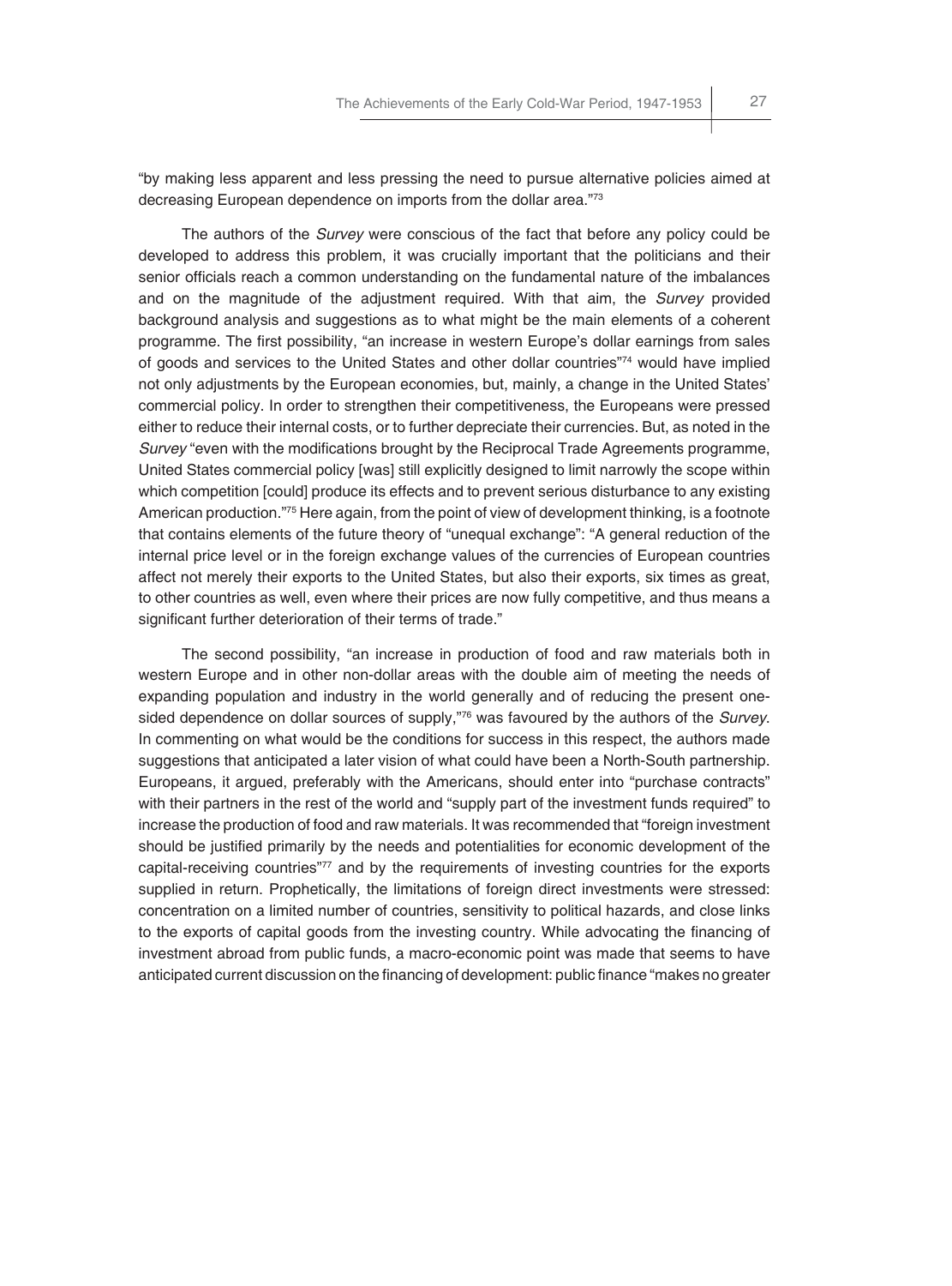"by making less apparent and less pressing the need to pursue alternative policies aimed at decreasing European dependence on imports from the dollar area."[73]

The authors of the *Survey* were conscious of the fact that before any policy could be developed to address this problem, it was crucially important that the politicians and their senior officials reach a common understanding on the fundamental nature of the imbalances and on the magnitude of the adjustment required. With that aim, the *Survey* provided background analysis and suggestions as to what might be the main elements of a coherent programme. The first possibility, "an increase in western Europe's dollar earnings from sales of goods and services to the United States and other dollar countries"[74] would have implied not only adjustments by the European economies, but, mainly, a change in the United States' commercial policy. In order to strengthen their competitiveness, the Europeans were pressed either to reduce their internal costs, or to further depreciate their currencies. But, as noted in the *Survey* "even with the modifications brought by the Reciprocal Trade Agreements programme, United States commercial policy [was] still explicitly designed to limit narrowly the scope within which competition [could] produce its effects and to prevent serious disturbance to any existing American production."[75] Here again, from the point of view of development thinking, is a footnote that contains elements of the future theory of "unequal exchange": "A general reduction of the internal price level or in the foreign exchange values of the currencies of European countries affect not merely their exports to the United States, but also their exports, six times as great, to other countries as well, even where their prices are now fully competitive, and thus means a significant further deterioration of their terms of trade."

The second possibility, "an increase in production of food and raw materials both in western Europe and in other non-dollar areas with the double aim of meeting the needs of expanding population and industry in the world generally and of reducing the present one-sided dependence on dollar sources of supply,"[76] was favoured by the authors of the *Survey*. In commenting on what would be the conditions for success in this respect, the authors made suggestions that anticipated a later vision of what could have been a North-South partnership. Europeans, it argued, preferably with the Americans, should enter into "purchase contracts" with their partners in the rest of the world and "supply part of the investment funds required" to increase the production of food and raw materials. It was recommended that "foreign investment should be justified primarily by the needs and potentialities for economic development of the capital-receiving countries"[77] and by the requirements of investing countries for the exports supplied in return. Prophetically, the limitations of foreign direct investments were stressed: concentration on a limited number of countries, sensitivity to political hazards, and close links to the exports of capital goods from the investing country. While advocating the financing of investment abroad from public funds, a macro-economic point was made that seems to have anticipated current discussion on the financing of development: public finance "makes no greater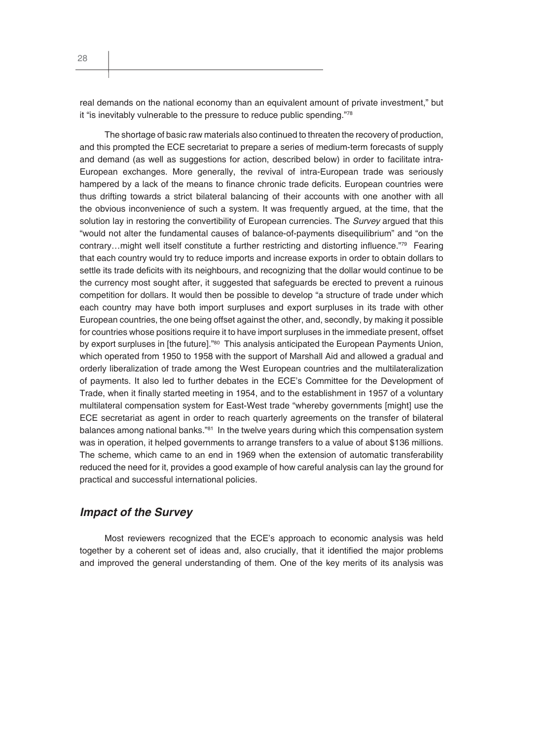real demands on the national economy than an equivalent amount of private investment," but it "is inevitably vulnerable to the pressure to reduce public spending."[78]

The shortage of basic raw materials also continued to threaten the recovery of production, and this prompted the ECE secretariat to prepare a series of medium-term forecasts of supply and demand (as well as suggestions for action, described below) in order to facilitate intra-European exchanges. More generally, the revival of intra-European trade was seriously hampered by a lack of the means to finance chronic trade deficits. European countries were thus drifting towards a strict bilateral balancing of their accounts with one another with all the obvious inconvenience of such a system. It was frequently argued, at the time, that the solution lay in restoring the convertibility of European currencies. The *Survey* argued that this "would not alter the fundamental causes of balance-of-payments disequilibrium" and "on the contrary…might well itself constitute a further restricting and distorting influence."[79] Fearing that each country would try to reduce imports and increase exports in order to obtain dollars to settle its trade deficits with its neighbours, and recognizing that the dollar would continue to be the currency most sought after, it suggested that safeguards be erected to prevent a ruinous competition for dollars. It would then be possible to develop "a structure of trade under which each country may have both import surpluses and export surpluses in its trade with other European countries, the one being offset against the other, and, secondly, by making it possible for countries whose positions require it to have import surpluses in the immediate present, offset by export surpluses in [the future]."[80] This analysis anticipated the European Payments Union, which operated from 1950 to 1958 with the support of Marshall Aid and allowed a gradual and orderly liberalization of trade among the West European countries and the multilateralization of payments. It also led to further debates in the ECE's Committee for the Development of Trade, when it finally started meeting in 1954, and to the establishment in 1957 of a voluntary multilateral compensation system for East-West trade "whereby governments [might] use the ECE secretariat as agent in order to reach quarterly agreements on the transfer of bilateral balances among national banks."[81] In the twelve years during which this compensation system was in operation, it helped governments to arrange transfers to a value of about $136 millions. The scheme, which came to an end in 1969 when the extension of automatic transferability reduced the need for it, provides a good example of how careful analysis can lay the ground for practical and successful international policies.

## *Impact of the Survey*

Most reviewers recognized that the ECE's approach to economic analysis was held together by a coherent set of ideas and, also crucially, that it identified the major problems and improved the general understanding of them. One of the key merits of its analysis was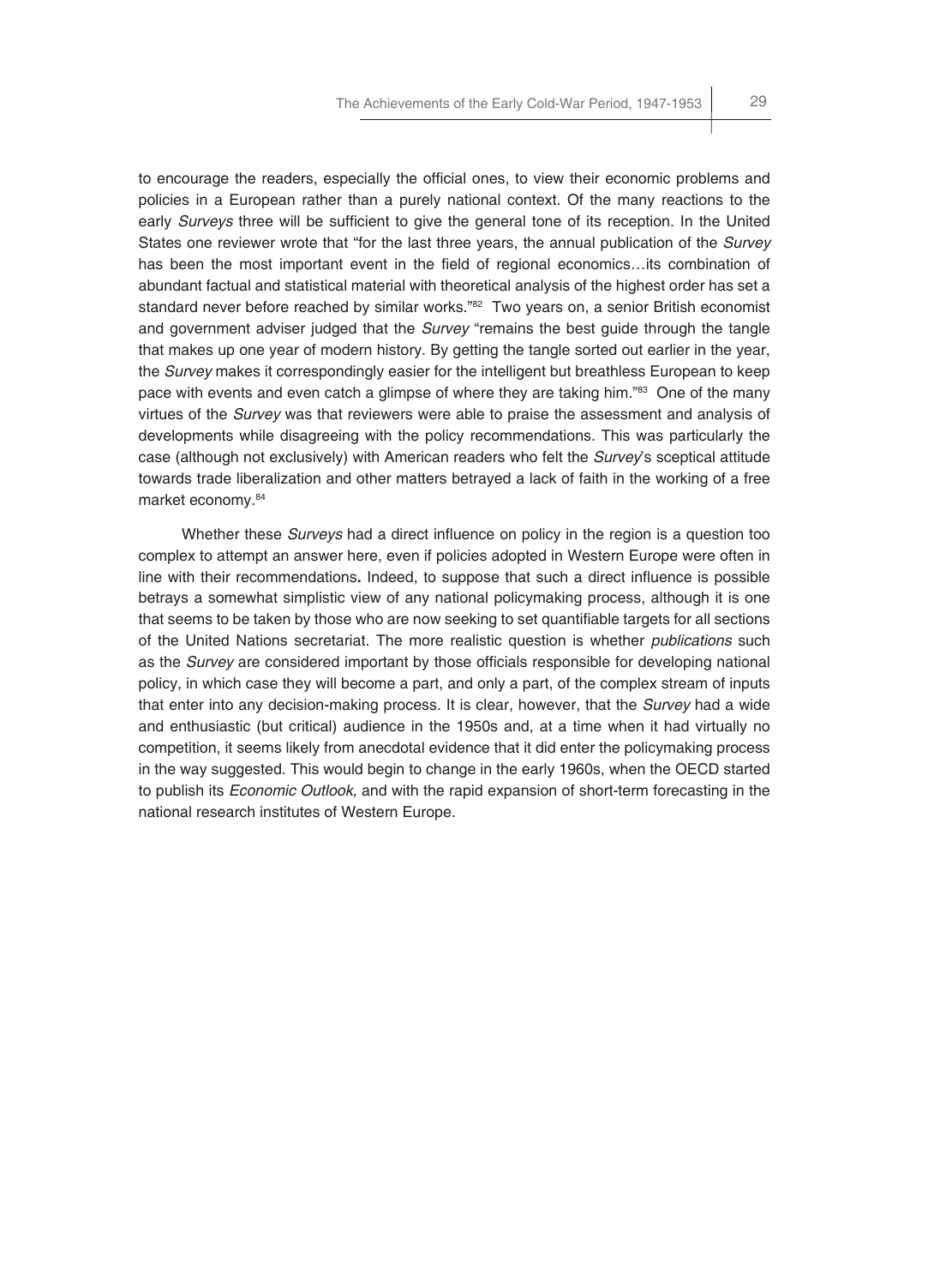to encourage the readers, especially the official ones, to view their economic problems and policies in a European rather than a purely national context. Of the many reactions to the early *Surveys* three will be sufficient to give the general tone of its reception. In the United States one reviewer wrote that "for the last three years, the annual publication of the *Survey* has been the most important event in the field of regional economics…its combination of abundant factual and statistical material with theoretical analysis of the highest order has set a standard never before reached by similar works."[82] Two years on, a senior British economist and government adviser judged that the *Survey* "remains the best guide through the tangle that makes up one year of modern history. By getting the tangle sorted out earlier in the year, the *Survey* makes it correspondingly easier for the intelligent but breathless European to keep pace with events and even catch a glimpse of where they are taking him."[83] One of the many virtues of the *Survey* was that reviewers were able to praise the assessment and analysis of developments while disagreeing with the policy recommendations. This was particularly the case (although not exclusively) with American readers who felt the *Survey*'s sceptical attitude towards trade liberalization and other matters betrayed a lack of faith in the working of a free market economy.[84]

Whether these *Surveys* had a direct influence on policy in the region is a question too complex to attempt an answer here, even if policies adopted in Western Europe were often in line with their recommendations**.** Indeed, to suppose that such a direct influence is possible betrays a somewhat simplistic view of any national policymaking process, although it is one that seems to be taken by those who are now seeking to set quantifiable targets for all sections of the United Nations secretariat. The more realistic question is whether *publications* such as the *Survey* are considered important by those officials responsible for developing national policy, in which case they will become a part, and only a part, of the complex stream of inputs that enter into any decision-making process. It is clear, however, that the *Survey* had a wide and enthusiastic (but critical) audience in the 1950s and, at a time when it had virtually no competition, it seems likely from anecdotal evidence that it did enter the policymaking process in the way suggested. This would begin to change in the early 1960s, when the OECD started to publish its *Economic Outlook,* and with the rapid expansion of short-term forecasting in the national research institutes of Western Europe.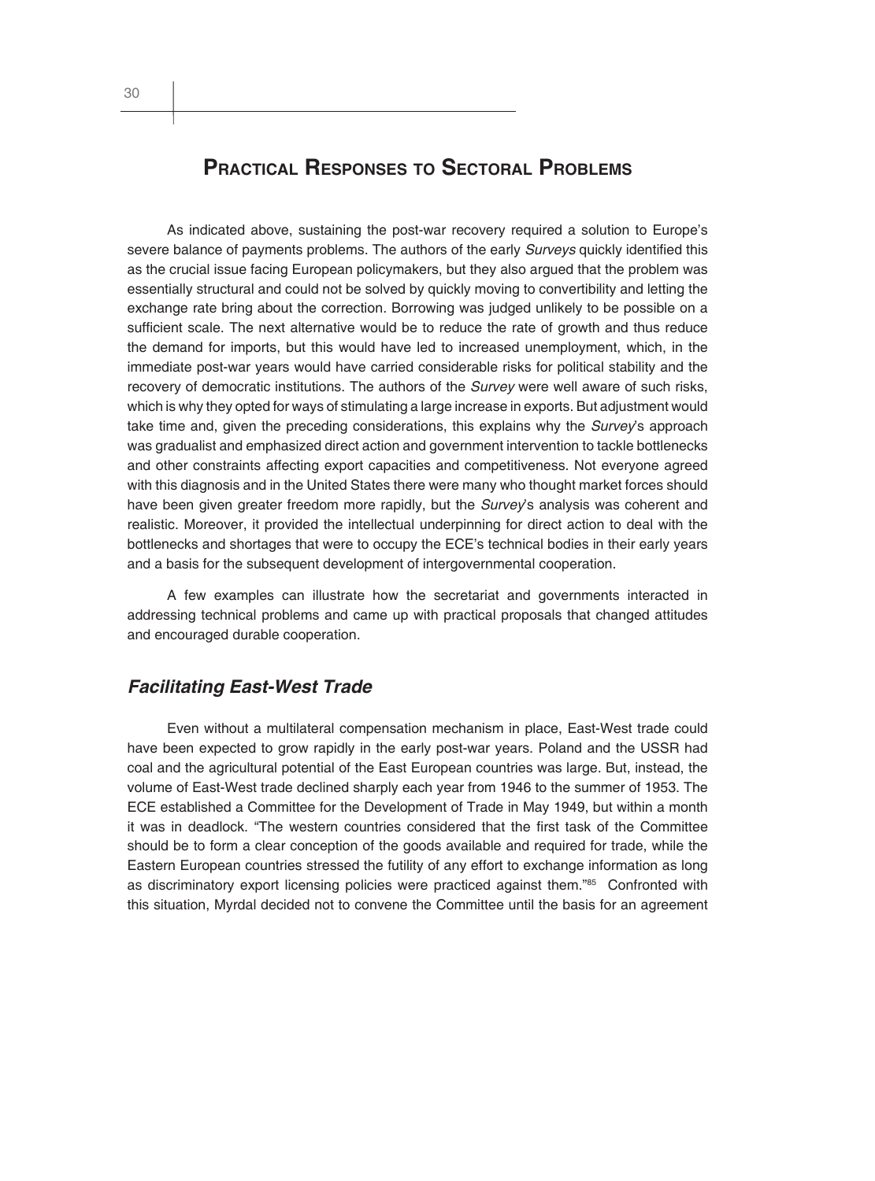## Practical Responses to Sectoral Problems

As indicated above, sustaining the post-war recovery required a solution to Europe's severe balance of payments problems. The authors of the early *Surveys* quickly identified this as the crucial issue facing European policymakers, but they also argued that the problem was essentially structural and could not be solved by quickly moving to convertibility and letting the exchange rate bring about the correction. Borrowing was judged unlikely to be possible on a sufficient scale. The next alternative would be to reduce the rate of growth and thus reduce the demand for imports, but this would have led to increased unemployment, which, in the immediate post-war years would have carried considerable risks for political stability and the recovery of democratic institutions. The authors of the *Survey* were well aware of such risks, which is why they opted for ways of stimulating a large increase in exports. But adjustment would take time and, given the preceding considerations, this explains why the *Survey*'s approach was gradualist and emphasized direct action and government intervention to tackle bottlenecks and other constraints affecting export capacities and competitiveness. Not everyone agreed with this diagnosis and in the United States there were many who thought market forces should have been given greater freedom more rapidly, but the *Survey*'s analysis was coherent and realistic. Moreover, it provided the intellectual underpinning for direct action to deal with the bottlenecks and shortages that were to occupy the ECE's technical bodies in their early years and a basis for the subsequent development of intergovernmental cooperation.

A few examples can illustrate how the secretariat and governments interacted in addressing technical problems and came up with practical proposals that changed attitudes and encouraged durable cooperation.

### *Facilitating East-West Trade*

Even without a multilateral compensation mechanism in place, East-West trade could have been expected to grow rapidly in the early post-war years. Poland and the USSR had coal and the agricultural potential of the East European countries was large. But, instead, the volume of East-West trade declined sharply each year from 1946 to the summer of 1953. The ECE established a Committee for the Development of Trade in May 1949, but within a month it was in deadlock. "The western countries considered that the first task of the Committee should be to form a clear conception of the goods available and required for trade, while the Eastern European countries stressed the futility of any effort to exchange information as long as discriminatory export licensing policies were practiced against them."[85] Confronted with this situation, Myrdal decided not to convene the Committee until the basis for an agreement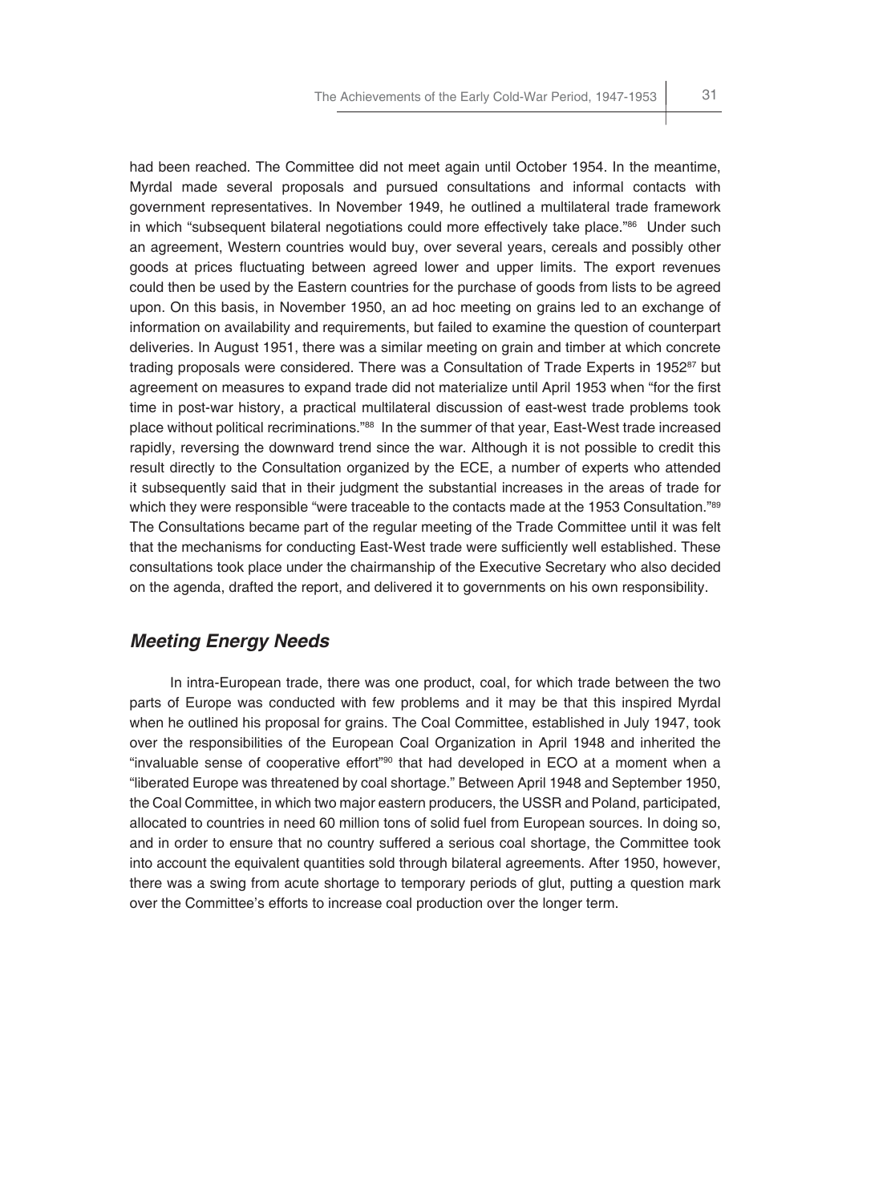had been reached. The Committee did not meet again until October 1954. In the meantime, Myrdal made several proposals and pursued consultations and informal contacts with government representatives. In November 1949, he outlined a multilateral trade framework in which "subsequent bilateral negotiations could more effectively take place."[86] Under such an agreement, Western countries would buy, over several years, cereals and possibly other goods at prices fluctuating between agreed lower and upper limits. The export revenues could then be used by the Eastern countries for the purchase of goods from lists to be agreed upon. On this basis, in November 1950, an ad hoc meeting on grains led to an exchange of information on availability and requirements, but failed to examine the question of counterpart deliveries. In August 1951, there was a similar meeting on grain and timber at which concrete trading proposals were considered. There was a Consultation of Trade Experts in 1952[87] but agreement on measures to expand trade did not materialize until April 1953 when "for the first time in post-war history, a practical multilateral discussion of east-west trade problems took place without political recriminations."[88] In the summer of that year, East-West trade increased rapidly, reversing the downward trend since the war. Although it is not possible to credit this result directly to the Consultation organized by the ECE, a number of experts who attended it subsequently said that in their judgment the substantial increases in the areas of trade for which they were responsible "were traceable to the contacts made at the 1953 Consultation."[89] The Consultations became part of the regular meeting of the Trade Committee until it was felt that the mechanisms for conducting East-West trade were sufficiently well established. These consultations took place under the chairmanship of the Executive Secretary who also decided on the agenda, drafted the report, and delivered it to governments on his own responsibility.

## *Meeting Energy Needs*

In intra-European trade, there was one product, coal, for which trade between the two parts of Europe was conducted with few problems and it may be that this inspired Myrdal when he outlined his proposal for grains. The Coal Committee, established in July 1947, took over the responsibilities of the European Coal Organization in April 1948 and inherited the "invaluable sense of cooperative effort"[90] that had developed in ECO at a moment when a "liberated Europe was threatened by coal shortage." Between April 1948 and September 1950, the Coal Committee, in which two major eastern producers, the USSR and Poland, participated, allocated to countries in need 60 million tons of solid fuel from European sources. In doing so, and in order to ensure that no country suffered a serious coal shortage, the Committee took into account the equivalent quantities sold through bilateral agreements. After 1950, however, there was a swing from acute shortage to temporary periods of glut, putting a question mark over the Committee's efforts to increase coal production over the longer term.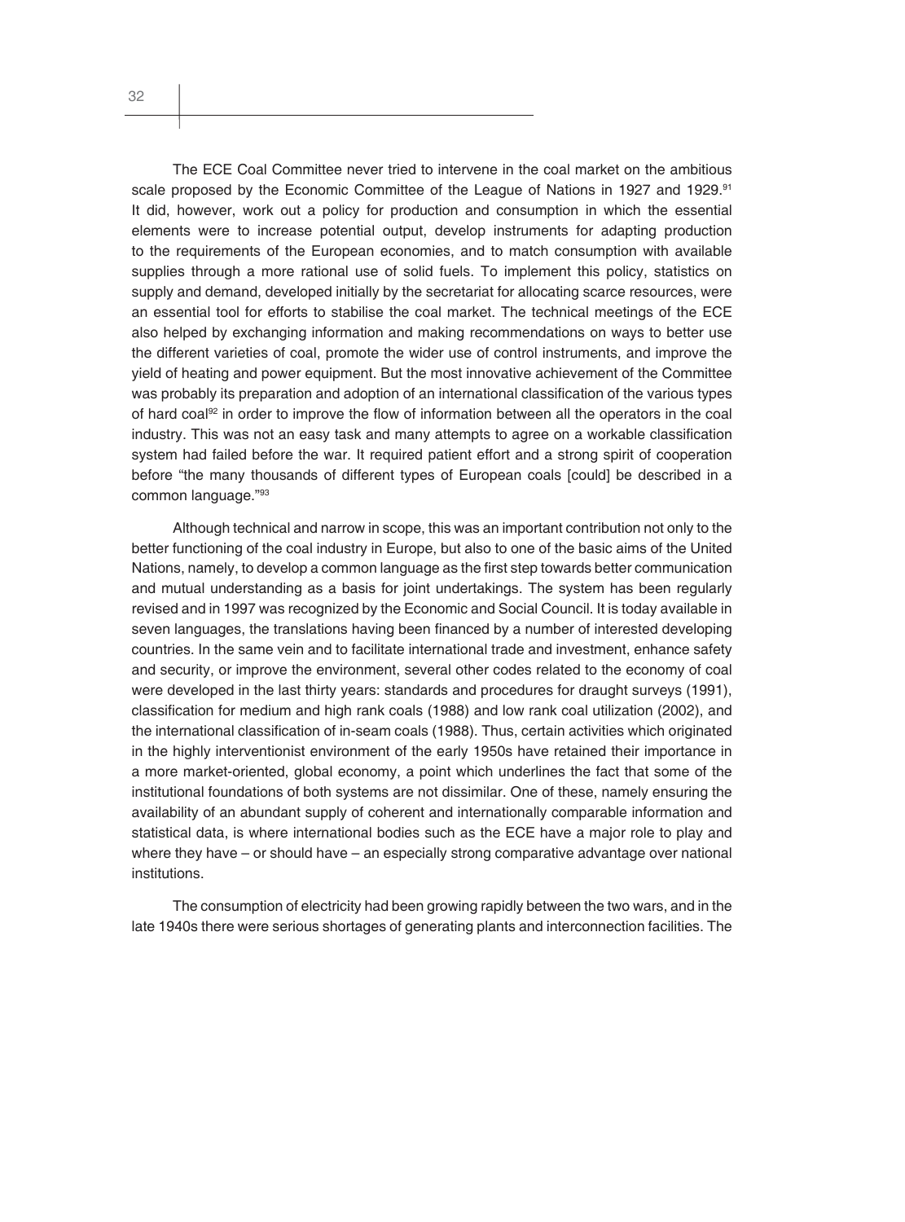The ECE Coal Committee never tried to intervene in the coal market on the ambitious scale proposed by the Economic Committee of the League of Nations in 1927 and 1929.[91] It did, however, work out a policy for production and consumption in which the essential elements were to increase potential output, develop instruments for adapting production to the requirements of the European economies, and to match consumption with available supplies through a more rational use of solid fuels. To implement this policy, statistics on supply and demand, developed initially by the secretariat for allocating scarce resources, were an essential tool for efforts to stabilise the coal market. The technical meetings of the ECE also helped by exchanging information and making recommendations on ways to better use the different varieties of coal, promote the wider use of control instruments, and improve the yield of heating and power equipment. But the most innovative achievement of the Committee was probably its preparation and adoption of an international classification of the various types of hard coal[92] in order to improve the flow of information between all the operators in the coal industry. This was not an easy task and many attempts to agree on a workable classification system had failed before the war. It required patient effort and a strong spirit of cooperation before "the many thousands of different types of European coals [could] be described in a common language."[93]

Although technical and narrow in scope, this was an important contribution not only to the better functioning of the coal industry in Europe, but also to one of the basic aims of the United Nations, namely, to develop a common language as the first step towards better communication and mutual understanding as a basis for joint undertakings. The system has been regularly revised and in 1997 was recognized by the Economic and Social Council. It is today available in seven languages, the translations having been financed by a number of interested developing countries. In the same vein and to facilitate international trade and investment, enhance safety and security, or improve the environment, several other codes related to the economy of coal were developed in the last thirty years: standards and procedures for draught surveys (1991), classification for medium and high rank coals (1988) and low rank coal utilization (2002), and the international classification of in-seam coals (1988). Thus, certain activities which originated in the highly interventionist environment of the early 1950s have retained their importance in a more market-oriented, global economy, a point which underlines the fact that some of the institutional foundations of both systems are not dissimilar. One of these, namely ensuring the availability of an abundant supply of coherent and internationally comparable information and statistical data, is where international bodies such as the ECE have a major role to play and where they have – or should have – an especially strong comparative advantage over national institutions.

The consumption of electricity had been growing rapidly between the two wars, and in the late 1940s there were serious shortages of generating plants and interconnection facilities. The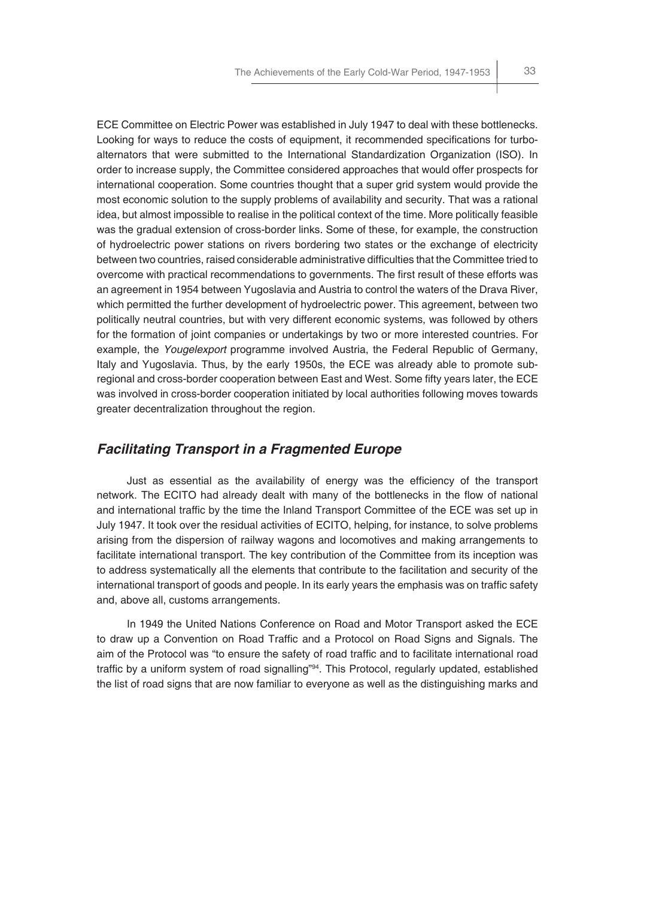ECE Committee on Electric Power was established in July 1947 to deal with these bottlenecks. Looking for ways to reduce the costs of equipment, it recommended specifications for turbo-alternators that were submitted to the International Standardization Organization (ISO). In order to increase supply, the Committee considered approaches that would offer prospects for international cooperation. Some countries thought that a super grid system would provide the most economic solution to the supply problems of availability and security. That was a rational idea, but almost impossible to realise in the political context of the time. More politically feasible was the gradual extension of cross-border links. Some of these, for example, the construction of hydroelectric power stations on rivers bordering two states or the exchange of electricity between two countries, raised considerable administrative difficulties that the Committee tried to overcome with practical recommendations to governments. The first result of these efforts was an agreement in 1954 between Yugoslavia and Austria to control the waters of the Drava River, which permitted the further development of hydroelectric power. This agreement, between two politically neutral countries, but with very different economic systems, was followed by others for the formation of joint companies or undertakings by two or more interested countries. For example, the *Yougelexport* programme involved Austria, the Federal Republic of Germany, Italy and Yugoslavia. Thus, by the early 1950s, the ECE was already able to promote sub-regional and cross-border cooperation between East and West. Some fifty years later, the ECE was involved in cross-border cooperation initiated by local authorities following moves towards greater decentralization throughout the region.

## *Facilitating Transport in a Fragmented Europe*

Just as essential as the availability of energy was the efficiency of the transport network. The ECITO had already dealt with many of the bottlenecks in the flow of national and international traffic by the time the Inland Transport Committee of the ECE was set up in July 1947. It took over the residual activities of ECITO, helping, for instance, to solve problems arising from the dispersion of railway wagons and locomotives and making arrangements to facilitate international transport. The key contribution of the Committee from its inception was to address systematically all the elements that contribute to the facilitation and security of the international transport of goods and people. In its early years the emphasis was on traffic safety and, above all, customs arrangements.

In 1949 the United Nations Conference on Road and Motor Transport asked the ECE to draw up a Convention on Road Traffic and a Protocol on Road Signs and Signals. The aim of the Protocol was "to ensure the safety of road traffic and to facilitate international road traffic by a uniform system of road signalling"[94]. This Protocol, regularly updated, established the list of road signs that are now familiar to everyone as well as the distinguishing marks and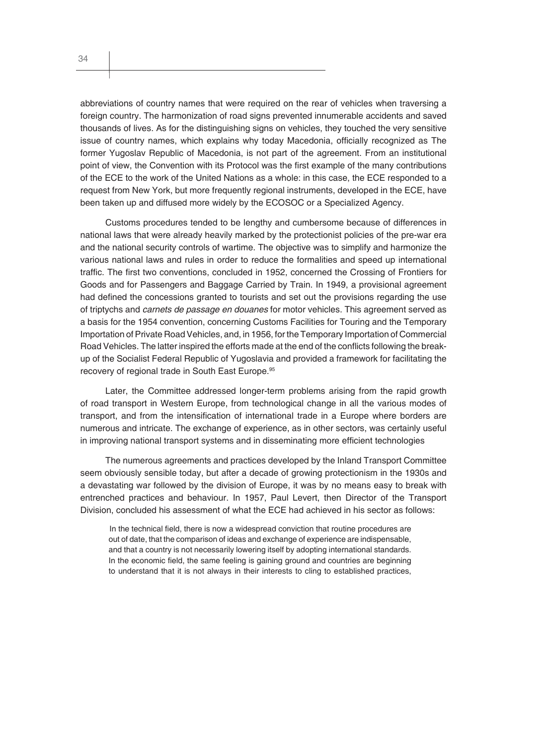abbreviations of country names that were required on the rear of vehicles when traversing a foreign country. The harmonization of road signs prevented innumerable accidents and saved thousands of lives. As for the distinguishing signs on vehicles, they touched the very sensitive issue of country names, which explains why today Macedonia, officially recognized as The former Yugoslav Republic of Macedonia, is not part of the agreement. From an institutional point of view, the Convention with its Protocol was the first example of the many contributions of the ECE to the work of the United Nations as a whole: in this case, the ECE responded to a request from New York, but more frequently regional instruments, developed in the ECE, have been taken up and diffused more widely by the ECOSOC or a Specialized Agency.

Customs procedures tended to be lengthy and cumbersome because of differences in national laws that were already heavily marked by the protectionist policies of the pre-war era and the national security controls of wartime. The objective was to simplify and harmonize the various national laws and rules in order to reduce the formalities and speed up international traffic. The first two conventions, concluded in 1952, concerned the Crossing of Frontiers for Goods and for Passengers and Baggage Carried by Train. In 1949, a provisional agreement had defined the concessions granted to tourists and set out the provisions regarding the use of triptychs and *carnets de passage en douanes* for motor vehicles. This agreement served as a basis for the 1954 convention, concerning Customs Facilities for Touring and the Temporary Importation of Private Road Vehicles, and, in 1956, for the Temporary Importation of Commercial Road Vehicles. The latter inspired the efforts made at the end of the conflicts following the break-up of the Socialist Federal Republic of Yugoslavia and provided a framework for facilitating the recovery of regional trade in South East Europe.[95]

Later, the Committee addressed longer-term problems arising from the rapid growth of road transport in Western Europe, from technological change in all the various modes of transport, and from the intensification of international trade in a Europe where borders are numerous and intricate. The exchange of experience, as in other sectors, was certainly useful in improving national transport systems and in disseminating more efficient technologies

The numerous agreements and practices developed by the Inland Transport Committee seem obviously sensible today, but after a decade of growing protectionism in the 1930s and a devastating war followed by the division of Europe, it was by no means easy to break with entrenched practices and behaviour. In 1957, Paul Levert, then Director of the Transport Division, concluded his assessment of what the ECE had achieved in his sector as follows:

> In the technical field, there is now a widespread conviction that routine procedures are out of date, that the comparison of ideas and exchange of experience are indispensable, and that a country is not necessarily lowering itself by adopting international standards. In the economic field, the same feeling is gaining ground and countries are beginning to understand that it is not always in their interests to cling to established practices,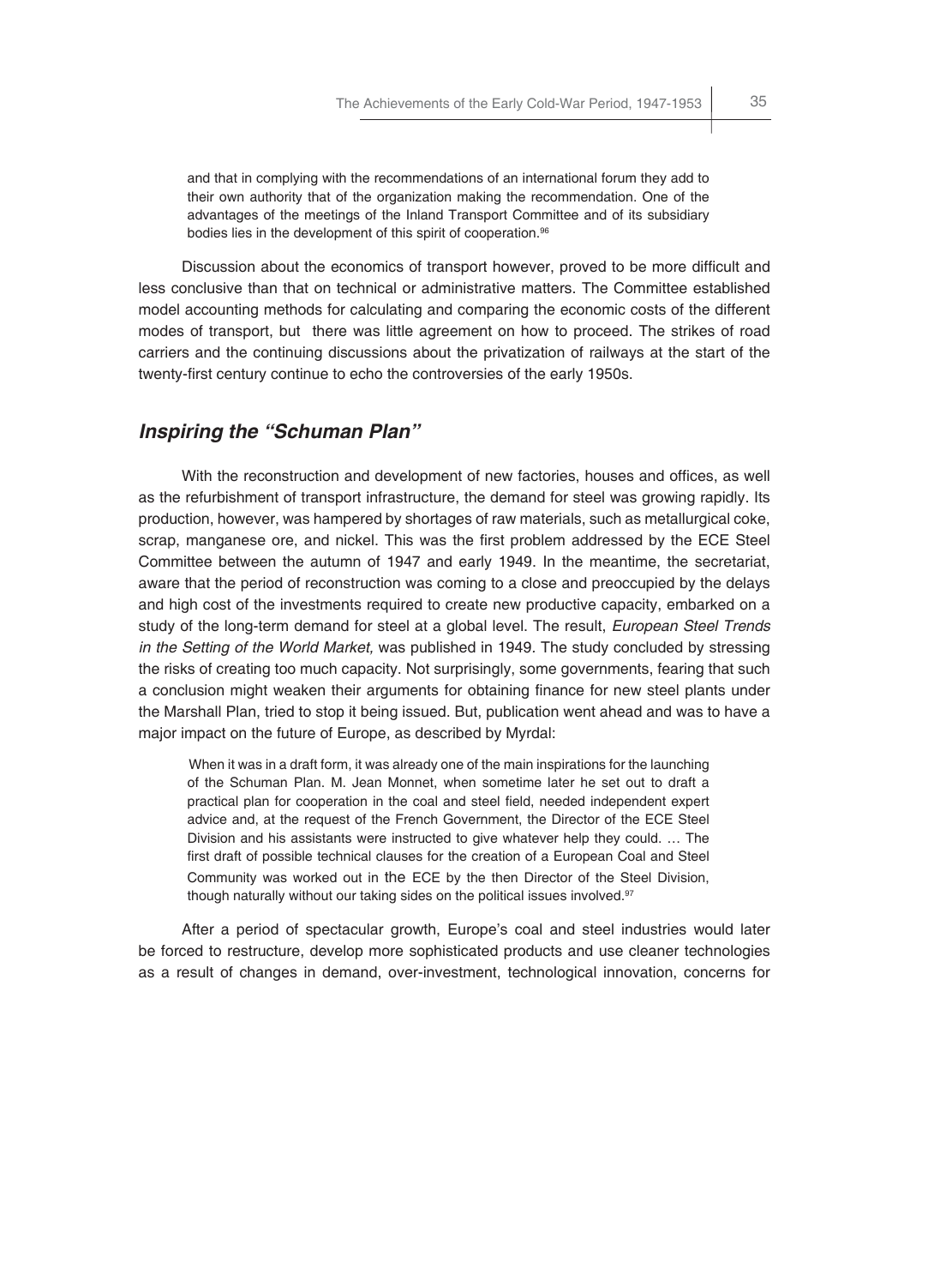> and that in complying with the recommendations of an international forum they add to their own authority that of the organization making the recommendation. One of the advantages of the meetings of the Inland Transport Committee and of its subsidiary bodies lies in the development of this spirit of cooperation.[96]

Discussion about the economics of transport however, proved to be more difficult and less conclusive than that on technical or administrative matters. The Committee established model accounting methods for calculating and comparing the economic costs of the different modes of transport, but there was little agreement on how to proceed. The strikes of road carriers and the continuing discussions about the privatization of railways at the start of the twenty-first century continue to echo the controversies of the early 1950s.

## *Inspiring the "Schuman Plan"*

With the reconstruction and development of new factories, houses and offices, as well as the refurbishment of transport infrastructure, the demand for steel was growing rapidly. Its production, however, was hampered by shortages of raw materials, such as metallurgical coke, scrap, manganese ore, and nickel. This was the first problem addressed by the ECE Steel Committee between the autumn of 1947 and early 1949. In the meantime, the secretariat, aware that the period of reconstruction was coming to a close and preoccupied by the delays and high cost of the investments required to create new productive capacity, embarked on a study of the long-term demand for steel at a global level. The result, *European Steel Trends in the Setting of the World Market,* was published in 1949. The study concluded by stressing the risks of creating too much capacity. Not surprisingly, some governments, fearing that such a conclusion might weaken their arguments for obtaining finance for new steel plants under the Marshall Plan, tried to stop it being issued. But, publication went ahead and was to have a major impact on the future of Europe, as described by Myrdal:

> When it was in a draft form, it was already one of the main inspirations for the launching of the Schuman Plan. M. Jean Monnet, when sometime later he set out to draft a practical plan for cooperation in the coal and steel field, needed independent expert advice and, at the request of the French Government, the Director of the ECE Steel Division and his assistants were instructed to give whatever help they could. … The first draft of possible technical clauses for the creation of a European Coal and Steel Community was worked out in the ECE by the then Director of the Steel Division, though naturally without our taking sides on the political issues involved.[97]

After a period of spectacular growth, Europe's coal and steel industries would later be forced to restructure, develop more sophisticated products and use cleaner technologies as a result of changes in demand, over-investment, technological innovation, concerns for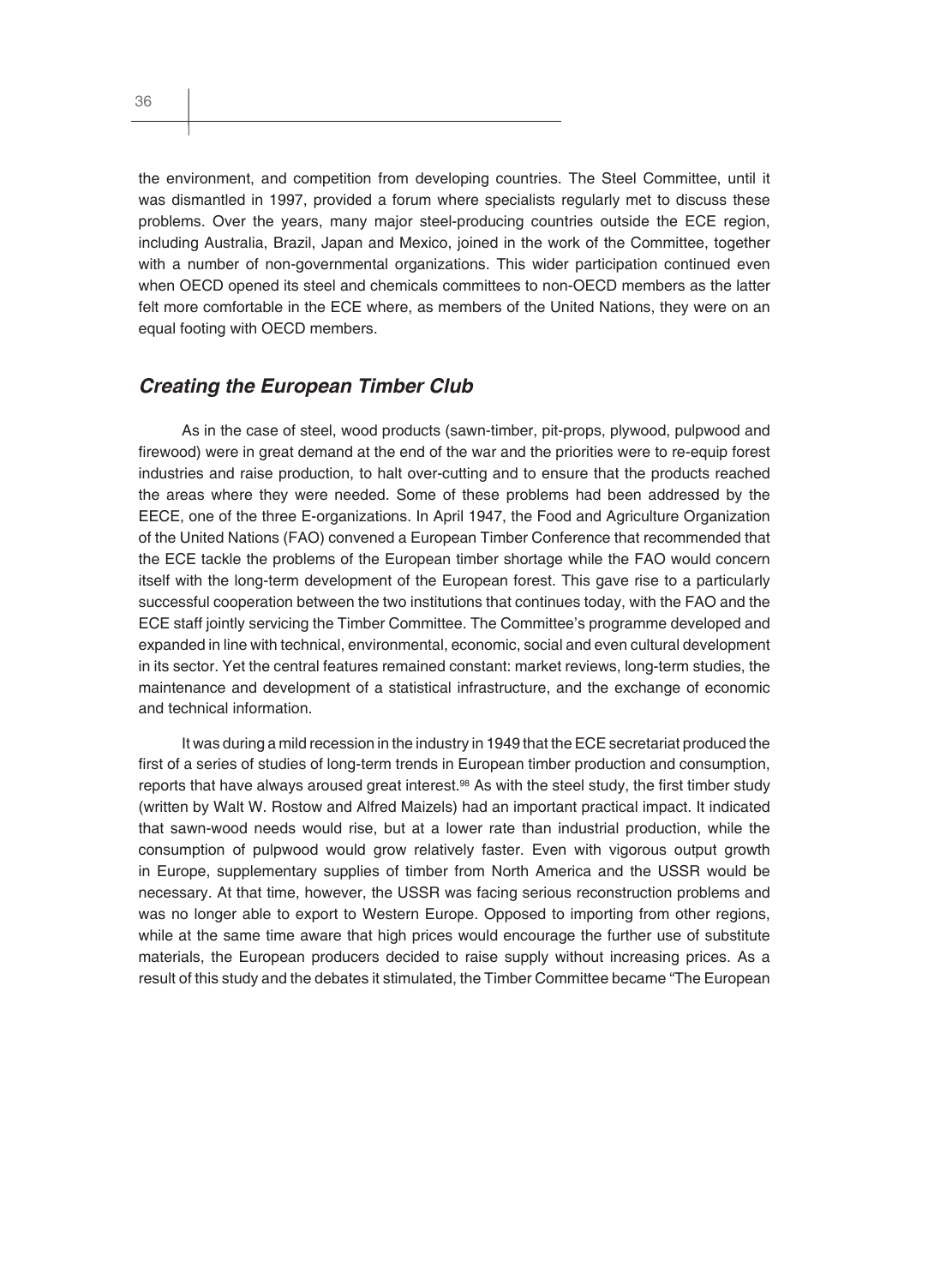the environment, and competition from developing countries. The Steel Committee, until it was dismantled in 1997, provided a forum where specialists regularly met to discuss these problems. Over the years, many major steel-producing countries outside the ECE region, including Australia, Brazil, Japan and Mexico, joined in the work of the Committee, together with a number of non-governmental organizations. This wider participation continued even when OECD opened its steel and chemicals committees to non-OECD members as the latter felt more comfortable in the ECE where, as members of the United Nations, they were on an equal footing with OECD members.

## *Creating the European Timber Club*

As in the case of steel, wood products (sawn-timber, pit-props, plywood, pulpwood and firewood) were in great demand at the end of the war and the priorities were to re-equip forest industries and raise production, to halt over-cutting and to ensure that the products reached the areas where they were needed. Some of these problems had been addressed by the EECE, one of the three E-organizations. In April 1947, the Food and Agriculture Organization of the United Nations (FAO) convened a European Timber Conference that recommended that the ECE tackle the problems of the European timber shortage while the FAO would concern itself with the long-term development of the European forest. This gave rise to a particularly successful cooperation between the two institutions that continues today, with the FAO and the ECE staff jointly servicing the Timber Committee. The Committee's programme developed and expanded in line with technical, environmental, economic, social and even cultural development in its sector. Yet the central features remained constant: market reviews, long-term studies, the maintenance and development of a statistical infrastructure, and the exchange of economic and technical information.

It was during a mild recession in the industry in 1949 that the ECE secretariat produced the first of a series of studies of long-term trends in European timber production and consumption, reports that have always aroused great interest.[98] As with the steel study, the first timber study (written by Walt W. Rostow and Alfred Maizels) had an important practical impact. It indicated that sawn-wood needs would rise, but at a lower rate than industrial production, while the consumption of pulpwood would grow relatively faster. Even with vigorous output growth in Europe, supplementary supplies of timber from North America and the USSR would be necessary. At that time, however, the USSR was facing serious reconstruction problems and was no longer able to export to Western Europe. Opposed to importing from other regions, while at the same time aware that high prices would encourage the further use of substitute materials, the European producers decided to raise supply without increasing prices. As a result of this study and the debates it stimulated, the Timber Committee became "The European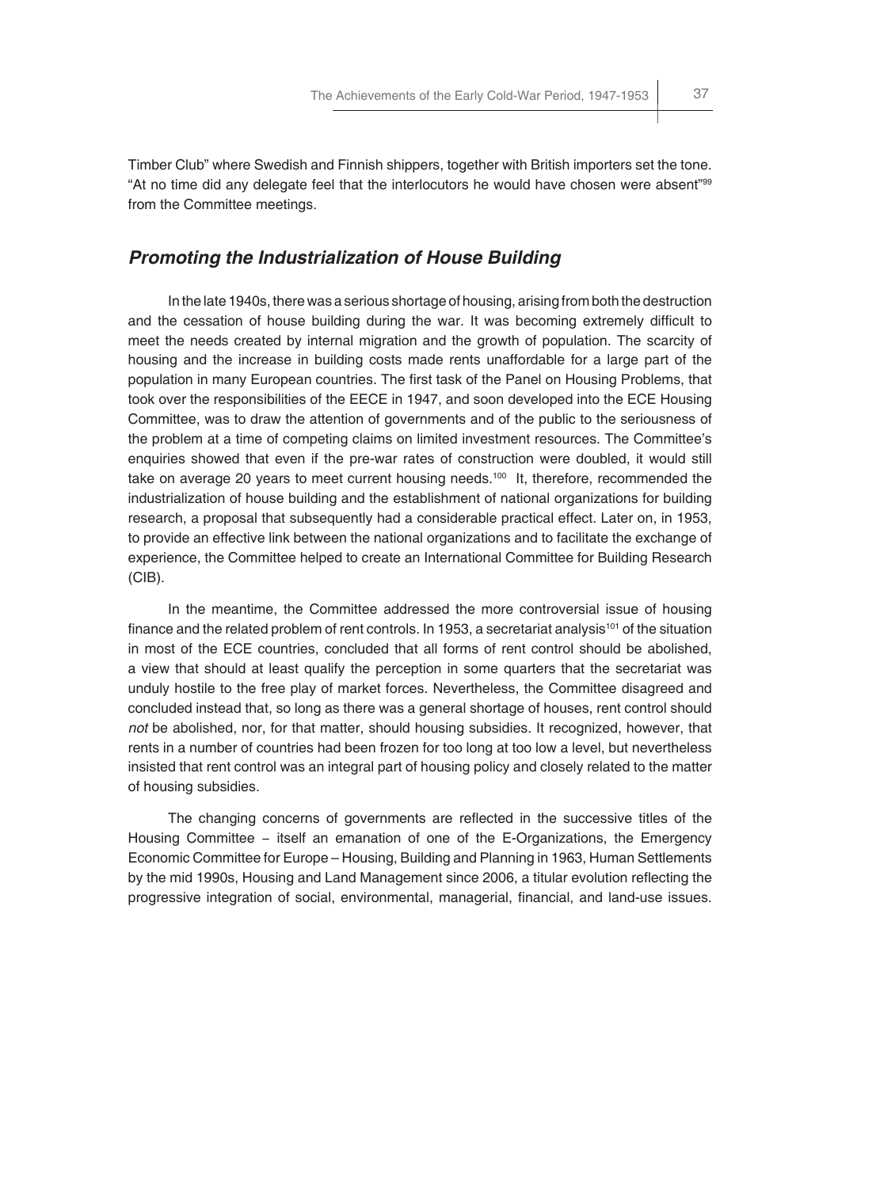Timber Club" where Swedish and Finnish shippers, together with British importers set the tone. "At no time did any delegate feel that the interlocutors he would have chosen were absent"[99] from the Committee meetings.

## *Promoting the Industrialization of House Building*

In the late 1940s, there was a serious shortage of housing, arising from both the destruction and the cessation of house building during the war. It was becoming extremely difficult to meet the needs created by internal migration and the growth of population. The scarcity of housing and the increase in building costs made rents unaffordable for a large part of the population in many European countries. The first task of the Panel on Housing Problems, that took over the responsibilities of the EECE in 1947, and soon developed into the ECE Housing Committee, was to draw the attention of governments and of the public to the seriousness of the problem at a time of competing claims on limited investment resources. The Committee's enquiries showed that even if the pre-war rates of construction were doubled, it would still take on average 20 years to meet current housing needs.[100] It, therefore, recommended the industrialization of house building and the establishment of national organizations for building research, a proposal that subsequently had a considerable practical effect. Later on, in 1953, to provide an effective link between the national organizations and to facilitate the exchange of experience, the Committee helped to create an International Committee for Building Research (CIB).

In the meantime, the Committee addressed the more controversial issue of housing finance and the related problem of rent controls. In 1953, a secretariat analysis[101] of the situation in most of the ECE countries, concluded that all forms of rent control should be abolished, a view that should at least qualify the perception in some quarters that the secretariat was unduly hostile to the free play of market forces. Nevertheless, the Committee disagreed and concluded instead that, so long as there was a general shortage of houses, rent control should *not* be abolished, nor, for that matter, should housing subsidies. It recognized, however, that rents in a number of countries had been frozen for too long at too low a level, but nevertheless insisted that rent control was an integral part of housing policy and closely related to the matter of housing subsidies.

The changing concerns of governments are reflected in the successive titles of the Housing Committee – itself an emanation of one of the E-Organizations, the Emergency Economic Committee for Europe – Housing, Building and Planning in 1963, Human Settlements by the mid 1990s, Housing and Land Management since 2006, a titular evolution reflecting the progressive integration of social, environmental, managerial, financial, and land-use issues.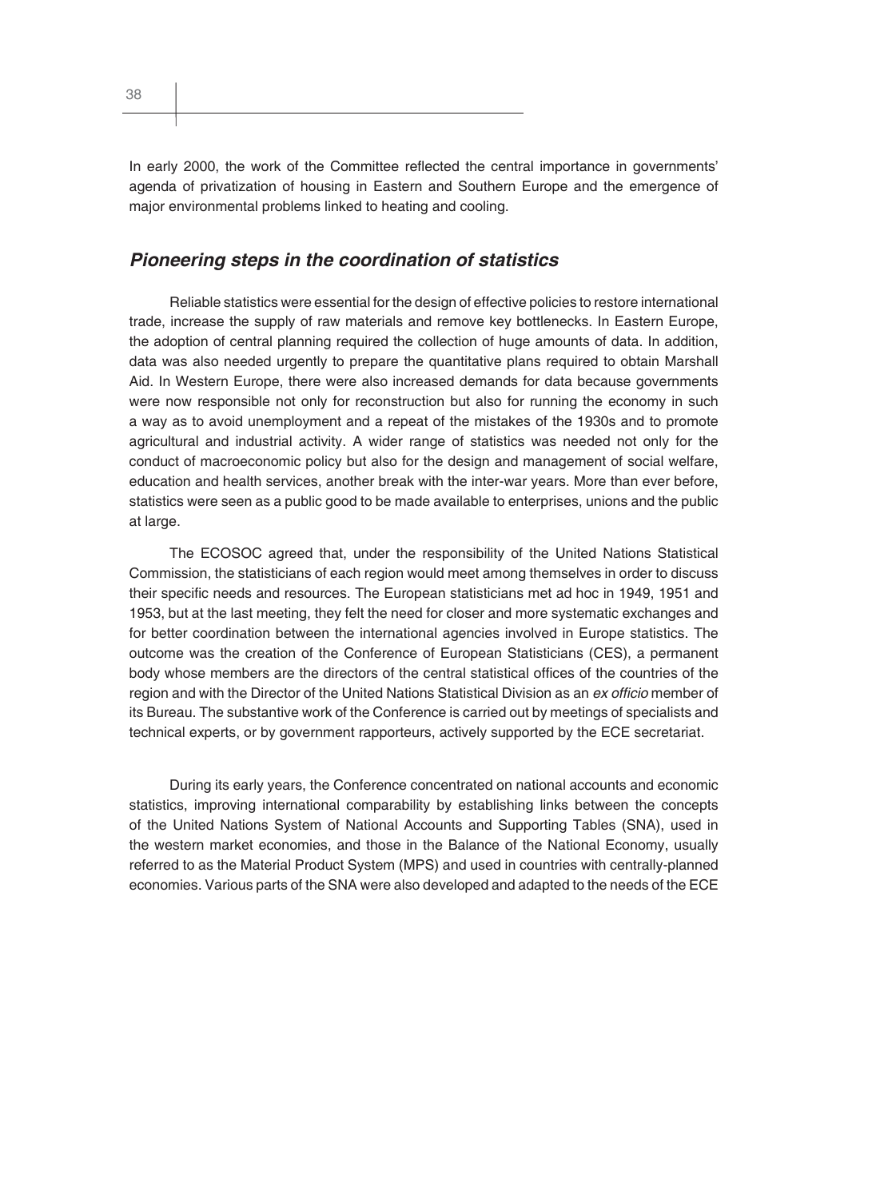In early 2000, the work of the Committee reflected the central importance in governments' agenda of privatization of housing in Eastern and Southern Europe and the emergence of major environmental problems linked to heating and cooling.

## *Pioneering steps in the coordination of statistics*

Reliable statistics were essential for the design of effective policies to restore international trade, increase the supply of raw materials and remove key bottlenecks. In Eastern Europe, the adoption of central planning required the collection of huge amounts of data. In addition, data was also needed urgently to prepare the quantitative plans required to obtain Marshall Aid. In Western Europe, there were also increased demands for data because governments were now responsible not only for reconstruction but also for running the economy in such a way as to avoid unemployment and a repeat of the mistakes of the 1930s and to promote agricultural and industrial activity. A wider range of statistics was needed not only for the conduct of macroeconomic policy but also for the design and management of social welfare, education and health services, another break with the inter-war years. More than ever before, statistics were seen as a public good to be made available to enterprises, unions and the public at large.

The ECOSOC agreed that, under the responsibility of the United Nations Statistical Commission, the statisticians of each region would meet among themselves in order to discuss their specific needs and resources. The European statisticians met ad hoc in 1949, 1951 and 1953, but at the last meeting, they felt the need for closer and more systematic exchanges and for better coordination between the international agencies involved in Europe statistics. The outcome was the creation of the Conference of European Statisticians (CES), a permanent body whose members are the directors of the central statistical offices of the countries of the region and with the Director of the United Nations Statistical Division as an *ex officio* member of its Bureau. The substantive work of the Conference is carried out by meetings of specialists and technical experts, or by government rapporteurs, actively supported by the ECE secretariat.

During its early years, the Conference concentrated on national accounts and economic statistics, improving international comparability by establishing links between the concepts of the United Nations System of National Accounts and Supporting Tables (SNA), used in the western market economies, and those in the Balance of the National Economy, usually referred to as the Material Product System (MPS) and used in countries with centrally-planned economies. Various parts of the SNA were also developed and adapted to the needs of the ECE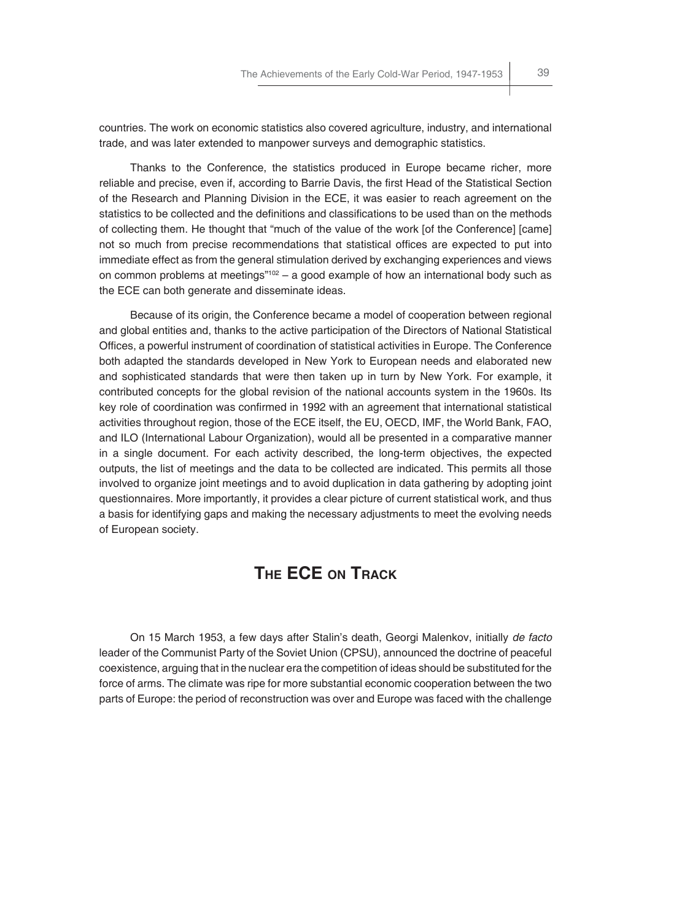countries. The work on economic statistics also covered agriculture, industry, and international trade, and was later extended to manpower surveys and demographic statistics.

Thanks to the Conference, the statistics produced in Europe became richer, more reliable and precise, even if, according to Barrie Davis, the first Head of the Statistical Section of the Research and Planning Division in the ECE, it was easier to reach agreement on the statistics to be collected and the definitions and classifications to be used than on the methods of collecting them. He thought that "much of the value of the work [of the Conference] [came] not so much from precise recommendations that statistical offices are expected to put into immediate effect as from the general stimulation derived by exchanging experiences and views on common problems at meetings"[102] – a good example of how an international body such as the ECE can both generate and disseminate ideas.

Because of its origin, the Conference became a model of cooperation between regional and global entities and, thanks to the active participation of the Directors of National Statistical Offices, a powerful instrument of coordination of statistical activities in Europe. The Conference both adapted the standards developed in New York to European needs and elaborated new and sophisticated standards that were then taken up in turn by New York. For example, it contributed concepts for the global revision of the national accounts system in the 1960s. Its key role of coordination was confirmed in 1992 with an agreement that international statistical activities throughout region, those of the ECE itself, the EU, OECD, IMF, the World Bank, FAO, and ILO (International Labour Organization), would all be presented in a comparative manner in a single document. For each activity described, the long-term objectives, the expected outputs, the list of meetings and the data to be collected are indicated. This permits all those involved to organize joint meetings and to avoid duplication in data gathering by adopting joint questionnaires. More importantly, it provides a clear picture of current statistical work, and thus a basis for identifying gaps and making the necessary adjustments to meet the evolving needs of European society.

## THE ECE ON TRACK

On 15 March 1953, a few days after Stalin's death, Georgi Malenkov, initially *de facto* leader of the Communist Party of the Soviet Union (CPSU), announced the doctrine of peaceful coexistence, arguing that in the nuclear era the competition of ideas should be substituted for the force of arms. The climate was ripe for more substantial economic cooperation between the two parts of Europe: the period of reconstruction was over and Europe was faced with the challenge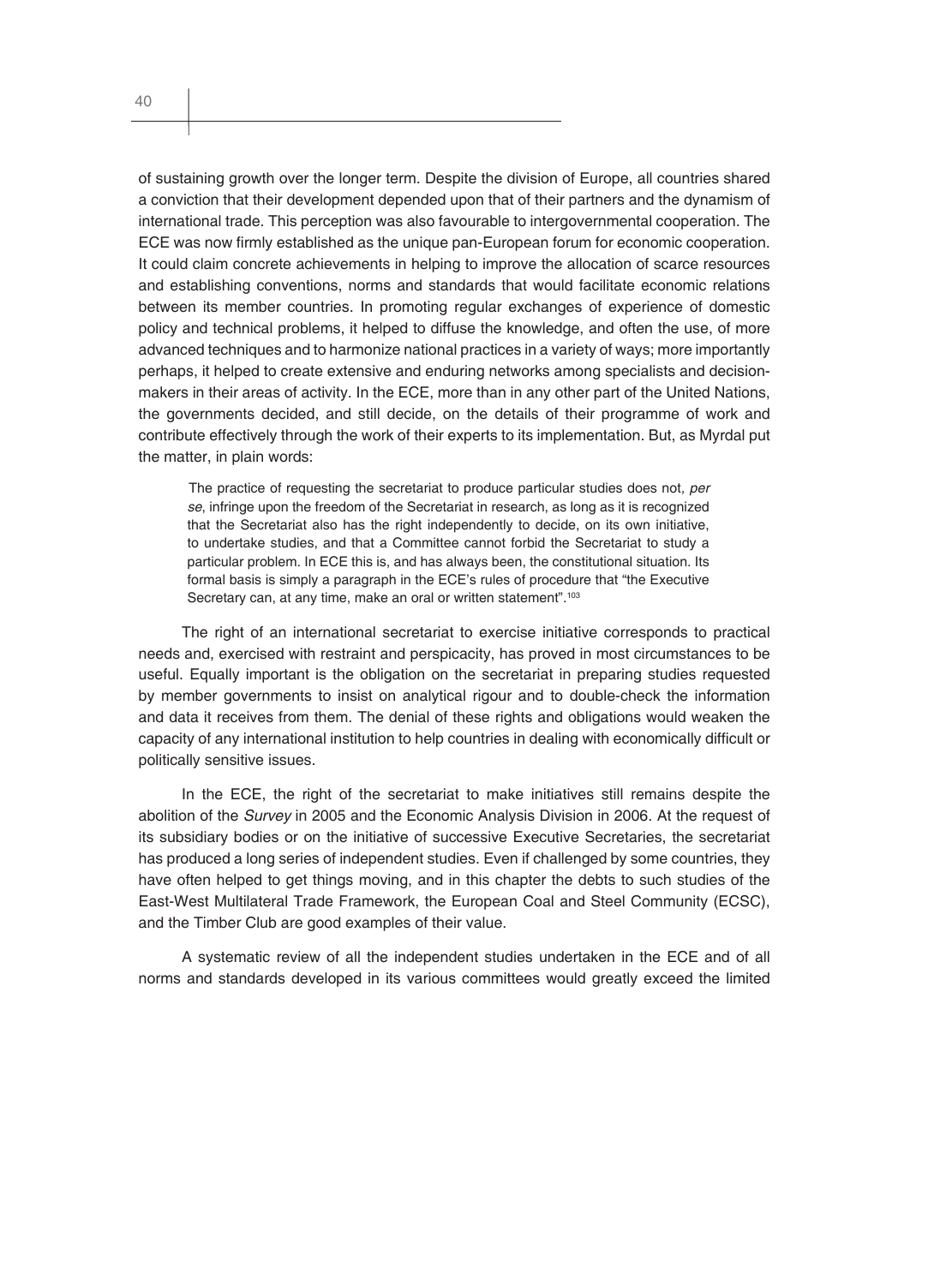of sustaining growth over the longer term. Despite the division of Europe, all countries shared a conviction that their development depended upon that of their partners and the dynamism of international trade. This perception was also favourable to intergovernmental cooperation. The ECE was now firmly established as the unique pan-European forum for economic cooperation. It could claim concrete achievements in helping to improve the allocation of scarce resources and establishing conventions, norms and standards that would facilitate economic relations between its member countries. In promoting regular exchanges of experience of domestic policy and technical problems, it helped to diffuse the knowledge, and often the use, of more advanced techniques and to harmonize national practices in a variety of ways; more importantly perhaps, it helped to create extensive and enduring networks among specialists and decision-makers in their areas of activity. In the ECE, more than in any other part of the United Nations, the governments decided, and still decide, on the details of their programme of work and contribute effectively through the work of their experts to its implementation. But, as Myrdal put the matter, in plain words:

> The practice of requesting the secretariat to produce particular studies does not, *per se*, infringe upon the freedom of the Secretariat in research, as long as it is recognized that the Secretariat also has the right independently to decide, on its own initiative, to undertake studies, and that a Committee cannot forbid the Secretariat to study a particular problem. In ECE this is, and has always been, the constitutional situation. Its formal basis is simply a paragraph in the ECE's rules of procedure that "the Executive Secretary can, at any time, make an oral or written statement".[103]

The right of an international secretariat to exercise initiative corresponds to practical needs and, exercised with restraint and perspicacity, has proved in most circumstances to be useful. Equally important is the obligation on the secretariat in preparing studies requested by member governments to insist on analytical rigour and to double-check the information and data it receives from them. The denial of these rights and obligations would weaken the capacity of any international institution to help countries in dealing with economically difficult or politically sensitive issues.

In the ECE, the right of the secretariat to make initiatives still remains despite the abolition of the *Survey* in 2005 and the Economic Analysis Division in 2006. At the request of its subsidiary bodies or on the initiative of successive Executive Secretaries, the secretariat has produced a long series of independent studies. Even if challenged by some countries, they have often helped to get things moving, and in this chapter the debts to such studies of the East-West Multilateral Trade Framework, the European Coal and Steel Community (ECSC), and the Timber Club are good examples of their value.

A systematic review of all the independent studies undertaken in the ECE and of all norms and standards developed in its various committees would greatly exceed the limited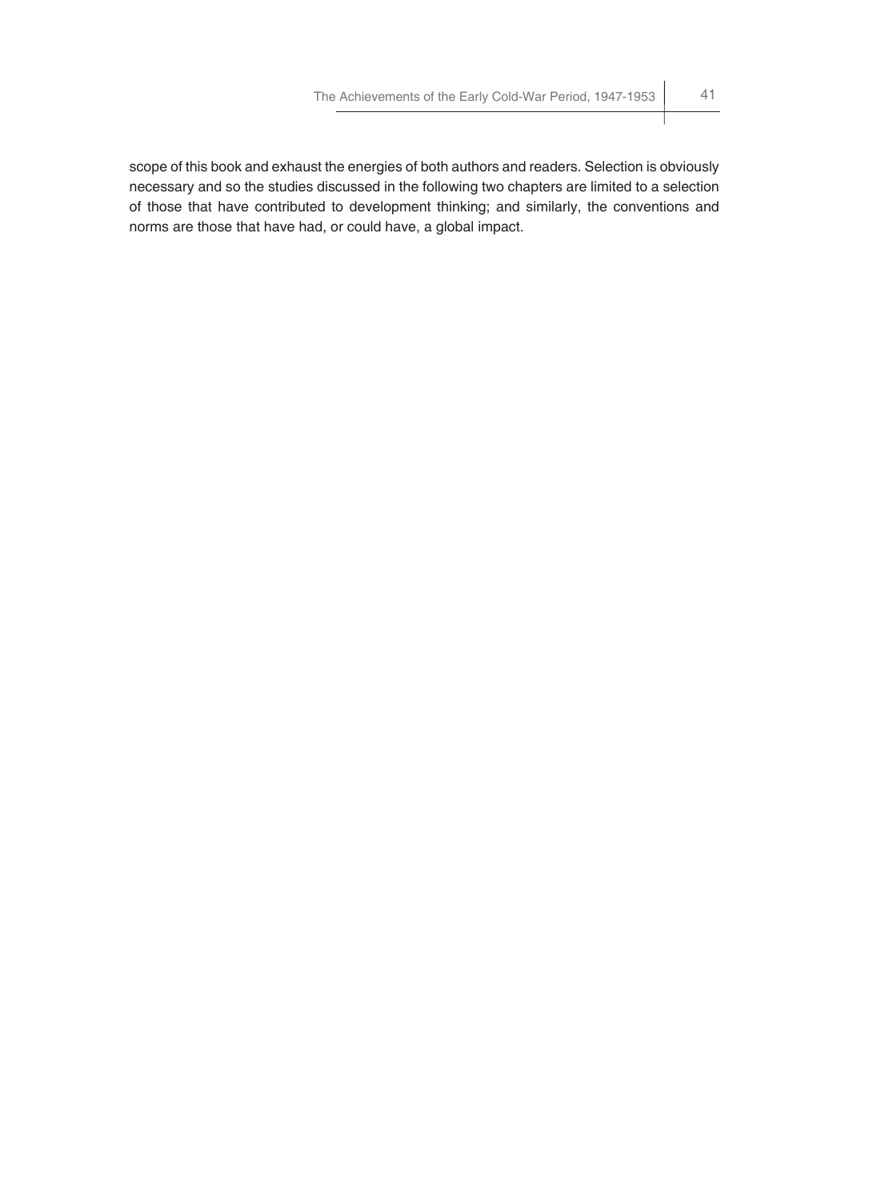scope of this book and exhaust the energies of both authors and readers. Selection is obviously necessary and so the studies discussed in the following two chapters are limited to a selection of those that have contributed to development thinking; and similarly, the conventions and norms are those that have had, or could have, a global impact.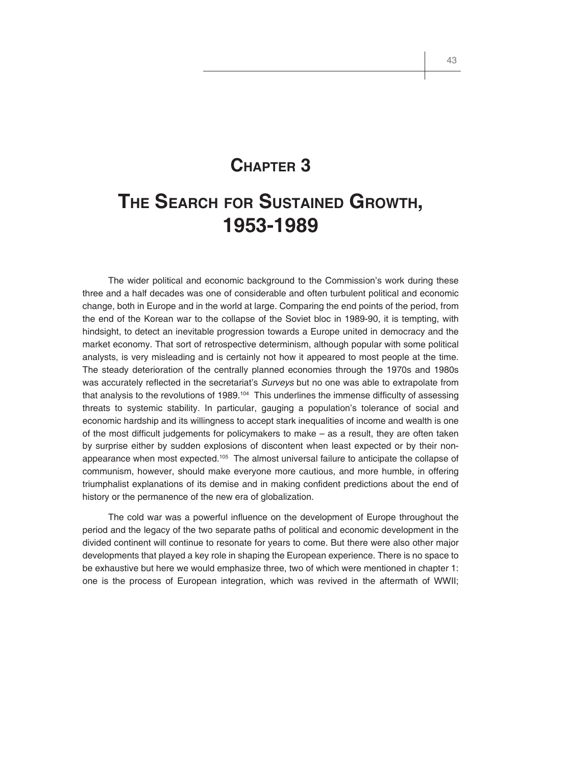# Chapter 3

# The Search for Sustained Growth, 1953-1989

The wider political and economic background to the Commission's work during these three and a half decades was one of considerable and often turbulent political and economic change, both in Europe and in the world at large. Comparing the end points of the period, from the end of the Korean war to the collapse of the Soviet bloc in 1989-90, it is tempting, with hindsight, to detect an inevitable progression towards a Europe united in democracy and the market economy. That sort of retrospective determinism, although popular with some political analysts, is very misleading and is certainly not how it appeared to most people at the time. The steady deterioration of the centrally planned economies through the 1970s and 1980s was accurately reflected in the secretariat's *Surveys* but no one was able to extrapolate from that analysis to the revolutions of 1989.[104] This underlines the immense difficulty of assessing threats to systemic stability. In particular, gauging a population's tolerance of social and economic hardship and its willingness to accept stark inequalities of income and wealth is one of the most difficult judgements for policymakers to make – as a result, they are often taken by surprise either by sudden explosions of discontent when least expected or by their non-appearance when most expected.[105] The almost universal failure to anticipate the collapse of communism, however, should make everyone more cautious, and more humble, in offering triumphalist explanations of its demise and in making confident predictions about the end of history or the permanence of the new era of globalization.

The cold war was a powerful influence on the development of Europe throughout the period and the legacy of the two separate paths of political and economic development in the divided continent will continue to resonate for years to come. But there were also other major developments that played a key role in shaping the European experience. There is no space to be exhaustive but here we would emphasize three, two of which were mentioned in chapter 1: one is the process of European integration, which was revived in the aftermath of WWII;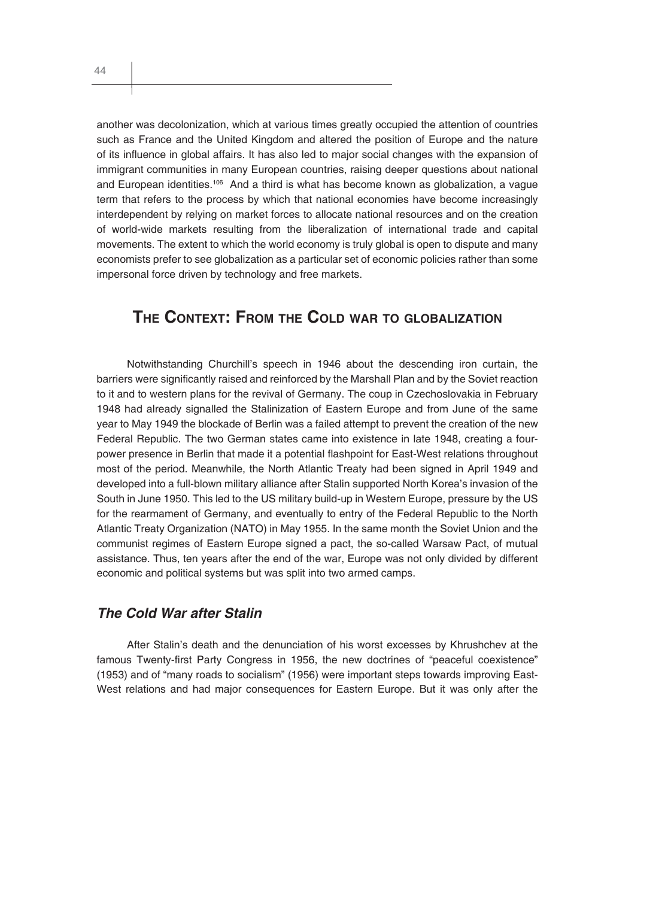another was decolonization, which at various times greatly occupied the attention of countries such as France and the United Kingdom and altered the position of Europe and the nature of its influence in global affairs. It has also led to major social changes with the expansion of immigrant communities in many European countries, raising deeper questions about national and European identities.[106] And a third is what has become known as globalization, a vague term that refers to the process by which that national economies have become increasingly interdependent by relying on market forces to allocate national resources and on the creation of world-wide markets resulting from the liberalization of international trade and capital movements. The extent to which the world economy is truly global is open to dispute and many economists prefer to see globalization as a particular set of economic policies rather than some impersonal force driven by technology and free markets.

## THE CONTEXT: FROM THE COLD WAR TO GLOBALIZATION

Notwithstanding Churchill's speech in 1946 about the descending iron curtain, the barriers were significantly raised and reinforced by the Marshall Plan and by the Soviet reaction to it and to western plans for the revival of Germany. The coup in Czechoslovakia in February 1948 had already signalled the Stalinization of Eastern Europe and from June of the same year to May 1949 the blockade of Berlin was a failed attempt to prevent the creation of the new Federal Republic. The two German states came into existence in late 1948, creating a four-power presence in Berlin that made it a potential flashpoint for East-West relations throughout most of the period. Meanwhile, the North Atlantic Treaty had been signed in April 1949 and developed into a full-blown military alliance after Stalin supported North Korea's invasion of the South in June 1950. This led to the US military build-up in Western Europe, pressure by the US for the rearmament of Germany, and eventually to entry of the Federal Republic to the North Atlantic Treaty Organization (NATO) in May 1955. In the same month the Soviet Union and the communist regimes of Eastern Europe signed a pact, the so-called Warsaw Pact, of mutual assistance. Thus, ten years after the end of the war, Europe was not only divided by different economic and political systems but was split into two armed camps.

### *The Cold War after Stalin*

After Stalin's death and the denunciation of his worst excesses by Khrushchev at the famous Twenty-first Party Congress in 1956, the new doctrines of "peaceful coexistence" (1953) and of "many roads to socialism" (1956) were important steps towards improving East-West relations and had major consequences for Eastern Europe. But it was only after the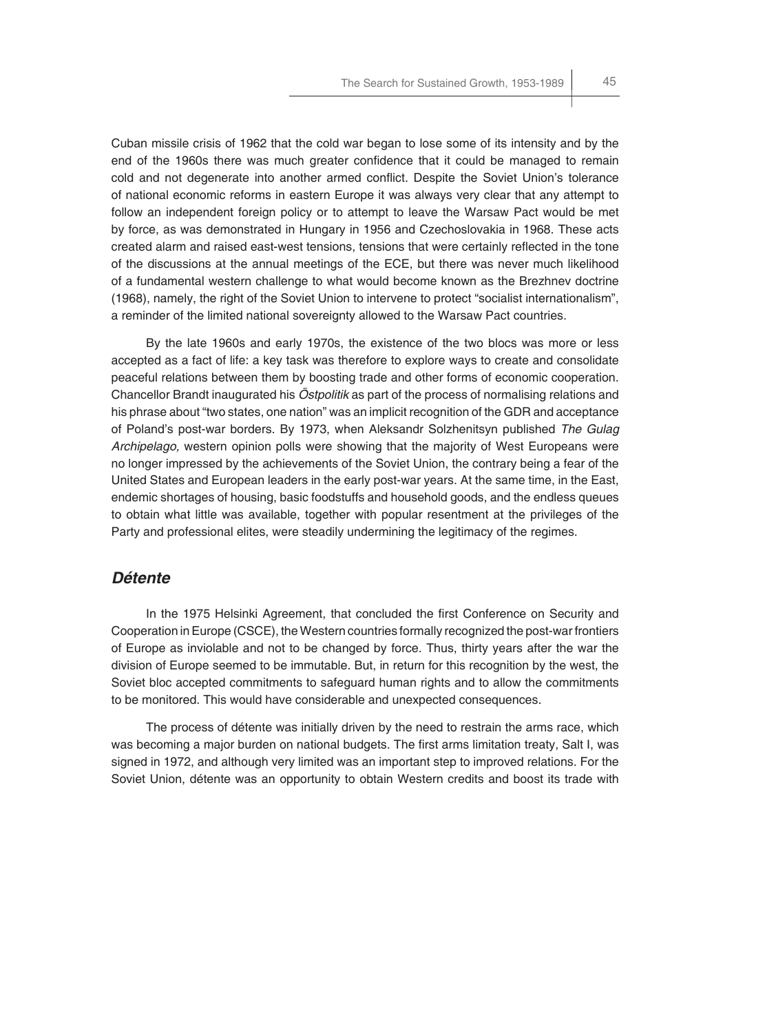Cuban missile crisis of 1962 that the cold war began to lose some of its intensity and by the end of the 1960s there was much greater confidence that it could be managed to remain cold and not degenerate into another armed conflict. Despite the Soviet Union's tolerance of national economic reforms in eastern Europe it was always very clear that any attempt to follow an independent foreign policy or to attempt to leave the Warsaw Pact would be met by force, as was demonstrated in Hungary in 1956 and Czechoslovakia in 1968. These acts created alarm and raised east-west tensions, tensions that were certainly reflected in the tone of the discussions at the annual meetings of the ECE, but there was never much likelihood of a fundamental western challenge to what would become known as the Brezhnev doctrine (1968), namely, the right of the Soviet Union to intervene to protect "socialist internationalism", a reminder of the limited national sovereignty allowed to the Warsaw Pact countries.

By the late 1960s and early 1970s, the existence of the two blocs was more or less accepted as a fact of life: a key task was therefore to explore ways to create and consolidate peaceful relations between them by boosting trade and other forms of economic cooperation. Chancellor Brandt inaugurated his *Östpolitik* as part of the process of normalising relations and his phrase about "two states, one nation" was an implicit recognition of the GDR and acceptance of Poland's post-war borders. By 1973, when Aleksandr Solzhenitsyn published *The Gulag Archipelago,* western opinion polls were showing that the majority of West Europeans were no longer impressed by the achievements of the Soviet Union, the contrary being a fear of the United States and European leaders in the early post-war years. At the same time, in the East, endemic shortages of housing, basic foodstuffs and household goods, and the endless queues to obtain what little was available, together with popular resentment at the privileges of the Party and professional elites, were steadily undermining the legitimacy of the regimes.

## *Détente*

In the 1975 Helsinki Agreement, that concluded the first Conference on Security and Cooperation in Europe (CSCE), the Western countries formally recognized the post-war frontiers of Europe as inviolable and not to be changed by force. Thus, thirty years after the war the division of Europe seemed to be immutable. But, in return for this recognition by the west, the Soviet bloc accepted commitments to safeguard human rights and to allow the commitments to be monitored. This would have considerable and unexpected consequences.

The process of détente was initially driven by the need to restrain the arms race, which was becoming a major burden on national budgets. The first arms limitation treaty, Salt I, was signed in 1972, and although very limited was an important step to improved relations. For the Soviet Union, détente was an opportunity to obtain Western credits and boost its trade with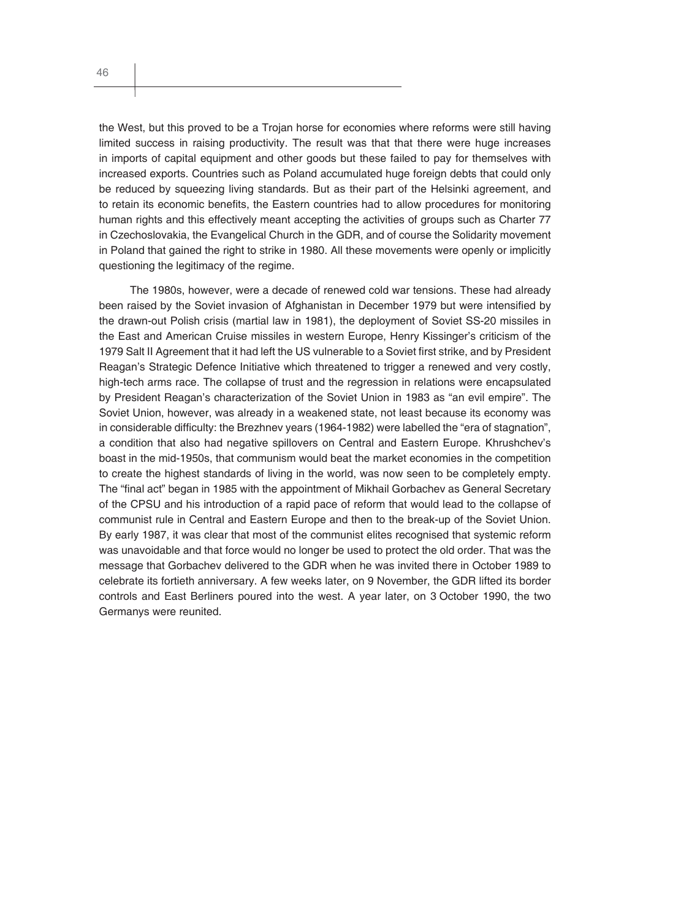the West, but this proved to be a Trojan horse for economies where reforms were still having limited success in raising productivity. The result was that that there were huge increases in imports of capital equipment and other goods but these failed to pay for themselves with increased exports. Countries such as Poland accumulated huge foreign debts that could only be reduced by squeezing living standards. But as their part of the Helsinki agreement, and to retain its economic benefits, the Eastern countries had to allow procedures for monitoring human rights and this effectively meant accepting the activities of groups such as Charter 77 in Czechoslovakia, the Evangelical Church in the GDR, and of course the Solidarity movement in Poland that gained the right to strike in 1980. All these movements were openly or implicitly questioning the legitimacy of the regime.

The 1980s, however, were a decade of renewed cold war tensions. These had already been raised by the Soviet invasion of Afghanistan in December 1979 but were intensified by the drawn-out Polish crisis (martial law in 1981), the deployment of Soviet SS-20 missiles in the East and American Cruise missiles in western Europe, Henry Kissinger's criticism of the 1979 Salt II Agreement that it had left the US vulnerable to a Soviet first strike, and by President Reagan's Strategic Defence Initiative which threatened to trigger a renewed and very costly, high-tech arms race. The collapse of trust and the regression in relations were encapsulated by President Reagan's characterization of the Soviet Union in 1983 as "an evil empire". The Soviet Union, however, was already in a weakened state, not least because its economy was in considerable difficulty: the Brezhnev years (1964-1982) were labelled the "era of stagnation", a condition that also had negative spillovers on Central and Eastern Europe. Khrushchev's boast in the mid-1950s, that communism would beat the market economies in the competition to create the highest standards of living in the world, was now seen to be completely empty. The "final act" began in 1985 with the appointment of Mikhail Gorbachev as General Secretary of the CPSU and his introduction of a rapid pace of reform that would lead to the collapse of communist rule in Central and Eastern Europe and then to the break-up of the Soviet Union. By early 1987, it was clear that most of the communist elites recognised that systemic reform was unavoidable and that force would no longer be used to protect the old order. That was the message that Gorbachev delivered to the GDR when he was invited there in October 1989 to celebrate its fortieth anniversary. A few weeks later, on 9 November, the GDR lifted its border controls and East Berliners poured into the west. A year later, on 3 October 1990, the two Germanys were reunited.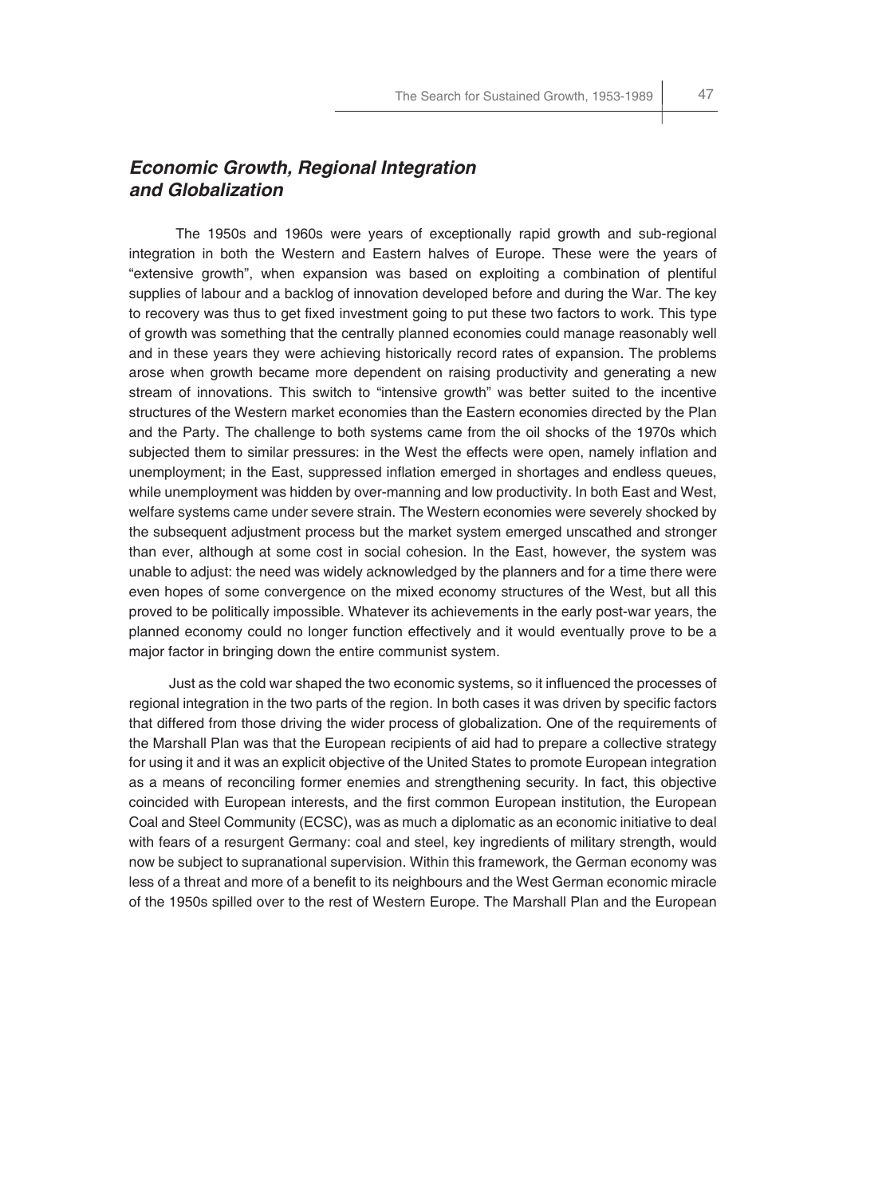## *Economic Growth, Regional Integration and Globalization*

The 1950s and 1960s were years of exceptionally rapid growth and sub-regional integration in both the Western and Eastern halves of Europe. These were the years of "extensive growth", when expansion was based on exploiting a combination of plentiful supplies of labour and a backlog of innovation developed before and during the War. The key to recovery was thus to get fixed investment going to put these two factors to work. This type of growth was something that the centrally planned economies could manage reasonably well and in these years they were achieving historically record rates of expansion. The problems arose when growth became more dependent on raising productivity and generating a new stream of innovations. This switch to "intensive growth" was better suited to the incentive structures of the Western market economies than the Eastern economies directed by the Plan and the Party. The challenge to both systems came from the oil shocks of the 1970s which subjected them to similar pressures: in the West the effects were open, namely inflation and unemployment; in the East, suppressed inflation emerged in shortages and endless queues, while unemployment was hidden by over-manning and low productivity. In both East and West, welfare systems came under severe strain. The Western economies were severely shocked by the subsequent adjustment process but the market system emerged unscathed and stronger than ever, although at some cost in social cohesion. In the East, however, the system was unable to adjust: the need was widely acknowledged by the planners and for a time there were even hopes of some convergence on the mixed economy structures of the West, but all this proved to be politically impossible. Whatever its achievements in the early post-war years, the planned economy could no longer function effectively and it would eventually prove to be a major factor in bringing down the entire communist system.

Just as the cold war shaped the two economic systems, so it influenced the processes of regional integration in the two parts of the region. In both cases it was driven by specific factors that differed from those driving the wider process of globalization. One of the requirements of the Marshall Plan was that the European recipients of aid had to prepare a collective strategy for using it and it was an explicit objective of the United States to promote European integration as a means of reconciling former enemies and strengthening security. In fact, this objective coincided with European interests, and the first common European institution, the European Coal and Steel Community (ECSC), was as much a diplomatic as an economic initiative to deal with fears of a resurgent Germany: coal and steel, key ingredients of military strength, would now be subject to supranational supervision. Within this framework, the German economy was less of a threat and more of a benefit to its neighbours and the West German economic miracle of the 1950s spilled over to the rest of Western Europe. The Marshall Plan and the European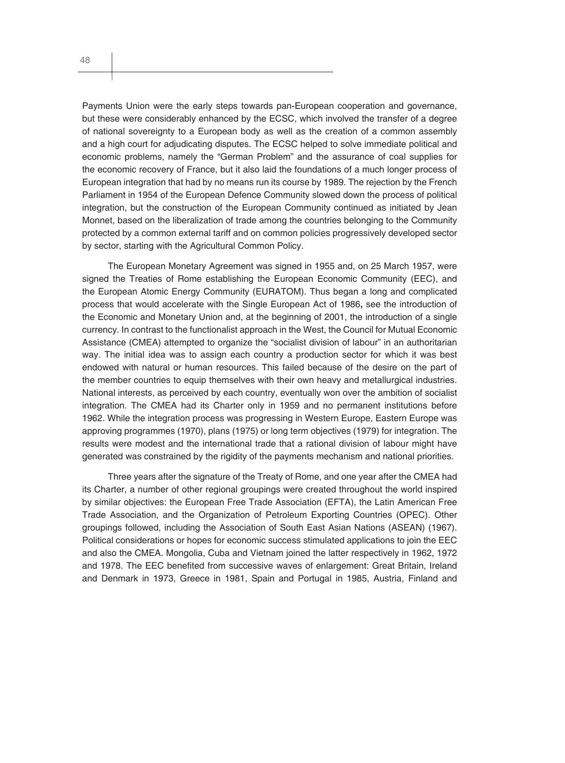Payments Union were the early steps towards pan-European cooperation and governance, but these were considerably enhanced by the ECSC, which involved the transfer of a degree of national sovereignty to a European body as well as the creation of a common assembly and a high court for adjudicating disputes. The ECSC helped to solve immediate political and economic problems, namely the "German Problem" and the assurance of coal supplies for the economic recovery of France, but it also laid the foundations of a much longer process of European integration that had by no means run its course by 1989. The rejection by the French Parliament in 1954 of the European Defence Community slowed down the process of political integration, but the construction of the European Community continued as initiated by Jean Monnet, based on the liberalization of trade among the countries belonging to the Community protected by a common external tariff and on common policies progressively developed sector by sector, starting with the Agricultural Common Policy.

The European Monetary Agreement was signed in 1955 and, on 25 March 1957, were signed the Treaties of Rome establishing the European Economic Community (EEC), and the European Atomic Energy Community (EURATOM). Thus began a long and complicated process that would accelerate with the Single European Act of 1986**,** see the introduction of the Economic and Monetary Union and, at the beginning of 2001, the introduction of a single currency. In contrast to the functionalist approach in the West, the Council for Mutual Economic Assistance (CMEA) attempted to organize the "socialist division of labour" in an authoritarian way. The initial idea was to assign each country a production sector for which it was best endowed with natural or human resources. This failed because of the desire on the part of the member countries to equip themselves with their own heavy and metallurgical industries. National interests, as perceived by each country, eventually won over the ambition of socialist integration. The CMEA had its Charter only in 1959 and no permanent institutions before 1962. While the integration process was progressing in Western Europe, Eastern Europe was approving programmes (1970), plans (1975) or long term objectives (1979) for integration. The results were modest and the international trade that a rational division of labour might have generated was constrained by the rigidity of the payments mechanism and national priorities.

Three years after the signature of the Treaty of Rome, and one year after the CMEA had its Charter, a number of other regional groupings were created throughout the world inspired by similar objectives: the European Free Trade Association (EFTA), the Latin American Free Trade Association, and the Organization of Petroleum Exporting Countries (OPEC). Other groupings followed, including the Association of South East Asian Nations (ASEAN) (1967). Political considerations or hopes for economic success stimulated applications to join the EEC and also the CMEA. Mongolia, Cuba and Vietnam joined the latter respectively in 1962, 1972 and 1978. The EEC benefited from successive waves of enlargement: Great Britain, Ireland and Denmark in 1973, Greece in 1981, Spain and Portugal in 1985, Austria, Finland and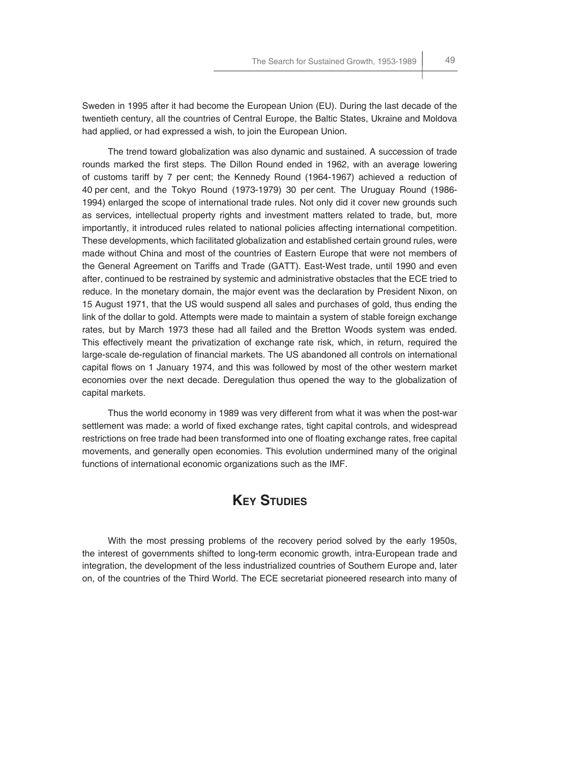Sweden in 1995 after it had become the European Union (EU). During the last decade of the twentieth century, all the countries of Central Europe, the Baltic States, Ukraine and Moldova had applied, or had expressed a wish, to join the European Union.

The trend toward globalization was also dynamic and sustained. A succession of trade rounds marked the first steps. The Dillon Round ended in 1962, with an average lowering of customs tariff by 7 per cent; the Kennedy Round (1964-1967) achieved a reduction of 40 per cent, and the Tokyo Round (1973-1979) 30 per cent. The Uruguay Round (1986-1994) enlarged the scope of international trade rules. Not only did it cover new grounds such as services, intellectual property rights and investment matters related to trade, but, more importantly, it introduced rules related to national policies affecting international competition. These developments, which facilitated globalization and established certain ground rules, were made without China and most of the countries of Eastern Europe that were not members of the General Agreement on Tariffs and Trade (GATT). East-West trade, until 1990 and even after, continued to be restrained by systemic and administrative obstacles that the ECE tried to reduce. In the monetary domain, the major event was the declaration by President Nixon, on 15 August 1971, that the US would suspend all sales and purchases of gold, thus ending the link of the dollar to gold. Attempts were made to maintain a system of stable foreign exchange rates, but by March 1973 these had all failed and the Bretton Woods system was ended. This effectively meant the privatization of exchange rate risk, which, in return, required the large-scale de-regulation of financial markets. The US abandoned all controls on international capital flows on 1 January 1974, and this was followed by most of the other western market economies over the next decade. Deregulation thus opened the way to the globalization of capital markets.

Thus the world economy in 1989 was very different from what it was when the post-war settlement was made: a world of fixed exchange rates, tight capital controls, and widespread restrictions on free trade had been transformed into one of floating exchange rates, free capital movements, and generally open economies. This evolution undermined many of the original functions of international economic organizations such as the IMF.

## Key Studies

With the most pressing problems of the recovery period solved by the early 1950s, the interest of governments shifted to long-term economic growth, intra-European trade and integration, the development of the less industrialized countries of Southern Europe and, later on, of the countries of the Third World. The ECE secretariat pioneered research into many of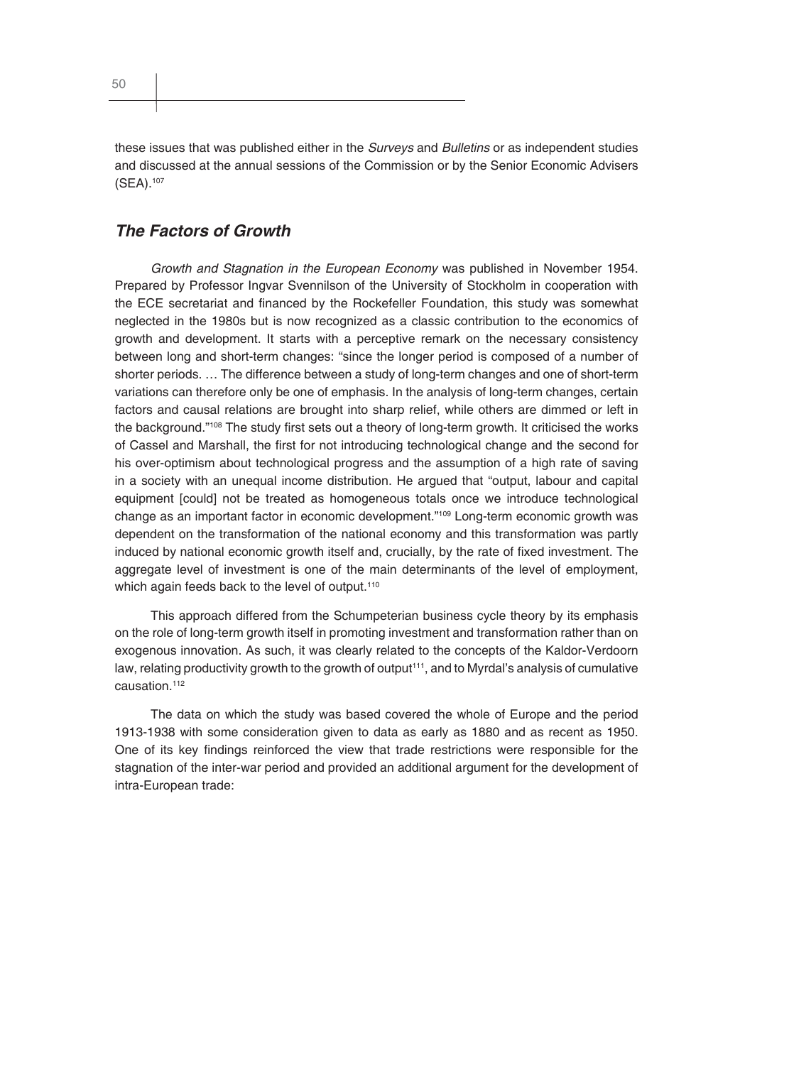these issues that was published either in the *Surveys* and *Bulletins* or as independent studies and discussed at the annual sessions of the Commission or by the Senior Economic Advisers (SEA).[107]

## *The Factors of Growth*

*Growth and Stagnation in the European Economy* was published in November 1954. Prepared by Professor Ingvar Svennilson of the University of Stockholm in cooperation with the ECE secretariat and financed by the Rockefeller Foundation, this study was somewhat neglected in the 1980s but is now recognized as a classic contribution to the economics of growth and development. It starts with a perceptive remark on the necessary consistency between long and short-term changes: "since the longer period is composed of a number of shorter periods. … The difference between a study of long-term changes and one of short-term variations can therefore only be one of emphasis. In the analysis of long-term changes, certain factors and causal relations are brought into sharp relief, while others are dimmed or left in the background."[108] The study first sets out a theory of long-term growth. It criticised the works of Cassel and Marshall, the first for not introducing technological change and the second for his over-optimism about technological progress and the assumption of a high rate of saving in a society with an unequal income distribution. He argued that "output, labour and capital equipment [could] not be treated as homogeneous totals once we introduce technological change as an important factor in economic development."[109] Long-term economic growth was dependent on the transformation of the national economy and this transformation was partly induced by national economic growth itself and, crucially, by the rate of fixed investment. The aggregate level of investment is one of the main determinants of the level of employment, which again feeds back to the level of output.[110]

This approach differed from the Schumpeterian business cycle theory by its emphasis on the role of long-term growth itself in promoting investment and transformation rather than on exogenous innovation. As such, it was clearly related to the concepts of the Kaldor-Verdoorn law, relating productivity growth to the growth of output[111], and to Myrdal's analysis of cumulative causation.[112]

The data on which the study was based covered the whole of Europe and the period 1913-1938 with some consideration given to data as early as 1880 and as recent as 1950. One of its key findings reinforced the view that trade restrictions were responsible for the stagnation of the inter-war period and provided an additional argument for the development of intra-European trade: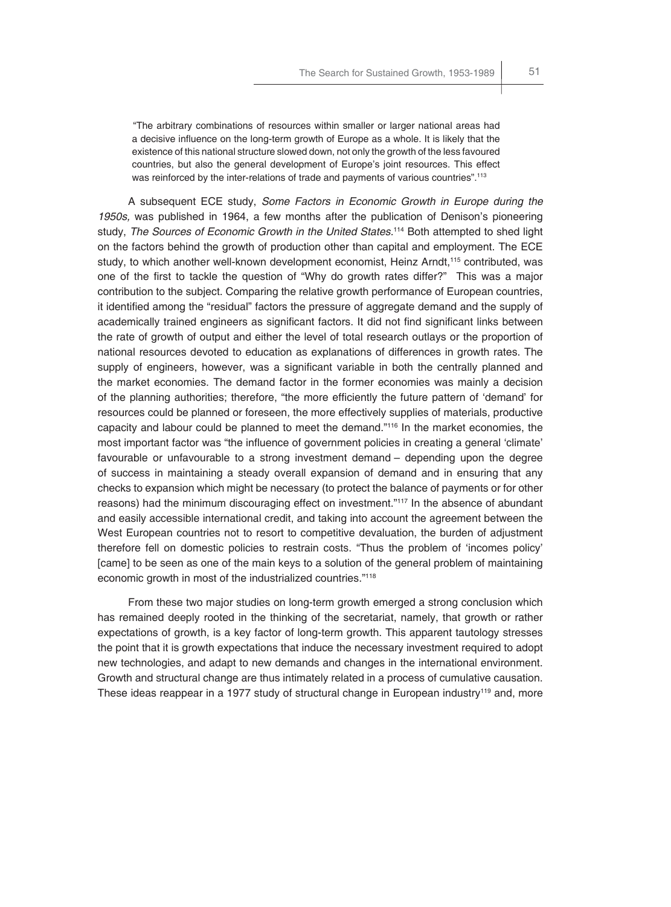> "The arbitrary combinations of resources within smaller or larger national areas had a decisive influence on the long-term growth of Europe as a whole. It is likely that the existence of this national structure slowed down, not only the growth of the less favoured countries, but also the general development of Europe's joint resources. This effect was reinforced by the inter-relations of trade and payments of various countries".[113]

A subsequent ECE study, *Some Factors in Economic Growth in Europe during the 1950s,* was published in 1964, a few months after the publication of Denison's pioneering study, *The Sources of Economic Growth in the United States.*[114] Both attempted to shed light on the factors behind the growth of production other than capital and employment. The ECE study, to which another well-known development economist, Heinz Arndt,[115] contributed, was one of the first to tackle the question of "Why do growth rates differ?" This was a major contribution to the subject. Comparing the relative growth performance of European countries, it identified among the "residual" factors the pressure of aggregate demand and the supply of academically trained engineers as significant factors. It did not find significant links between the rate of growth of output and either the level of total research outlays or the proportion of national resources devoted to education as explanations of differences in growth rates. The supply of engineers, however, was a significant variable in both the centrally planned and the market economies. The demand factor in the former economies was mainly a decision of the planning authorities; therefore, "the more efficiently the future pattern of 'demand' for resources could be planned or foreseen, the more effectively supplies of materials, productive capacity and labour could be planned to meet the demand."[116] In the market economies, the most important factor was "the influence of government policies in creating a general 'climate' favourable or unfavourable to a strong investment demand – depending upon the degree of success in maintaining a steady overall expansion of demand and in ensuring that any checks to expansion which might be necessary (to protect the balance of payments or for other reasons) had the minimum discouraging effect on investment."[117] In the absence of abundant and easily accessible international credit, and taking into account the agreement between the West European countries not to resort to competitive devaluation, the burden of adjustment therefore fell on domestic policies to restrain costs. "Thus the problem of 'incomes policy' [came] to be seen as one of the main keys to a solution of the general problem of maintaining economic growth in most of the industrialized countries."[118]

From these two major studies on long-term growth emerged a strong conclusion which has remained deeply rooted in the thinking of the secretariat, namely, that growth or rather expectations of growth, is a key factor of long-term growth. This apparent tautology stresses the point that it is growth expectations that induce the necessary investment required to adopt new technologies, and adapt to new demands and changes in the international environment. Growth and structural change are thus intimately related in a process of cumulative causation. These ideas reappear in a 1977 study of structural change in European industry[119] and, more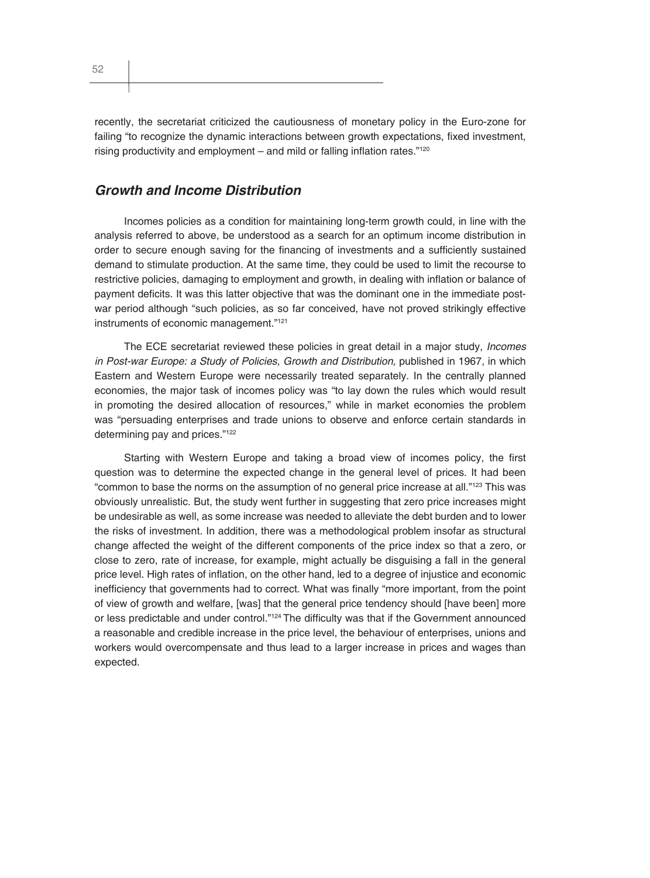recently, the secretariat criticized the cautiousness of monetary policy in the Euro-zone for failing "to recognize the dynamic interactions between growth expectations, fixed investment, rising productivity and employment – and mild or falling inflation rates."[120]

## *Growth and Income Distribution*

Incomes policies as a condition for maintaining long-term growth could, in line with the analysis referred to above, be understood as a search for an optimum income distribution in order to secure enough saving for the financing of investments and a sufficiently sustained demand to stimulate production. At the same time, they could be used to limit the recourse to restrictive policies, damaging to employment and growth, in dealing with inflation or balance of payment deficits. It was this latter objective that was the dominant one in the immediate post-war period although "such policies, as so far conceived, have not proved strikingly effective instruments of economic management."[121]

The ECE secretariat reviewed these policies in great detail in a major study, *Incomes in Post-war Europe: a Study of Policies, Growth and Distribution,* published in 1967, in which Eastern and Western Europe were necessarily treated separately. In the centrally planned economies, the major task of incomes policy was "to lay down the rules which would result in promoting the desired allocation of resources," while in market economies the problem was "persuading enterprises and trade unions to observe and enforce certain standards in determining pay and prices."[122]

Starting with Western Europe and taking a broad view of incomes policy, the first question was to determine the expected change in the general level of prices. It had been "common to base the norms on the assumption of no general price increase at all."[123] This was obviously unrealistic. But, the study went further in suggesting that zero price increases might be undesirable as well, as some increase was needed to alleviate the debt burden and to lower the risks of investment. In addition, there was a methodological problem insofar as structural change affected the weight of the different components of the price index so that a zero, or close to zero, rate of increase, for example, might actually be disguising a fall in the general price level. High rates of inflation, on the other hand, led to a degree of injustice and economic inefficiency that governments had to correct. What was finally "more important, from the point of view of growth and welfare, [was] that the general price tendency should [have been] more or less predictable and under control."[124] The difficulty was that if the Government announced a reasonable and credible increase in the price level, the behaviour of enterprises, unions and workers would overcompensate and thus lead to a larger increase in prices and wages than expected.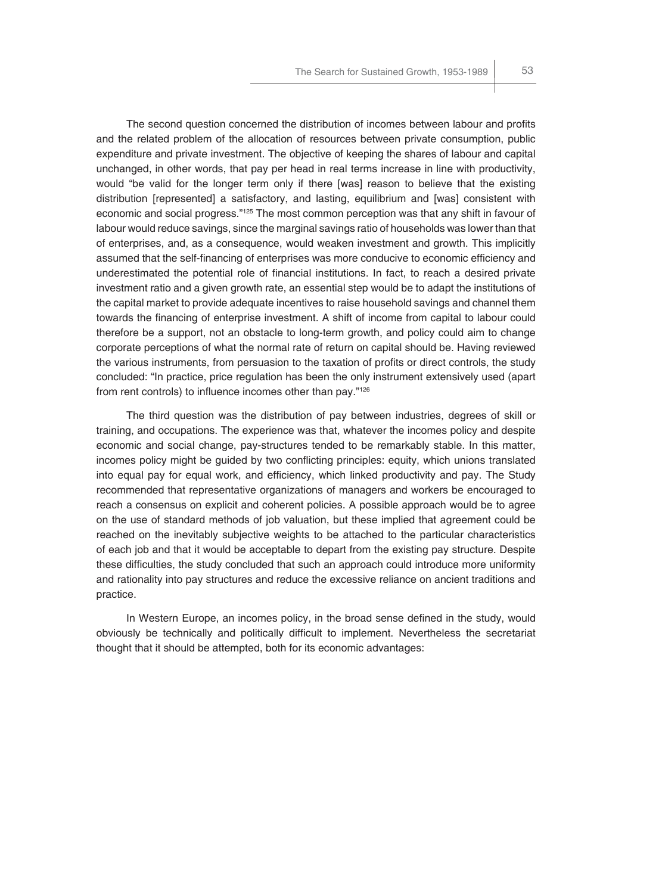The second question concerned the distribution of incomes between labour and profits and the related problem of the allocation of resources between private consumption, public expenditure and private investment. The objective of keeping the shares of labour and capital unchanged, in other words, that pay per head in real terms increase in line with productivity, would "be valid for the longer term only if there [was] reason to believe that the existing distribution [represented] a satisfactory, and lasting, equilibrium and [was] consistent with economic and social progress."[125] The most common perception was that any shift in favour of labour would reduce savings, since the marginal savings ratio of households was lower than that of enterprises, and, as a consequence, would weaken investment and growth. This implicitly assumed that the self-financing of enterprises was more conducive to economic efficiency and underestimated the potential role of financial institutions. In fact, to reach a desired private investment ratio and a given growth rate, an essential step would be to adapt the institutions of the capital market to provide adequate incentives to raise household savings and channel them towards the financing of enterprise investment. A shift of income from capital to labour could therefore be a support, not an obstacle to long-term growth, and policy could aim to change corporate perceptions of what the normal rate of return on capital should be. Having reviewed the various instruments, from persuasion to the taxation of profits or direct controls, the study concluded: "In practice, price regulation has been the only instrument extensively used (apart from rent controls) to influence incomes other than pay."[126]

The third question was the distribution of pay between industries, degrees of skill or training, and occupations. The experience was that, whatever the incomes policy and despite economic and social change, pay-structures tended to be remarkably stable. In this matter, incomes policy might be guided by two conflicting principles: equity, which unions translated into equal pay for equal work, and efficiency, which linked productivity and pay. The Study recommended that representative organizations of managers and workers be encouraged to reach a consensus on explicit and coherent policies. A possible approach would be to agree on the use of standard methods of job valuation, but these implied that agreement could be reached on the inevitably subjective weights to be attached to the particular characteristics of each job and that it would be acceptable to depart from the existing pay structure. Despite these difficulties, the study concluded that such an approach could introduce more uniformity and rationality into pay structures and reduce the excessive reliance on ancient traditions and practice.

In Western Europe, an incomes policy, in the broad sense defined in the study, would obviously be technically and politically difficult to implement. Nevertheless the secretariat thought that it should be attempted, both for its economic advantages: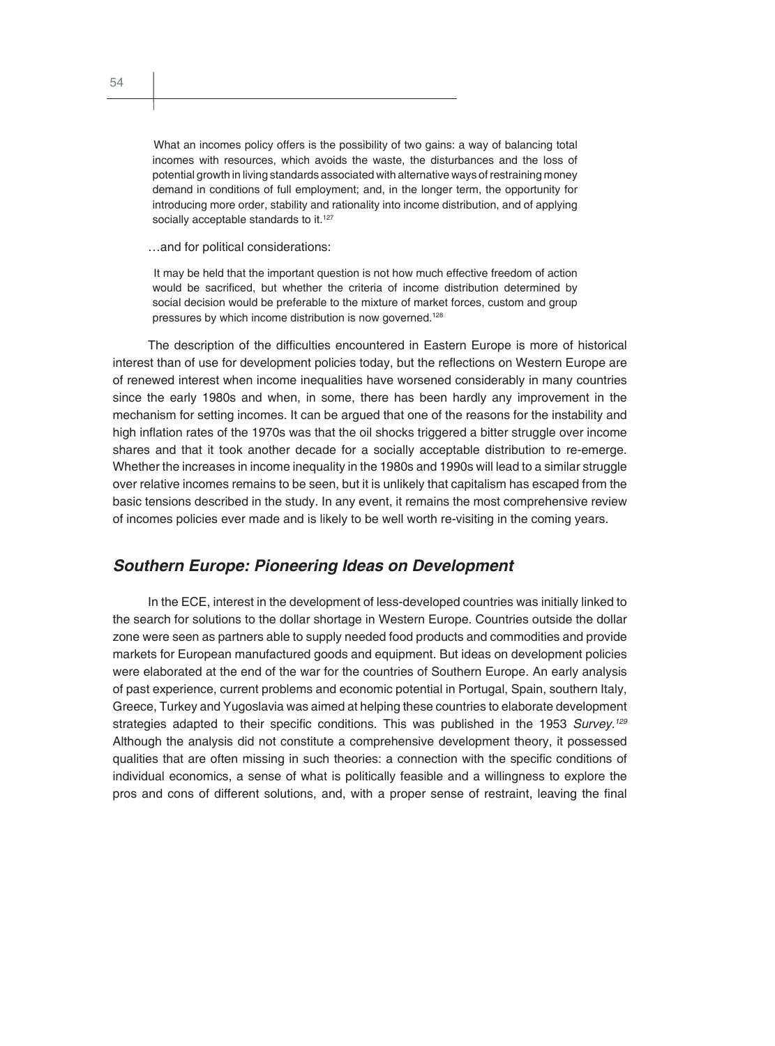> What an incomes policy offers is the possibility of two gains: a way of balancing total incomes with resources, which avoids the waste, the disturbances and the loss of potential growth in living standards associated with alternative ways of restraining money demand in conditions of full employment; and, in the longer term, the opportunity for introducing more order, stability and rationality into income distribution, and of applying socially acceptable standards to it.[127]

…and for political considerations:

> It may be held that the important question is not how much effective freedom of action would be sacrificed, but whether the criteria of income distribution determined by social decision would be preferable to the mixture of market forces, custom and group pressures by which income distribution is now governed.[128]

The description of the difficulties encountered in Eastern Europe is more of historical interest than of use for development policies today, but the reflections on Western Europe are of renewed interest when income inequalities have worsened considerably in many countries since the early 1980s and when, in some, there has been hardly any improvement in the mechanism for setting incomes. It can be argued that one of the reasons for the instability and high inflation rates of the 1970s was that the oil shocks triggered a bitter struggle over income shares and that it took another decade for a socially acceptable distribution to re-emerge. Whether the increases in income inequality in the 1980s and 1990s will lead to a similar struggle over relative incomes remains to be seen, but it is unlikely that capitalism has escaped from the basic tensions described in the study. In any event, it remains the most comprehensive review of incomes policies ever made and is likely to be well worth re-visiting in the coming years.

## *Southern Europe: Pioneering Ideas on Development*

In the ECE, interest in the development of less-developed countries was initially linked to the search for solutions to the dollar shortage in Western Europe. Countries outside the dollar zone were seen as partners able to supply needed food products and commodities and provide markets for European manufactured goods and equipment. But ideas on development policies were elaborated at the end of the war for the countries of Southern Europe. An early analysis of past experience, current problems and economic potential in Portugal, Spain, southern Italy, Greece, Turkey and Yugoslavia was aimed at helping these countries to elaborate development strategies adapted to their specific conditions. This was published in the 1953 *Survey.*[129] Although the analysis did not constitute a comprehensive development theory, it possessed qualities that are often missing in such theories: a connection with the specific conditions of individual economics, a sense of what is politically feasible and a willingness to explore the pros and cons of different solutions, and, with a proper sense of restraint, leaving the final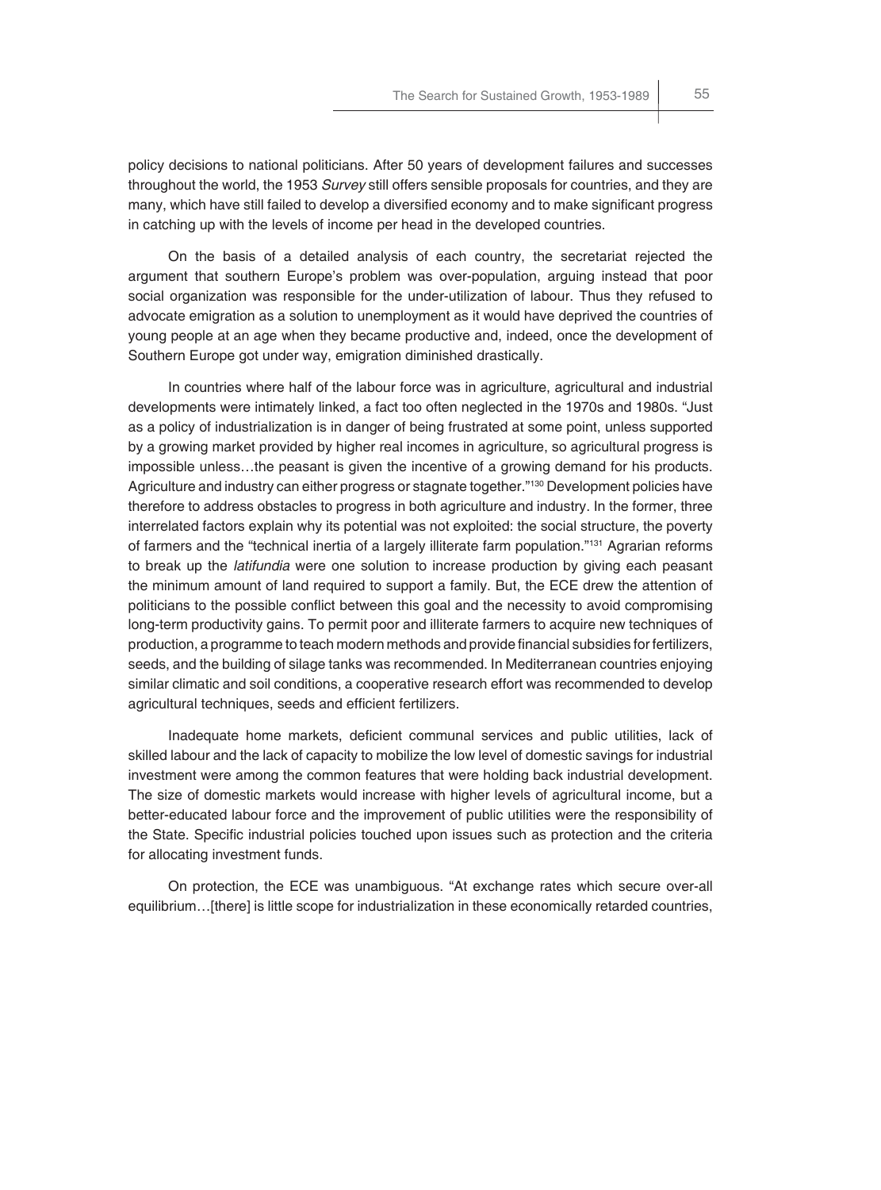policy decisions to national politicians. After 50 years of development failures and successes throughout the world, the 1953 *Survey* still offers sensible proposals for countries, and they are many, which have still failed to develop a diversified economy and to make significant progress in catching up with the levels of income per head in the developed countries.

On the basis of a detailed analysis of each country, the secretariat rejected the argument that southern Europe's problem was over-population, arguing instead that poor social organization was responsible for the under-utilization of labour. Thus they refused to advocate emigration as a solution to unemployment as it would have deprived the countries of young people at an age when they became productive and, indeed, once the development of Southern Europe got under way, emigration diminished drastically.

In countries where half of the labour force was in agriculture, agricultural and industrial developments were intimately linked, a fact too often neglected in the 1970s and 1980s. "Just as a policy of industrialization is in danger of being frustrated at some point, unless supported by a growing market provided by higher real incomes in agriculture, so agricultural progress is impossible unless…the peasant is given the incentive of a growing demand for his products. Agriculture and industry can either progress or stagnate together."[130] Development policies have therefore to address obstacles to progress in both agriculture and industry. In the former, three interrelated factors explain why its potential was not exploited: the social structure, the poverty of farmers and the "technical inertia of a largely illiterate farm population."[131] Agrarian reforms to break up the *latifundia* were one solution to increase production by giving each peasant the minimum amount of land required to support a family. But, the ECE drew the attention of politicians to the possible conflict between this goal and the necessity to avoid compromising long-term productivity gains. To permit poor and illiterate farmers to acquire new techniques of production, a programme to teach modern methods and provide financial subsidies for fertilizers, seeds, and the building of silage tanks was recommended. In Mediterranean countries enjoying similar climatic and soil conditions, a cooperative research effort was recommended to develop agricultural techniques, seeds and efficient fertilizers.

Inadequate home markets, deficient communal services and public utilities, lack of skilled labour and the lack of capacity to mobilize the low level of domestic savings for industrial investment were among the common features that were holding back industrial development. The size of domestic markets would increase with higher levels of agricultural income, but a better-educated labour force and the improvement of public utilities were the responsibility of the State. Specific industrial policies touched upon issues such as protection and the criteria for allocating investment funds.

On protection, the ECE was unambiguous. "At exchange rates which secure over-all equilibrium…[there] is little scope for industrialization in these economically retarded countries,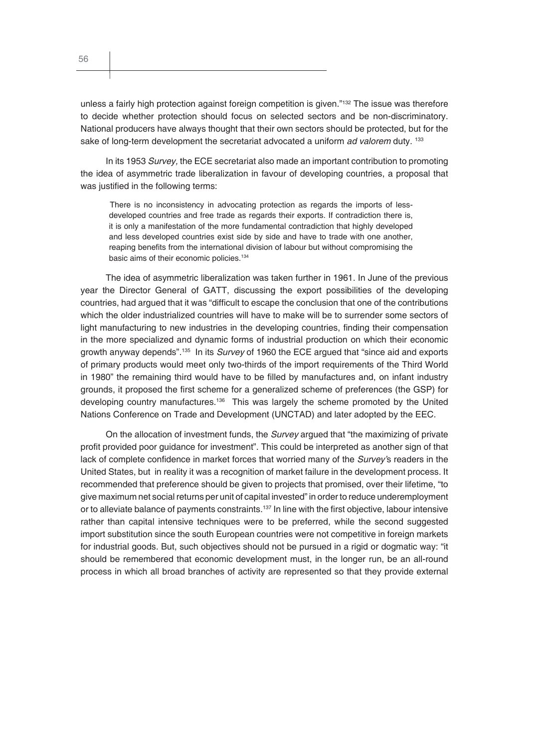unless a fairly high protection against foreign competition is given."[132] The issue was therefore to decide whether protection should focus on selected sectors and be non-discriminatory. National producers have always thought that their own sectors should be protected, but for the sake of long-term development the secretariat advocated a uniform *ad valorem* duty. [133]

In its 1953 *Survey,* the ECE secretariat also made an important contribution to promoting the idea of asymmetric trade liberalization in favour of developing countries, a proposal that was justified in the following terms:

> There is no inconsistency in advocating protection as regards the imports of less-developed countries and free trade as regards their exports. If contradiction there is, it is only a manifestation of the more fundamental contradiction that highly developed and less developed countries exist side by side and have to trade with one another, reaping benefits from the international division of labour but without compromising the basic aims of their economic policies.[134]

The idea of asymmetric liberalization was taken further in 1961. In June of the previous year the Director General of GATT, discussing the export possibilities of the developing countries, had argued that it was "difficult to escape the conclusion that one of the contributions which the older industrialized countries will have to make will be to surrender some sectors of light manufacturing to new industries in the developing countries, finding their compensation in the more specialized and dynamic forms of industrial production on which their economic growth anyway depends".[135] In its *Survey* of 1960 the ECE argued that "since aid and exports of primary products would meet only two-thirds of the import requirements of the Third World in 1980" the remaining third would have to be filled by manufactures and, on infant industry grounds, it proposed the first scheme for a generalized scheme of preferences (the GSP) for developing country manufactures.[136] This was largely the scheme promoted by the United Nations Conference on Trade and Development (UNCTAD) and later adopted by the EEC.

On the allocation of investment funds, the *Survey* argued that "the maximizing of private profit provided poor guidance for investment". This could be interpreted as another sign of that lack of complete confidence in market forces that worried many of the *Survey*'s readers in the United States, but in reality it was a recognition of market failure in the development process. It recommended that preference should be given to projects that promised, over their lifetime, "to give maximum net social returns per unit of capital invested" in order to reduce underemployment or to alleviate balance of payments constraints.[137] In line with the first objective, labour intensive rather than capital intensive techniques were to be preferred, while the second suggested import substitution since the south European countries were not competitive in foreign markets for industrial goods. But, such objectives should not be pursued in a rigid or dogmatic way: "it should be remembered that economic development must, in the longer run, be an all-round process in which all broad branches of activity are represented so that they provide external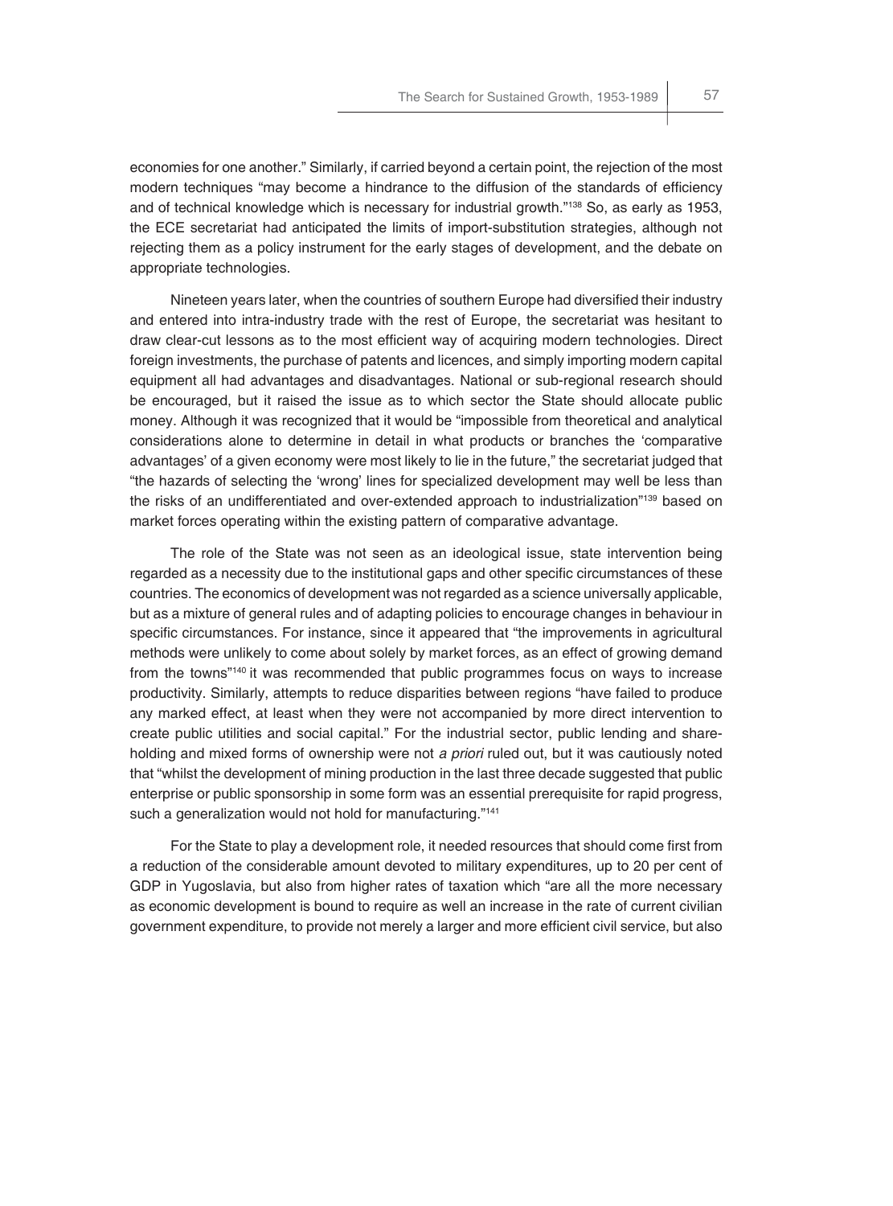economies for one another." Similarly, if carried beyond a certain point, the rejection of the most modern techniques "may become a hindrance to the diffusion of the standards of efficiency and of technical knowledge which is necessary for industrial growth."[138] So, as early as 1953, the ECE secretariat had anticipated the limits of import-substitution strategies, although not rejecting them as a policy instrument for the early stages of development, and the debate on appropriate technologies.

Nineteen years later, when the countries of southern Europe had diversified their industry and entered into intra-industry trade with the rest of Europe, the secretariat was hesitant to draw clear-cut lessons as to the most efficient way of acquiring modern technologies. Direct foreign investments, the purchase of patents and licences, and simply importing modern capital equipment all had advantages and disadvantages. National or sub-regional research should be encouraged, but it raised the issue as to which sector the State should allocate public money. Although it was recognized that it would be "impossible from theoretical and analytical considerations alone to determine in detail in what products or branches the 'comparative advantages' of a given economy were most likely to lie in the future," the secretariat judged that "the hazards of selecting the 'wrong' lines for specialized development may well be less than the risks of an undifferentiated and over-extended approach to industrialization"[139] based on market forces operating within the existing pattern of comparative advantage.

The role of the State was not seen as an ideological issue, state intervention being regarded as a necessity due to the institutional gaps and other specific circumstances of these countries. The economics of development was not regarded as a science universally applicable, but as a mixture of general rules and of adapting policies to encourage changes in behaviour in specific circumstances. For instance, since it appeared that "the improvements in agricultural methods were unlikely to come about solely by market forces, as an effect of growing demand from the towns"[140] it was recommended that public programmes focus on ways to increase productivity. Similarly, attempts to reduce disparities between regions "have failed to produce any marked effect, at least when they were not accompanied by more direct intervention to create public utilities and social capital." For the industrial sector, public lending and shareholding and mixed forms of ownership were not *a priori* ruled out, but it was cautiously noted that "whilst the development of mining production in the last three decade suggested that public enterprise or public sponsorship in some form was an essential prerequisite for rapid progress, such a generalization would not hold for manufacturing."[141]

For the State to play a development role, it needed resources that should come first from a reduction of the considerable amount devoted to military expenditures, up to 20 per cent of GDP in Yugoslavia, but also from higher rates of taxation which "are all the more necessary as economic development is bound to require as well an increase in the rate of current civilian government expenditure, to provide not merely a larger and more efficient civil service, but also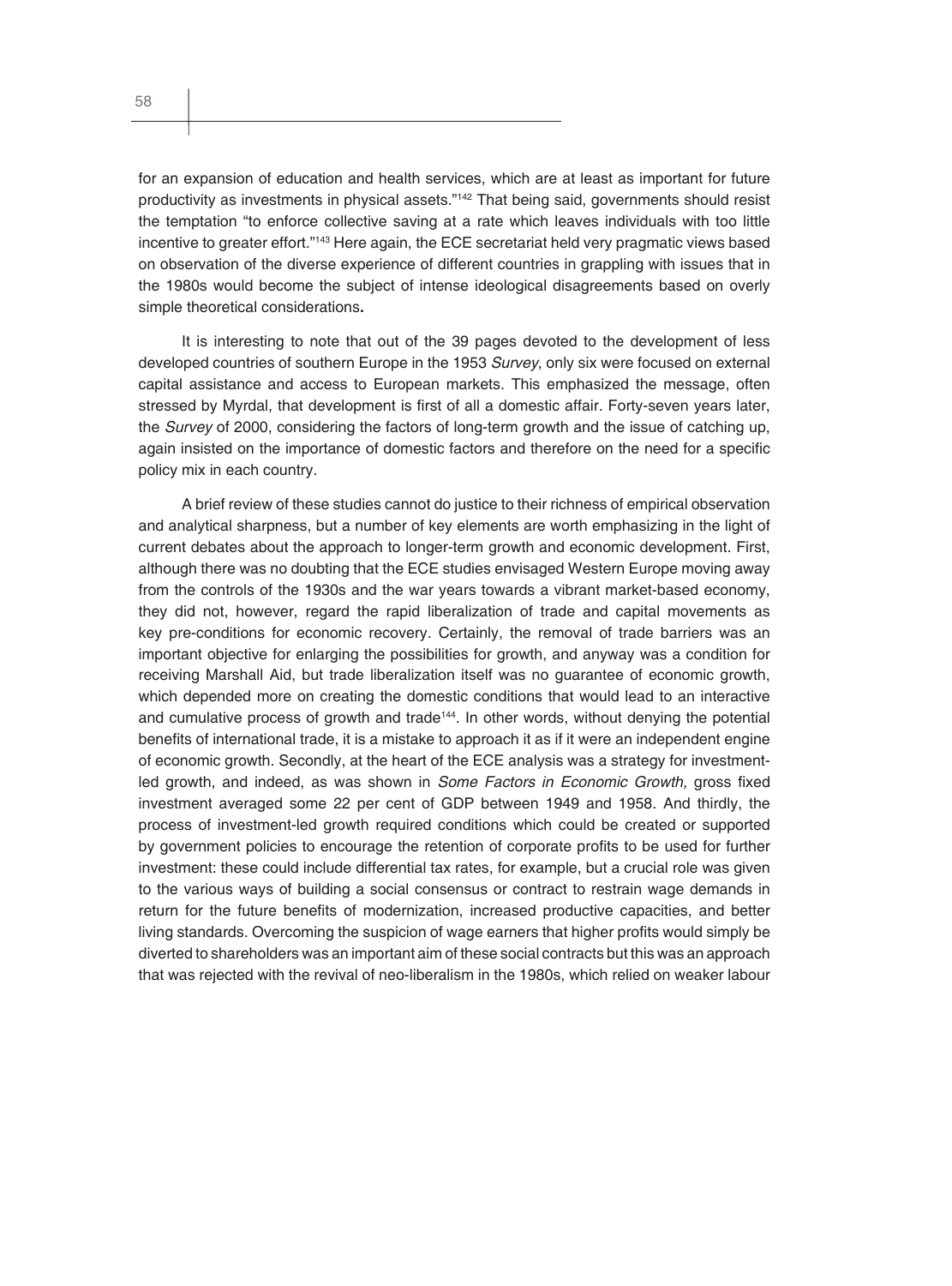for an expansion of education and health services, which are at least as important for future productivity as investments in physical assets."[142] That being said, governments should resist the temptation "to enforce collective saving at a rate which leaves individuals with too little incentive to greater effort."[143] Here again, the ECE secretariat held very pragmatic views based on observation of the diverse experience of different countries in grappling with issues that in the 1980s would become the subject of intense ideological disagreements based on overly simple theoretical considerations**.**

It is interesting to note that out of the 39 pages devoted to the development of less developed countries of southern Europe in the 1953 *Survey*, only six were focused on external capital assistance and access to European markets. This emphasized the message, often stressed by Myrdal, that development is first of all a domestic affair. Forty-seven years later, the *Survey* of 2000, considering the factors of long-term growth and the issue of catching up, again insisted on the importance of domestic factors and therefore on the need for a specific policy mix in each country.

A brief review of these studies cannot do justice to their richness of empirical observation and analytical sharpness, but a number of key elements are worth emphasizing in the light of current debates about the approach to longer-term growth and economic development. First, although there was no doubting that the ECE studies envisaged Western Europe moving away from the controls of the 1930s and the war years towards a vibrant market-based economy, they did not, however, regard the rapid liberalization of trade and capital movements as key pre-conditions for economic recovery. Certainly, the removal of trade barriers was an important objective for enlarging the possibilities for growth, and anyway was a condition for receiving Marshall Aid, but trade liberalization itself was no guarantee of economic growth, which depended more on creating the domestic conditions that would lead to an interactive and cumulative process of growth and trade[144]. In other words, without denying the potential benefits of international trade, it is a mistake to approach it as if it were an independent engine of economic growth. Secondly, at the heart of the ECE analysis was a strategy for investment-led growth, and indeed, as was shown in *Some Factors in Economic Growth,* gross fixed investment averaged some 22 per cent of GDP between 1949 and 1958. And thirdly, the process of investment-led growth required conditions which could be created or supported by government policies to encourage the retention of corporate profits to be used for further investment: these could include differential tax rates, for example, but a crucial role was given to the various ways of building a social consensus or contract to restrain wage demands in return for the future benefits of modernization, increased productive capacities, and better living standards. Overcoming the suspicion of wage earners that higher profits would simply be diverted to shareholders was an important aim of these social contracts but this was an approach that was rejected with the revival of neo-liberalism in the 1980s, which relied on weaker labour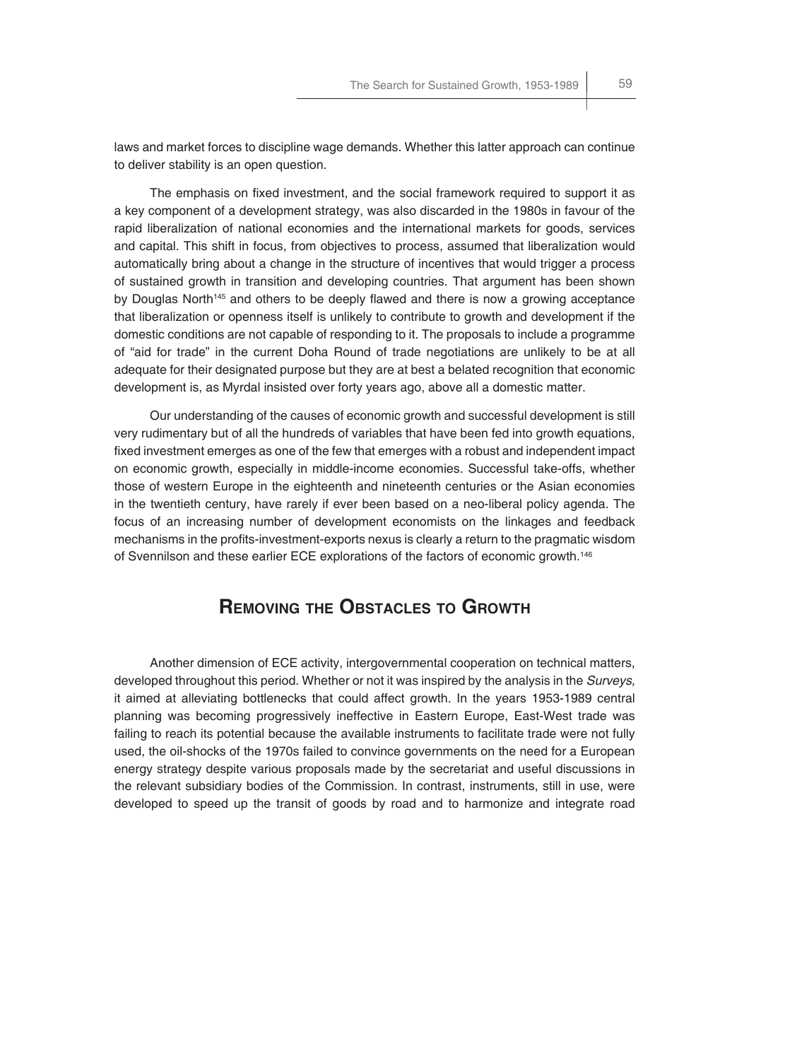laws and market forces to discipline wage demands. Whether this latter approach can continue to deliver stability is an open question.

The emphasis on fixed investment, and the social framework required to support it as a key component of a development strategy, was also discarded in the 1980s in favour of the rapid liberalization of national economies and the international markets for goods, services and capital. This shift in focus, from objectives to process, assumed that liberalization would automatically bring about a change in the structure of incentives that would trigger a process of sustained growth in transition and developing countries. That argument has been shown by Douglas North[145] and others to be deeply flawed and there is now a growing acceptance that liberalization or openness itself is unlikely to contribute to growth and development if the domestic conditions are not capable of responding to it. The proposals to include a programme of "aid for trade" in the current Doha Round of trade negotiations are unlikely to be at all adequate for their designated purpose but they are at best a belated recognition that economic development is, as Myrdal insisted over forty years ago, above all a domestic matter.

Our understanding of the causes of economic growth and successful development is still very rudimentary but of all the hundreds of variables that have been fed into growth equations, fixed investment emerges as one of the few that emerges with a robust and independent impact on economic growth, especially in middle-income economies. Successful take-offs, whether those of western Europe in the eighteenth and nineteenth centuries or the Asian economies in the twentieth century, have rarely if ever been based on a neo-liberal policy agenda. The focus of an increasing number of development economists on the linkages and feedback mechanisms in the profits-investment-exports nexus is clearly a return to the pragmatic wisdom of Svennilson and these earlier ECE explorations of the factors of economic growth.[146]

## Removing the Obstacles to Growth

Another dimension of ECE activity, intergovernmental cooperation on technical matters, developed throughout this period. Whether or not it was inspired by the analysis in the *Surveys,* it aimed at alleviating bottlenecks that could affect growth. In the years 1953-1989 central planning was becoming progressively ineffective in Eastern Europe, East-West trade was failing to reach its potential because the available instruments to facilitate trade were not fully used, the oil-shocks of the 1970s failed to convince governments on the need for a European energy strategy despite various proposals made by the secretariat and useful discussions in the relevant subsidiary bodies of the Commission. In contrast, instruments, still in use, were developed to speed up the transit of goods by road and to harmonize and integrate road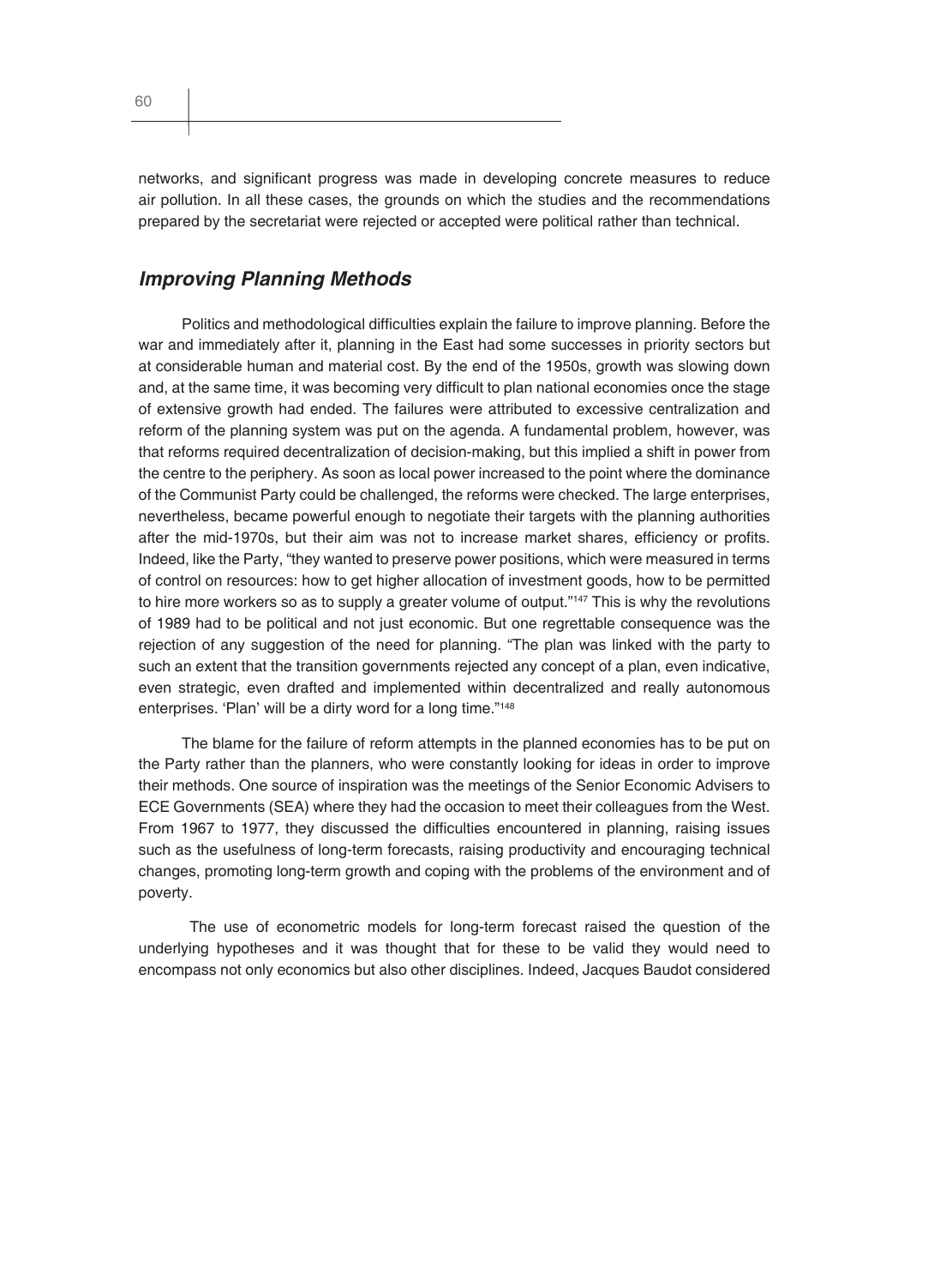networks, and significant progress was made in developing concrete measures to reduce air pollution. In all these cases, the grounds on which the studies and the recommendations prepared by the secretariat were rejected or accepted were political rather than technical.

## *Improving Planning Methods*

Politics and methodological difficulties explain the failure to improve planning. Before the war and immediately after it, planning in the East had some successes in priority sectors but at considerable human and material cost. By the end of the 1950s, growth was slowing down and, at the same time, it was becoming very difficult to plan national economies once the stage of extensive growth had ended. The failures were attributed to excessive centralization and reform of the planning system was put on the agenda. A fundamental problem, however, was that reforms required decentralization of decision-making, but this implied a shift in power from the centre to the periphery. As soon as local power increased to the point where the dominance of the Communist Party could be challenged, the reforms were checked. The large enterprises, nevertheless, became powerful enough to negotiate their targets with the planning authorities after the mid-1970s, but their aim was not to increase market shares, efficiency or profits. Indeed, like the Party, "they wanted to preserve power positions, which were measured in terms of control on resources: how to get higher allocation of investment goods, how to be permitted to hire more workers so as to supply a greater volume of output."[147] This is why the revolutions of 1989 had to be political and not just economic. But one regrettable consequence was the rejection of any suggestion of the need for planning. "The plan was linked with the party to such an extent that the transition governments rejected any concept of a plan, even indicative, even strategic, even drafted and implemented within decentralized and really autonomous enterprises. 'Plan' will be a dirty word for a long time."[148]

The blame for the failure of reform attempts in the planned economies has to be put on the Party rather than the planners, who were constantly looking for ideas in order to improve their methods. One source of inspiration was the meetings of the Senior Economic Advisers to ECE Governments (SEA) where they had the occasion to meet their colleagues from the West. From 1967 to 1977, they discussed the difficulties encountered in planning, raising issues such as the usefulness of long-term forecasts, raising productivity and encouraging technical changes, promoting long-term growth and coping with the problems of the environment and of poverty.

The use of econometric models for long-term forecast raised the question of the underlying hypotheses and it was thought that for these to be valid they would need to encompass not only economics but also other disciplines. Indeed, Jacques Baudot considered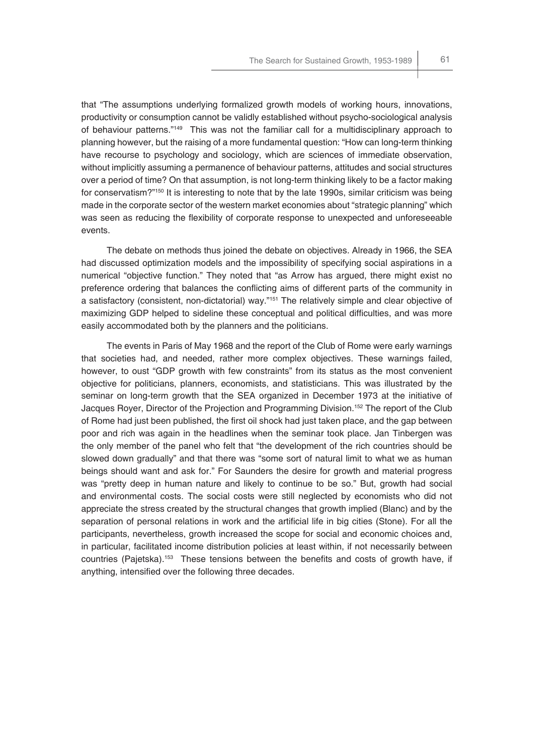that "The assumptions underlying formalized growth models of working hours, innovations, productivity or consumption cannot be validly established without psycho-sociological analysis of behaviour patterns."[149] This was not the familiar call for a multidisciplinary approach to planning however, but the raising of a more fundamental question: "How can long-term thinking have recourse to psychology and sociology, which are sciences of immediate observation, without implicitly assuming a permanence of behaviour patterns, attitudes and social structures over a period of time? On that assumption, is not long-term thinking likely to be a factor making for conservatism?"[150] It is interesting to note that by the late 1990s, similar criticism was being made in the corporate sector of the western market economies about "strategic planning" which was seen as reducing the flexibility of corporate response to unexpected and unforeseeable events.

The debate on methods thus joined the debate on objectives. Already in 1966, the SEA had discussed optimization models and the impossibility of specifying social aspirations in a numerical "objective function." They noted that "as Arrow has argued, there might exist no preference ordering that balances the conflicting aims of different parts of the community in a satisfactory (consistent, non-dictatorial) way."[151] The relatively simple and clear objective of maximizing GDP helped to sideline these conceptual and political difficulties, and was more easily accommodated both by the planners and the politicians.

The events in Paris of May 1968 and the report of the Club of Rome were early warnings that societies had, and needed, rather more complex objectives. These warnings failed, however, to oust "GDP growth with few constraints" from its status as the most convenient objective for politicians, planners, economists, and statisticians. This was illustrated by the seminar on long-term growth that the SEA organized in December 1973 at the initiative of Jacques Royer, Director of the Projection and Programming Division.[152] The report of the Club of Rome had just been published, the first oil shock had just taken place, and the gap between poor and rich was again in the headlines when the seminar took place. Jan Tinbergen was the only member of the panel who felt that "the development of the rich countries should be slowed down gradually" and that there was "some sort of natural limit to what we as human beings should want and ask for." For Saunders the desire for growth and material progress was "pretty deep in human nature and likely to continue to be so." But, growth had social and environmental costs. The social costs were still neglected by economists who did not appreciate the stress created by the structural changes that growth implied (Blanc) and by the separation of personal relations in work and the artificial life in big cities (Stone). For all the participants, nevertheless, growth increased the scope for social and economic choices and, in particular, facilitated income distribution policies at least within, if not necessarily between countries (Pajetska).[153] These tensions between the benefits and costs of growth have, if anything, intensified over the following three decades.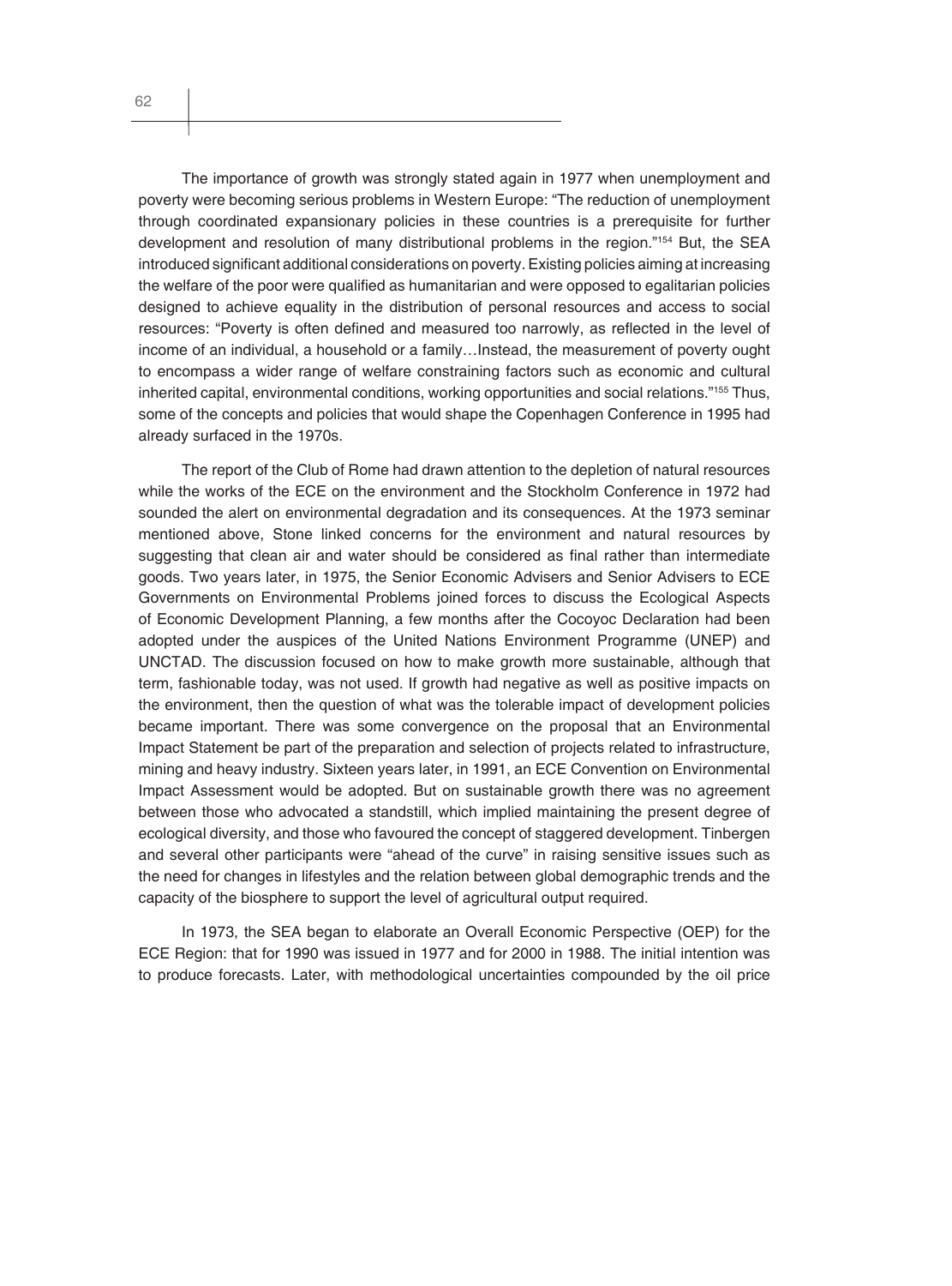The importance of growth was strongly stated again in 1977 when unemployment and poverty were becoming serious problems in Western Europe: "The reduction of unemployment through coordinated expansionary policies in these countries is a prerequisite for further development and resolution of many distributional problems in the region."[154] But, the SEA introduced significant additional considerations on poverty. Existing policies aiming at increasing the welfare of the poor were qualified as humanitarian and were opposed to egalitarian policies designed to achieve equality in the distribution of personal resources and access to social resources: "Poverty is often defined and measured too narrowly, as reflected in the level of income of an individual, a household or a family…Instead, the measurement of poverty ought to encompass a wider range of welfare constraining factors such as economic and cultural inherited capital, environmental conditions, working opportunities and social relations."[155] Thus, some of the concepts and policies that would shape the Copenhagen Conference in 1995 had already surfaced in the 1970s.

The report of the Club of Rome had drawn attention to the depletion of natural resources while the works of the ECE on the environment and the Stockholm Conference in 1972 had sounded the alert on environmental degradation and its consequences. At the 1973 seminar mentioned above, Stone linked concerns for the environment and natural resources by suggesting that clean air and water should be considered as final rather than intermediate goods. Two years later, in 1975, the Senior Economic Advisers and Senior Advisers to ECE Governments on Environmental Problems joined forces to discuss the Ecological Aspects of Economic Development Planning, a few months after the Cocoyoc Declaration had been adopted under the auspices of the United Nations Environment Programme (UNEP) and UNCTAD. The discussion focused on how to make growth more sustainable, although that term, fashionable today, was not used. If growth had negative as well as positive impacts on the environment, then the question of what was the tolerable impact of development policies became important. There was some convergence on the proposal that an Environmental Impact Statement be part of the preparation and selection of projects related to infrastructure, mining and heavy industry. Sixteen years later, in 1991, an ECE Convention on Environmental Impact Assessment would be adopted. But on sustainable growth there was no agreement between those who advocated a standstill, which implied maintaining the present degree of ecological diversity, and those who favoured the concept of staggered development. Tinbergen and several other participants were "ahead of the curve" in raising sensitive issues such as the need for changes in lifestyles and the relation between global demographic trends and the capacity of the biosphere to support the level of agricultural output required.

In 1973, the SEA began to elaborate an Overall Economic Perspective (OEP) for the ECE Region: that for 1990 was issued in 1977 and for 2000 in 1988. The initial intention was to produce forecasts. Later, with methodological uncertainties compounded by the oil price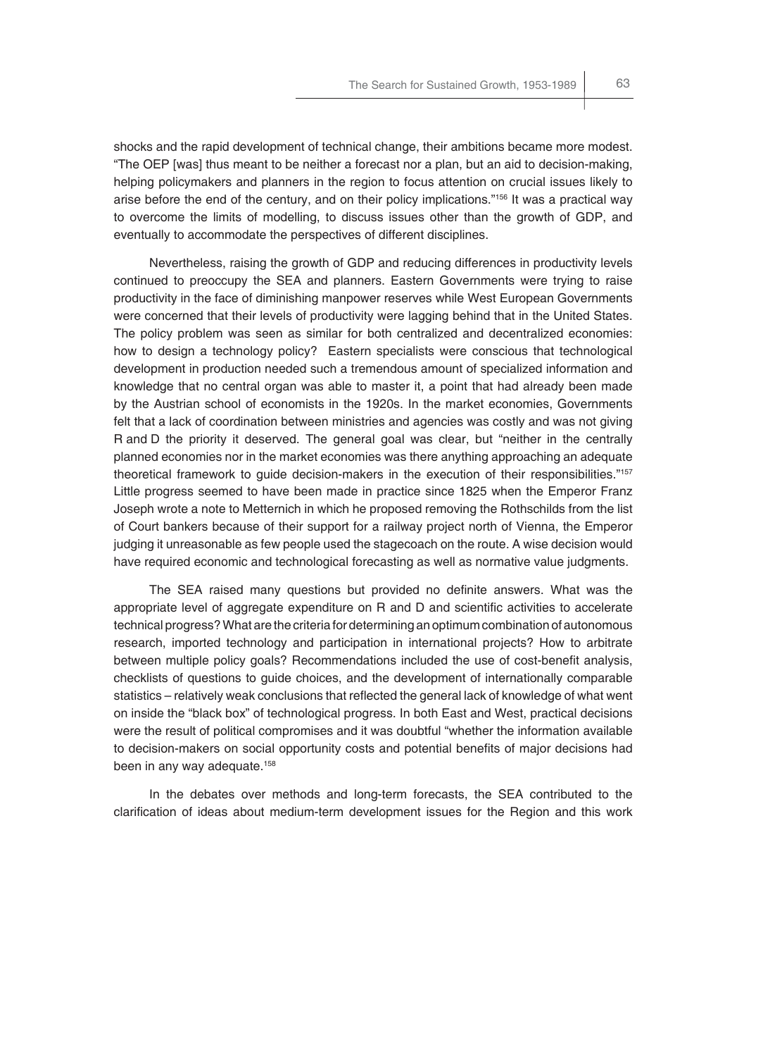shocks and the rapid development of technical change, their ambitions became more modest. "The OEP [was] thus meant to be neither a forecast nor a plan, but an aid to decision-making, helping policymakers and planners in the region to focus attention on crucial issues likely to arise before the end of the century, and on their policy implications."[156] It was a practical way to overcome the limits of modelling, to discuss issues other than the growth of GDP, and eventually to accommodate the perspectives of different disciplines.

Nevertheless, raising the growth of GDP and reducing differences in productivity levels continued to preoccupy the SEA and planners. Eastern Governments were trying to raise productivity in the face of diminishing manpower reserves while West European Governments were concerned that their levels of productivity were lagging behind that in the United States. The policy problem was seen as similar for both centralized and decentralized economies: how to design a technology policy? Eastern specialists were conscious that technological development in production needed such a tremendous amount of specialized information and knowledge that no central organ was able to master it, a point that had already been made by the Austrian school of economists in the 1920s. In the market economies, Governments felt that a lack of coordination between ministries and agencies was costly and was not giving R and D the priority it deserved. The general goal was clear, but "neither in the centrally planned economies nor in the market economies was there anything approaching an adequate theoretical framework to guide decision-makers in the execution of their responsibilities."[157] Little progress seemed to have been made in practice since 1825 when the Emperor Franz Joseph wrote a note to Metternich in which he proposed removing the Rothschilds from the list of Court bankers because of their support for a railway project north of Vienna, the Emperor judging it unreasonable as few people used the stagecoach on the route. A wise decision would have required economic and technological forecasting as well as normative value judgments.

The SEA raised many questions but provided no definite answers. What was the appropriate level of aggregate expenditure on R and D and scientific activities to accelerate technical progress? What are the criteria for determining an optimum combination of autonomous research, imported technology and participation in international projects? How to arbitrate between multiple policy goals? Recommendations included the use of cost-benefit analysis, checklists of questions to guide choices, and the development of internationally comparable statistics – relatively weak conclusions that reflected the general lack of knowledge of what went on inside the "black box" of technological progress. In both East and West, practical decisions were the result of political compromises and it was doubtful "whether the information available to decision-makers on social opportunity costs and potential benefits of major decisions had been in any way adequate.[158]

In the debates over methods and long-term forecasts, the SEA contributed to the clarification of ideas about medium-term development issues for the Region and this work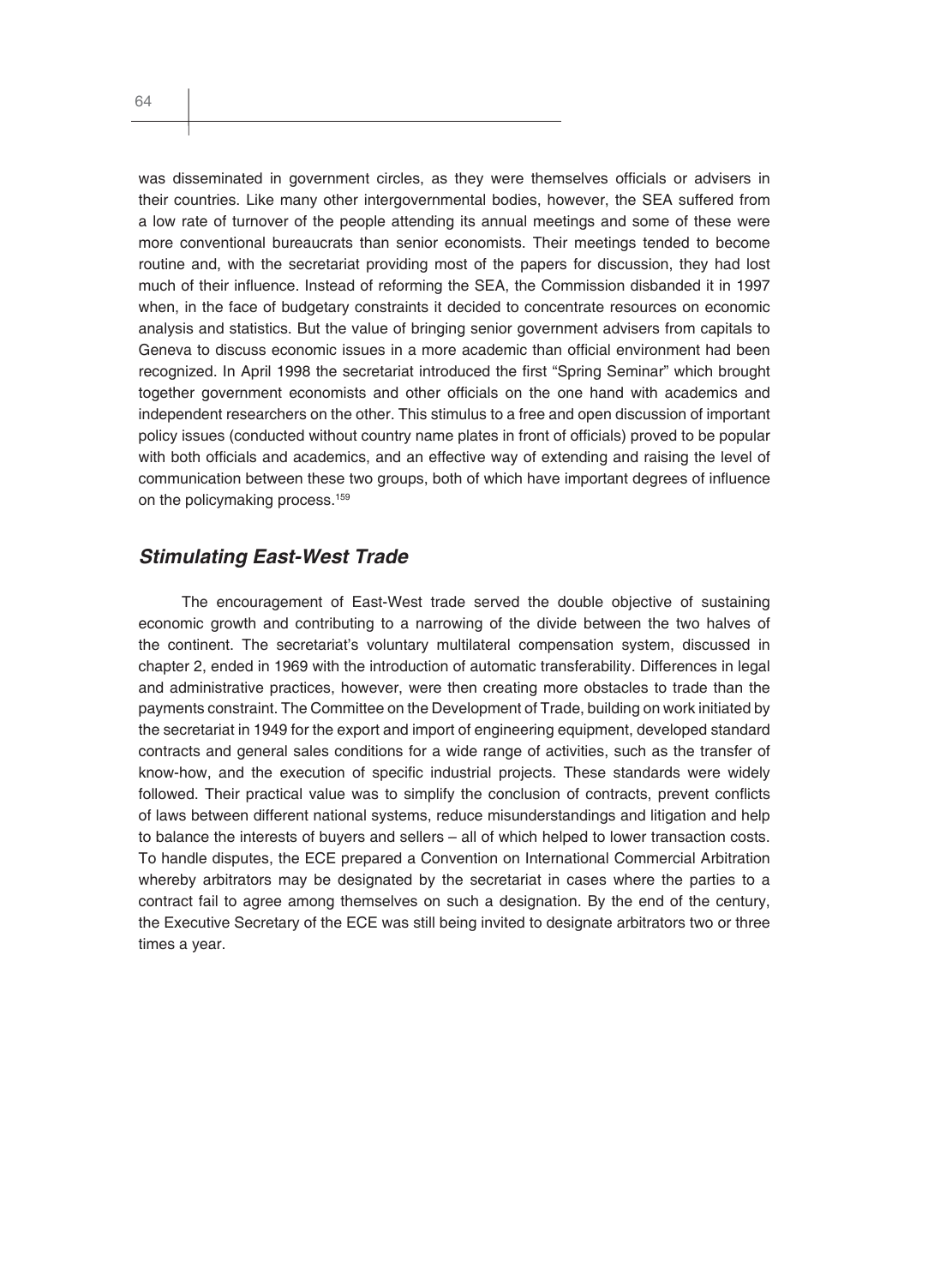was disseminated in government circles, as they were themselves officials or advisers in their countries. Like many other intergovernmental bodies, however, the SEA suffered from a low rate of turnover of the people attending its annual meetings and some of these were more conventional bureaucrats than senior economists. Their meetings tended to become routine and, with the secretariat providing most of the papers for discussion, they had lost much of their influence. Instead of reforming the SEA, the Commission disbanded it in 1997 when, in the face of budgetary constraints it decided to concentrate resources on economic analysis and statistics. But the value of bringing senior government advisers from capitals to Geneva to discuss economic issues in a more academic than official environment had been recognized. In April 1998 the secretariat introduced the first "Spring Seminar" which brought together government economists and other officials on the one hand with academics and independent researchers on the other. This stimulus to a free and open discussion of important policy issues (conducted without country name plates in front of officials) proved to be popular with both officials and academics, and an effective way of extending and raising the level of communication between these two groups, both of which have important degrees of influence on the policymaking process.[159]

## *Stimulating East-West Trade*

The encouragement of East-West trade served the double objective of sustaining economic growth and contributing to a narrowing of the divide between the two halves of the continent. The secretariat's voluntary multilateral compensation system, discussed in chapter 2, ended in 1969 with the introduction of automatic transferability. Differences in legal and administrative practices, however, were then creating more obstacles to trade than the payments constraint. The Committee on the Development of Trade, building on work initiated by the secretariat in 1949 for the export and import of engineering equipment, developed standard contracts and general sales conditions for a wide range of activities, such as the transfer of know-how, and the execution of specific industrial projects. These standards were widely followed. Their practical value was to simplify the conclusion of contracts, prevent conflicts of laws between different national systems, reduce misunderstandings and litigation and help to balance the interests of buyers and sellers – all of which helped to lower transaction costs. To handle disputes, the ECE prepared a Convention on International Commercial Arbitration whereby arbitrators may be designated by the secretariat in cases where the parties to a contract fail to agree among themselves on such a designation. By the end of the century, the Executive Secretary of the ECE was still being invited to designate arbitrators two or three times a year.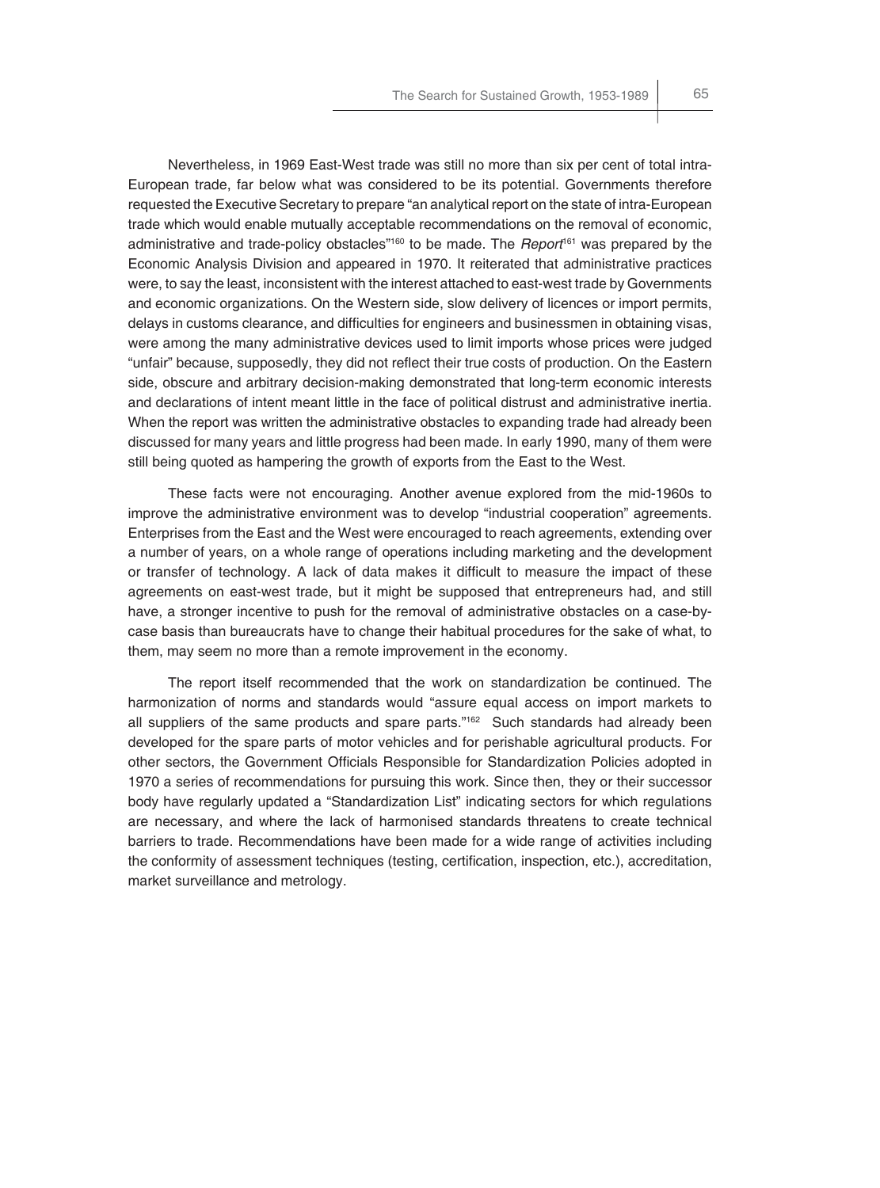Nevertheless, in 1969 East-West trade was still no more than six per cent of total intra-European trade, far below what was considered to be its potential. Governments therefore requested the Executive Secretary to prepare "an analytical report on the state of intra-European trade which would enable mutually acceptable recommendations on the removal of economic, administrative and trade-policy obstacles"[160] to be made. The *Report*[161] was prepared by the Economic Analysis Division and appeared in 1970. It reiterated that administrative practices were, to say the least, inconsistent with the interest attached to east-west trade by Governments and economic organizations. On the Western side, slow delivery of licences or import permits, delays in customs clearance, and difficulties for engineers and businessmen in obtaining visas, were among the many administrative devices used to limit imports whose prices were judged "unfair" because, supposedly, they did not reflect their true costs of production. On the Eastern side, obscure and arbitrary decision-making demonstrated that long-term economic interests and declarations of intent meant little in the face of political distrust and administrative inertia. When the report was written the administrative obstacles to expanding trade had already been discussed for many years and little progress had been made. In early 1990, many of them were still being quoted as hampering the growth of exports from the East to the West.

These facts were not encouraging. Another avenue explored from the mid-1960s to improve the administrative environment was to develop "industrial cooperation" agreements. Enterprises from the East and the West were encouraged to reach agreements, extending over a number of years, on a whole range of operations including marketing and the development or transfer of technology. A lack of data makes it difficult to measure the impact of these agreements on east-west trade, but it might be supposed that entrepreneurs had, and still have, a stronger incentive to push for the removal of administrative obstacles on a case-by-case basis than bureaucrats have to change their habitual procedures for the sake of what, to them, may seem no more than a remote improvement in the economy.

The report itself recommended that the work on standardization be continued. The harmonization of norms and standards would "assure equal access on import markets to all suppliers of the same products and spare parts."[162] Such standards had already been developed for the spare parts of motor vehicles and for perishable agricultural products. For other sectors, the Government Officials Responsible for Standardization Policies adopted in 1970 a series of recommendations for pursuing this work. Since then, they or their successor body have regularly updated a "Standardization List" indicating sectors for which regulations are necessary, and where the lack of harmonised standards threatens to create technical barriers to trade. Recommendations have been made for a wide range of activities including the conformity of assessment techniques (testing, certification, inspection, etc.), accreditation, market surveillance and metrology.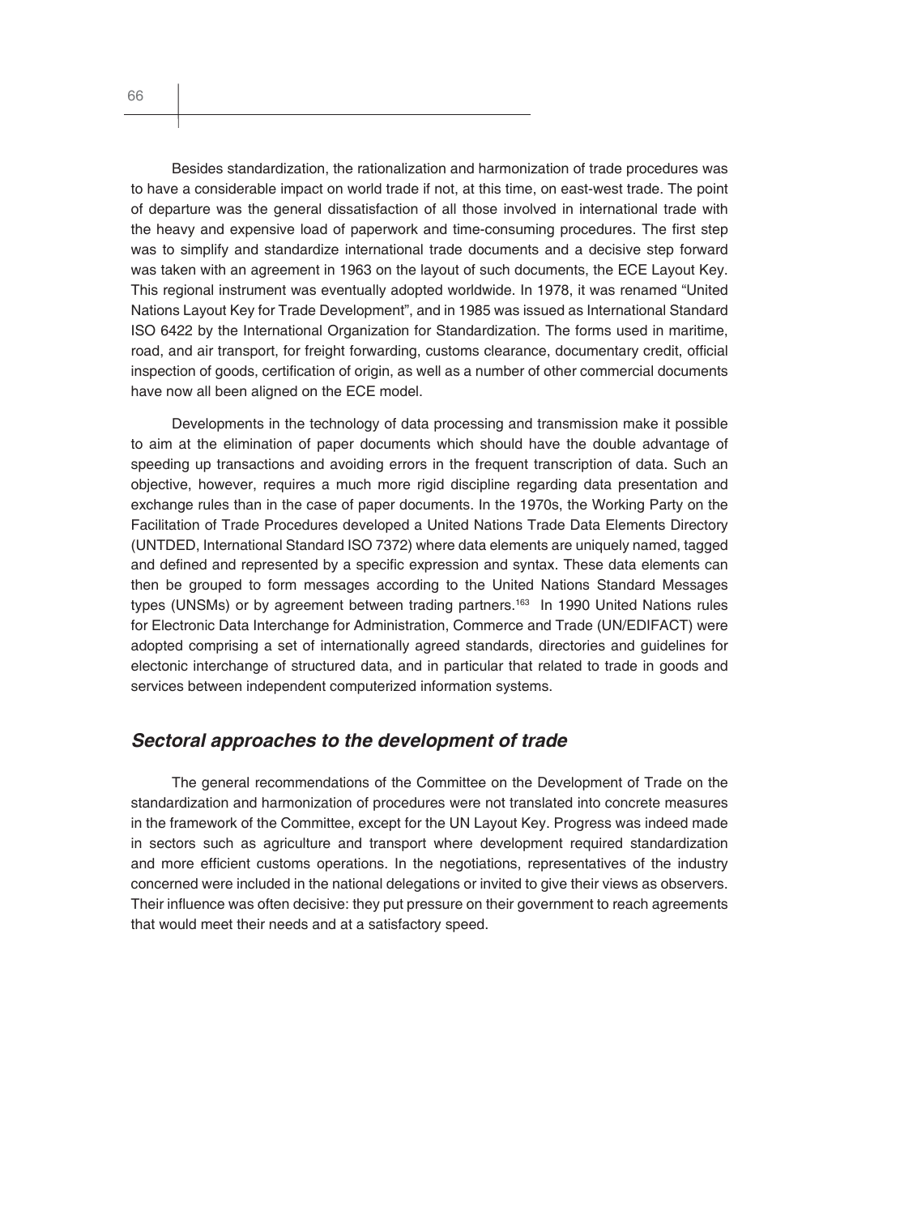Besides standardization, the rationalization and harmonization of trade procedures was to have a considerable impact on world trade if not, at this time, on east-west trade. The point of departure was the general dissatisfaction of all those involved in international trade with the heavy and expensive load of paperwork and time-consuming procedures. The first step was to simplify and standardize international trade documents and a decisive step forward was taken with an agreement in 1963 on the layout of such documents, the ECE Layout Key. This regional instrument was eventually adopted worldwide. In 1978, it was renamed "United Nations Layout Key for Trade Development", and in 1985 was issued as International Standard ISO 6422 by the International Organization for Standardization. The forms used in maritime, road, and air transport, for freight forwarding, customs clearance, documentary credit, official inspection of goods, certification of origin, as well as a number of other commercial documents have now all been aligned on the ECE model.

Developments in the technology of data processing and transmission make it possible to aim at the elimination of paper documents which should have the double advantage of speeding up transactions and avoiding errors in the frequent transcription of data. Such an objective, however, requires a much more rigid discipline regarding data presentation and exchange rules than in the case of paper documents. In the 1970s, the Working Party on the Facilitation of Trade Procedures developed a United Nations Trade Data Elements Directory (UNTDED, International Standard ISO 7372) where data elements are uniquely named, tagged and defined and represented by a specific expression and syntax. These data elements can then be grouped to form messages according to the United Nations Standard Messages types (UNSMs) or by agreement between trading partners.[163] In 1990 United Nations rules for Electronic Data Interchange for Administration, Commerce and Trade (UN/EDIFACT) were adopted comprising a set of internationally agreed standards, directories and guidelines for electonic interchange of structured data, and in particular that related to trade in goods and services between independent computerized information systems.

## *Sectoral approaches to the development of trade*

The general recommendations of the Committee on the Development of Trade on the standardization and harmonization of procedures were not translated into concrete measures in the framework of the Committee, except for the UN Layout Key. Progress was indeed made in sectors such as agriculture and transport where development required standardization and more efficient customs operations. In the negotiations, representatives of the industry concerned were included in the national delegations or invited to give their views as observers. Their influence was often decisive: they put pressure on their government to reach agreements that would meet their needs and at a satisfactory speed.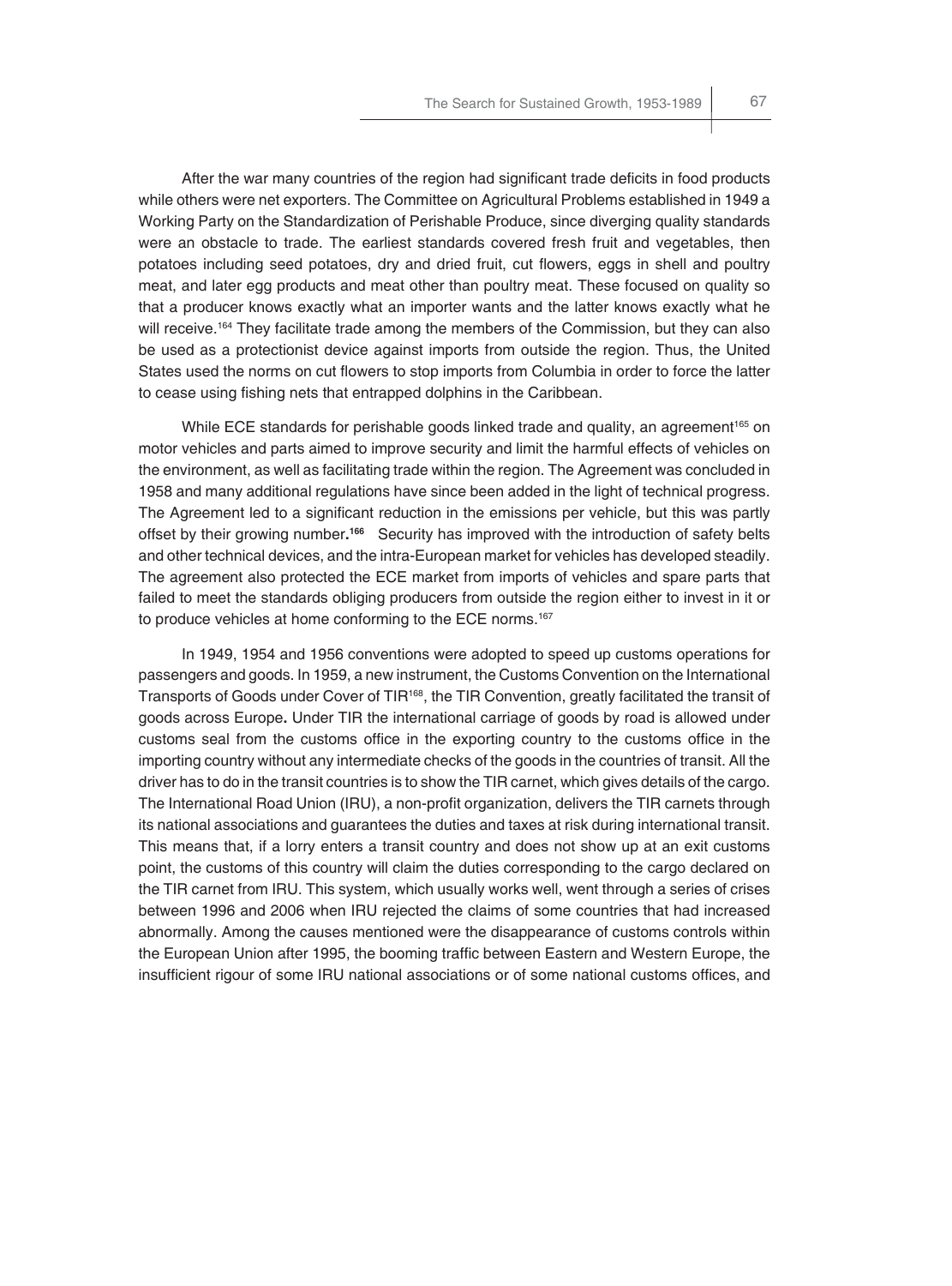After the war many countries of the region had significant trade deficits in food products while others were net exporters. The Committee on Agricultural Problems established in 1949 a Working Party on the Standardization of Perishable Produce, since diverging quality standards were an obstacle to trade. The earliest standards covered fresh fruit and vegetables, then potatoes including seed potatoes, dry and dried fruit, cut flowers, eggs in shell and poultry meat, and later egg products and meat other than poultry meat. These focused on quality so that a producer knows exactly what an importer wants and the latter knows exactly what he will receive.[164] They facilitate trade among the members of the Commission, but they can also be used as a protectionist device against imports from outside the region. Thus, the United States used the norms on cut flowers to stop imports from Columbia in order to force the latter to cease using fishing nets that entrapped dolphins in the Caribbean.

While ECE standards for perishable goods linked trade and quality, an agreement[165] on motor vehicles and parts aimed to improve security and limit the harmful effects of vehicles on the environment, as well as facilitating trade within the region. The Agreement was concluded in 1958 and many additional regulations have since been added in the light of technical progress. The Agreement led to a significant reduction in the emissions per vehicle, but this was partly offset by their growing number.[166] Security has improved with the introduction of safety belts and other technical devices, and the intra-European market for vehicles has developed steadily. The agreement also protected the ECE market from imports of vehicles and spare parts that failed to meet the standards obliging producers from outside the region either to invest in it or to produce vehicles at home conforming to the ECE norms.[167]

In 1949, 1954 and 1956 conventions were adopted to speed up customs operations for passengers and goods. In 1959, a new instrument, the Customs Convention on the International Transports of Goods under Cover of TIR[168], the TIR Convention, greatly facilitated the transit of goods across Europe**.** Under TIR the international carriage of goods by road is allowed under customs seal from the customs office in the exporting country to the customs office in the importing country without any intermediate checks of the goods in the countries of transit. All the driver has to do in the transit countries is to show the TIR carnet, which gives details of the cargo. The International Road Union (IRU), a non-profit organization, delivers the TIR carnets through its national associations and guarantees the duties and taxes at risk during international transit. This means that, if a lorry enters a transit country and does not show up at an exit customs point, the customs of this country will claim the duties corresponding to the cargo declared on the TIR carnet from IRU. This system, which usually works well, went through a series of crises between 1996 and 2006 when IRU rejected the claims of some countries that had increased abnormally. Among the causes mentioned were the disappearance of customs controls within the European Union after 1995, the booming traffic between Eastern and Western Europe, the insufficient rigour of some IRU national associations or of some national customs offices, and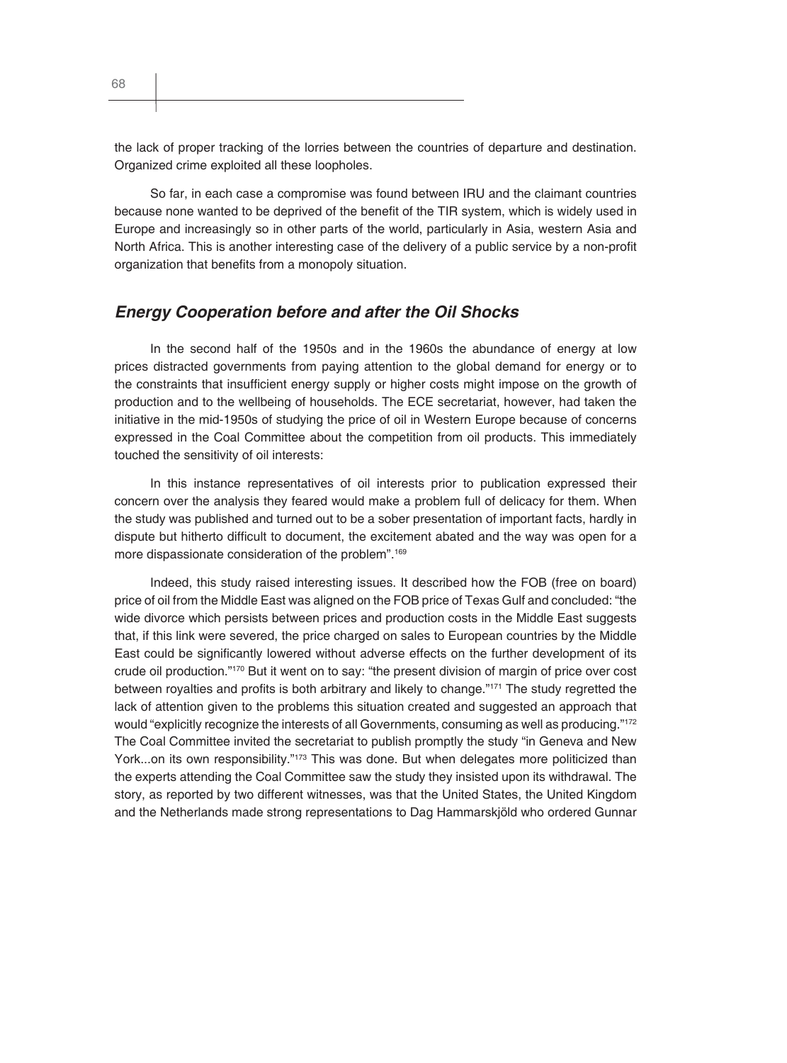the lack of proper tracking of the lorries between the countries of departure and destination. Organized crime exploited all these loopholes.

So far, in each case a compromise was found between IRU and the claimant countries because none wanted to be deprived of the benefit of the TIR system, which is widely used in Europe and increasingly so in other parts of the world, particularly in Asia, western Asia and North Africa. This is another interesting case of the delivery of a public service by a non-profit organization that benefits from a monopoly situation.

## *Energy Cooperation before and after the Oil Shocks*

In the second half of the 1950s and in the 1960s the abundance of energy at low prices distracted governments from paying attention to the global demand for energy or to the constraints that insufficient energy supply or higher costs might impose on the growth of production and to the wellbeing of households. The ECE secretariat, however, had taken the initiative in the mid-1950s of studying the price of oil in Western Europe because of concerns expressed in the Coal Committee about the competition from oil products. This immediately touched the sensitivity of oil interests:

In this instance representatives of oil interests prior to publication expressed their concern over the analysis they feared would make a problem full of delicacy for them. When the study was published and turned out to be a sober presentation of important facts, hardly in dispute but hitherto difficult to document, the excitement abated and the way was open for a more dispassionate consideration of the problem".[169]

Indeed, this study raised interesting issues. It described how the FOB (free on board) price of oil from the Middle East was aligned on the FOB price of Texas Gulf and concluded: "the wide divorce which persists between prices and production costs in the Middle East suggests that, if this link were severed, the price charged on sales to European countries by the Middle East could be significantly lowered without adverse effects on the further development of its crude oil production."[170] But it went on to say: "the present division of margin of price over cost between royalties and profits is both arbitrary and likely to change."[171] The study regretted the lack of attention given to the problems this situation created and suggested an approach that would "explicitly recognize the interests of all Governments, consuming as well as producing."[172] The Coal Committee invited the secretariat to publish promptly the study "in Geneva and New York...on its own responsibility."[173] This was done. But when delegates more politicized than the experts attending the Coal Committee saw the study they insisted upon its withdrawal. The story, as reported by two different witnesses, was that the United States, the United Kingdom and the Netherlands made strong representations to Dag Hammarskjöld who ordered Gunnar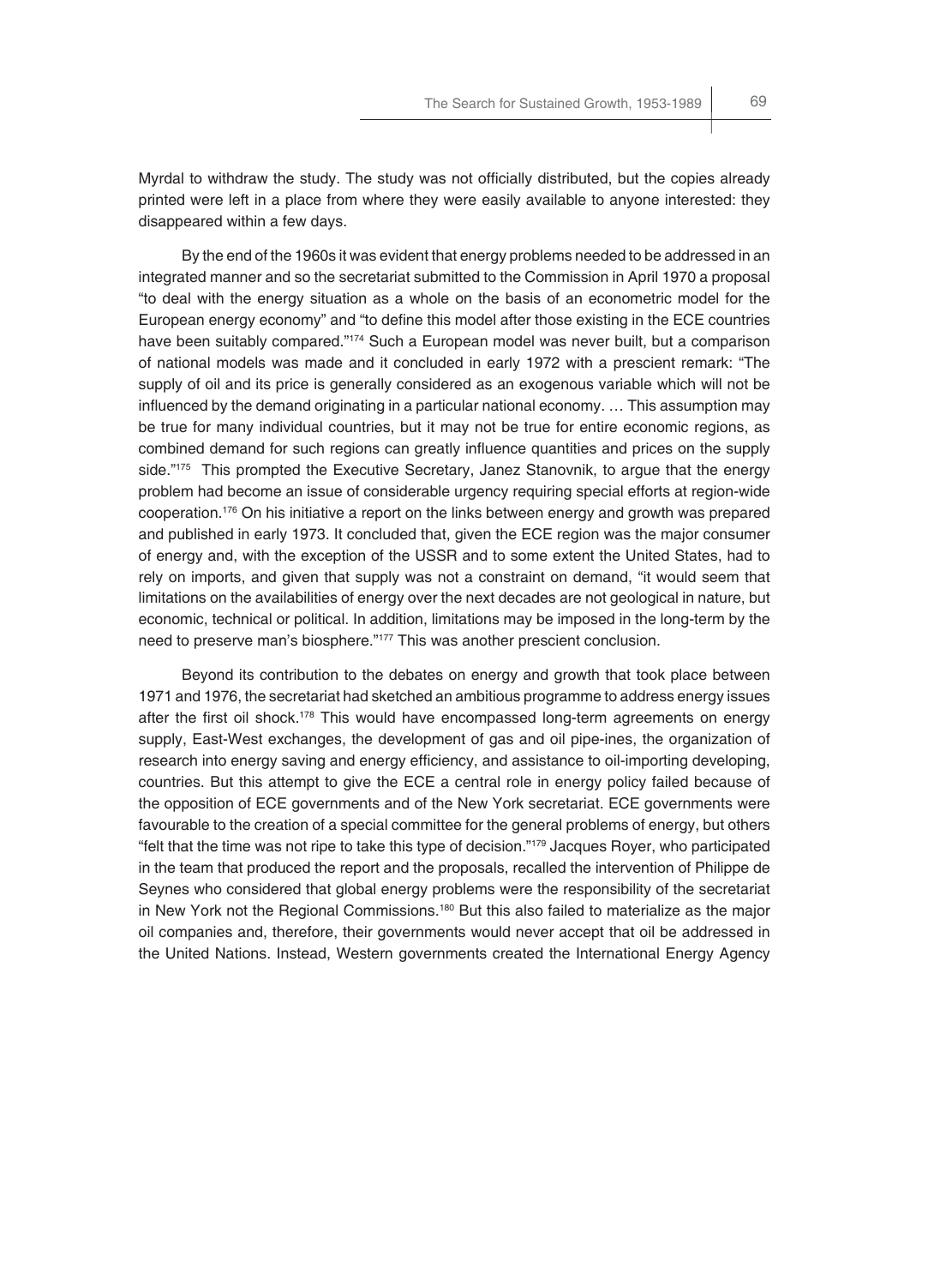Myrdal to withdraw the study. The study was not officially distributed, but the copies already printed were left in a place from where they were easily available to anyone interested: they disappeared within a few days.

By the end of the 1960s it was evident that energy problems needed to be addressed in an integrated manner and so the secretariat submitted to the Commission in April 1970 a proposal "to deal with the energy situation as a whole on the basis of an econometric model for the European energy economy" and "to define this model after those existing in the ECE countries have been suitably compared."[174] Such a European model was never built, but a comparison of national models was made and it concluded in early 1972 with a prescient remark: "The supply of oil and its price is generally considered as an exogenous variable which will not be influenced by the demand originating in a particular national economy. … This assumption may be true for many individual countries, but it may not be true for entire economic regions, as combined demand for such regions can greatly influence quantities and prices on the supply side."[175] This prompted the Executive Secretary, Janez Stanovnik, to argue that the energy problem had become an issue of considerable urgency requiring special efforts at region-wide cooperation.[176] On his initiative a report on the links between energy and growth was prepared and published in early 1973. It concluded that, given the ECE region was the major consumer of energy and, with the exception of the USSR and to some extent the United States, had to rely on imports, and given that supply was not a constraint on demand, "it would seem that limitations on the availabilities of energy over the next decades are not geological in nature, but economic, technical or political. In addition, limitations may be imposed in the long-term by the need to preserve man's biosphere."[177] This was another prescient conclusion.

Beyond its contribution to the debates on energy and growth that took place between 1971 and 1976, the secretariat had sketched an ambitious programme to address energy issues after the first oil shock.[178] This would have encompassed long-term agreements on energy supply, East-West exchanges, the development of gas and oil pipe-ines, the organization of research into energy saving and energy efficiency, and assistance to oil-importing developing, countries. But this attempt to give the ECE a central role in energy policy failed because of the opposition of ECE governments and of the New York secretariat. ECE governments were favourable to the creation of a special committee for the general problems of energy, but others "felt that the time was not ripe to take this type of decision."[179] Jacques Royer, who participated in the team that produced the report and the proposals, recalled the intervention of Philippe de Seynes who considered that global energy problems were the responsibility of the secretariat in New York not the Regional Commissions.[180] But this also failed to materialize as the major oil companies and, therefore, their governments would never accept that oil be addressed in the United Nations. Instead, Western governments created the International Energy Agency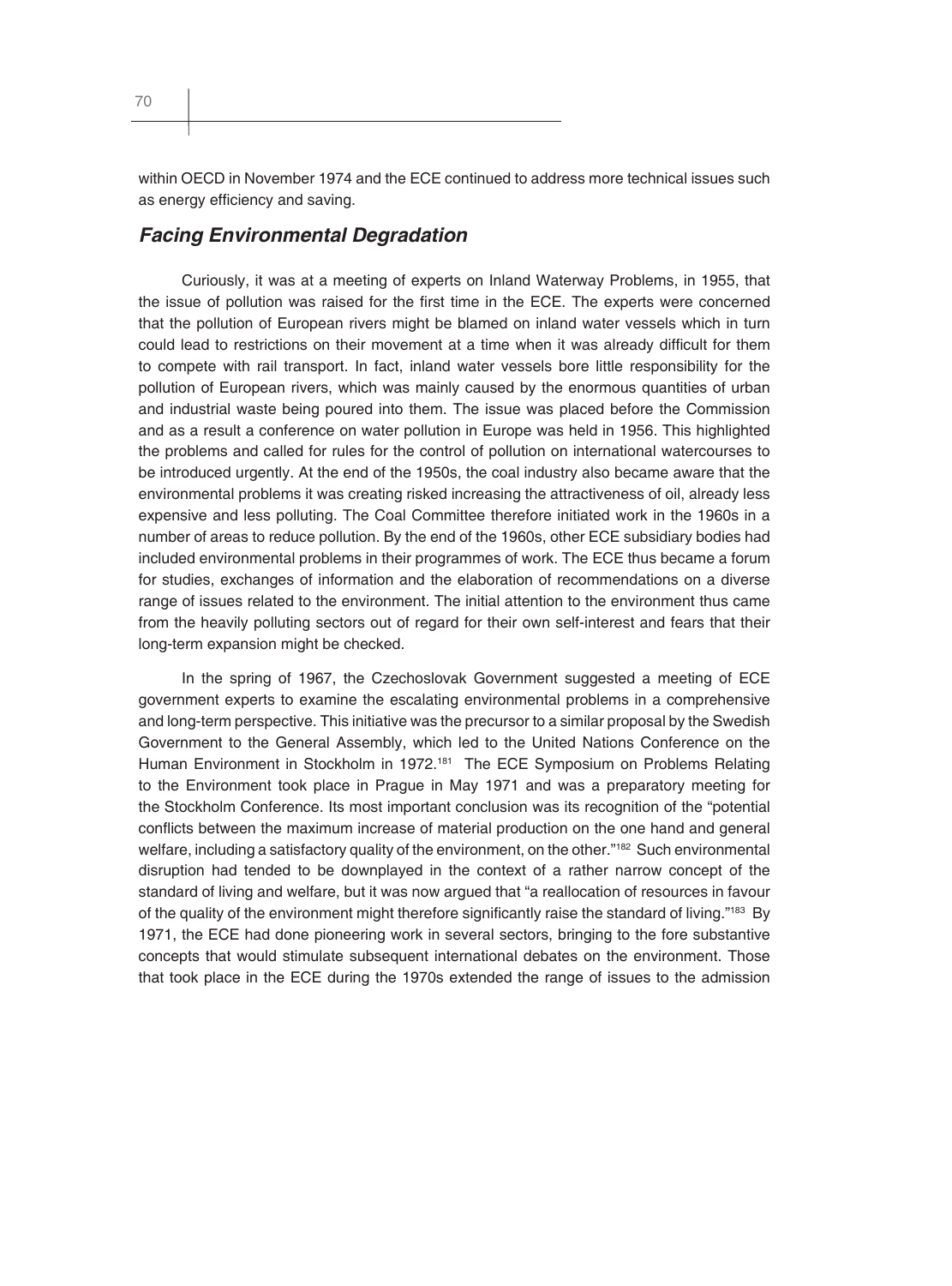within OECD in November 1974 and the ECE continued to address more technical issues such as energy efficiency and saving.

## *Facing Environmental Degradation*

Curiously, it was at a meeting of experts on Inland Waterway Problems, in 1955, that the issue of pollution was raised for the first time in the ECE. The experts were concerned that the pollution of European rivers might be blamed on inland water vessels which in turn could lead to restrictions on their movement at a time when it was already difficult for them to compete with rail transport. In fact, inland water vessels bore little responsibility for the pollution of European rivers, which was mainly caused by the enormous quantities of urban and industrial waste being poured into them. The issue was placed before the Commission and as a result a conference on water pollution in Europe was held in 1956. This highlighted the problems and called for rules for the control of pollution on international watercourses to be introduced urgently. At the end of the 1950s, the coal industry also became aware that the environmental problems it was creating risked increasing the attractiveness of oil, already less expensive and less polluting. The Coal Committee therefore initiated work in the 1960s in a number of areas to reduce pollution. By the end of the 1960s, other ECE subsidiary bodies had included environmental problems in their programmes of work. The ECE thus became a forum for studies, exchanges of information and the elaboration of recommendations on a diverse range of issues related to the environment. The initial attention to the environment thus came from the heavily polluting sectors out of regard for their own self-interest and fears that their long-term expansion might be checked.

In the spring of 1967, the Czechoslovak Government suggested a meeting of ECE government experts to examine the escalating environmental problems in a comprehensive and long-term perspective. This initiative was the precursor to a similar proposal by the Swedish Government to the General Assembly, which led to the United Nations Conference on the Human Environment in Stockholm in 1972.[181] The ECE Symposium on Problems Relating to the Environment took place in Prague in May 1971 and was a preparatory meeting for the Stockholm Conference. Its most important conclusion was its recognition of the "potential conflicts between the maximum increase of material production on the one hand and general welfare, including a satisfactory quality of the environment, on the other."[182] Such environmental disruption had tended to be downplayed in the context of a rather narrow concept of the standard of living and welfare, but it was now argued that "a reallocation of resources in favour of the quality of the environment might therefore significantly raise the standard of living."[183] By 1971, the ECE had done pioneering work in several sectors, bringing to the fore substantive concepts that would stimulate subsequent international debates on the environment. Those that took place in the ECE during the 1970s extended the range of issues to the admission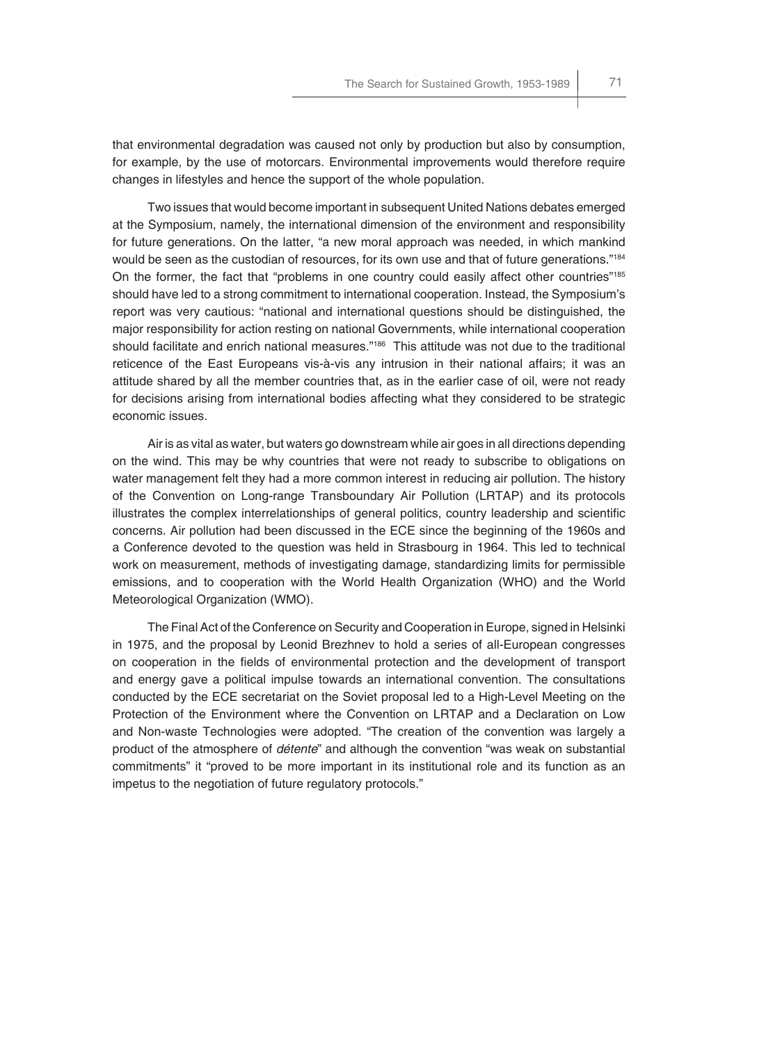that environmental degradation was caused not only by production but also by consumption, for example, by the use of motorcars. Environmental improvements would therefore require changes in lifestyles and hence the support of the whole population.

Two issues that would become important in subsequent United Nations debates emerged at the Symposium, namely, the international dimension of the environment and responsibility for future generations. On the latter, "a new moral approach was needed, in which mankind would be seen as the custodian of resources, for its own use and that of future generations."[184] On the former, the fact that "problems in one country could easily affect other countries"[185] should have led to a strong commitment to international cooperation. Instead, the Symposium's report was very cautious: "national and international questions should be distinguished, the major responsibility for action resting on national Governments, while international cooperation should facilitate and enrich national measures."[186] This attitude was not due to the traditional reticence of the East Europeans vis-à-vis any intrusion in their national affairs; it was an attitude shared by all the member countries that, as in the earlier case of oil, were not ready for decisions arising from international bodies affecting what they considered to be strategic economic issues.

Air is as vital as water, but waters go downstream while air goes in all directions depending on the wind. This may be why countries that were not ready to subscribe to obligations on water management felt they had a more common interest in reducing air pollution. The history of the Convention on Long-range Transboundary Air Pollution (LRTAP) and its protocols illustrates the complex interrelationships of general politics, country leadership and scientific concerns. Air pollution had been discussed in the ECE since the beginning of the 1960s and a Conference devoted to the question was held in Strasbourg in 1964. This led to technical work on measurement, methods of investigating damage, standardizing limits for permissible emissions, and to cooperation with the World Health Organization (WHO) and the World Meteorological Organization (WMO).

The Final Act of the Conference on Security and Cooperation in Europe, signed in Helsinki in 1975, and the proposal by Leonid Brezhnev to hold a series of all-European congresses on cooperation in the fields of environmental protection and the development of transport and energy gave a political impulse towards an international convention. The consultations conducted by the ECE secretariat on the Soviet proposal led to a High-Level Meeting on the Protection of the Environment where the Convention on LRTAP and a Declaration on Low and Non-waste Technologies were adopted. "The creation of the convention was largely a product of the atmosphere of *détente*" and although the convention "was weak on substantial commitments" it "proved to be more important in its institutional role and its function as an impetus to the negotiation of future regulatory protocols."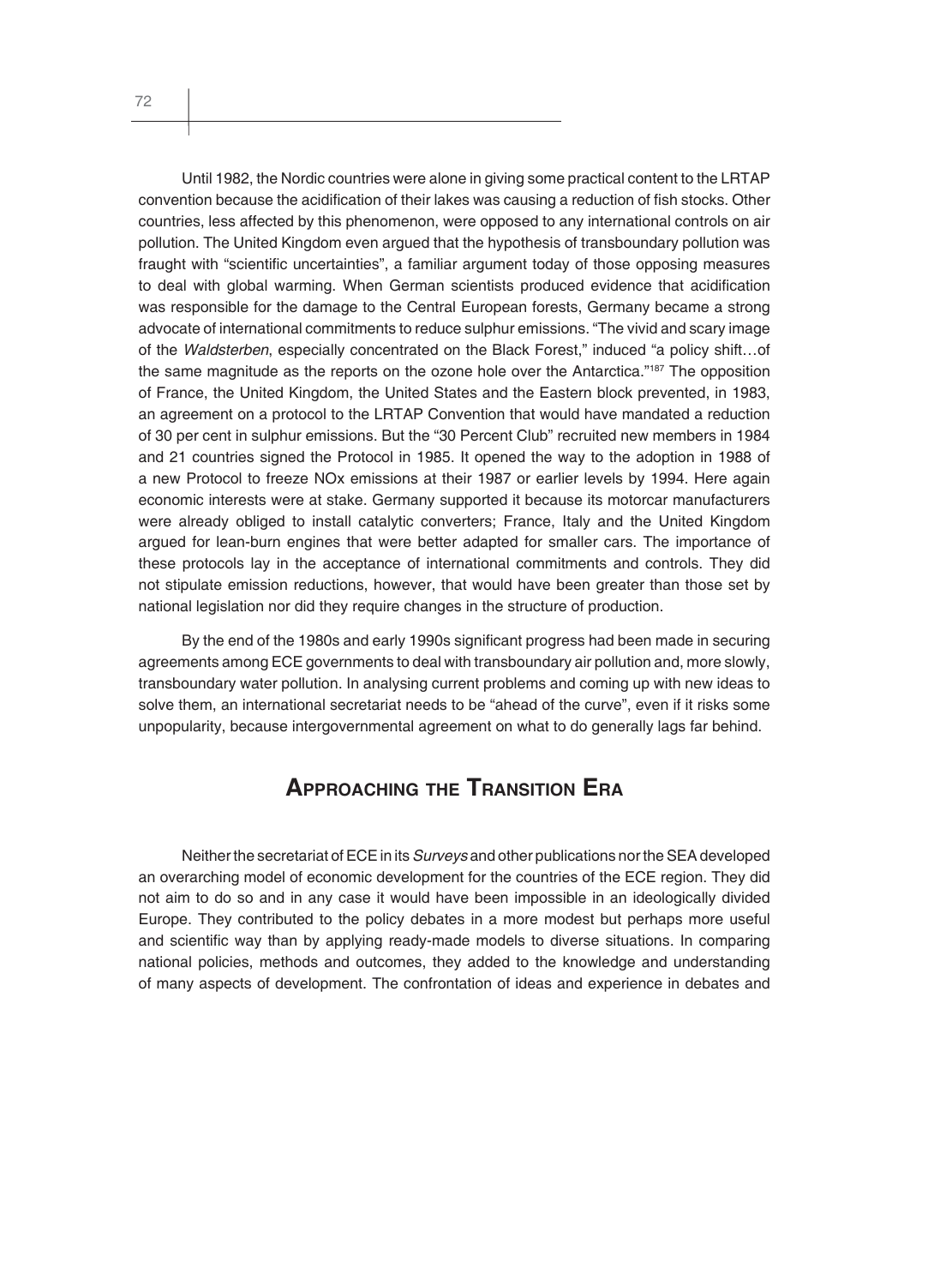Until 1982, the Nordic countries were alone in giving some practical content to the LRTAP convention because the acidification of their lakes was causing a reduction of fish stocks. Other countries, less affected by this phenomenon, were opposed to any international controls on air pollution. The United Kingdom even argued that the hypothesis of transboundary pollution was fraught with "scientific uncertainties", a familiar argument today of those opposing measures to deal with global warming. When German scientists produced evidence that acidification was responsible for the damage to the Central European forests, Germany became a strong advocate of international commitments to reduce sulphur emissions. "The vivid and scary image of the *Waldsterben*, especially concentrated on the Black Forest," induced "a policy shift…of the same magnitude as the reports on the ozone hole over the Antarctica."[187] The opposition of France, the United Kingdom, the United States and the Eastern block prevented, in 1983, an agreement on a protocol to the LRTAP Convention that would have mandated a reduction of 30 per cent in sulphur emissions. But the "30 Percent Club" recruited new members in 1984 and 21 countries signed the Protocol in 1985. It opened the way to the adoption in 1988 of a new Protocol to freeze NOx emissions at their 1987 or earlier levels by 1994. Here again economic interests were at stake. Germany supported it because its motorcar manufacturers were already obliged to install catalytic converters; France, Italy and the United Kingdom argued for lean-burn engines that were better adapted for smaller cars. The importance of these protocols lay in the acceptance of international commitments and controls. They did not stipulate emission reductions, however, that would have been greater than those set by national legislation nor did they require changes in the structure of production.

By the end of the 1980s and early 1990s significant progress had been made in securing agreements among ECE governments to deal with transboundary air pollution and, more slowly, transboundary water pollution. In analysing current problems and coming up with new ideas to solve them, an international secretariat needs to be "ahead of the curve", even if it risks some unpopularity, because intergovernmental agreement on what to do generally lags far behind.

## Approaching the Transition Era

Neither the secretariat of ECE in its *Surveys* and other publications nor the SEA developed an overarching model of economic development for the countries of the ECE region. They did not aim to do so and in any case it would have been impossible in an ideologically divided Europe. They contributed to the policy debates in a more modest but perhaps more useful and scientific way than by applying ready-made models to diverse situations. In comparing national policies, methods and outcomes, they added to the knowledge and understanding of many aspects of development. The confrontation of ideas and experience in debates and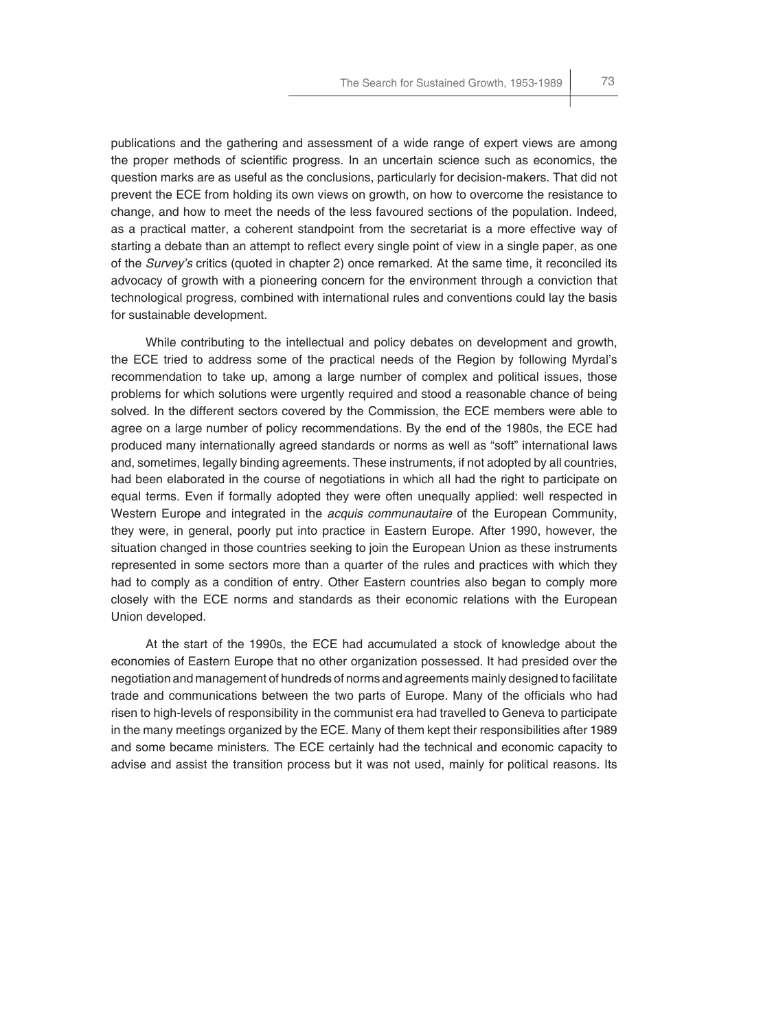publications and the gathering and assessment of a wide range of expert views are among the proper methods of scientific progress. In an uncertain science such as economics, the question marks are as useful as the conclusions, particularly for decision-makers. That did not prevent the ECE from holding its own views on growth, on how to overcome the resistance to change, and how to meet the needs of the less favoured sections of the population. Indeed, as a practical matter, a coherent standpoint from the secretariat is a more effective way of starting a debate than an attempt to reflect every single point of view in a single paper, as one of the *Survey's* critics (quoted in chapter 2) once remarked. At the same time, it reconciled its advocacy of growth with a pioneering concern for the environment through a conviction that technological progress, combined with international rules and conventions could lay the basis for sustainable development.

While contributing to the intellectual and policy debates on development and growth, the ECE tried to address some of the practical needs of the Region by following Myrdal's recommendation to take up, among a large number of complex and political issues, those problems for which solutions were urgently required and stood a reasonable chance of being solved. In the different sectors covered by the Commission, the ECE members were able to agree on a large number of policy recommendations. By the end of the 1980s, the ECE had produced many internationally agreed standards or norms as well as "soft" international laws and, sometimes, legally binding agreements. These instruments, if not adopted by all countries, had been elaborated in the course of negotiations in which all had the right to participate on equal terms. Even if formally adopted they were often unequally applied: well respected in Western Europe and integrated in the *acquis communautaire* of the European Community, they were, in general, poorly put into practice in Eastern Europe. After 1990, however, the situation changed in those countries seeking to join the European Union as these instruments represented in some sectors more than a quarter of the rules and practices with which they had to comply as a condition of entry. Other Eastern countries also began to comply more closely with the ECE norms and standards as their economic relations with the European Union developed.

At the start of the 1990s, the ECE had accumulated a stock of knowledge about the economies of Eastern Europe that no other organization possessed. It had presided over the negotiation and management of hundreds of norms and agreements mainly designed to facilitate trade and communications between the two parts of Europe. Many of the officials who had risen to high-levels of responsibility in the communist era had travelled to Geneva to participate in the many meetings organized by the ECE. Many of them kept their responsibilities after 1989 and some became ministers. The ECE certainly had the technical and economic capacity to advise and assist the transition process but it was not used, mainly for political reasons. Its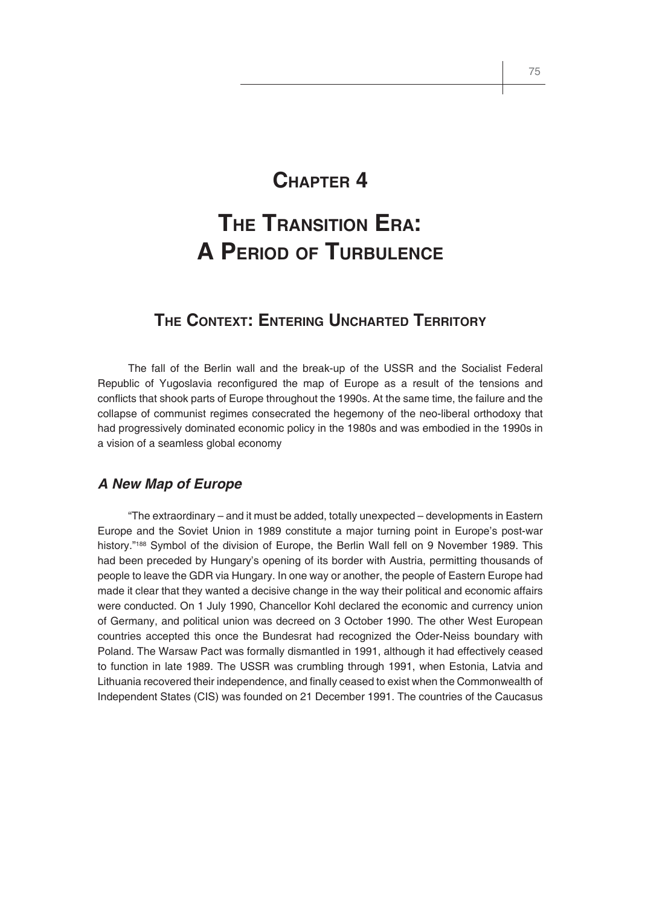# Chapter 4

# The Transition Era: A Period of Turbulence

## The Context: Entering Uncharted Territory

The fall of the Berlin wall and the break-up of the USSR and the Socialist Federal Republic of Yugoslavia reconfigured the map of Europe as a result of the tensions and conflicts that shook parts of Europe throughout the 1990s. At the same time, the failure and the collapse of communist regimes consecrated the hegemony of the neo-liberal orthodoxy that had progressively dominated economic policy in the 1980s and was embodied in the 1990s in a vision of a seamless global economy

### *A New Map of Europe*

"The extraordinary – and it must be added, totally unexpected – developments in Eastern Europe and the Soviet Union in 1989 constitute a major turning point in Europe's post-war history."[188] Symbol of the division of Europe, the Berlin Wall fell on 9 November 1989. This had been preceded by Hungary's opening of its border with Austria, permitting thousands of people to leave the GDR via Hungary. In one way or another, the people of Eastern Europe had made it clear that they wanted a decisive change in the way their political and economic affairs were conducted. On 1 July 1990, Chancellor Kohl declared the economic and currency union of Germany, and political union was decreed on 3 October 1990. The other West European countries accepted this once the Bundesrat had recognized the Oder-Neiss boundary with Poland. The Warsaw Pact was formally dismantled in 1991, although it had effectively ceased to function in late 1989. The USSR was crumbling through 1991, when Estonia, Latvia and Lithuania recovered their independence, and finally ceased to exist when the Commonwealth of Independent States (CIS) was founded on 21 December 1991. The countries of the Caucasus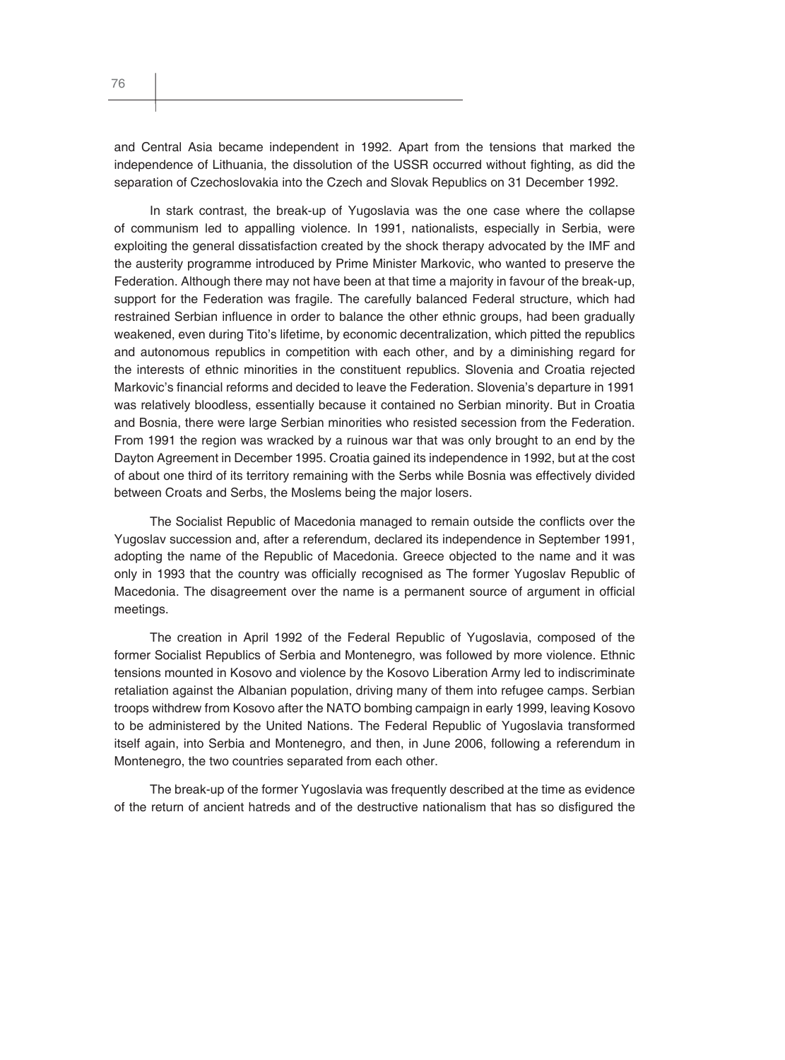and Central Asia became independent in 1992. Apart from the tensions that marked the independence of Lithuania, the dissolution of the USSR occurred without fighting, as did the separation of Czechoslovakia into the Czech and Slovak Republics on 31 December 1992.

In stark contrast, the break-up of Yugoslavia was the one case where the collapse of communism led to appalling violence. In 1991, nationalists, especially in Serbia, were exploiting the general dissatisfaction created by the shock therapy advocated by the IMF and the austerity programme introduced by Prime Minister Markovic, who wanted to preserve the Federation. Although there may not have been at that time a majority in favour of the break-up, support for the Federation was fragile. The carefully balanced Federal structure, which had restrained Serbian influence in order to balance the other ethnic groups, had been gradually weakened, even during Tito's lifetime, by economic decentralization, which pitted the republics and autonomous republics in competition with each other, and by a diminishing regard for the interests of ethnic minorities in the constituent republics. Slovenia and Croatia rejected Markovic's financial reforms and decided to leave the Federation. Slovenia's departure in 1991 was relatively bloodless, essentially because it contained no Serbian minority. But in Croatia and Bosnia, there were large Serbian minorities who resisted secession from the Federation. From 1991 the region was wracked by a ruinous war that was only brought to an end by the Dayton Agreement in December 1995. Croatia gained its independence in 1992, but at the cost of about one third of its territory remaining with the Serbs while Bosnia was effectively divided between Croats and Serbs, the Moslems being the major losers.

The Socialist Republic of Macedonia managed to remain outside the conflicts over the Yugoslav succession and, after a referendum, declared its independence in September 1991, adopting the name of the Republic of Macedonia. Greece objected to the name and it was only in 1993 that the country was officially recognised as The former Yugoslav Republic of Macedonia. The disagreement over the name is a permanent source of argument in official meetings.

The creation in April 1992 of the Federal Republic of Yugoslavia, composed of the former Socialist Republics of Serbia and Montenegro, was followed by more violence. Ethnic tensions mounted in Kosovo and violence by the Kosovo Liberation Army led to indiscriminate retaliation against the Albanian population, driving many of them into refugee camps. Serbian troops withdrew from Kosovo after the NATO bombing campaign in early 1999, leaving Kosovo to be administered by the United Nations. The Federal Republic of Yugoslavia transformed itself again, into Serbia and Montenegro, and then, in June 2006, following a referendum in Montenegro, the two countries separated from each other.

The break-up of the former Yugoslavia was frequently described at the time as evidence of the return of ancient hatreds and of the destructive nationalism that has so disfigured the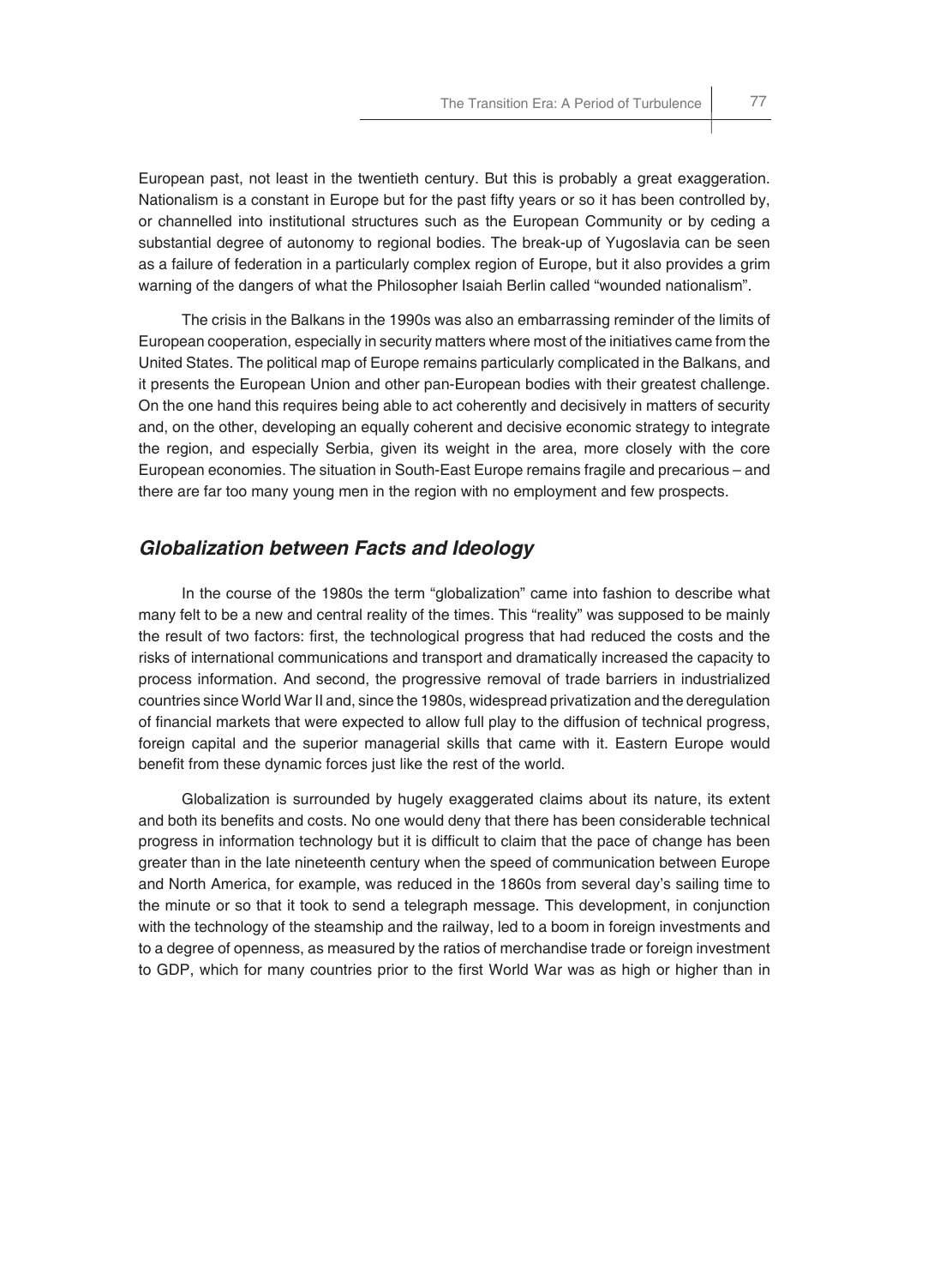European past, not least in the twentieth century. But this is probably a great exaggeration. Nationalism is a constant in Europe but for the past fifty years or so it has been controlled by, or channelled into institutional structures such as the European Community or by ceding a substantial degree of autonomy to regional bodies. The break-up of Yugoslavia can be seen as a failure of federation in a particularly complex region of Europe, but it also provides a grim warning of the dangers of what the Philosopher Isaiah Berlin called "wounded nationalism".

The crisis in the Balkans in the 1990s was also an embarrassing reminder of the limits of European cooperation, especially in security matters where most of the initiatives came from the United States. The political map of Europe remains particularly complicated in the Balkans, and it presents the European Union and other pan-European bodies with their greatest challenge. On the one hand this requires being able to act coherently and decisively in matters of security and, on the other, developing an equally coherent and decisive economic strategy to integrate the region, and especially Serbia, given its weight in the area, more closely with the core European economies. The situation in South-East Europe remains fragile and precarious – and there are far too many young men in the region with no employment and few prospects.

## *Globalization between Facts and Ideology*

In the course of the 1980s the term "globalization" came into fashion to describe what many felt to be a new and central reality of the times. This "reality" was supposed to be mainly the result of two factors: first, the technological progress that had reduced the costs and the risks of international communications and transport and dramatically increased the capacity to process information. And second, the progressive removal of trade barriers in industrialized countries since World War II and, since the 1980s, widespread privatization and the deregulation of financial markets that were expected to allow full play to the diffusion of technical progress, foreign capital and the superior managerial skills that came with it. Eastern Europe would benefit from these dynamic forces just like the rest of the world.

Globalization is surrounded by hugely exaggerated claims about its nature, its extent and both its benefits and costs. No one would deny that there has been considerable technical progress in information technology but it is difficult to claim that the pace of change has been greater than in the late nineteenth century when the speed of communication between Europe and North America, for example, was reduced in the 1860s from several day's sailing time to the minute or so that it took to send a telegraph message. This development, in conjunction with the technology of the steamship and the railway, led to a boom in foreign investments and to a degree of openness, as measured by the ratios of merchandise trade or foreign investment to GDP, which for many countries prior to the first World War was as high or higher than in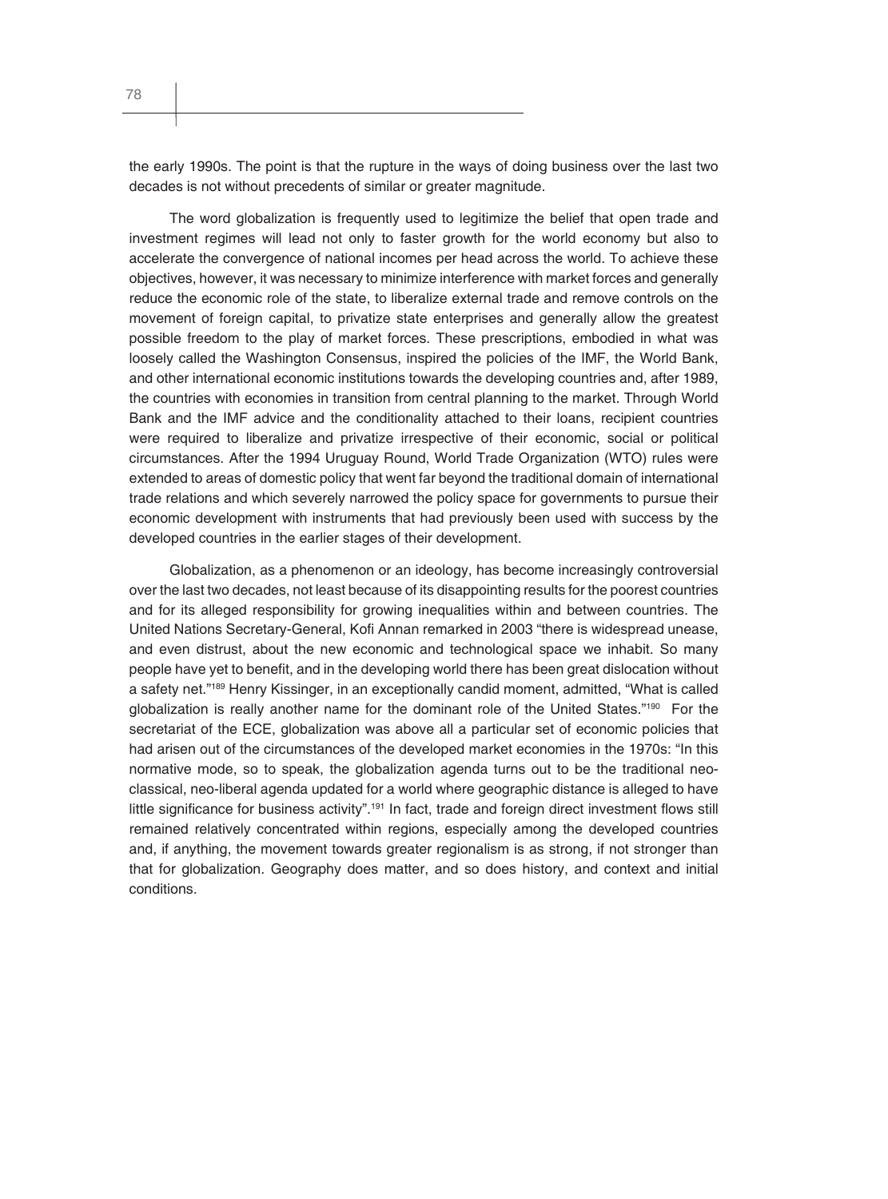the early 1990s. The point is that the rupture in the ways of doing business over the last two decades is not without precedents of similar or greater magnitude.

The word globalization is frequently used to legitimize the belief that open trade and investment regimes will lead not only to faster growth for the world economy but also to accelerate the convergence of national incomes per head across the world. To achieve these objectives, however, it was necessary to minimize interference with market forces and generally reduce the economic role of the state, to liberalize external trade and remove controls on the movement of foreign capital, to privatize state enterprises and generally allow the greatest possible freedom to the play of market forces. These prescriptions, embodied in what was loosely called the Washington Consensus, inspired the policies of the IMF, the World Bank, and other international economic institutions towards the developing countries and, after 1989, the countries with economies in transition from central planning to the market. Through World Bank and the IMF advice and the conditionality attached to their loans, recipient countries were required to liberalize and privatize irrespective of their economic, social or political circumstances. After the 1994 Uruguay Round, World Trade Organization (WTO) rules were extended to areas of domestic policy that went far beyond the traditional domain of international trade relations and which severely narrowed the policy space for governments to pursue their economic development with instruments that had previously been used with success by the developed countries in the earlier stages of their development.

Globalization, as a phenomenon or an ideology, has become increasingly controversial over the last two decades, not least because of its disappointing results for the poorest countries and for its alleged responsibility for growing inequalities within and between countries. The United Nations Secretary-General, Kofi Annan remarked in 2003 "there is widespread unease, and even distrust, about the new economic and technological space we inhabit. So many people have yet to benefit, and in the developing world there has been great dislocation without a safety net."[189] Henry Kissinger, in an exceptionally candid moment, admitted, "What is called globalization is really another name for the dominant role of the United States."[190] For the secretariat of the ECE, globalization was above all a particular set of economic policies that had arisen out of the circumstances of the developed market economies in the 1970s: "In this normative mode, so to speak, the globalization agenda turns out to be the traditional neo-classical, neo-liberal agenda updated for a world where geographic distance is alleged to have little significance for business activity".[191] In fact, trade and foreign direct investment flows still remained relatively concentrated within regions, especially among the developed countries and, if anything, the movement towards greater regionalism is as strong, if not stronger than that for globalization. Geography does matter, and so does history, and context and initial conditions.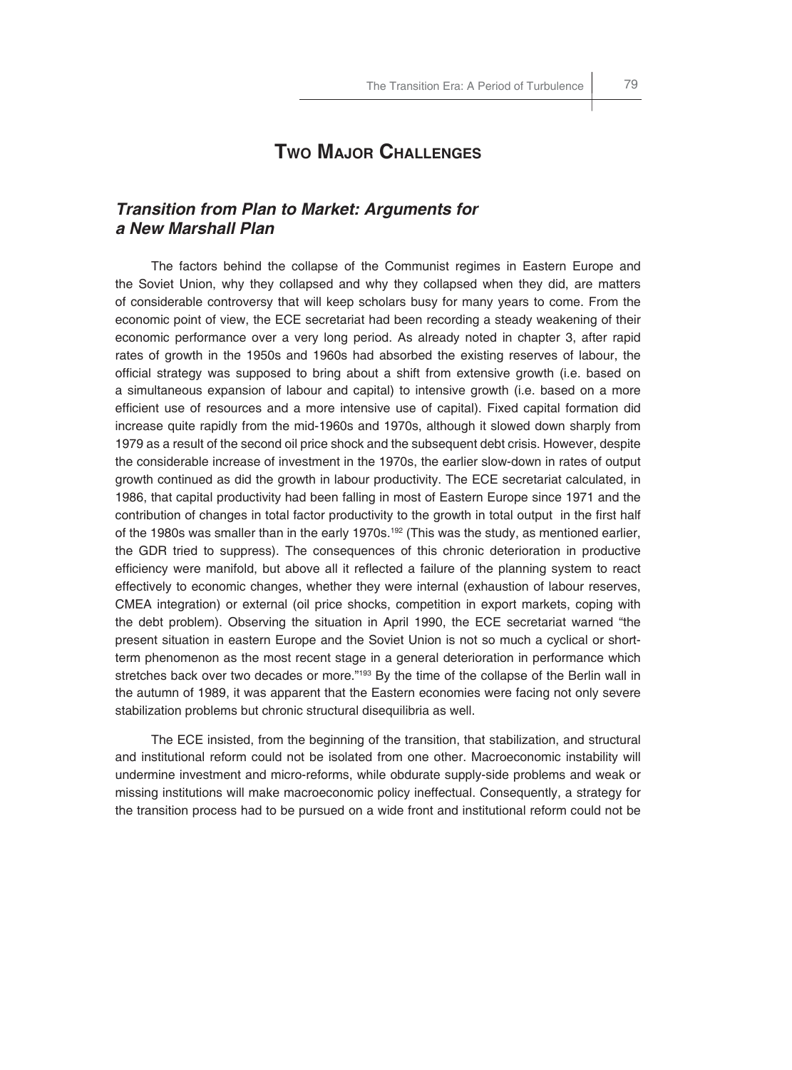## TWO MAJOR CHALLENGES

### *Transition from Plan to Market: Arguments for a New Marshall Plan*

The factors behind the collapse of the Communist regimes in Eastern Europe and the Soviet Union, why they collapsed and why they collapsed when they did, are matters of considerable controversy that will keep scholars busy for many years to come. From the economic point of view, the ECE secretariat had been recording a steady weakening of their economic performance over a very long period. As already noted in chapter 3, after rapid rates of growth in the 1950s and 1960s had absorbed the existing reserves of labour, the official strategy was supposed to bring about a shift from extensive growth (i.e. based on a simultaneous expansion of labour and capital) to intensive growth (i.e. based on a more efficient use of resources and a more intensive use of capital). Fixed capital formation did increase quite rapidly from the mid-1960s and 1970s, although it slowed down sharply from 1979 as a result of the second oil price shock and the subsequent debt crisis. However, despite the considerable increase of investment in the 1970s, the earlier slow-down in rates of output growth continued as did the growth in labour productivity. The ECE secretariat calculated, in 1986, that capital productivity had been falling in most of Eastern Europe since 1971 and the contribution of changes in total factor productivity to the growth in total output in the first half of the 1980s was smaller than in the early 1970s.[192] (This was the study, as mentioned earlier, the GDR tried to suppress). The consequences of this chronic deterioration in productive efficiency were manifold, but above all it reflected a failure of the planning system to react effectively to economic changes, whether they were internal (exhaustion of labour reserves, CMEA integration) or external (oil price shocks, competition in export markets, coping with the debt problem). Observing the situation in April 1990, the ECE secretariat warned "the present situation in eastern Europe and the Soviet Union is not so much a cyclical or short-term phenomenon as the most recent stage in a general deterioration in performance which stretches back over two decades or more."[193] By the time of the collapse of the Berlin wall in the autumn of 1989, it was apparent that the Eastern economies were facing not only severe stabilization problems but chronic structural disequilibria as well.

The ECE insisted, from the beginning of the transition, that stabilization, and structural and institutional reform could not be isolated from one other. Macroeconomic instability will undermine investment and micro-reforms, while obdurate supply-side problems and weak or missing institutions will make macroeconomic policy ineffectual. Consequently, a strategy for the transition process had to be pursued on a wide front and institutional reform could not be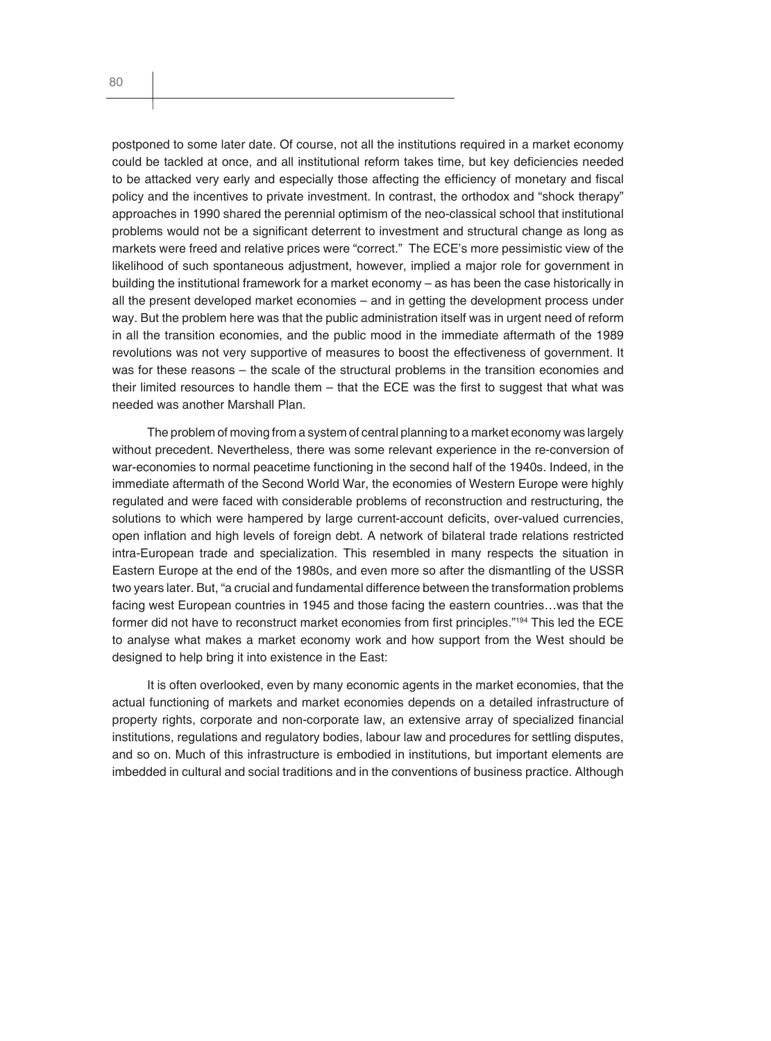postponed to some later date. Of course, not all the institutions required in a market economy could be tackled at once, and all institutional reform takes time, but key deficiencies needed to be attacked very early and especially those affecting the efficiency of monetary and fiscal policy and the incentives to private investment. In contrast, the orthodox and "shock therapy" approaches in 1990 shared the perennial optimism of the neo-classical school that institutional problems would not be a significant deterrent to investment and structural change as long as markets were freed and relative prices were "correct." The ECE's more pessimistic view of the likelihood of such spontaneous adjustment, however, implied a major role for government in building the institutional framework for a market economy – as has been the case historically in all the present developed market economies – and in getting the development process under way. But the problem here was that the public administration itself was in urgent need of reform in all the transition economies, and the public mood in the immediate aftermath of the 1989 revolutions was not very supportive of measures to boost the effectiveness of government. It was for these reasons – the scale of the structural problems in the transition economies and their limited resources to handle them – that the ECE was the first to suggest that what was needed was another Marshall Plan.

The problem of moving from a system of central planning to a market economy was largely without precedent. Nevertheless, there was some relevant experience in the re-conversion of war-economies to normal peacetime functioning in the second half of the 1940s. Indeed, in the immediate aftermath of the Second World War, the economies of Western Europe were highly regulated and were faced with considerable problems of reconstruction and restructuring, the solutions to which were hampered by large current-account deficits, over-valued currencies, open inflation and high levels of foreign debt. A network of bilateral trade relations restricted intra-European trade and specialization. This resembled in many respects the situation in Eastern Europe at the end of the 1980s, and even more so after the dismantling of the USSR two years later. But, "a crucial and fundamental difference between the transformation problems facing west European countries in 1945 and those facing the eastern countries…was that the former did not have to reconstruct market economies from first principles."[194] This led the ECE to analyse what makes a market economy work and how support from the West should be designed to help bring it into existence in the East:

It is often overlooked, even by many economic agents in the market economies, that the actual functioning of markets and market economies depends on a detailed infrastructure of property rights, corporate and non-corporate law, an extensive array of specialized financial institutions, regulations and regulatory bodies, labour law and procedures for settling disputes, and so on. Much of this infrastructure is embodied in institutions, but important elements are imbedded in cultural and social traditions and in the conventions of business practice. Although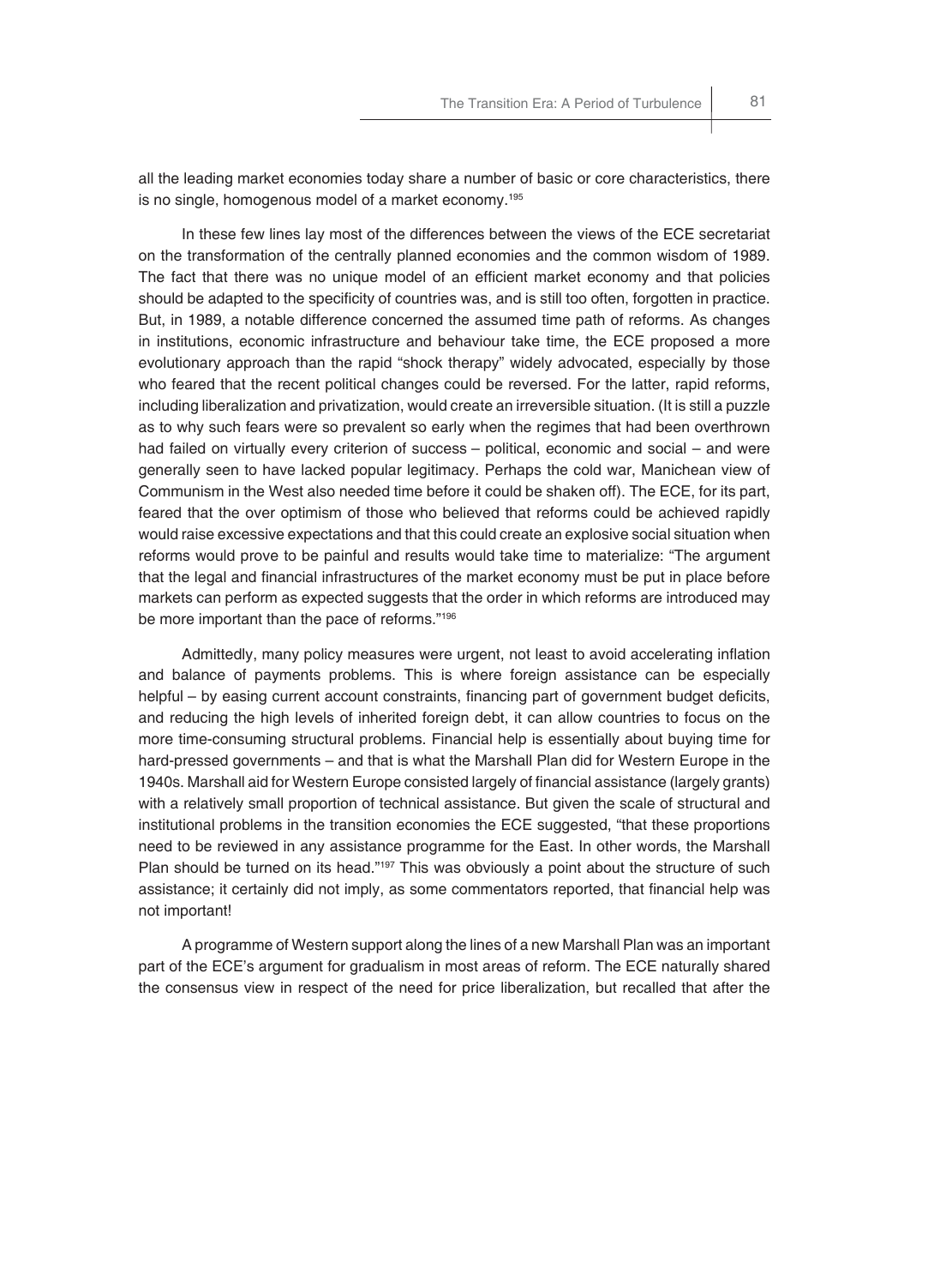all the leading market economies today share a number of basic or core characteristics, there is no single, homogenous model of a market economy.[195]

In these few lines lay most of the differences between the views of the ECE secretariat on the transformation of the centrally planned economies and the common wisdom of 1989. The fact that there was no unique model of an efficient market economy and that policies should be adapted to the specificity of countries was, and is still too often, forgotten in practice. But, in 1989, a notable difference concerned the assumed time path of reforms. As changes in institutions, economic infrastructure and behaviour take time, the ECE proposed a more evolutionary approach than the rapid "shock therapy" widely advocated, especially by those who feared that the recent political changes could be reversed. For the latter, rapid reforms, including liberalization and privatization, would create an irreversible situation. (It is still a puzzle as to why such fears were so prevalent so early when the regimes that had been overthrown had failed on virtually every criterion of success – political, economic and social – and were generally seen to have lacked popular legitimacy. Perhaps the cold war, Manichean view of Communism in the West also needed time before it could be shaken off). The ECE, for its part, feared that the over optimism of those who believed that reforms could be achieved rapidly would raise excessive expectations and that this could create an explosive social situation when reforms would prove to be painful and results would take time to materialize: "The argument that the legal and financial infrastructures of the market economy must be put in place before markets can perform as expected suggests that the order in which reforms are introduced may be more important than the pace of reforms."[196]

Admittedly, many policy measures were urgent, not least to avoid accelerating inflation and balance of payments problems. This is where foreign assistance can be especially helpful – by easing current account constraints, financing part of government budget deficits, and reducing the high levels of inherited foreign debt, it can allow countries to focus on the more time-consuming structural problems. Financial help is essentially about buying time for hard-pressed governments – and that is what the Marshall Plan did for Western Europe in the 1940s. Marshall aid for Western Europe consisted largely of financial assistance (largely grants) with a relatively small proportion of technical assistance. But given the scale of structural and institutional problems in the transition economies the ECE suggested, "that these proportions need to be reviewed in any assistance programme for the East. In other words, the Marshall Plan should be turned on its head."[197] This was obviously a point about the structure of such assistance; it certainly did not imply, as some commentators reported, that financial help was not important!

A programme of Western support along the lines of a new Marshall Plan was an important part of the ECE's argument for gradualism in most areas of reform. The ECE naturally shared the consensus view in respect of the need for price liberalization, but recalled that after the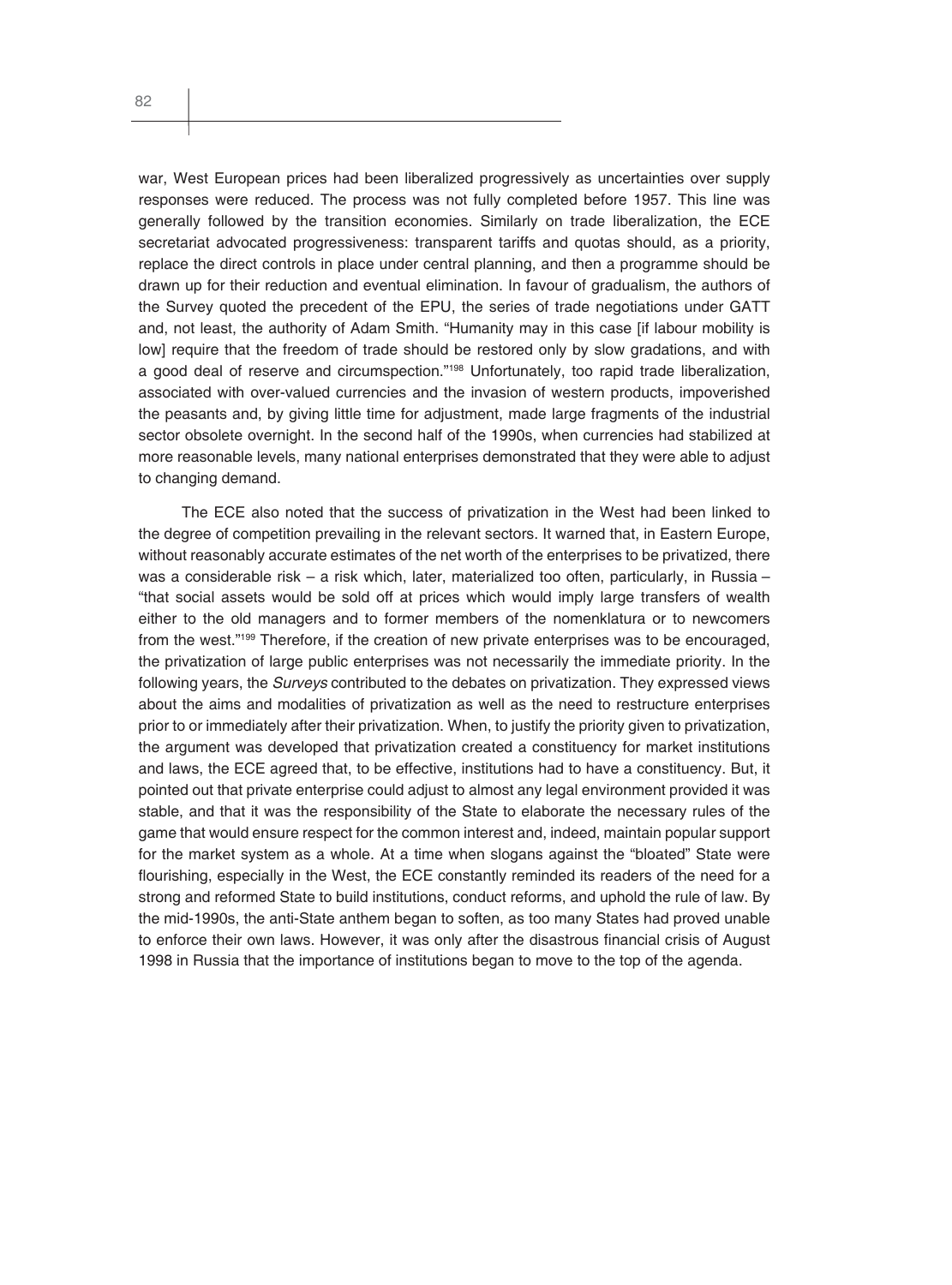war, West European prices had been liberalized progressively as uncertainties over supply responses were reduced. The process was not fully completed before 1957. This line was generally followed by the transition economies. Similarly on trade liberalization, the ECE secretariat advocated progressiveness: transparent tariffs and quotas should, as a priority, replace the direct controls in place under central planning, and then a programme should be drawn up for their reduction and eventual elimination. In favour of gradualism, the authors of the Survey quoted the precedent of the EPU, the series of trade negotiations under GATT and, not least, the authority of Adam Smith. "Humanity may in this case [if labour mobility is low] require that the freedom of trade should be restored only by slow gradations, and with a good deal of reserve and circumspection."[198] Unfortunately, too rapid trade liberalization, associated with over-valued currencies and the invasion of western products, impoverished the peasants and, by giving little time for adjustment, made large fragments of the industrial sector obsolete overnight. In the second half of the 1990s, when currencies had stabilized at more reasonable levels, many national enterprises demonstrated that they were able to adjust to changing demand.

The ECE also noted that the success of privatization in the West had been linked to the degree of competition prevailing in the relevant sectors. It warned that, in Eastern Europe, without reasonably accurate estimates of the net worth of the enterprises to be privatized, there was a considerable risk – a risk which, later, materialized too often, particularly, in Russia – "that social assets would be sold off at prices which would imply large transfers of wealth either to the old managers and to former members of the nomenklatura or to newcomers from the west."[199] Therefore, if the creation of new private enterprises was to be encouraged, the privatization of large public enterprises was not necessarily the immediate priority. In the following years, the *Surveys* contributed to the debates on privatization. They expressed views about the aims and modalities of privatization as well as the need to restructure enterprises prior to or immediately after their privatization. When, to justify the priority given to privatization, the argument was developed that privatization created a constituency for market institutions and laws, the ECE agreed that, to be effective, institutions had to have a constituency. But, it pointed out that private enterprise could adjust to almost any legal environment provided it was stable, and that it was the responsibility of the State to elaborate the necessary rules of the game that would ensure respect for the common interest and, indeed, maintain popular support for the market system as a whole. At a time when slogans against the "bloated" State were flourishing, especially in the West, the ECE constantly reminded its readers of the need for a strong and reformed State to build institutions, conduct reforms, and uphold the rule of law. By the mid-1990s, the anti-State anthem began to soften, as too many States had proved unable to enforce their own laws. However, it was only after the disastrous financial crisis of August 1998 in Russia that the importance of institutions began to move to the top of the agenda.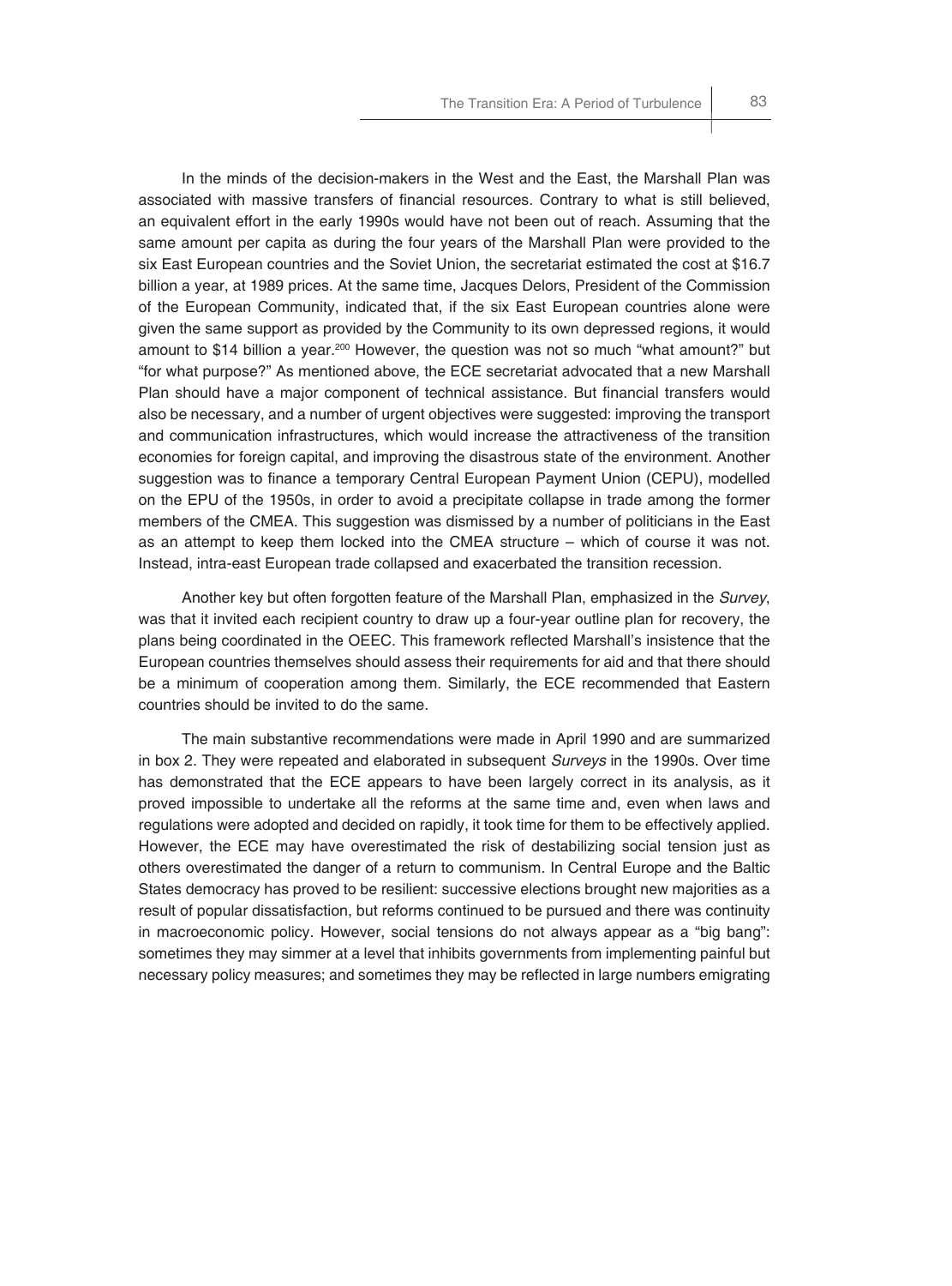In the minds of the decision-makers in the West and the East, the Marshall Plan was associated with massive transfers of financial resources. Contrary to what is still believed, an equivalent effort in the early 1990s would have not been out of reach. Assuming that the same amount per capita as during the four years of the Marshall Plan were provided to the six East European countries and the Soviet Union, the secretariat estimated the cost at $16.7 billion a year, at 1989 prices. At the same time, Jacques Delors, President of the Commission of the European Community, indicated that, if the six East European countries alone were given the same support as provided by the Community to its own depressed regions, it would amount to $14 billion a year.[200] However, the question was not so much "what amount?" but "for what purpose?" As mentioned above, the ECE secretariat advocated that a new Marshall Plan should have a major component of technical assistance. But financial transfers would also be necessary, and a number of urgent objectives were suggested: improving the transport and communication infrastructures, which would increase the attractiveness of the transition economies for foreign capital, and improving the disastrous state of the environment. Another suggestion was to finance a temporary Central European Payment Union (CEPU), modelled on the EPU of the 1950s, in order to avoid a precipitate collapse in trade among the former members of the CMEA. This suggestion was dismissed by a number of politicians in the East as an attempt to keep them locked into the CMEA structure – which of course it was not. Instead, intra-east European trade collapsed and exacerbated the transition recession.

Another key but often forgotten feature of the Marshall Plan, emphasized in the *Survey*, was that it invited each recipient country to draw up a four-year outline plan for recovery, the plans being coordinated in the OEEC. This framework reflected Marshall's insistence that the European countries themselves should assess their requirements for aid and that there should be a minimum of cooperation among them. Similarly, the ECE recommended that Eastern countries should be invited to do the same.

The main substantive recommendations were made in April 1990 and are summarized in box 2. They were repeated and elaborated in subsequent *Surveys* in the 1990s. Over time has demonstrated that the ECE appears to have been largely correct in its analysis, as it proved impossible to undertake all the reforms at the same time and, even when laws and regulations were adopted and decided on rapidly, it took time for them to be effectively applied. However, the ECE may have overestimated the risk of destabilizing social tension just as others overestimated the danger of a return to communism. In Central Europe and the Baltic States democracy has proved to be resilient: successive elections brought new majorities as a result of popular dissatisfaction, but reforms continued to be pursued and there was continuity in macroeconomic policy. However, social tensions do not always appear as a "big bang": sometimes they may simmer at a level that inhibits governments from implementing painful but necessary policy measures; and sometimes they may be reflected in large numbers emigrating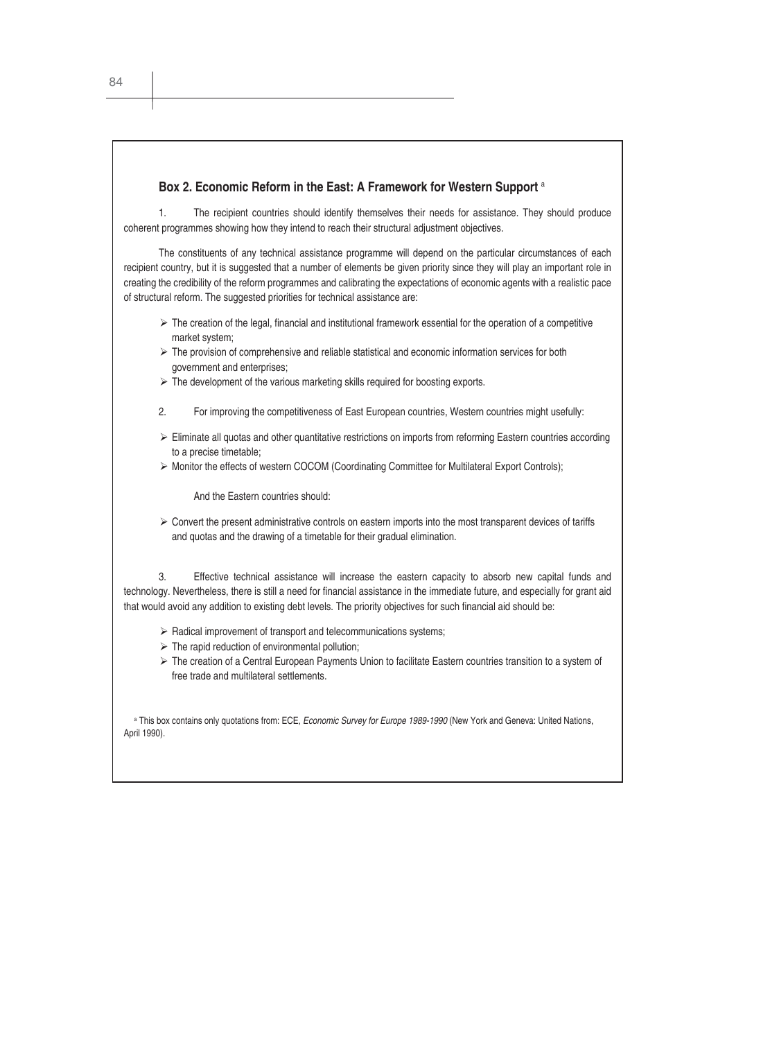### Box 2. Economic Reform in the East: A Framework for Western Support [a]

1. The recipient countries should identify themselves their needs for assistance. They should produce coherent programmes showing how they intend to reach their structural adjustment objectives.

The constituents of any technical assistance programme will depend on the particular circumstances of each recipient country, but it is suggested that a number of elements be given priority since they will play an important role in creating the credibility of the reform programmes and calibrating the expectations of economic agents with a realistic pace of structural reform. The suggested priorities for technical assistance are:

- The creation of the legal, financial and institutional framework essential for the operation of a competitive market system;
- The provision of comprehensive and reliable statistical and economic information services for both government and enterprises;
- The development of the various marketing skills required for boosting exports.

2. For improving the competitiveness of East European countries, Western countries might usefully:

- Eliminate all quotas and other quantitative restrictions on imports from reforming Eastern countries according to a precise timetable;
- Monitor the effects of western COCOM (Coordinating Committee for Multilateral Export Controls);

And the Eastern countries should:

- Convert the present administrative controls on eastern imports into the most transparent devices of tariffs and quotas and the drawing of a timetable for their gradual elimination.

3. Effective technical assistance will increase the eastern capacity to absorb new capital funds and technology. Nevertheless, there is still a need for financial assistance in the immediate future, and especially for grant aid that would avoid any addition to existing debt levels. The priority objectives for such financial aid should be:

- Radical improvement of transport and telecommunications systems;
- The rapid reduction of environmental pollution;
- The creation of a Central European Payments Union to facilitate Eastern countries transition to a system of free trade and multilateral settlements.

[a] This box contains only quotations from: ECE, *Economic Survey for Europe 1989-1990* (New York and Geneva: United Nations, April 1990).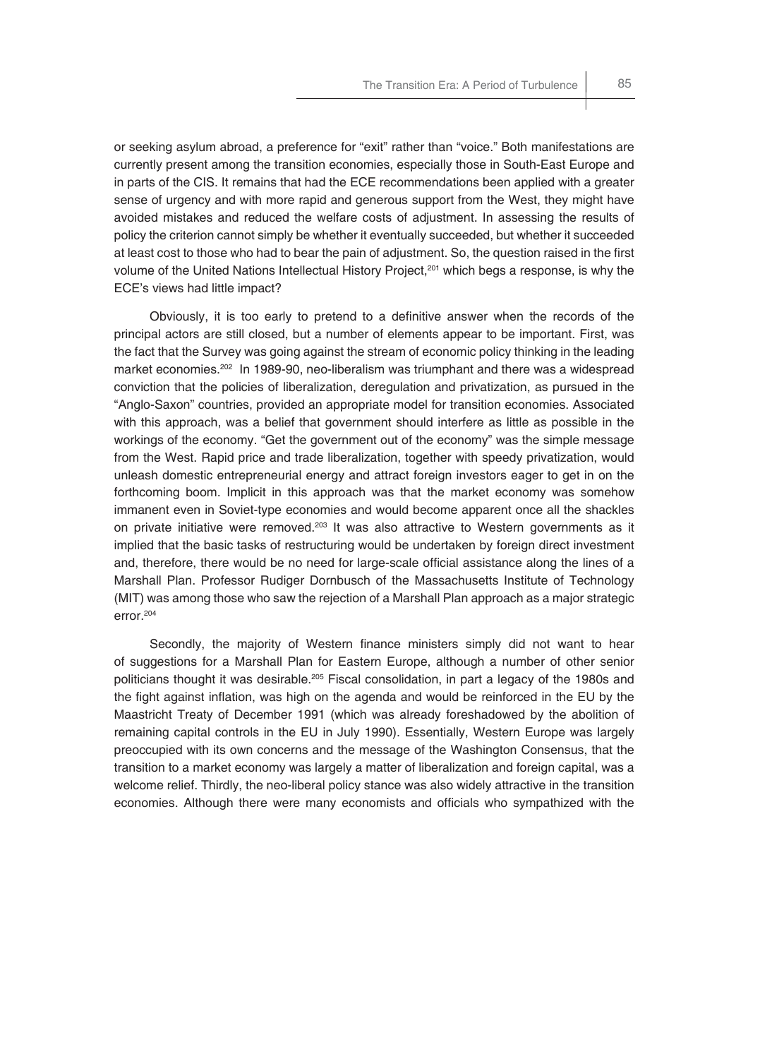or seeking asylum abroad, a preference for "exit" rather than "voice." Both manifestations are currently present among the transition economies, especially those in South-East Europe and in parts of the CIS. It remains that had the ECE recommendations been applied with a greater sense of urgency and with more rapid and generous support from the West, they might have avoided mistakes and reduced the welfare costs of adjustment. In assessing the results of policy the criterion cannot simply be whether it eventually succeeded, but whether it succeeded at least cost to those who had to bear the pain of adjustment. So, the question raised in the first volume of the United Nations Intellectual History Project,[201] which begs a response, is why the ECE's views had little impact?

Obviously, it is too early to pretend to a definitive answer when the records of the principal actors are still closed, but a number of elements appear to be important. First, was the fact that the Survey was going against the stream of economic policy thinking in the leading market economies.[202] In 1989-90, neo-liberalism was triumphant and there was a widespread conviction that the policies of liberalization, deregulation and privatization, as pursued in the "Anglo-Saxon" countries, provided an appropriate model for transition economies. Associated with this approach, was a belief that government should interfere as little as possible in the workings of the economy. "Get the government out of the economy" was the simple message from the West. Rapid price and trade liberalization, together with speedy privatization, would unleash domestic entrepreneurial energy and attract foreign investors eager to get in on the forthcoming boom. Implicit in this approach was that the market economy was somehow immanent even in Soviet-type economies and would become apparent once all the shackles on private initiative were removed.[203] It was also attractive to Western governments as it implied that the basic tasks of restructuring would be undertaken by foreign direct investment and, therefore, there would be no need for large-scale official assistance along the lines of a Marshall Plan. Professor Rudiger Dornbusch of the Massachusetts Institute of Technology (MIT) was among those who saw the rejection of a Marshall Plan approach as a major strategic error.[204]

Secondly, the majority of Western finance ministers simply did not want to hear of suggestions for a Marshall Plan for Eastern Europe, although a number of other senior politicians thought it was desirable.[205] Fiscal consolidation, in part a legacy of the 1980s and the fight against inflation, was high on the agenda and would be reinforced in the EU by the Maastricht Treaty of December 1991 (which was already foreshadowed by the abolition of remaining capital controls in the EU in July 1990). Essentially, Western Europe was largely preoccupied with its own concerns and the message of the Washington Consensus, that the transition to a market economy was largely a matter of liberalization and foreign capital, was a welcome relief. Thirdly, the neo-liberal policy stance was also widely attractive in the transition economies. Although there were many economists and officials who sympathized with the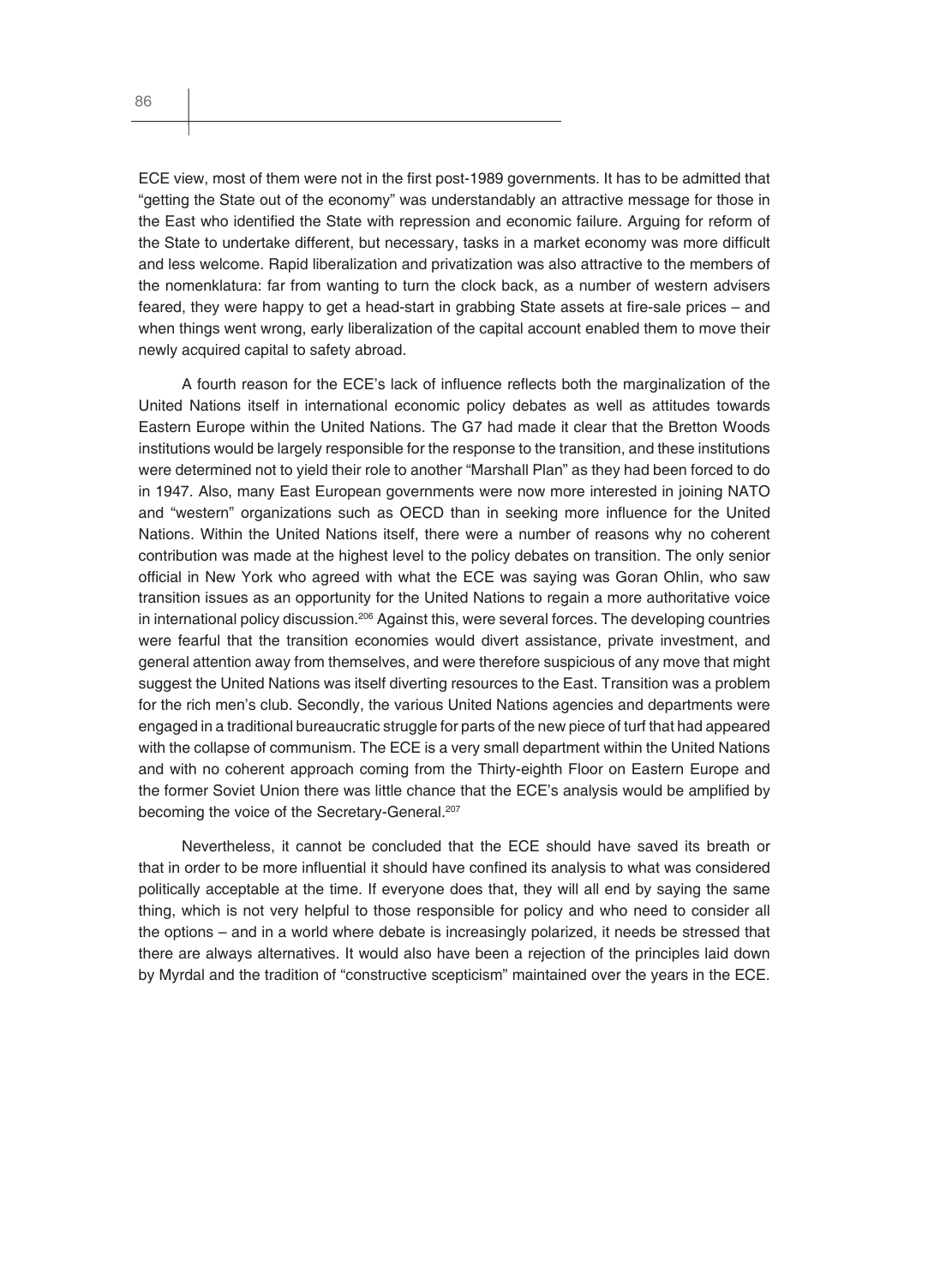ECE view, most of them were not in the first post-1989 governments. It has to be admitted that "getting the State out of the economy" was understandably an attractive message for those in the East who identified the State with repression and economic failure. Arguing for reform of the State to undertake different, but necessary, tasks in a market economy was more difficult and less welcome. Rapid liberalization and privatization was also attractive to the members of the nomenklatura: far from wanting to turn the clock back, as a number of western advisers feared, they were happy to get a head-start in grabbing State assets at fire-sale prices – and when things went wrong, early liberalization of the capital account enabled them to move their newly acquired capital to safety abroad.

A fourth reason for the ECE's lack of influence reflects both the marginalization of the United Nations itself in international economic policy debates as well as attitudes towards Eastern Europe within the United Nations. The G7 had made it clear that the Bretton Woods institutions would be largely responsible for the response to the transition, and these institutions were determined not to yield their role to another "Marshall Plan" as they had been forced to do in 1947. Also, many East European governments were now more interested in joining NATO and "western" organizations such as OECD than in seeking more influence for the United Nations. Within the United Nations itself, there were a number of reasons why no coherent contribution was made at the highest level to the policy debates on transition. The only senior official in New York who agreed with what the ECE was saying was Goran Ohlin, who saw transition issues as an opportunity for the United Nations to regain a more authoritative voice in international policy discussion.[206] Against this, were several forces. The developing countries were fearful that the transition economies would divert assistance, private investment, and general attention away from themselves, and were therefore suspicious of any move that might suggest the United Nations was itself diverting resources to the East. Transition was a problem for the rich men's club. Secondly, the various United Nations agencies and departments were engaged in a traditional bureaucratic struggle for parts of the new piece of turf that had appeared with the collapse of communism. The ECE is a very small department within the United Nations and with no coherent approach coming from the Thirty-eighth Floor on Eastern Europe and the former Soviet Union there was little chance that the ECE's analysis would be amplified by becoming the voice of the Secretary-General.[207]

Nevertheless, it cannot be concluded that the ECE should have saved its breath or that in order to be more influential it should have confined its analysis to what was considered politically acceptable at the time. If everyone does that, they will all end by saying the same thing, which is not very helpful to those responsible for policy and who need to consider all the options – and in a world where debate is increasingly polarized, it needs be stressed that there are always alternatives. It would also have been a rejection of the principles laid down by Myrdal and the tradition of "constructive scepticism" maintained over the years in the ECE.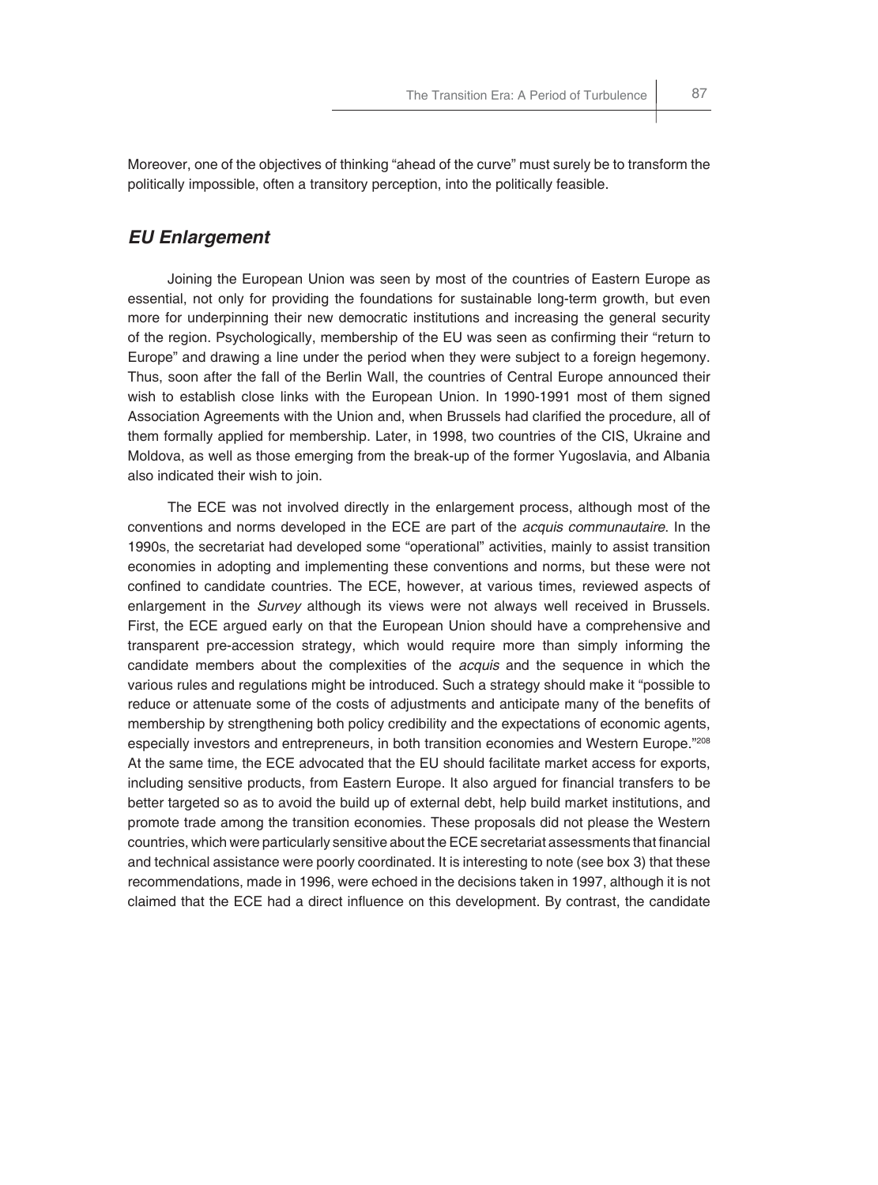Moreover, one of the objectives of thinking "ahead of the curve" must surely be to transform the politically impossible, often a transitory perception, into the politically feasible.

## *EU Enlargement*

Joining the European Union was seen by most of the countries of Eastern Europe as essential, not only for providing the foundations for sustainable long-term growth, but even more for underpinning their new democratic institutions and increasing the general security of the region. Psychologically, membership of the EU was seen as confirming their "return to Europe" and drawing a line under the period when they were subject to a foreign hegemony. Thus, soon after the fall of the Berlin Wall, the countries of Central Europe announced their wish to establish close links with the European Union. In 1990-1991 most of them signed Association Agreements with the Union and, when Brussels had clarified the procedure, all of them formally applied for membership. Later, in 1998, two countries of the CIS, Ukraine and Moldova, as well as those emerging from the break-up of the former Yugoslavia, and Albania also indicated their wish to join.

The ECE was not involved directly in the enlargement process, although most of the conventions and norms developed in the ECE are part of the *acquis communautaire*. In the 1990s, the secretariat had developed some "operational" activities, mainly to assist transition economies in adopting and implementing these conventions and norms, but these were not confined to candidate countries. The ECE, however, at various times, reviewed aspects of enlargement in the *Survey* although its views were not always well received in Brussels. First, the ECE argued early on that the European Union should have a comprehensive and transparent pre-accession strategy, which would require more than simply informing the candidate members about the complexities of the *acquis* and the sequence in which the various rules and regulations might be introduced. Such a strategy should make it "possible to reduce or attenuate some of the costs of adjustments and anticipate many of the benefits of membership by strengthening both policy credibility and the expectations of economic agents, especially investors and entrepreneurs, in both transition economies and Western Europe."[208] At the same time, the ECE advocated that the EU should facilitate market access for exports, including sensitive products, from Eastern Europe. It also argued for financial transfers to be better targeted so as to avoid the build up of external debt, help build market institutions, and promote trade among the transition economies. These proposals did not please the Western countries, which were particularly sensitive about the ECE secretariat assessments that financial and technical assistance were poorly coordinated. It is interesting to note (see box 3) that these recommendations, made in 1996, were echoed in the decisions taken in 1997, although it is not claimed that the ECE had a direct influence on this development. By contrast, the candidate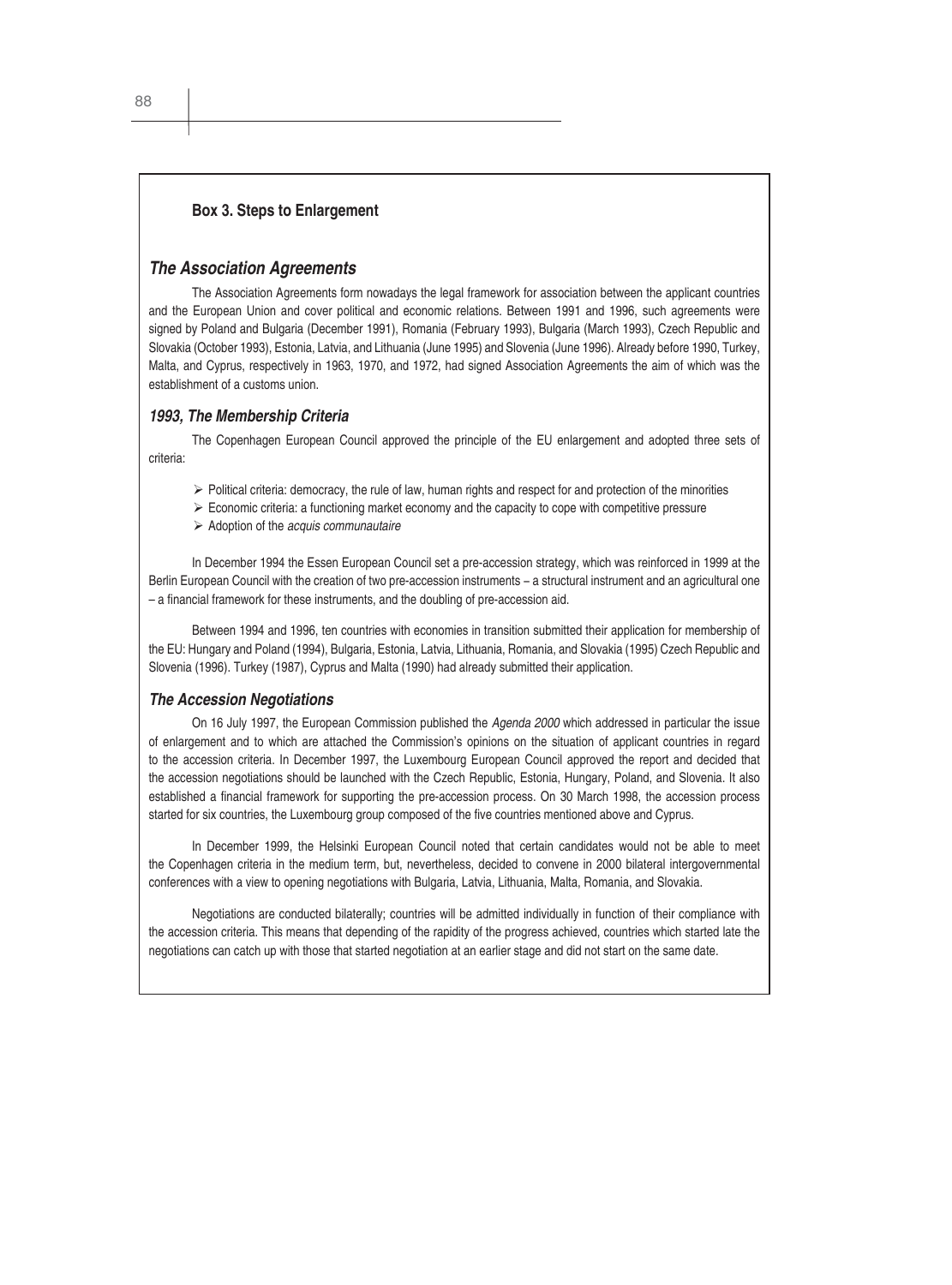**Box 3. Steps to Enlargement**

### *The Association Agreements*

The Association Agreements form nowadays the legal framework for association between the applicant countries and the European Union and cover political and economic relations. Between 1991 and 1996, such agreements were signed by Poland and Bulgaria (December 1991), Romania (February 1993), Bulgaria (March 1993), Czech Republic and Slovakia (October 1993), Estonia, Latvia, and Lithuania (June 1995) and Slovenia (June 1996). Already before 1990, Turkey, Malta, and Cyprus, respectively in 1963, 1970, and 1972, had signed Association Agreements the aim of which was the establishment of a customs union.

#### *1993, The Membership Criteria*

The Copenhagen European Council approved the principle of the EU enlargement and adopted three sets of criteria:

- Political criteria: democracy, the rule of law, human rights and respect for and protection of the minorities
- Economic criteria: a functioning market economy and the capacity to cope with competitive pressure
- Adoption of the *acquis communautaire*

In December 1994 the Essen European Council set a pre-accession strategy, which was reinforced in 1999 at the Berlin European Council with the creation of two pre-accession instruments – a structural instrument and an agricultural one – a financial framework for these instruments, and the doubling of pre-accession aid.

Between 1994 and 1996, ten countries with economies in transition submitted their application for membership of the EU: Hungary and Poland (1994), Bulgaria, Estonia, Latvia, Lithuania, Romania, and Slovakia (1995) Czech Republic and Slovenia (1996). Turkey (1987), Cyprus and Malta (1990) had already submitted their application.

#### *The Accession Negotiations*

On 16 July 1997, the European Commission published the *Agenda 2000* which addressed in particular the issue of enlargement and to which are attached the Commission's opinions on the situation of applicant countries in regard to the accession criteria. In December 1997, the Luxembourg European Council approved the report and decided that the accession negotiations should be launched with the Czech Republic, Estonia, Hungary, Poland, and Slovenia. It also established a financial framework for supporting the pre-accession process. On 30 March 1998, the accession process started for six countries, the Luxembourg group composed of the five countries mentioned above and Cyprus.

In December 1999, the Helsinki European Council noted that certain candidates would not be able to meet the Copenhagen criteria in the medium term, but, nevertheless, decided to convene in 2000 bilateral intergovernmental conferences with a view to opening negotiations with Bulgaria, Latvia, Lithuania, Malta, Romania, and Slovakia.

Negotiations are conducted bilaterally; countries will be admitted individually in function of their compliance with the accession criteria. This means that depending of the rapidity of the progress achieved, countries which started late the negotiations can catch up with those that started negotiation at an earlier stage and did not start on the same date.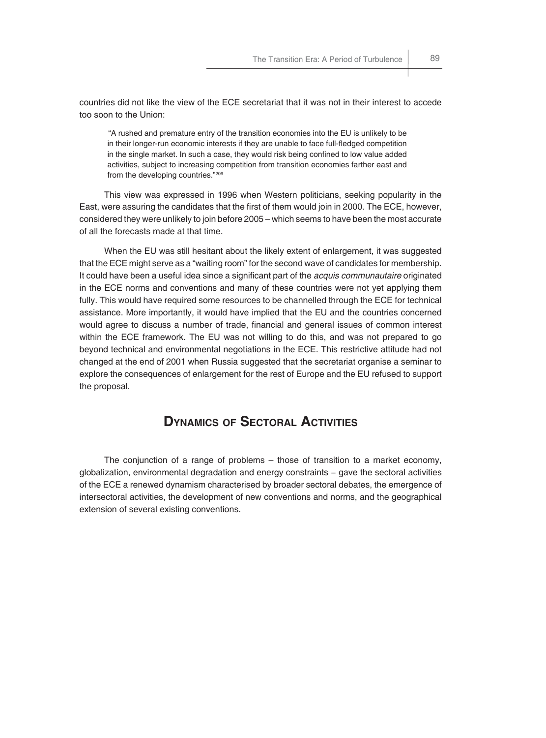countries did not like the view of the ECE secretariat that it was not in their interest to accede too soon to the Union:

> "A rushed and premature entry of the transition economies into the EU is unlikely to be in their longer-run economic interests if they are unable to face full-fledged competition in the single market. In such a case, they would risk being confined to low value added activities, subject to increasing competition from transition economies farther east and from the developing countries."[209]

This view was expressed in 1996 when Western politicians, seeking popularity in the East, were assuring the candidates that the first of them would join in 2000. The ECE, however, considered they were unlikely to join before 2005 – which seems to have been the most accurate of all the forecasts made at that time.

When the EU was still hesitant about the likely extent of enlargement, it was suggested that the ECE might serve as a "waiting room" for the second wave of candidates for membership. It could have been a useful idea since a significant part of the *acquis communautaire* originated in the ECE norms and conventions and many of these countries were not yet applying them fully. This would have required some resources to be channelled through the ECE for technical assistance. More importantly, it would have implied that the EU and the countries concerned would agree to discuss a number of trade, financial and general issues of common interest within the ECE framework. The EU was not willing to do this, and was not prepared to go beyond technical and environmental negotiations in the ECE. This restrictive attitude had not changed at the end of 2001 when Russia suggested that the secretariat organise a seminar to explore the consequences of enlargement for the rest of Europe and the EU refused to support the proposal.

## Dynamics of Sectoral Activities

The conjunction of a range of problems – those of transition to a market economy, globalization, environmental degradation and energy constraints – gave the sectoral activities of the ECE a renewed dynamism characterised by broader sectoral debates, the emergence of intersectoral activities, the development of new conventions and norms, and the geographical extension of several existing conventions.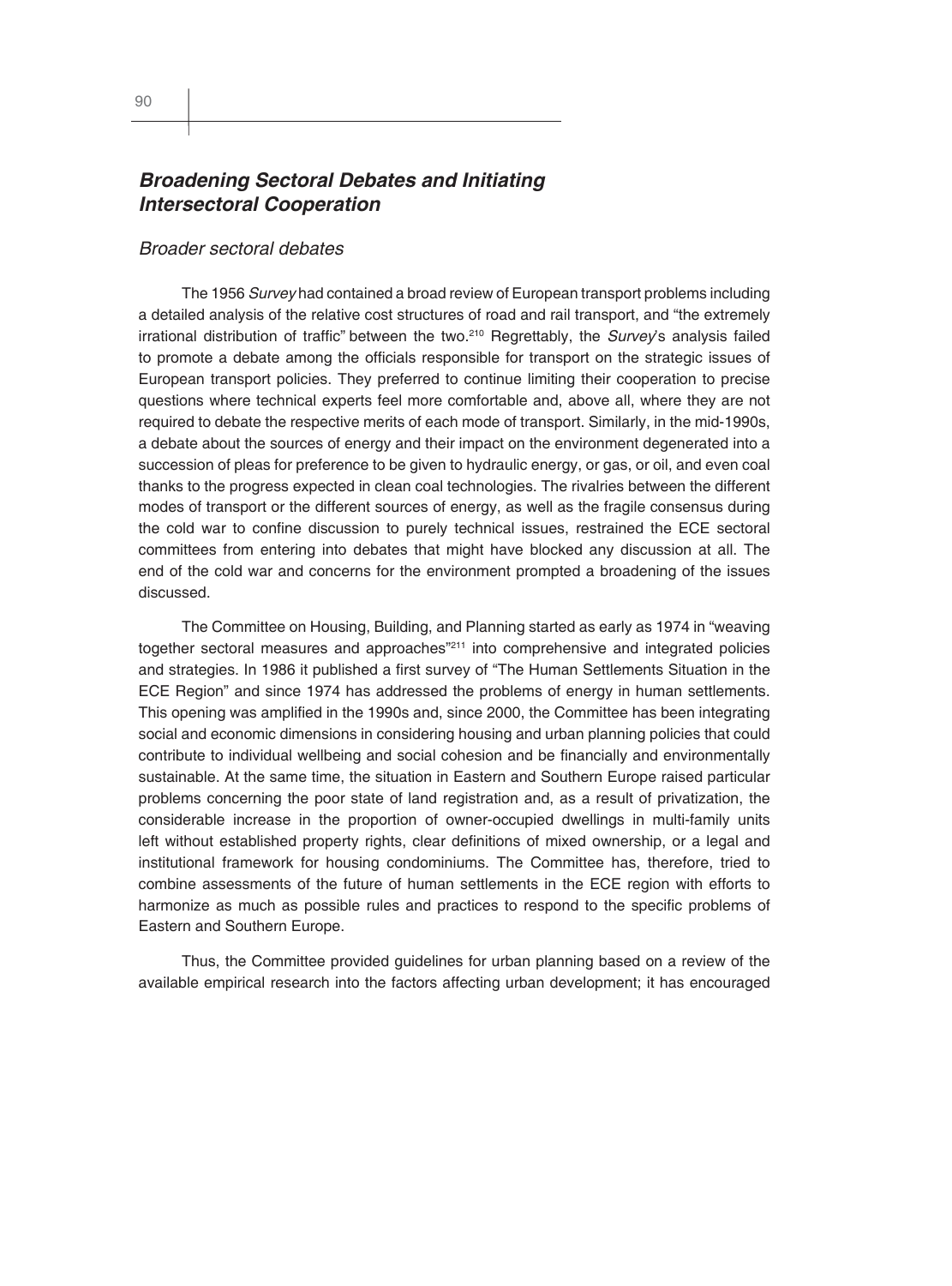## *Broadening Sectoral Debates and Initiating Intersectoral Cooperation*

### *Broader sectoral debates*

The 1956 *Survey* had contained a broad review of European transport problems including a detailed analysis of the relative cost structures of road and rail transport, and "the extremely irrational distribution of traffic" between the two.[210] Regrettably, the *Survey*'s analysis failed to promote a debate among the officials responsible for transport on the strategic issues of European transport policies. They preferred to continue limiting their cooperation to precise questions where technical experts feel more comfortable and, above all, where they are not required to debate the respective merits of each mode of transport. Similarly, in the mid-1990s, a debate about the sources of energy and their impact on the environment degenerated into a succession of pleas for preference to be given to hydraulic energy, or gas, or oil, and even coal thanks to the progress expected in clean coal technologies. The rivalries between the different modes of transport or the different sources of energy, as well as the fragile consensus during the cold war to confine discussion to purely technical issues, restrained the ECE sectoral committees from entering into debates that might have blocked any discussion at all. The end of the cold war and concerns for the environment prompted a broadening of the issues discussed.

The Committee on Housing, Building, and Planning started as early as 1974 in "weaving together sectoral measures and approaches"[211] into comprehensive and integrated policies and strategies. In 1986 it published a first survey of "The Human Settlements Situation in the ECE Region" and since 1974 has addressed the problems of energy in human settlements. This opening was amplified in the 1990s and, since 2000, the Committee has been integrating social and economic dimensions in considering housing and urban planning policies that could contribute to individual wellbeing and social cohesion and be financially and environmentally sustainable. At the same time, the situation in Eastern and Southern Europe raised particular problems concerning the poor state of land registration and, as a result of privatization, the considerable increase in the proportion of owner-occupied dwellings in multi-family units left without established property rights, clear definitions of mixed ownership, or a legal and institutional framework for housing condominiums. The Committee has, therefore, tried to combine assessments of the future of human settlements in the ECE region with efforts to harmonize as much as possible rules and practices to respond to the specific problems of Eastern and Southern Europe.

Thus, the Committee provided guidelines for urban planning based on a review of the available empirical research into the factors affecting urban development; it has encouraged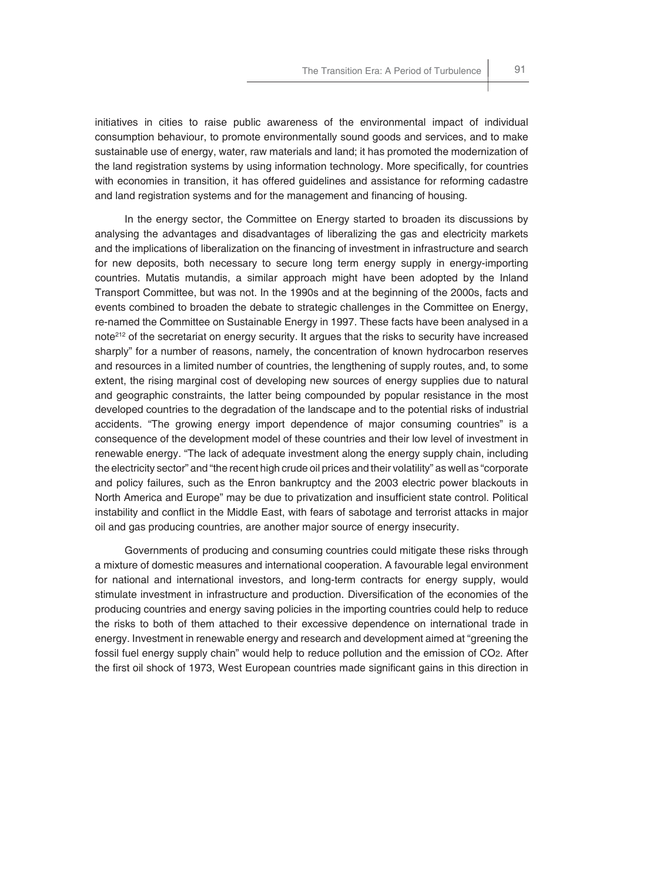initiatives in cities to raise public awareness of the environmental impact of individual consumption behaviour, to promote environmentally sound goods and services, and to make sustainable use of energy, water, raw materials and land; it has promoted the modernization of the land registration systems by using information technology. More specifically, for countries with economies in transition, it has offered guidelines and assistance for reforming cadastre and land registration systems and for the management and financing of housing.

In the energy sector, the Committee on Energy started to broaden its discussions by analysing the advantages and disadvantages of liberalizing the gas and electricity markets and the implications of liberalization on the financing of investment in infrastructure and search for new deposits, both necessary to secure long term energy supply in energy-importing countries. Mutatis mutandis, a similar approach might have been adopted by the Inland Transport Committee, but was not. In the 1990s and at the beginning of the 2000s, facts and events combined to broaden the debate to strategic challenges in the Committee on Energy, re-named the Committee on Sustainable Energy in 1997. These facts have been analysed in a note[212] of the secretariat on energy security. It argues that the risks to security have increased sharply" for a number of reasons, namely, the concentration of known hydrocarbon reserves and resources in a limited number of countries, the lengthening of supply routes, and, to some extent, the rising marginal cost of developing new sources of energy supplies due to natural and geographic constraints, the latter being compounded by popular resistance in the most developed countries to the degradation of the landscape and to the potential risks of industrial accidents. "The growing energy import dependence of major consuming countries" is a consequence of the development model of these countries and their low level of investment in renewable energy. "The lack of adequate investment along the energy supply chain, including the electricity sector" and "the recent high crude oil prices and their volatility" as well as "corporate and policy failures, such as the Enron bankruptcy and the 2003 electric power blackouts in North America and Europe" may be due to privatization and insufficient state control. Political instability and conflict in the Middle East, with fears of sabotage and terrorist attacks in major oil and gas producing countries, are another major source of energy insecurity.

Governments of producing and consuming countries could mitigate these risks through a mixture of domestic measures and international cooperation. A favourable legal environment for national and international investors, and long-term contracts for energy supply, would stimulate investment in infrastructure and production. Diversification of the economies of the producing countries and energy saving policies in the importing countries could help to reduce the risks to both of them attached to their excessive dependence on international trade in energy. Investment in renewable energy and research and development aimed at "greening the fossil fuel energy supply chain" would help to reduce pollution and the emission of $CO_2$. After the first oil shock of 1973, West European countries made significant gains in this direction in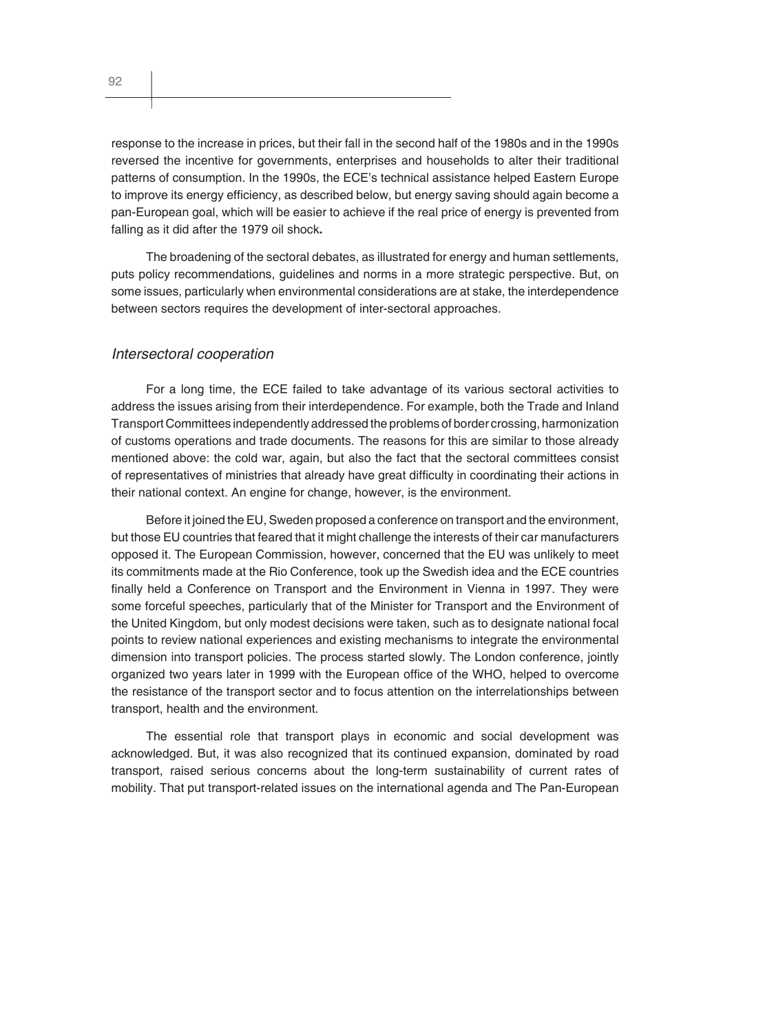response to the increase in prices, but their fall in the second half of the 1980s and in the 1990s reversed the incentive for governments, enterprises and households to alter their traditional patterns of consumption. In the 1990s, the ECE's technical assistance helped Eastern Europe to improve its energy efficiency, as described below, but energy saving should again become a pan-European goal, which will be easier to achieve if the real price of energy is prevented from falling as it did after the 1979 oil shock**.**

The broadening of the sectoral debates, as illustrated for energy and human settlements, puts policy recommendations, guidelines and norms in a more strategic perspective. But, on some issues, particularly when environmental considerations are at stake, the interdependence between sectors requires the development of inter-sectoral approaches.

### *Intersectoral cooperation*

For a long time, the ECE failed to take advantage of its various sectoral activities to address the issues arising from their interdependence. For example, both the Trade and Inland Transport Committees independently addressed the problems of border crossing, harmonization of customs operations and trade documents. The reasons for this are similar to those already mentioned above: the cold war, again, but also the fact that the sectoral committees consist of representatives of ministries that already have great difficulty in coordinating their actions in their national context. An engine for change, however, is the environment.

Before it joined the EU, Sweden proposed a conference on transport and the environment, but those EU countries that feared that it might challenge the interests of their car manufacturers opposed it. The European Commission, however, concerned that the EU was unlikely to meet its commitments made at the Rio Conference, took up the Swedish idea and the ECE countries finally held a Conference on Transport and the Environment in Vienna in 1997. They were some forceful speeches, particularly that of the Minister for Transport and the Environment of the United Kingdom, but only modest decisions were taken, such as to designate national focal points to review national experiences and existing mechanisms to integrate the environmental dimension into transport policies. The process started slowly. The London conference, jointly organized two years later in 1999 with the European office of the WHO, helped to overcome the resistance of the transport sector and to focus attention on the interrelationships between transport, health and the environment.

The essential role that transport plays in economic and social development was acknowledged. But, it was also recognized that its continued expansion, dominated by road transport, raised serious concerns about the long-term sustainability of current rates of mobility. That put transport-related issues on the international agenda and The Pan-European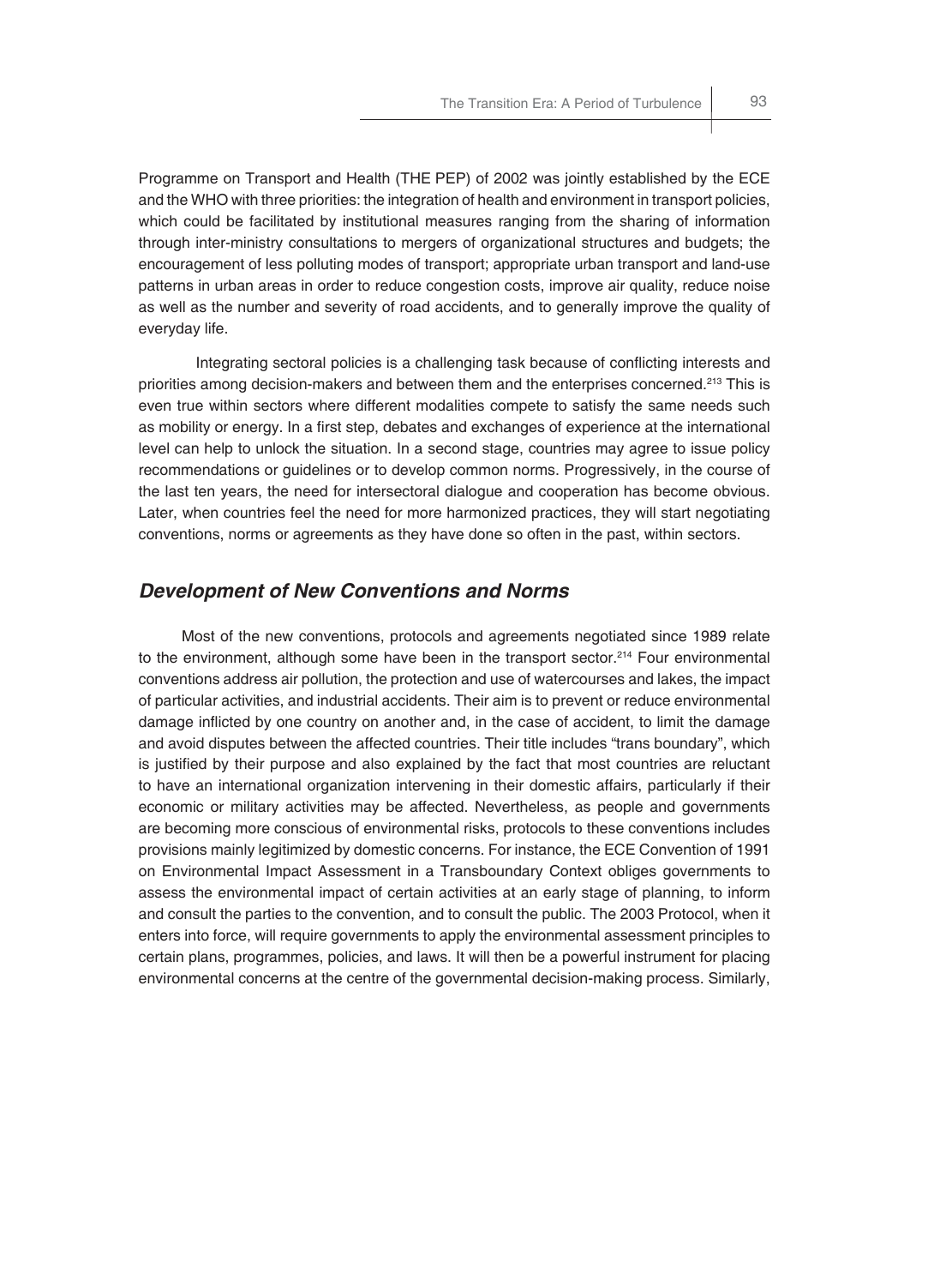Programme on Transport and Health (THE PEP) of 2002 was jointly established by the ECE and the WHO with three priorities: the integration of health and environment in transport policies, which could be facilitated by institutional measures ranging from the sharing of information through inter-ministry consultations to mergers of organizational structures and budgets; the encouragement of less polluting modes of transport; appropriate urban transport and land-use patterns in urban areas in order to reduce congestion costs, improve air quality, reduce noise as well as the number and severity of road accidents, and to generally improve the quality of everyday life.

Integrating sectoral policies is a challenging task because of conflicting interests and priorities among decision-makers and between them and the enterprises concerned.[213] This is even true within sectors where different modalities compete to satisfy the same needs such as mobility or energy. In a first step, debates and exchanges of experience at the international level can help to unlock the situation. In a second stage, countries may agree to issue policy recommendations or guidelines or to develop common norms. Progressively, in the course of the last ten years, the need for intersectoral dialogue and cooperation has become obvious. Later, when countries feel the need for more harmonized practices, they will start negotiating conventions, norms or agreements as they have done so often in the past, within sectors.

## *Development of New Conventions and Norms*

Most of the new conventions, protocols and agreements negotiated since 1989 relate to the environment, although some have been in the transport sector.[214] Four environmental conventions address air pollution, the protection and use of watercourses and lakes, the impact of particular activities, and industrial accidents. Their aim is to prevent or reduce environmental damage inflicted by one country on another and, in the case of accident, to limit the damage and avoid disputes between the affected countries. Their title includes "trans boundary", which is justified by their purpose and also explained by the fact that most countries are reluctant to have an international organization intervening in their domestic affairs, particularly if their economic or military activities may be affected. Nevertheless, as people and governments are becoming more conscious of environmental risks, protocols to these conventions includes provisions mainly legitimized by domestic concerns. For instance, the ECE Convention of 1991 on Environmental Impact Assessment in a Transboundary Context obliges governments to assess the environmental impact of certain activities at an early stage of planning, to inform and consult the parties to the convention, and to consult the public. The 2003 Protocol, when it enters into force, will require governments to apply the environmental assessment principles to certain plans, programmes, policies, and laws. It will then be a powerful instrument for placing environmental concerns at the centre of the governmental decision-making process. Similarly,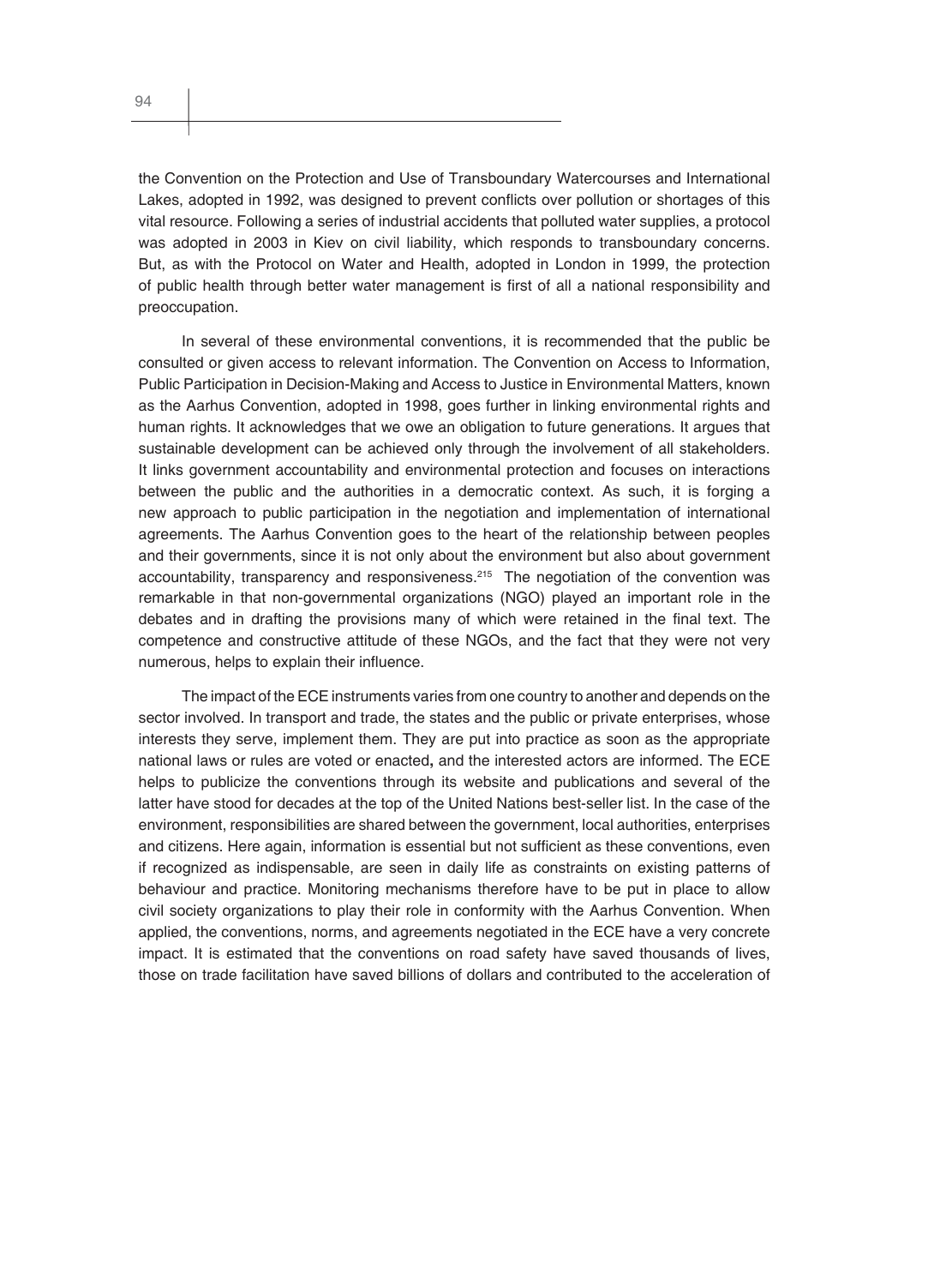the Convention on the Protection and Use of Transboundary Watercourses and International Lakes, adopted in 1992, was designed to prevent conflicts over pollution or shortages of this vital resource. Following a series of industrial accidents that polluted water supplies, a protocol was adopted in 2003 in Kiev on civil liability, which responds to transboundary concerns. But, as with the Protocol on Water and Health, adopted in London in 1999, the protection of public health through better water management is first of all a national responsibility and preoccupation.

In several of these environmental conventions, it is recommended that the public be consulted or given access to relevant information. The Convention on Access to Information, Public Participation in Decision-Making and Access to Justice in Environmental Matters, known as the Aarhus Convention, adopted in 1998, goes further in linking environmental rights and human rights. It acknowledges that we owe an obligation to future generations. It argues that sustainable development can be achieved only through the involvement of all stakeholders. It links government accountability and environmental protection and focuses on interactions between the public and the authorities in a democratic context. As such, it is forging a new approach to public participation in the negotiation and implementation of international agreements. The Aarhus Convention goes to the heart of the relationship between peoples and their governments, since it is not only about the environment but also about government accountability, transparency and responsiveness.[215] The negotiation of the convention was remarkable in that non-governmental organizations (NGO) played an important role in the debates and in drafting the provisions many of which were retained in the final text. The competence and constructive attitude of these NGOs, and the fact that they were not very numerous, helps to explain their influence.

The impact of the ECE instruments varies from one country to another and depends on the sector involved. In transport and trade, the states and the public or private enterprises, whose interests they serve, implement them. They are put into practice as soon as the appropriate national laws or rules are voted or enacted**,** and the interested actors are informed. The ECE helps to publicize the conventions through its website and publications and several of the latter have stood for decades at the top of the United Nations best-seller list. In the case of the environment, responsibilities are shared between the government, local authorities, enterprises and citizens. Here again, information is essential but not sufficient as these conventions, even if recognized as indispensable, are seen in daily life as constraints on existing patterns of behaviour and practice. Monitoring mechanisms therefore have to be put in place to allow civil society organizations to play their role in conformity with the Aarhus Convention. When applied, the conventions, norms, and agreements negotiated in the ECE have a very concrete impact. It is estimated that the conventions on road safety have saved thousands of lives, those on trade facilitation have saved billions of dollars and contributed to the acceleration of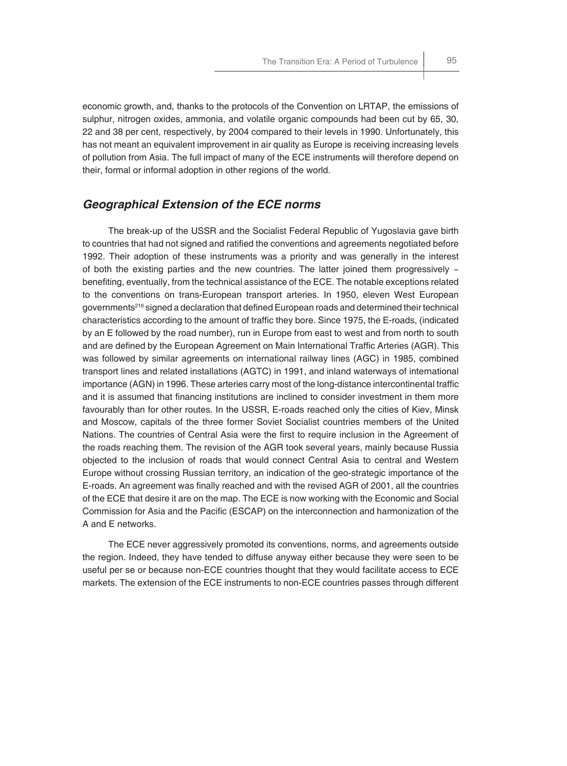economic growth, and, thanks to the protocols of the Convention on LRTAP, the emissions of sulphur, nitrogen oxides, ammonia, and volatile organic compounds had been cut by 65, 30, 22 and 38 per cent, respectively, by 2004 compared to their levels in 1990. Unfortunately, this has not meant an equivalent improvement in air quality as Europe is receiving increasing levels of pollution from Asia. The full impact of many of the ECE instruments will therefore depend on their, formal or informal adoption in other regions of the world.

## *Geographical Extension of the ECE norms*

The break-up of the USSR and the Socialist Federal Republic of Yugoslavia gave birth to countries that had not signed and ratified the conventions and agreements negotiated before 1992. Their adoption of these instruments was a priority and was generally in the interest of both the existing parties and the new countries. The latter joined them progressively – benefiting, eventually, from the technical assistance of the ECE. The notable exceptions related to the conventions on trans-European transport arteries. In 1950, eleven West European governments[216] signed a declaration that defined European roads and determined their technical characteristics according to the amount of traffic they bore. Since 1975, the E-roads, (indicated by an E followed by the road number), run in Europe from east to west and from north to south and are defined by the European Agreement on Main International Traffic Arteries (AGR). This was followed by similar agreements on international railway lines (AGC) in 1985, combined transport lines and related installations (AGTC) in 1991, and inland waterways of international importance (AGN) in 1996. These arteries carry most of the long-distance intercontinental traffic and it is assumed that financing institutions are inclined to consider investment in them more favourably than for other routes. In the USSR, E-roads reached only the cities of Kiev, Minsk and Moscow, capitals of the three former Soviet Socialist countries members of the United Nations. The countries of Central Asia were the first to require inclusion in the Agreement of the roads reaching them. The revision of the AGR took several years, mainly because Russia objected to the inclusion of roads that would connect Central Asia to central and Western Europe without crossing Russian territory, an indication of the geo-strategic importance of the E-roads. An agreement was finally reached and with the revised AGR of 2001, all the countries of the ECE that desire it are on the map. The ECE is now working with the Economic and Social Commission for Asia and the Pacific (ESCAP) on the interconnection and harmonization of the A and E networks.

The ECE never aggressively promoted its conventions, norms, and agreements outside the region. Indeed, they have tended to diffuse anyway either because they were seen to be useful per se or because non-ECE countries thought that they would facilitate access to ECE markets. The extension of the ECE instruments to non-ECE countries passes through different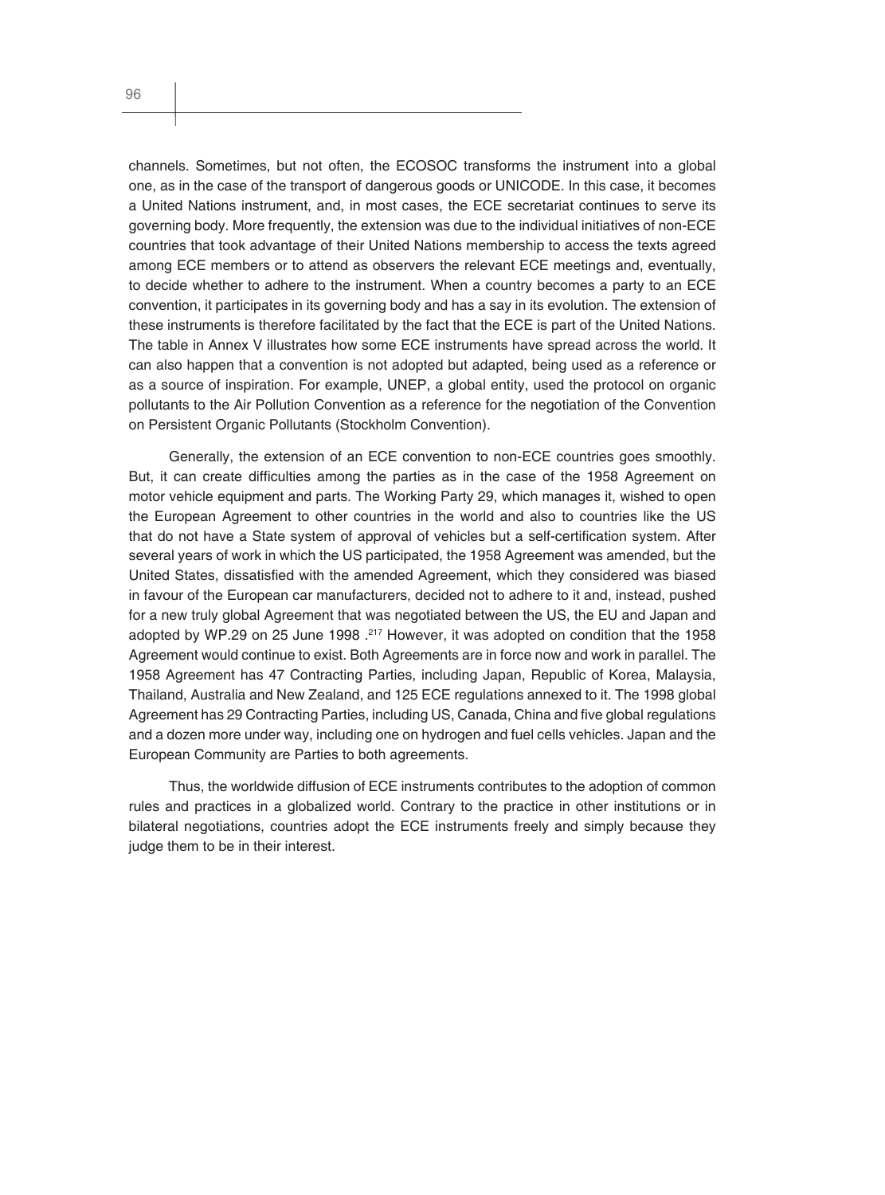channels. Sometimes, but not often, the ECOSOC transforms the instrument into a global one, as in the case of the transport of dangerous goods or UNICODE. In this case, it becomes a United Nations instrument, and, in most cases, the ECE secretariat continues to serve its governing body. More frequently, the extension was due to the individual initiatives of non-ECE countries that took advantage of their United Nations membership to access the texts agreed among ECE members or to attend as observers the relevant ECE meetings and, eventually, to decide whether to adhere to the instrument. When a country becomes a party to an ECE convention, it participates in its governing body and has a say in its evolution. The extension of these instruments is therefore facilitated by the fact that the ECE is part of the United Nations. The table in Annex V illustrates how some ECE instruments have spread across the world. It can also happen that a convention is not adopted but adapted, being used as a reference or as a source of inspiration. For example, UNEP, a global entity, used the protocol on organic pollutants to the Air Pollution Convention as a reference for the negotiation of the Convention on Persistent Organic Pollutants (Stockholm Convention).

Generally, the extension of an ECE convention to non-ECE countries goes smoothly. But, it can create difficulties among the parties as in the case of the 1958 Agreement on motor vehicle equipment and parts. The Working Party 29, which manages it, wished to open the European Agreement to other countries in the world and also to countries like the US that do not have a State system of approval of vehicles but a self-certification system. After several years of work in which the US participated, the 1958 Agreement was amended, but the United States, dissatisfied with the amended Agreement, which they considered was biased in favour of the European car manufacturers, decided not to adhere to it and, instead, pushed for a new truly global Agreement that was negotiated between the US, the EU and Japan and adopted by WP.29 on 25 June 1998 .[217] However, it was adopted on condition that the 1958 Agreement would continue to exist. Both Agreements are in force now and work in parallel. The 1958 Agreement has 47 Contracting Parties, including Japan, Republic of Korea, Malaysia, Thailand, Australia and New Zealand, and 125 ECE regulations annexed to it. The 1998 global Agreement has 29 Contracting Parties, including US, Canada, China and five global regulations and a dozen more under way, including one on hydrogen and fuel cells vehicles. Japan and the European Community are Parties to both agreements.

Thus, the worldwide diffusion of ECE instruments contributes to the adoption of common rules and practices in a globalized world. Contrary to the practice in other institutions or in bilateral negotiations, countries adopt the ECE instruments freely and simply because they judge them to be in their interest.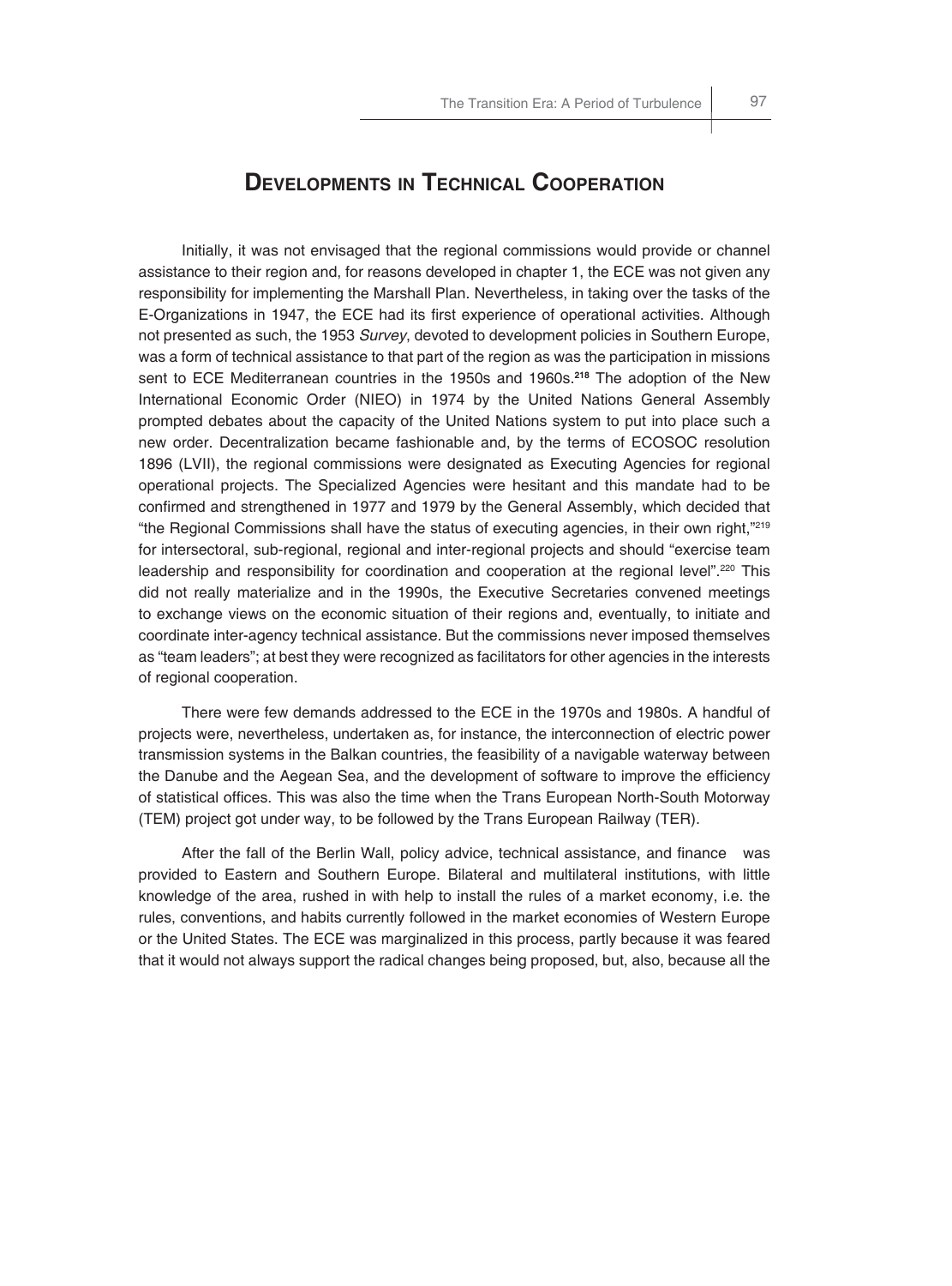## Developments in Technical Cooperation

Initially, it was not envisaged that the regional commissions would provide or channel assistance to their region and, for reasons developed in chapter 1, the ECE was not given any responsibility for implementing the Marshall Plan. Nevertheless, in taking over the tasks of the E-Organizations in 1947, the ECE had its first experience of operational activities. Although not presented as such, the 1953 *Survey*, devoted to development policies in Southern Europe, was a form of technical assistance to that part of the region as was the participation in missions sent to ECE Mediterranean countries in the 1950s and 1960s.[218] The adoption of the New International Economic Order (NIEO) in 1974 by the United Nations General Assembly prompted debates about the capacity of the United Nations system to put into place such a new order. Decentralization became fashionable and, by the terms of ECOSOC resolution 1896 (LVII), the regional commissions were designated as Executing Agencies for regional operational projects. The Specialized Agencies were hesitant and this mandate had to be confirmed and strengthened in 1977 and 1979 by the General Assembly, which decided that "the Regional Commissions shall have the status of executing agencies, in their own right,"[219] for intersectoral, sub-regional, regional and inter-regional projects and should "exercise team leadership and responsibility for coordination and cooperation at the regional level".[220] This did not really materialize and in the 1990s, the Executive Secretaries convened meetings to exchange views on the economic situation of their regions and, eventually, to initiate and coordinate inter-agency technical assistance. But the commissions never imposed themselves as "team leaders"; at best they were recognized as facilitators for other agencies in the interests of regional cooperation.

There were few demands addressed to the ECE in the 1970s and 1980s. A handful of projects were, nevertheless, undertaken as, for instance, the interconnection of electric power transmission systems in the Balkan countries, the feasibility of a navigable waterway between the Danube and the Aegean Sea, and the development of software to improve the efficiency of statistical offices. This was also the time when the Trans European North-South Motorway (TEM) project got under way, to be followed by the Trans European Railway (TER).

After the fall of the Berlin Wall, policy advice, technical assistance, and finance was provided to Eastern and Southern Europe. Bilateral and multilateral institutions, with little knowledge of the area, rushed in with help to install the rules of a market economy, i.e. the rules, conventions, and habits currently followed in the market economies of Western Europe or the United States. The ECE was marginalized in this process, partly because it was feared that it would not always support the radical changes being proposed, but, also, because all the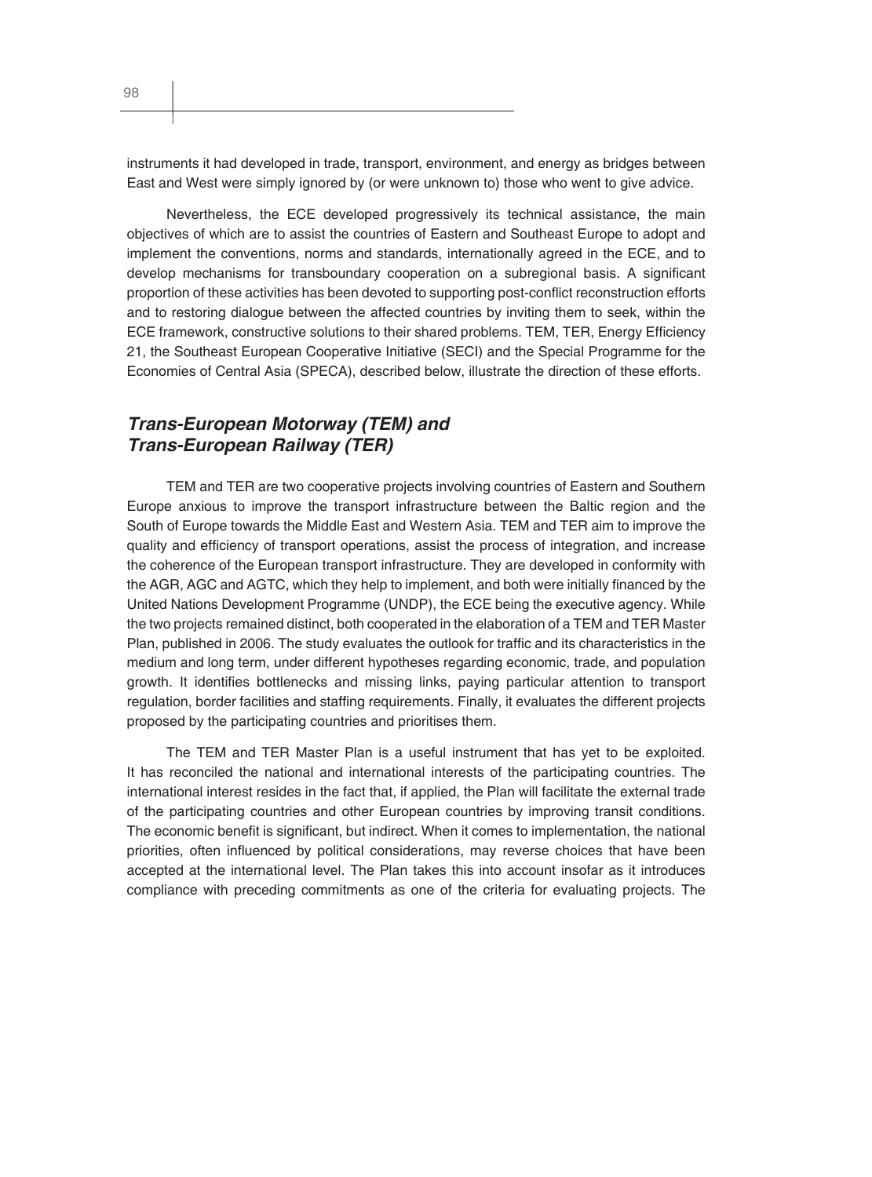instruments it had developed in trade, transport, environment, and energy as bridges between East and West were simply ignored by (or were unknown to) those who went to give advice.

Nevertheless, the ECE developed progressively its technical assistance, the main objectives of which are to assist the countries of Eastern and Southeast Europe to adopt and implement the conventions, norms and standards, internationally agreed in the ECE, and to develop mechanisms for transboundary cooperation on a subregional basis. A significant proportion of these activities has been devoted to supporting post-conflict reconstruction efforts and to restoring dialogue between the affected countries by inviting them to seek, within the ECE framework, constructive solutions to their shared problems. TEM, TER, Energy Efficiency 21, the Southeast European Cooperative Initiative (SECI) and the Special Programme for the Economies of Central Asia (SPECA), described below, illustrate the direction of these efforts.

## *Trans-European Motorway (TEM) and Trans-European Railway (TER)*

TEM and TER are two cooperative projects involving countries of Eastern and Southern Europe anxious to improve the transport infrastructure between the Baltic region and the South of Europe towards the Middle East and Western Asia. TEM and TER aim to improve the quality and efficiency of transport operations, assist the process of integration, and increase the coherence of the European transport infrastructure. They are developed in conformity with the AGR, AGC and AGTC, which they help to implement, and both were initially financed by the United Nations Development Programme (UNDP), the ECE being the executive agency. While the two projects remained distinct, both cooperated in the elaboration of a TEM and TER Master Plan, published in 2006. The study evaluates the outlook for traffic and its characteristics in the medium and long term, under different hypotheses regarding economic, trade, and population growth. It identifies bottlenecks and missing links, paying particular attention to transport regulation, border facilities and staffing requirements. Finally, it evaluates the different projects proposed by the participating countries and prioritises them.

The TEM and TER Master Plan is a useful instrument that has yet to be exploited. It has reconciled the national and international interests of the participating countries. The international interest resides in the fact that, if applied, the Plan will facilitate the external trade of the participating countries and other European countries by improving transit conditions. The economic benefit is significant, but indirect. When it comes to implementation, the national priorities, often influenced by political considerations, may reverse choices that have been accepted at the international level. The Plan takes this into account insofar as it introduces compliance with preceding commitments as one of the criteria for evaluating projects. The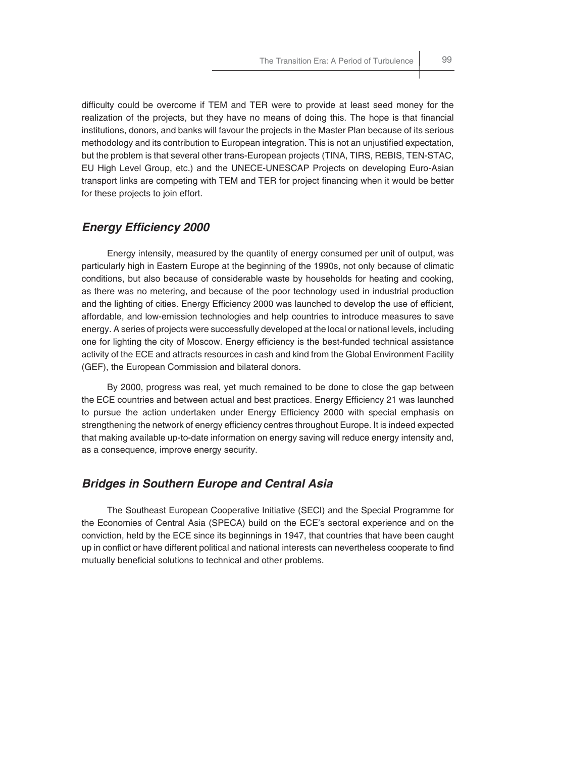difficulty could be overcome if TEM and TER were to provide at least seed money for the realization of the projects, but they have no means of doing this. The hope is that financial institutions, donors, and banks will favour the projects in the Master Plan because of its serious methodology and its contribution to European integration. This is not an unjustified expectation, but the problem is that several other trans-European projects (TINA, TIRS, REBIS, TEN-STAC, EU High Level Group, etc.) and the UNECE-UNESCAP Projects on developing Euro-Asian transport links are competing with TEM and TER for project financing when it would be better for these projects to join effort.

### *Energy Efficiency 2000*

Energy intensity, measured by the quantity of energy consumed per unit of output, was particularly high in Eastern Europe at the beginning of the 1990s, not only because of climatic conditions, but also because of considerable waste by households for heating and cooking, as there was no metering, and because of the poor technology used in industrial production and the lighting of cities. Energy Efficiency 2000 was launched to develop the use of efficient, affordable, and low-emission technologies and help countries to introduce measures to save energy. A series of projects were successfully developed at the local or national levels, including one for lighting the city of Moscow. Energy efficiency is the best-funded technical assistance activity of the ECE and attracts resources in cash and kind from the Global Environment Facility (GEF), the European Commission and bilateral donors.

By 2000, progress was real, yet much remained to be done to close the gap between the ECE countries and between actual and best practices. Energy Efficiency 21 was launched to pursue the action undertaken under Energy Efficiency 2000 with special emphasis on strengthening the network of energy efficiency centres throughout Europe. It is indeed expected that making available up-to-date information on energy saving will reduce energy intensity and, as a consequence, improve energy security.

### *Bridges in Southern Europe and Central Asia*

The Southeast European Cooperative Initiative (SECI) and the Special Programme for the Economies of Central Asia (SPECA) build on the ECE's sectoral experience and on the conviction, held by the ECE since its beginnings in 1947, that countries that have been caught up in conflict or have different political and national interests can nevertheless cooperate to find mutually beneficial solutions to technical and other problems.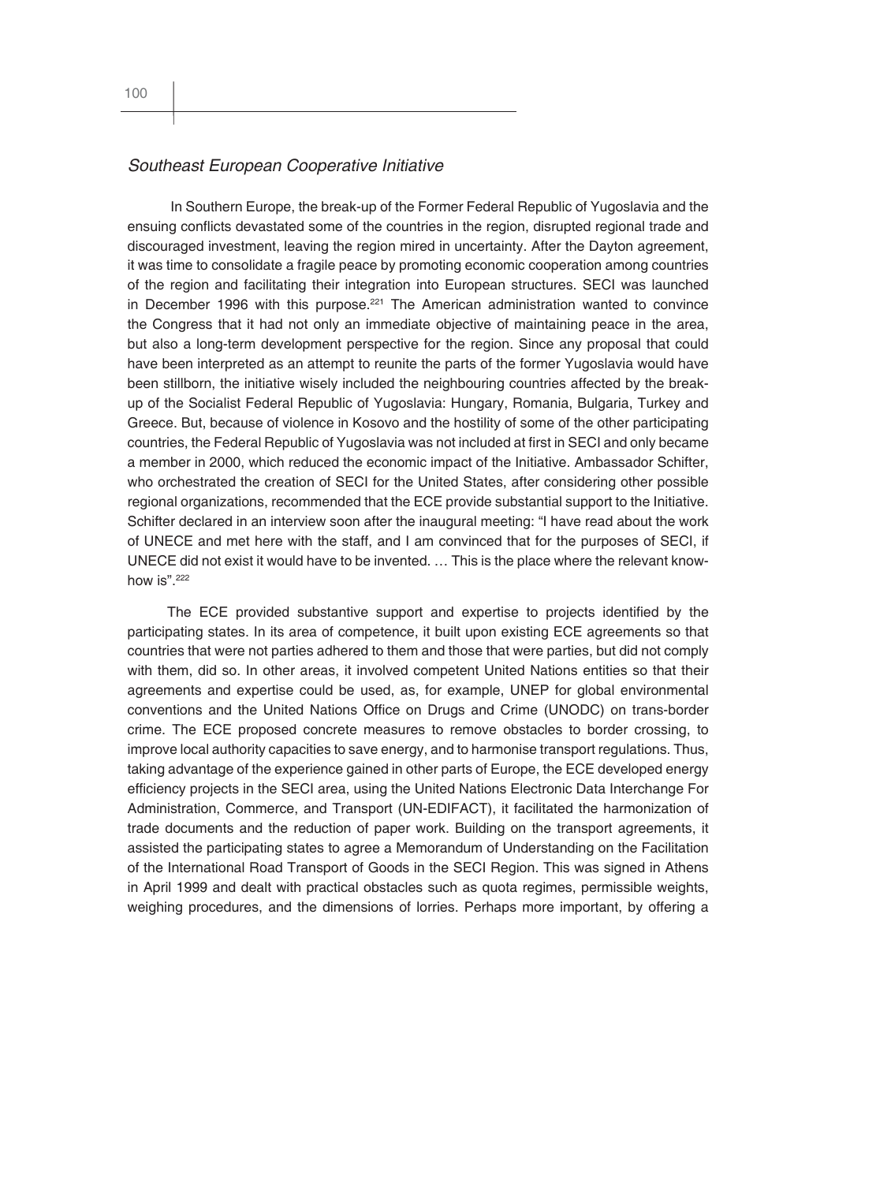### *Southeast European Cooperative Initiative*

In Southern Europe, the break-up of the Former Federal Republic of Yugoslavia and the ensuing conflicts devastated some of the countries in the region, disrupted regional trade and discouraged investment, leaving the region mired in uncertainty. After the Dayton agreement, it was time to consolidate a fragile peace by promoting economic cooperation among countries of the region and facilitating their integration into European structures. SECI was launched in December 1996 with this purpose.[221] The American administration wanted to convince the Congress that it had not only an immediate objective of maintaining peace in the area, but also a long-term development perspective for the region. Since any proposal that could have been interpreted as an attempt to reunite the parts of the former Yugoslavia would have been stillborn, the initiative wisely included the neighbouring countries affected by the break-up of the Socialist Federal Republic of Yugoslavia: Hungary, Romania, Bulgaria, Turkey and Greece. But, because of violence in Kosovo and the hostility of some of the other participating countries, the Federal Republic of Yugoslavia was not included at first in SECI and only became a member in 2000, which reduced the economic impact of the Initiative. Ambassador Schifter, who orchestrated the creation of SECI for the United States, after considering other possible regional organizations, recommended that the ECE provide substantial support to the Initiative. Schifter declared in an interview soon after the inaugural meeting: "I have read about the work of UNECE and met here with the staff, and I am convinced that for the purposes of SECI, if UNECE did not exist it would have to be invented. … This is the place where the relevant know-how is".[222]

The ECE provided substantive support and expertise to projects identified by the participating states. In its area of competence, it built upon existing ECE agreements so that countries that were not parties adhered to them and those that were parties, but did not comply with them, did so. In other areas, it involved competent United Nations entities so that their agreements and expertise could be used, as, for example, UNEP for global environmental conventions and the United Nations Office on Drugs and Crime (UNODC) on trans-border crime. The ECE proposed concrete measures to remove obstacles to border crossing, to improve local authority capacities to save energy, and to harmonise transport regulations. Thus, taking advantage of the experience gained in other parts of Europe, the ECE developed energy efficiency projects in the SECI area, using the United Nations Electronic Data Interchange For Administration, Commerce, and Transport (UN-EDIFACT), it facilitated the harmonization of trade documents and the reduction of paper work. Building on the transport agreements, it assisted the participating states to agree a Memorandum of Understanding on the Facilitation of the International Road Transport of Goods in the SECI Region. This was signed in Athens in April 1999 and dealt with practical obstacles such as quota regimes, permissible weights, weighing procedures, and the dimensions of lorries. Perhaps more important, by offering a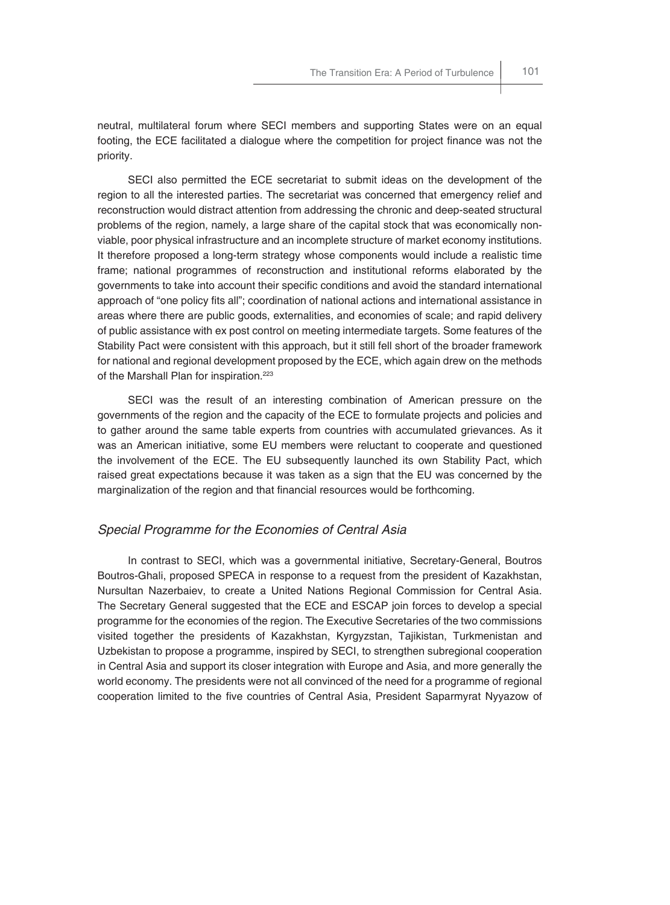neutral, multilateral forum where SECI members and supporting States were on an equal footing, the ECE facilitated a dialogue where the competition for project finance was not the priority.

SECI also permitted the ECE secretariat to submit ideas on the development of the region to all the interested parties. The secretariat was concerned that emergency relief and reconstruction would distract attention from addressing the chronic and deep-seated structural problems of the region, namely, a large share of the capital stock that was economically non-viable, poor physical infrastructure and an incomplete structure of market economy institutions. It therefore proposed a long-term strategy whose components would include a realistic time frame; national programmes of reconstruction and institutional reforms elaborated by the governments to take into account their specific conditions and avoid the standard international approach of "one policy fits all"; coordination of national actions and international assistance in areas where there are public goods, externalities, and economies of scale; and rapid delivery of public assistance with ex post control on meeting intermediate targets. Some features of the Stability Pact were consistent with this approach, but it still fell short of the broader framework for national and regional development proposed by the ECE, which again drew on the methods of the Marshall Plan for inspiration.[223]

SECI was the result of an interesting combination of American pressure on the governments of the region and the capacity of the ECE to formulate projects and policies and to gather around the same table experts from countries with accumulated grievances. As it was an American initiative, some EU members were reluctant to cooperate and questioned the involvement of the ECE. The EU subsequently launched its own Stability Pact, which raised great expectations because it was taken as a sign that the EU was concerned by the marginalization of the region and that financial resources would be forthcoming.

### *Special Programme for the Economies of Central Asia*

In contrast to SECI, which was a governmental initiative, Secretary-General, Boutros Boutros-Ghali, proposed SPECA in response to a request from the president of Kazakhstan, Nursultan Nazerbaiev, to create a United Nations Regional Commission for Central Asia. The Secretary General suggested that the ECE and ESCAP join forces to develop a special programme for the economies of the region. The Executive Secretaries of the two commissions visited together the presidents of Kazakhstan, Kyrgyzstan, Tajikistan, Turkmenistan and Uzbekistan to propose a programme, inspired by SECI, to strengthen subregional cooperation in Central Asia and support its closer integration with Europe and Asia, and more generally the world economy. The presidents were not all convinced of the need for a programme of regional cooperation limited to the five countries of Central Asia, President Saparmyrat Nyyazow of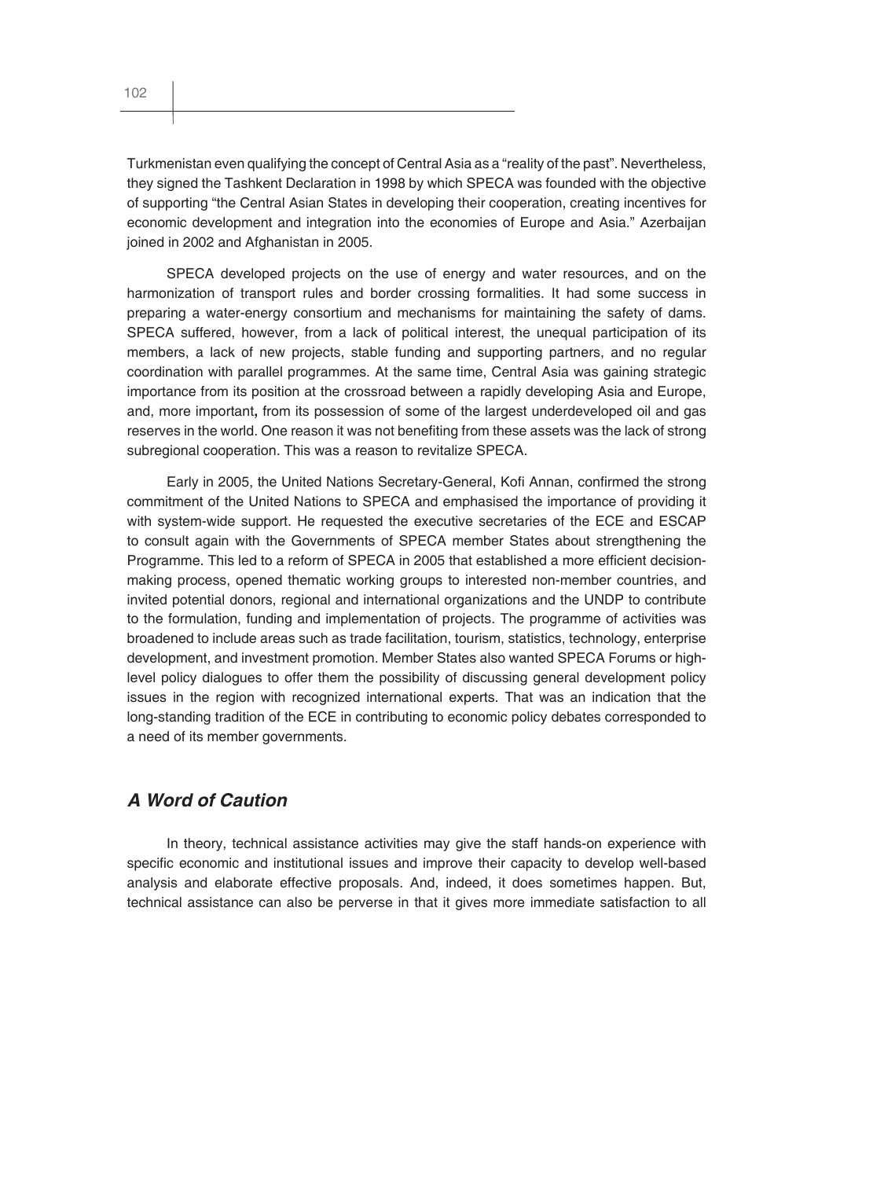Turkmenistan even qualifying the concept of Central Asia as a "reality of the past". Nevertheless, they signed the Tashkent Declaration in 1998 by which SPECA was founded with the objective of supporting "the Central Asian States in developing their cooperation, creating incentives for economic development and integration into the economies of Europe and Asia." Azerbaijan joined in 2002 and Afghanistan in 2005.

SPECA developed projects on the use of energy and water resources, and on the harmonization of transport rules and border crossing formalities. It had some success in preparing a water-energy consortium and mechanisms for maintaining the safety of dams. SPECA suffered, however, from a lack of political interest, the unequal participation of its members, a lack of new projects, stable funding and supporting partners, and no regular coordination with parallel programmes. At the same time, Central Asia was gaining strategic importance from its position at the crossroad between a rapidly developing Asia and Europe, and, more important**,** from its possession of some of the largest underdeveloped oil and gas reserves in the world. One reason it was not benefiting from these assets was the lack of strong subregional cooperation. This was a reason to revitalize SPECA.

Early in 2005, the United Nations Secretary-General, Kofi Annan, confirmed the strong commitment of the United Nations to SPECA and emphasised the importance of providing it with system-wide support. He requested the executive secretaries of the ECE and ESCAP to consult again with the Governments of SPECA member States about strengthening the Programme. This led to a reform of SPECA in 2005 that established a more efficient decision-making process, opened thematic working groups to interested non-member countries, and invited potential donors, regional and international organizations and the UNDP to contribute to the formulation, funding and implementation of projects. The programme of activities was broadened to include areas such as trade facilitation, tourism, statistics, technology, enterprise development, and investment promotion. Member States also wanted SPECA Forums or high-level policy dialogues to offer them the possibility of discussing general development policy issues in the region with recognized international experts. That was an indication that the long-standing tradition of the ECE in contributing to economic policy debates corresponded to a need of its member governments.

## *A Word of Caution*

In theory, technical assistance activities may give the staff hands-on experience with specific economic and institutional issues and improve their capacity to develop well-based analysis and elaborate effective proposals. And, indeed, it does sometimes happen. But, technical assistance can also be perverse in that it gives more immediate satisfaction to all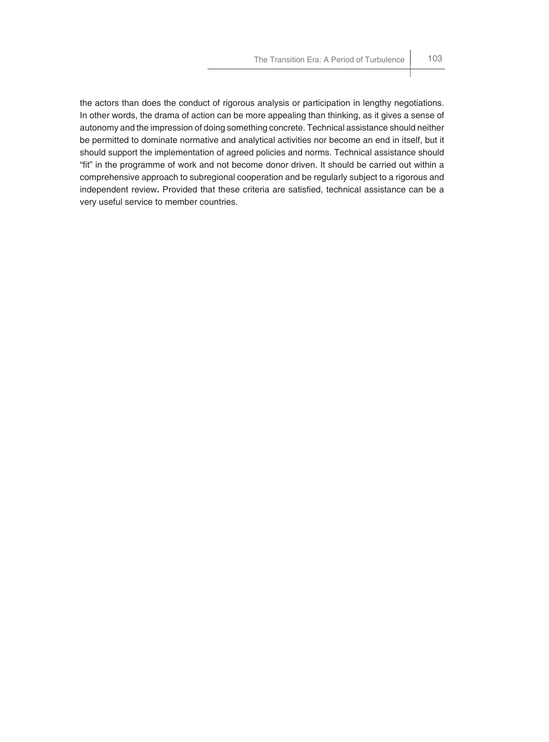the actors than does the conduct of rigorous analysis or participation in lengthy negotiations. In other words, the drama of action can be more appealing than thinking, as it gives a sense of autonomy and the impression of doing something concrete. Technical assistance should neither be permitted to dominate normative and analytical activities nor become an end in itself, but it should support the implementation of agreed policies and norms. Technical assistance should "fit" in the programme of work and not become donor driven. It should be carried out within a comprehensive approach to subregional cooperation and be regularly subject to a rigorous and independent review**.** Provided that these criteria are satisfied, technical assistance can be a very useful service to member countries.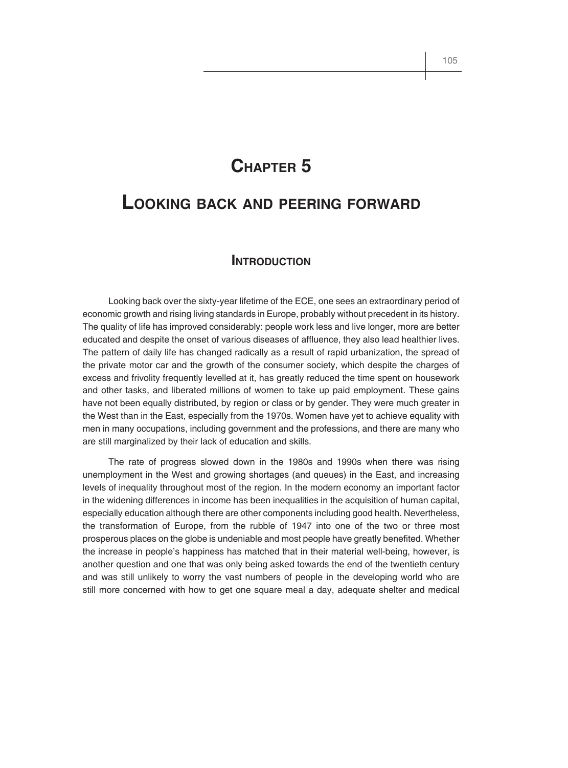# Chapter 5

# Looking back and peering forward

## Introduction

Looking back over the sixty-year lifetime of the ECE, one sees an extraordinary period of economic growth and rising living standards in Europe, probably without precedent in its history. The quality of life has improved considerably: people work less and live longer, more are better educated and despite the onset of various diseases of affluence, they also lead healthier lives. The pattern of daily life has changed radically as a result of rapid urbanization, the spread of the private motor car and the growth of the consumer society, which despite the charges of excess and frivolity frequently levelled at it, has greatly reduced the time spent on housework and other tasks, and liberated millions of women to take up paid employment. These gains have not been equally distributed, by region or class or by gender. They were much greater in the West than in the East, especially from the 1970s. Women have yet to achieve equality with men in many occupations, including government and the professions, and there are many who are still marginalized by their lack of education and skills.

The rate of progress slowed down in the 1980s and 1990s when there was rising unemployment in the West and growing shortages (and queues) in the East, and increasing levels of inequality throughout most of the region. In the modern economy an important factor in the widening differences in income has been inequalities in the acquisition of human capital, especially education although there are other components including good health. Nevertheless, the transformation of Europe, from the rubble of 1947 into one of the two or three most prosperous places on the globe is undeniable and most people have greatly benefited. Whether the increase in people's happiness has matched that in their material well-being, however, is another question and one that was only being asked towards the end of the twentieth century and was still unlikely to worry the vast numbers of people in the developing world who are still more concerned with how to get one square meal a day, adequate shelter and medical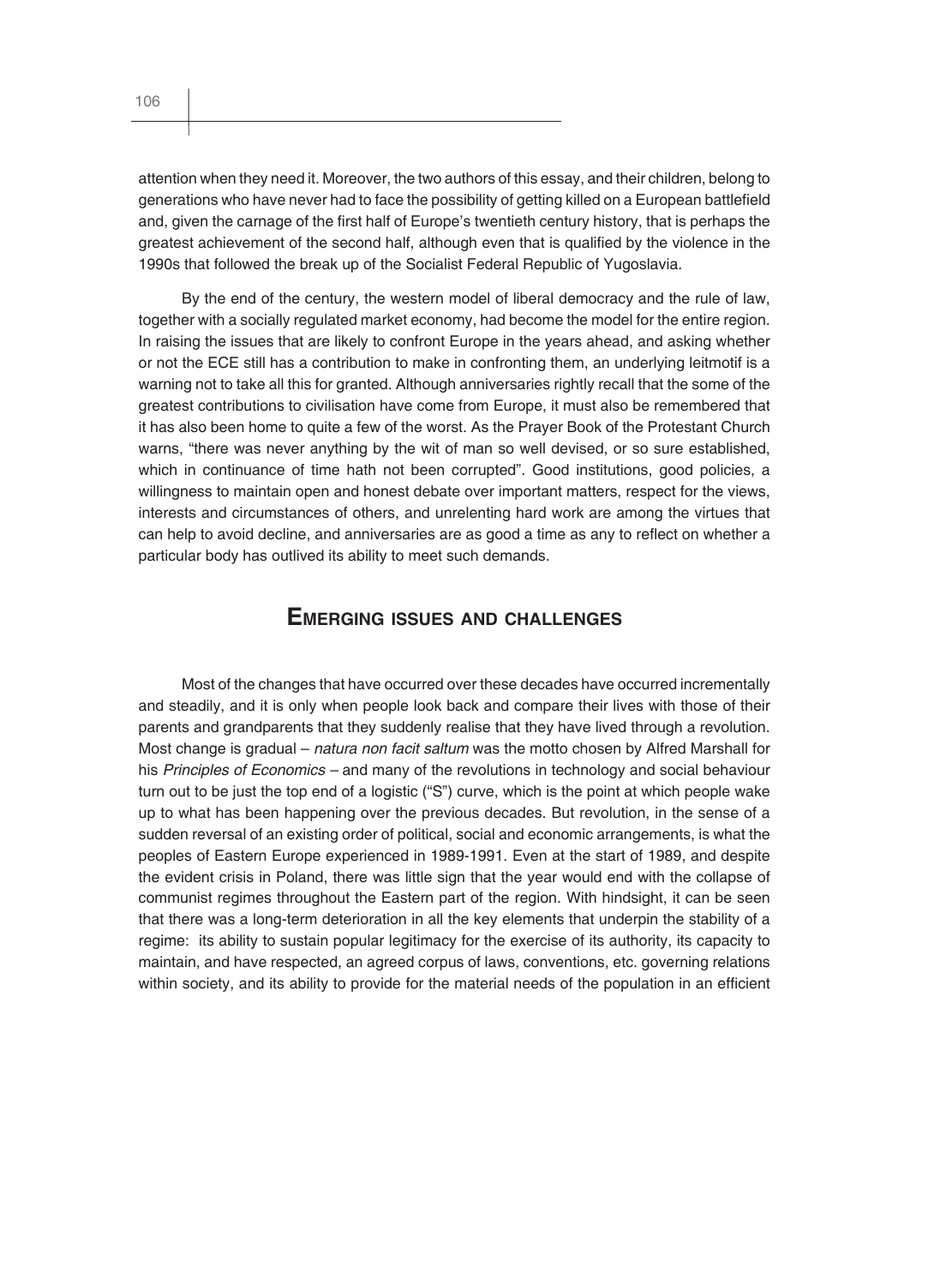attention when they need it. Moreover, the two authors of this essay, and their children, belong to generations who have never had to face the possibility of getting killed on a European battlefield and, given the carnage of the first half of Europe's twentieth century history, that is perhaps the greatest achievement of the second half, although even that is qualified by the violence in the 1990s that followed the break up of the Socialist Federal Republic of Yugoslavia.

By the end of the century, the western model of liberal democracy and the rule of law, together with a socially regulated market economy, had become the model for the entire region. In raising the issues that are likely to confront Europe in the years ahead, and asking whether or not the ECE still has a contribution to make in confronting them, an underlying leitmotif is a warning not to take all this for granted. Although anniversaries rightly recall that the some of the greatest contributions to civilisation have come from Europe, it must also be remembered that it has also been home to quite a few of the worst. As the Prayer Book of the Protestant Church warns, "there was never anything by the wit of man so well devised, or so sure established, which in continuance of time hath not been corrupted". Good institutions, good policies, a willingness to maintain open and honest debate over important matters, respect for the views, interests and circumstances of others, and unrelenting hard work are among the virtues that can help to avoid decline, and anniversaries are as good a time as any to reflect on whether a particular body has outlived its ability to meet such demands.

## Emerging issues and challenges

Most of the changes that have occurred over these decades have occurred incrementally and steadily, and it is only when people look back and compare their lives with those of their parents and grandparents that they suddenly realise that they have lived through a revolution. Most change is gradual – *natura non facit saltum* was the motto chosen by Alfred Marshall for his *Principles of Economics* – and many of the revolutions in technology and social behaviour turn out to be just the top end of a logistic ("S") curve, which is the point at which people wake up to what has been happening over the previous decades. But revolution, in the sense of a sudden reversal of an existing order of political, social and economic arrangements, is what the peoples of Eastern Europe experienced in 1989-1991. Even at the start of 1989, and despite the evident crisis in Poland, there was little sign that the year would end with the collapse of communist regimes throughout the Eastern part of the region. With hindsight, it can be seen that there was a long-term deterioration in all the key elements that underpin the stability of a regime: its ability to sustain popular legitimacy for the exercise of its authority, its capacity to maintain, and have respected, an agreed corpus of laws, conventions, etc. governing relations within society, and its ability to provide for the material needs of the population in an efficient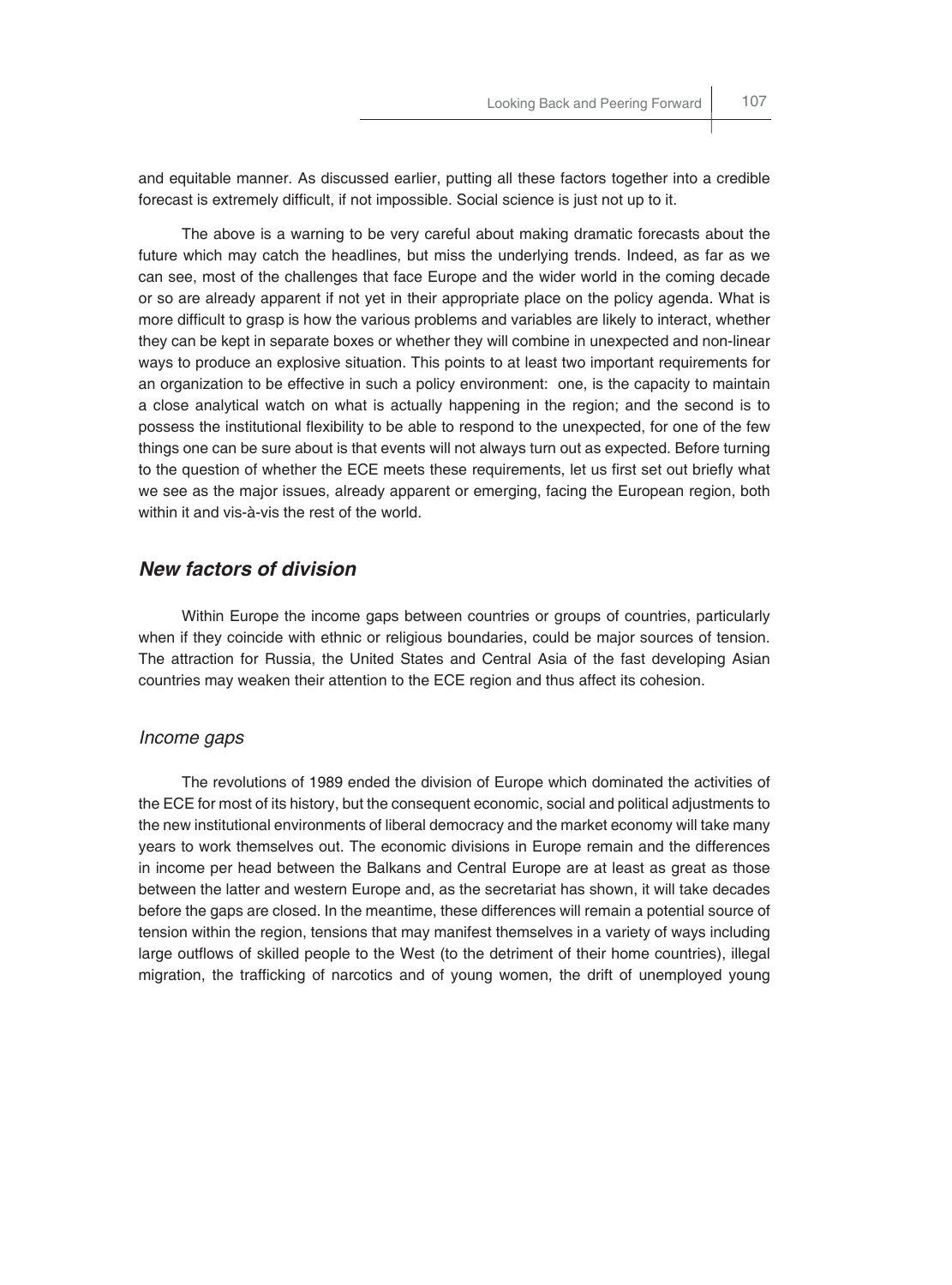and equitable manner. As discussed earlier, putting all these factors together into a credible forecast is extremely difficult, if not impossible. Social science is just not up to it.

The above is a warning to be very careful about making dramatic forecasts about the future which may catch the headlines, but miss the underlying trends. Indeed, as far as we can see, most of the challenges that face Europe and the wider world in the coming decade or so are already apparent if not yet in their appropriate place on the policy agenda. What is more difficult to grasp is how the various problems and variables are likely to interact, whether they can be kept in separate boxes or whether they will combine in unexpected and non-linear ways to produce an explosive situation. This points to at least two important requirements for an organization to be effective in such a policy environment: one, is the capacity to maintain a close analytical watch on what is actually happening in the region; and the second is to possess the institutional flexibility to be able to respond to the unexpected, for one of the few things one can be sure about is that events will not always turn out as expected. Before turning to the question of whether the ECE meets these requirements, let us first set out briefly what we see as the major issues, already apparent or emerging, facing the European region, both within it and vis-à-vis the rest of the world.

## *New factors of division*

Within Europe the income gaps between countries or groups of countries, particularly when if they coincide with ethnic or religious boundaries, could be major sources of tension. The attraction for Russia, the United States and Central Asia of the fast developing Asian countries may weaken their attention to the ECE region and thus affect its cohesion.

### *Income gaps*

The revolutions of 1989 ended the division of Europe which dominated the activities of the ECE for most of its history, but the consequent economic, social and political adjustments to the new institutional environments of liberal democracy and the market economy will take many years to work themselves out. The economic divisions in Europe remain and the differences in income per head between the Balkans and Central Europe are at least as great as those between the latter and western Europe and, as the secretariat has shown, it will take decades before the gaps are closed. In the meantime, these differences will remain a potential source of tension within the region, tensions that may manifest themselves in a variety of ways including large outflows of skilled people to the West (to the detriment of their home countries), illegal migration, the trafficking of narcotics and of young women, the drift of unemployed young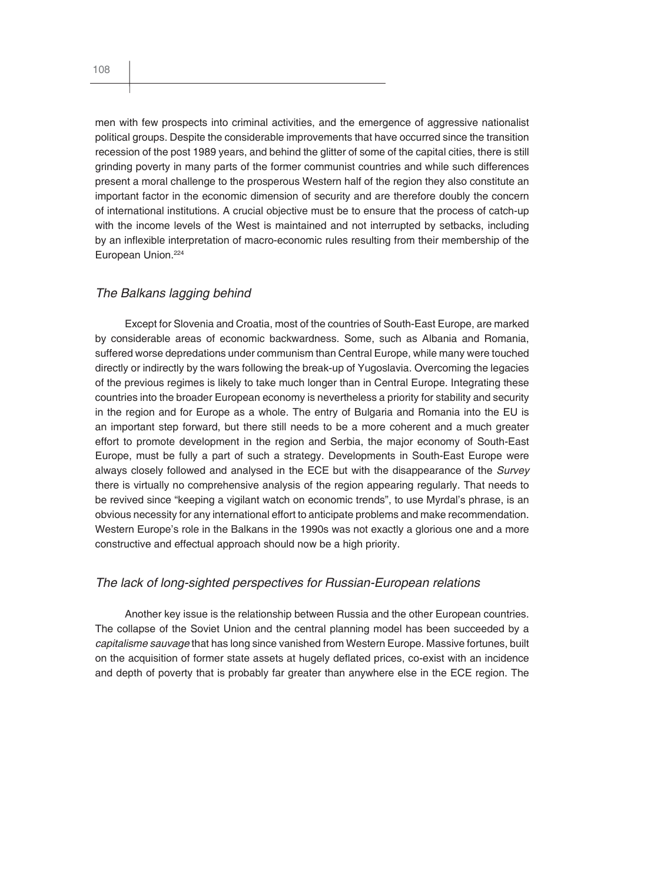men with few prospects into criminal activities, and the emergence of aggressive nationalist political groups. Despite the considerable improvements that have occurred since the transition recession of the post 1989 years, and behind the glitter of some of the capital cities, there is still grinding poverty in many parts of the former communist countries and while such differences present a moral challenge to the prosperous Western half of the region they also constitute an important factor in the economic dimension of security and are therefore doubly the concern of international institutions. A crucial objective must be to ensure that the process of catch-up with the income levels of the West is maintained and not interrupted by setbacks, including by an inflexible interpretation of macro-economic rules resulting from their membership of the European Union.[224]

### *The Balkans lagging behind*

Except for Slovenia and Croatia, most of the countries of South-East Europe, are marked by considerable areas of economic backwardness. Some, such as Albania and Romania, suffered worse depredations under communism than Central Europe, while many were touched directly or indirectly by the wars following the break-up of Yugoslavia. Overcoming the legacies of the previous regimes is likely to take much longer than in Central Europe. Integrating these countries into the broader European economy is nevertheless a priority for stability and security in the region and for Europe as a whole. The entry of Bulgaria and Romania into the EU is an important step forward, but there still needs to be a more coherent and a much greater effort to promote development in the region and Serbia, the major economy of South-East Europe, must be fully a part of such a strategy. Developments in South-East Europe were always closely followed and analysed in the ECE but with the disappearance of the *Survey* there is virtually no comprehensive analysis of the region appearing regularly. That needs to be revived since "keeping a vigilant watch on economic trends", to use Myrdal's phrase, is an obvious necessity for any international effort to anticipate problems and make recommendation. Western Europe's role in the Balkans in the 1990s was not exactly a glorious one and a more constructive and effectual approach should now be a high priority.

### *The lack of long-sighted perspectives for Russian-European relations*

Another key issue is the relationship between Russia and the other European countries. The collapse of the Soviet Union and the central planning model has been succeeded by a *capitalisme sauvage* that has long since vanished from Western Europe. Massive fortunes, built on the acquisition of former state assets at hugely deflated prices, co-exist with an incidence and depth of poverty that is probably far greater than anywhere else in the ECE region. The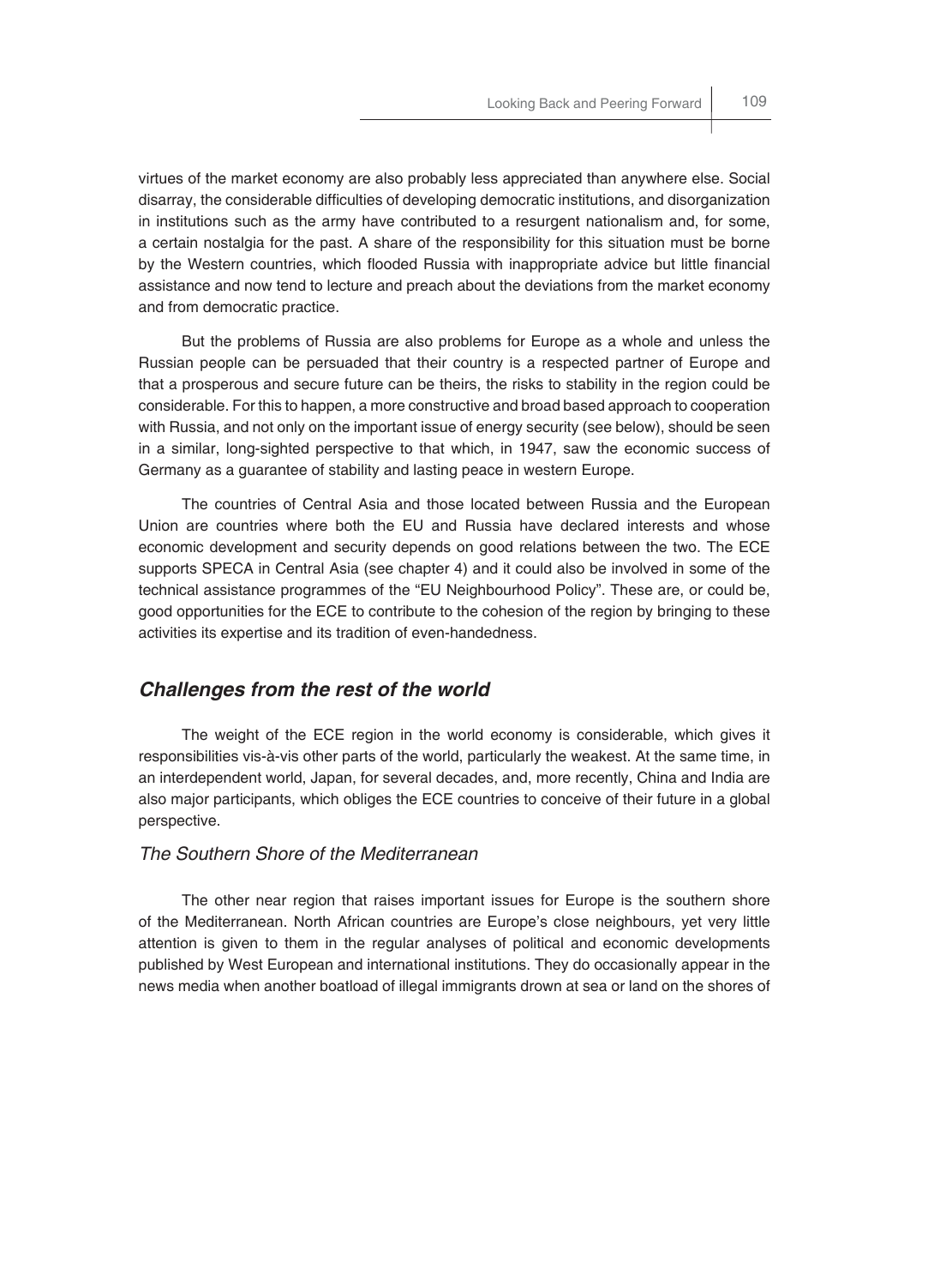virtues of the market economy are also probably less appreciated than anywhere else. Social disarray, the considerable difficulties of developing democratic institutions, and disorganization in institutions such as the army have contributed to a resurgent nationalism and, for some, a certain nostalgia for the past. A share of the responsibility for this situation must be borne by the Western countries, which flooded Russia with inappropriate advice but little financial assistance and now tend to lecture and preach about the deviations from the market economy and from democratic practice.

But the problems of Russia are also problems for Europe as a whole and unless the Russian people can be persuaded that their country is a respected partner of Europe and that a prosperous and secure future can be theirs, the risks to stability in the region could be considerable. For this to happen, a more constructive and broad based approach to cooperation with Russia, and not only on the important issue of energy security (see below), should be seen in a similar, long-sighted perspective to that which, in 1947, saw the economic success of Germany as a guarantee of stability and lasting peace in western Europe.

The countries of Central Asia and those located between Russia and the European Union are countries where both the EU and Russia have declared interests and whose economic development and security depends on good relations between the two. The ECE supports SPECA in Central Asia (see chapter 4) and it could also be involved in some of the technical assistance programmes of the "EU Neighbourhood Policy". These are, or could be, good opportunities for the ECE to contribute to the cohesion of the region by bringing to these activities its expertise and its tradition of even-handedness.

## *Challenges from the rest of the world*

The weight of the ECE region in the world economy is considerable, which gives it responsibilities vis-à-vis other parts of the world, particularly the weakest. At the same time, in an interdependent world, Japan, for several decades, and, more recently, China and India are also major participants, which obliges the ECE countries to conceive of their future in a global perspective.

### *The Southern Shore of the Mediterranean*

The other near region that raises important issues for Europe is the southern shore of the Mediterranean. North African countries are Europe's close neighbours, yet very little attention is given to them in the regular analyses of political and economic developments published by West European and international institutions. They do occasionally appear in the news media when another boatload of illegal immigrants drown at sea or land on the shores of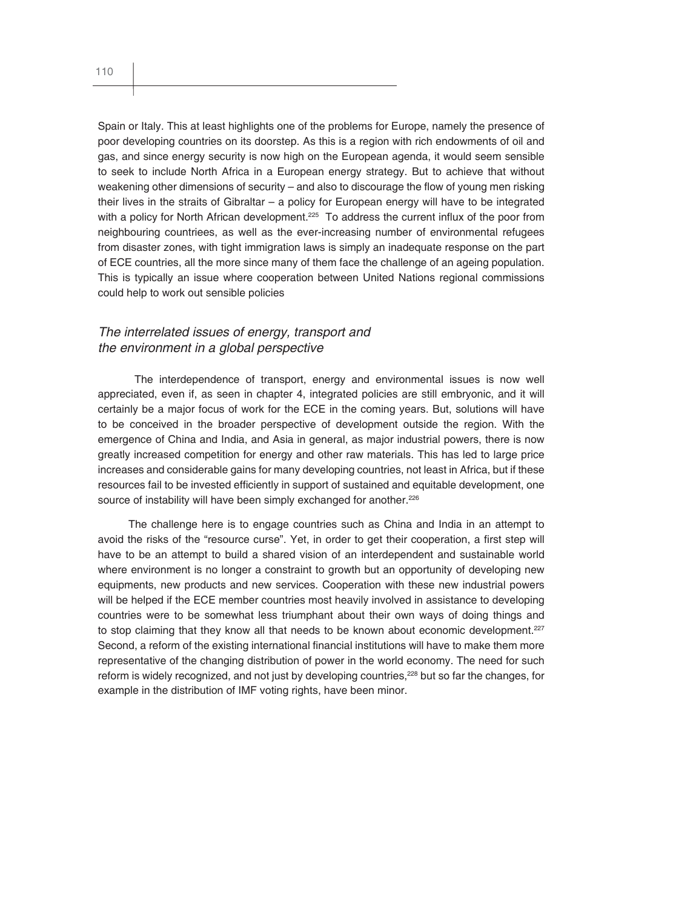Spain or Italy. This at least highlights one of the problems for Europe, namely the presence of poor developing countries on its doorstep. As this is a region with rich endowments of oil and gas, and since energy security is now high on the European agenda, it would seem sensible to seek to include North Africa in a European energy strategy. But to achieve that without weakening other dimensions of security – and also to discourage the flow of young men risking their lives in the straits of Gibraltar – a policy for European energy will have to be integrated with a policy for North African development.[225] To address the current influx of the poor from neighbouring countriees, as well as the ever-increasing number of environmental refugees from disaster zones, with tight immigration laws is simply an inadequate response on the part of ECE countries, all the more since many of them face the challenge of an ageing population. This is typically an issue where cooperation between United Nations regional commissions could help to work out sensible policies

### *The interrelated issues of energy, transport and the environment in a global perspective*

The interdependence of transport, energy and environmental issues is now well appreciated, even if, as seen in chapter 4, integrated policies are still embryonic, and it will certainly be a major focus of work for the ECE in the coming years. But, solutions will have to be conceived in the broader perspective of development outside the region. With the emergence of China and India, and Asia in general, as major industrial powers, there is now greatly increased competition for energy and other raw materials. This has led to large price increases and considerable gains for many developing countries, not least in Africa, but if these resources fail to be invested efficiently in support of sustained and equitable development, one source of instability will have been simply exchanged for another.[226]

The challenge here is to engage countries such as China and India in an attempt to avoid the risks of the "resource curse". Yet, in order to get their cooperation, a first step will have to be an attempt to build a shared vision of an interdependent and sustainable world where environment is no longer a constraint to growth but an opportunity of developing new equipments, new products and new services. Cooperation with these new industrial powers will be helped if the ECE member countries most heavily involved in assistance to developing countries were to be somewhat less triumphant about their own ways of doing things and to stop claiming that they know all that needs to be known about economic development.[227] Second, a reform of the existing international financial institutions will have to make them more representative of the changing distribution of power in the world economy. The need for such reform is widely recognized, and not just by developing countries,[228] but so far the changes, for example in the distribution of IMF voting rights, have been minor.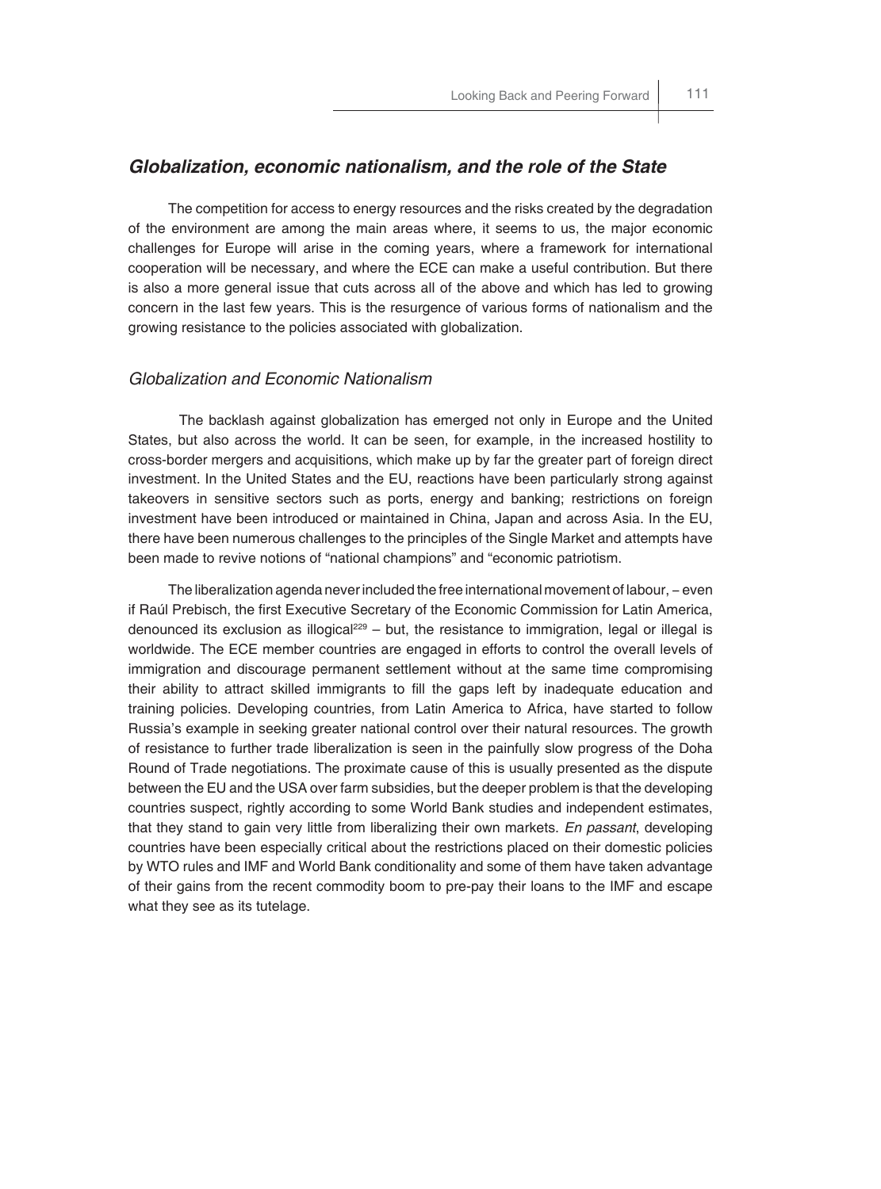## *Globalization, economic nationalism, and the role of the State*

The competition for access to energy resources and the risks created by the degradation of the environment are among the main areas where, it seems to us, the major economic challenges for Europe will arise in the coming years, where a framework for international cooperation will be necessary, and where the ECE can make a useful contribution. But there is also a more general issue that cuts across all of the above and which has led to growing concern in the last few years. This is the resurgence of various forms of nationalism and the growing resistance to the policies associated with globalization.

### *Globalization and Economic Nationalism*

The backlash against globalization has emerged not only in Europe and the United States, but also across the world. It can be seen, for example, in the increased hostility to cross-border mergers and acquisitions, which make up by far the greater part of foreign direct investment. In the United States and the EU, reactions have been particularly strong against takeovers in sensitive sectors such as ports, energy and banking; restrictions on foreign investment have been introduced or maintained in China, Japan and across Asia. In the EU, there have been numerous challenges to the principles of the Single Market and attempts have been made to revive notions of "national champions" and "economic patriotism.

The liberalization agenda never included the free international movement of labour, – even if Raúl Prebisch, the first Executive Secretary of the Economic Commission for Latin America, denounced its exclusion as illogical[229] – but, the resistance to immigration, legal or illegal is worldwide. The ECE member countries are engaged in efforts to control the overall levels of immigration and discourage permanent settlement without at the same time compromising their ability to attract skilled immigrants to fill the gaps left by inadequate education and training policies. Developing countries, from Latin America to Africa, have started to follow Russia's example in seeking greater national control over their natural resources. The growth of resistance to further trade liberalization is seen in the painfully slow progress of the Doha Round of Trade negotiations. The proximate cause of this is usually presented as the dispute between the EU and the USA over farm subsidies, but the deeper problem is that the developing countries suspect, rightly according to some World Bank studies and independent estimates, that they stand to gain very little from liberalizing their own markets. *En passant*, developing countries have been especially critical about the restrictions placed on their domestic policies by WTO rules and IMF and World Bank conditionality and some of them have taken advantage of their gains from the recent commodity boom to pre-pay their loans to the IMF and escape what they see as its tutelage.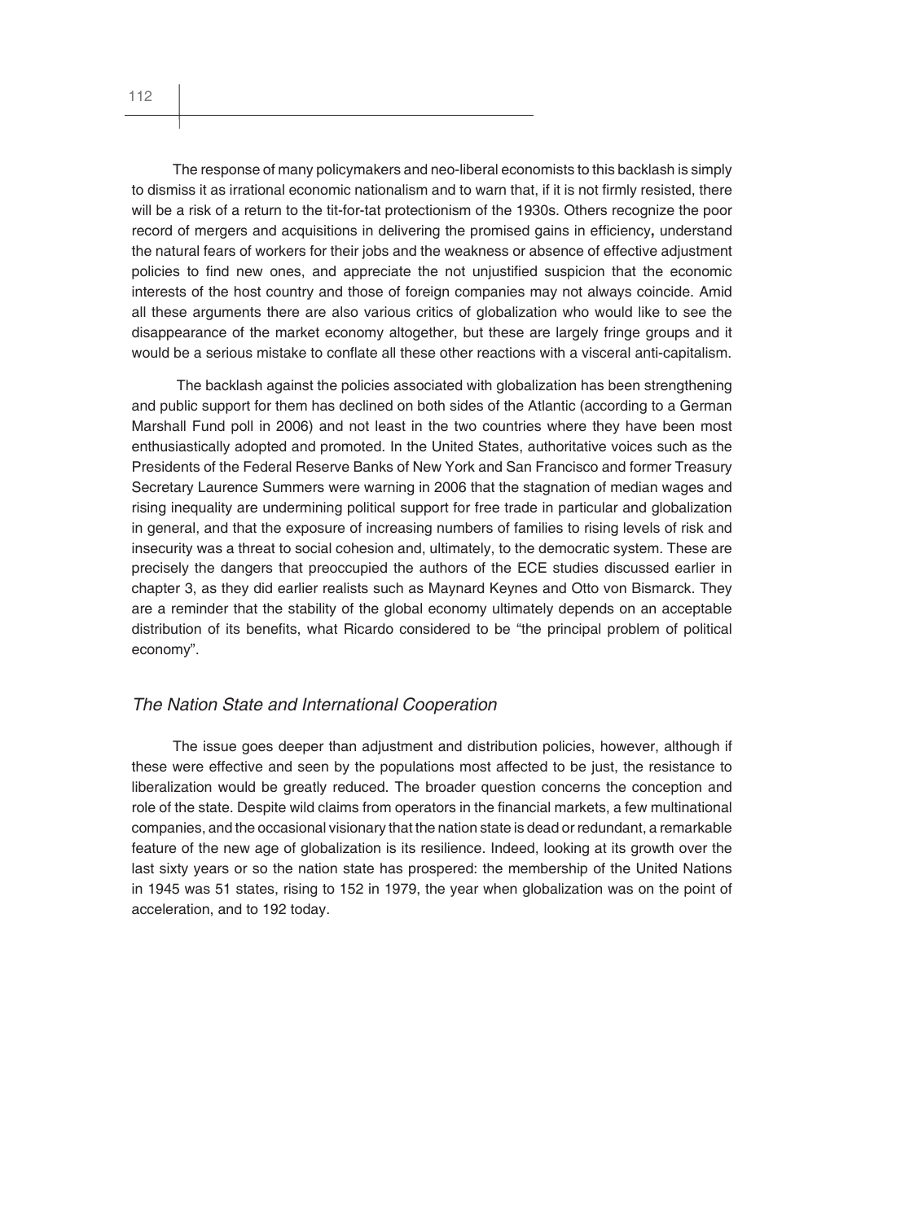The response of many policymakers and neo-liberal economists to this backlash is simply to dismiss it as irrational economic nationalism and to warn that, if it is not firmly resisted, there will be a risk of a return to the tit-for-tat protectionism of the 1930s. Others recognize the poor record of mergers and acquisitions in delivering the promised gains in efficiency**,** understand the natural fears of workers for their jobs and the weakness or absence of effective adjustment policies to find new ones, and appreciate the not unjustified suspicion that the economic interests of the host country and those of foreign companies may not always coincide. Amid all these arguments there are also various critics of globalization who would like to see the disappearance of the market economy altogether, but these are largely fringe groups and it would be a serious mistake to conflate all these other reactions with a visceral anti-capitalism.

The backlash against the policies associated with globalization has been strengthening and public support for them has declined on both sides of the Atlantic (according to a German Marshall Fund poll in 2006) and not least in the two countries where they have been most enthusiastically adopted and promoted. In the United States, authoritative voices such as the Presidents of the Federal Reserve Banks of New York and San Francisco and former Treasury Secretary Laurence Summers were warning in 2006 that the stagnation of median wages and rising inequality are undermining political support for free trade in particular and globalization in general, and that the exposure of increasing numbers of families to rising levels of risk and insecurity was a threat to social cohesion and, ultimately, to the democratic system. These are precisely the dangers that preoccupied the authors of the ECE studies discussed earlier in chapter 3, as they did earlier realists such as Maynard Keynes and Otto von Bismarck. They are a reminder that the stability of the global economy ultimately depends on an acceptable distribution of its benefits, what Ricardo considered to be "the principal problem of political economy".

## *The Nation State and International Cooperation*

The issue goes deeper than adjustment and distribution policies, however, although if these were effective and seen by the populations most affected to be just, the resistance to liberalization would be greatly reduced. The broader question concerns the conception and role of the state. Despite wild claims from operators in the financial markets, a few multinational companies, and the occasional visionary that the nation state is dead or redundant, a remarkable feature of the new age of globalization is its resilience. Indeed, looking at its growth over the last sixty years or so the nation state has prospered: the membership of the United Nations in 1945 was 51 states, rising to 152 in 1979, the year when globalization was on the point of acceleration, and to 192 today.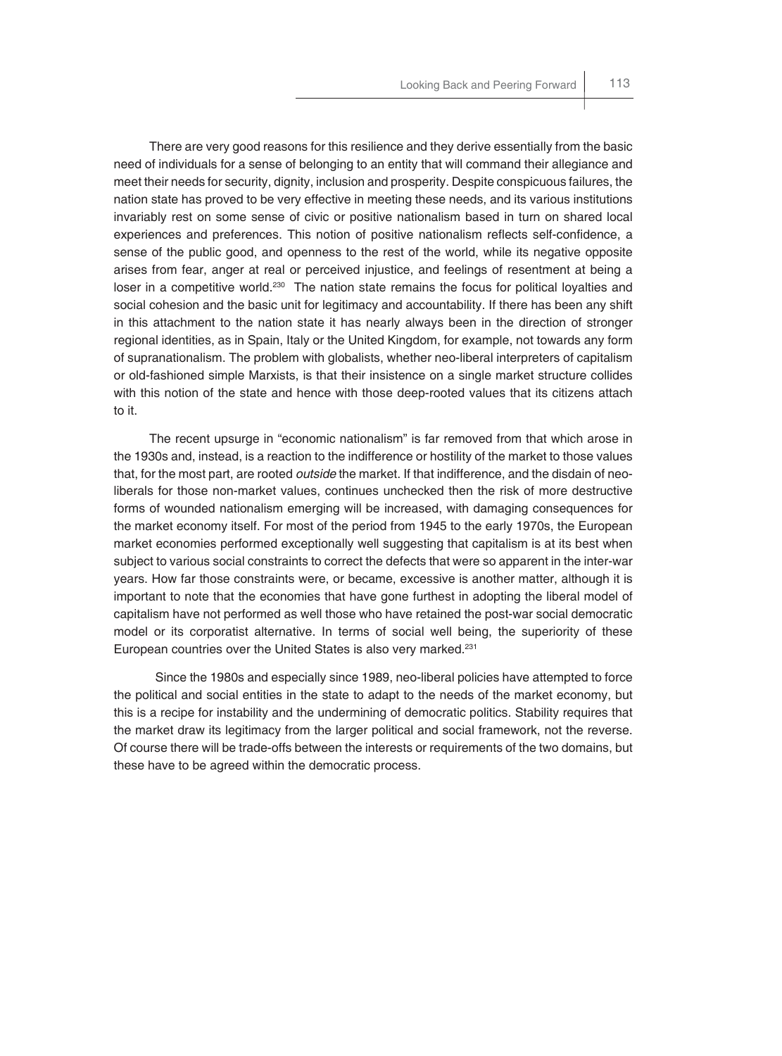There are very good reasons for this resilience and they derive essentially from the basic need of individuals for a sense of belonging to an entity that will command their allegiance and meet their needs for security, dignity, inclusion and prosperity. Despite conspicuous failures, the nation state has proved to be very effective in meeting these needs, and its various institutions invariably rest on some sense of civic or positive nationalism based in turn on shared local experiences and preferences. This notion of positive nationalism reflects self-confidence, a sense of the public good, and openness to the rest of the world, while its negative opposite arises from fear, anger at real or perceived injustice, and feelings of resentment at being a loser in a competitive world.[230] The nation state remains the focus for political loyalties and social cohesion and the basic unit for legitimacy and accountability. If there has been any shift in this attachment to the nation state it has nearly always been in the direction of stronger regional identities, as in Spain, Italy or the United Kingdom, for example, not towards any form of supranationalism. The problem with globalists, whether neo-liberal interpreters of capitalism or old-fashioned simple Marxists, is that their insistence on a single market structure collides with this notion of the state and hence with those deep-rooted values that its citizens attach to it.

The recent upsurge in "economic nationalism" is far removed from that which arose in the 1930s and, instead, is a reaction to the indifference or hostility of the market to those values that, for the most part, are rooted *outside* the market. If that indifference, and the disdain of neo-liberals for those non-market values, continues unchecked then the risk of more destructive forms of wounded nationalism emerging will be increased, with damaging consequences for the market economy itself. For most of the period from 1945 to the early 1970s, the European market economies performed exceptionally well suggesting that capitalism is at its best when subject to various social constraints to correct the defects that were so apparent in the inter-war years. How far those constraints were, or became, excessive is another matter, although it is important to note that the economies that have gone furthest in adopting the liberal model of capitalism have not performed as well those who have retained the post-war social democratic model or its corporatist alternative. In terms of social well being, the superiority of these European countries over the United States is also very marked.[231]

Since the 1980s and especially since 1989, neo-liberal policies have attempted to force the political and social entities in the state to adapt to the needs of the market economy, but this is a recipe for instability and the undermining of democratic politics. Stability requires that the market draw its legitimacy from the larger political and social framework, not the reverse. Of course there will be trade-offs between the interests or requirements of the two domains, but these have to be agreed within the democratic process.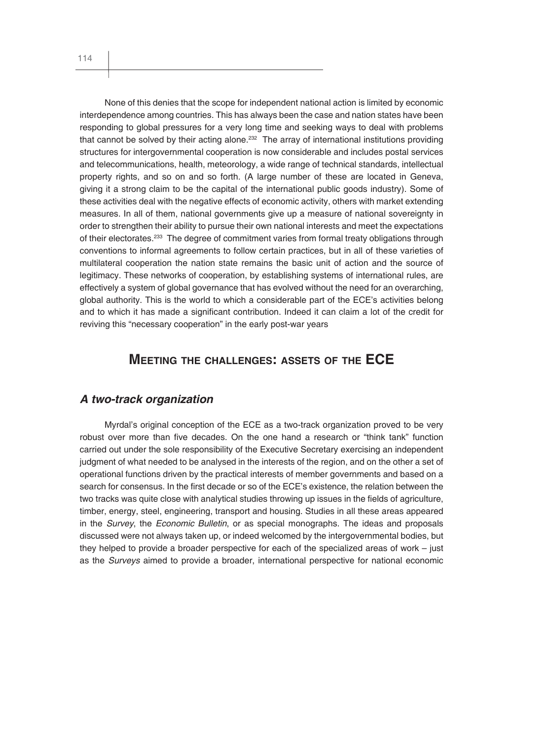None of this denies that the scope for independent national action is limited by economic interdependence among countries. This has always been the case and nation states have been responding to global pressures for a very long time and seeking ways to deal with problems that cannot be solved by their acting alone.[232] The array of international institutions providing structures for intergovernmental cooperation is now considerable and includes postal services and telecommunications, health, meteorology, a wide range of technical standards, intellectual property rights, and so on and so forth. (A large number of these are located in Geneva, giving it a strong claim to be the capital of the international public goods industry). Some of these activities deal with the negative effects of economic activity, others with market extending measures. In all of them, national governments give up a measure of national sovereignty in order to strengthen their ability to pursue their own national interests and meet the expectations of their electorates.[233] The degree of commitment varies from formal treaty obligations through conventions to informal agreements to follow certain practices, but in all of these varieties of multilateral cooperation the nation state remains the basic unit of action and the source of legitimacy. These networks of cooperation, by establishing systems of international rules, are effectively a system of global governance that has evolved without the need for an overarching, global authority. This is the world to which a considerable part of the ECE's activities belong and to which it has made a significant contribution. Indeed it can claim a lot of the credit for reviving this "necessary cooperation" in the early post-war years

## MEETING THE CHALLENGES: ASSETS OF THE ECE

### *A two-track organization*

Myrdal's original conception of the ECE as a two-track organization proved to be very robust over more than five decades. On the one hand a research or "think tank" function carried out under the sole responsibility of the Executive Secretary exercising an independent judgment of what needed to be analysed in the interests of the region, and on the other a set of operational functions driven by the practical interests of member governments and based on a search for consensus. In the first decade or so of the ECE's existence, the relation between the two tracks was quite close with analytical studies throwing up issues in the fields of agriculture, timber, energy, steel, engineering, transport and housing. Studies in all these areas appeared in the *Survey*, the *Economic Bulletin*, or as special monographs. The ideas and proposals discussed were not always taken up, or indeed welcomed by the intergovernmental bodies, but they helped to provide a broader perspective for each of the specialized areas of work – just as the *Surveys* aimed to provide a broader, international perspective for national economic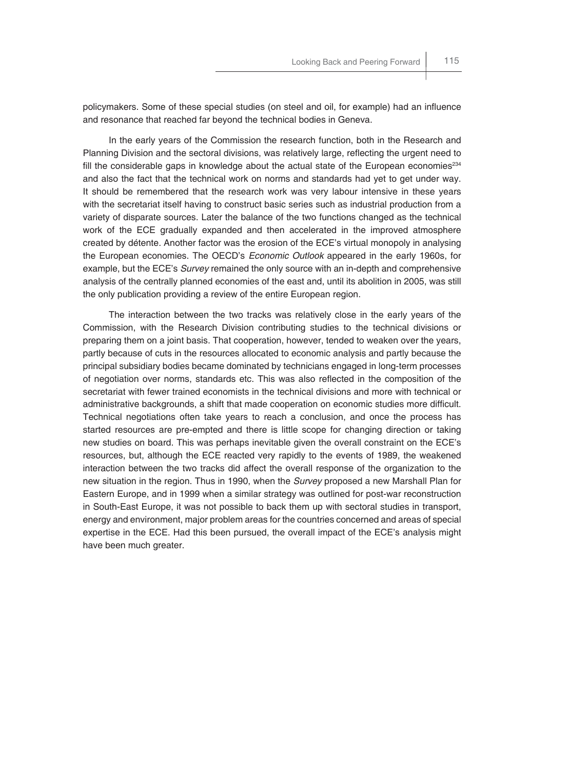policymakers. Some of these special studies (on steel and oil, for example) had an influence and resonance that reached far beyond the technical bodies in Geneva.

In the early years of the Commission the research function, both in the Research and Planning Division and the sectoral divisions, was relatively large, reflecting the urgent need to fill the considerable gaps in knowledge about the actual state of the European economies[234] and also the fact that the technical work on norms and standards had yet to get under way. It should be remembered that the research work was very labour intensive in these years with the secretariat itself having to construct basic series such as industrial production from a variety of disparate sources. Later the balance of the two functions changed as the technical work of the ECE gradually expanded and then accelerated in the improved atmosphere created by détente. Another factor was the erosion of the ECE's virtual monopoly in analysing the European economies. The OECD's *Economic Outlook* appeared in the early 1960s, for example, but the ECE's *Survey* remained the only source with an in-depth and comprehensive analysis of the centrally planned economies of the east and, until its abolition in 2005, was still the only publication providing a review of the entire European region.

The interaction between the two tracks was relatively close in the early years of the Commission, with the Research Division contributing studies to the technical divisions or preparing them on a joint basis. That cooperation, however, tended to weaken over the years, partly because of cuts in the resources allocated to economic analysis and partly because the principal subsidiary bodies became dominated by technicians engaged in long-term processes of negotiation over norms, standards etc. This was also reflected in the composition of the secretariat with fewer trained economists in the technical divisions and more with technical or administrative backgrounds, a shift that made cooperation on economic studies more difficult. Technical negotiations often take years to reach a conclusion, and once the process has started resources are pre-empted and there is little scope for changing direction or taking new studies on board. This was perhaps inevitable given the overall constraint on the ECE's resources, but, although the ECE reacted very rapidly to the events of 1989, the weakened interaction between the two tracks did affect the overall response of the organization to the new situation in the region. Thus in 1990, when the *Survey* proposed a new Marshall Plan for Eastern Europe, and in 1999 when a similar strategy was outlined for post-war reconstruction in South-East Europe, it was not possible to back them up with sectoral studies in transport, energy and environment, major problem areas for the countries concerned and areas of special expertise in the ECE. Had this been pursued, the overall impact of the ECE's analysis might have been much greater.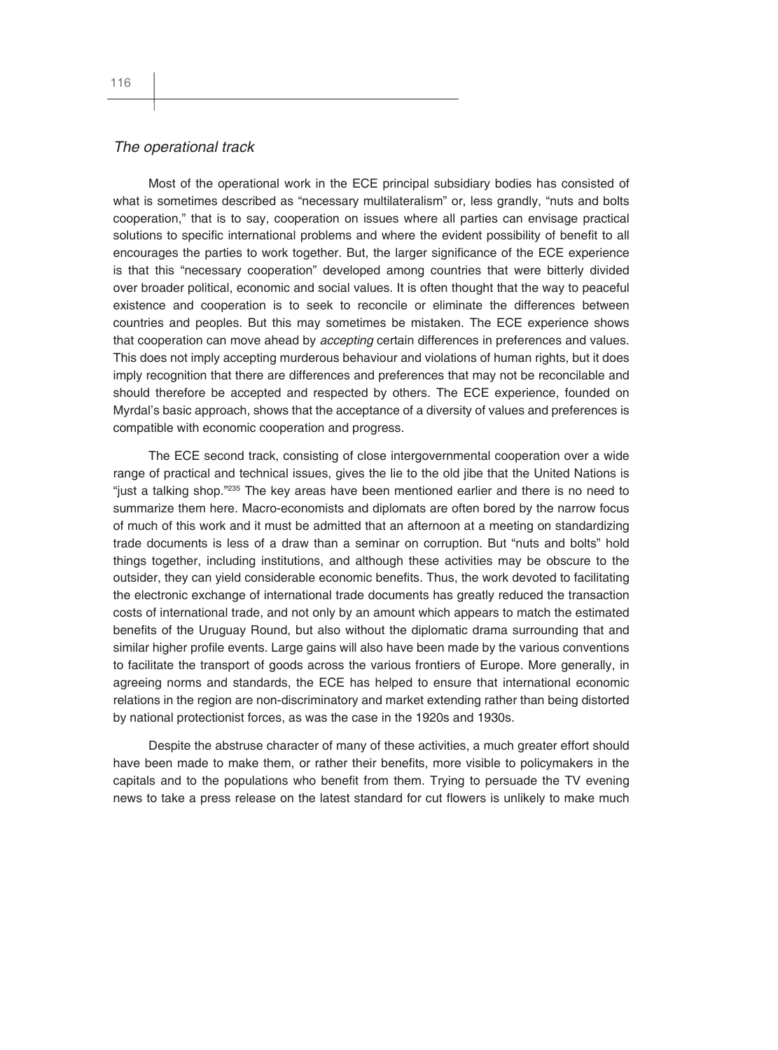*The operational track*

Most of the operational work in the ECE principal subsidiary bodies has consisted of what is sometimes described as "necessary multilateralism" or, less grandly, "nuts and bolts cooperation," that is to say, cooperation on issues where all parties can envisage practical solutions to specific international problems and where the evident possibility of benefit to all encourages the parties to work together. But, the larger significance of the ECE experience is that this "necessary cooperation" developed among countries that were bitterly divided over broader political, economic and social values. It is often thought that the way to peaceful existence and cooperation is to seek to reconcile or eliminate the differences between countries and peoples. But this may sometimes be mistaken. The ECE experience shows that cooperation can move ahead by *accepting* certain differences in preferences and values. This does not imply accepting murderous behaviour and violations of human rights, but it does imply recognition that there are differences and preferences that may not be reconcilable and should therefore be accepted and respected by others. The ECE experience, founded on Myrdal's basic approach, shows that the acceptance of a diversity of values and preferences is compatible with economic cooperation and progress.

The ECE second track, consisting of close intergovernmental cooperation over a wide range of practical and technical issues, gives the lie to the old jibe that the United Nations is "just a talking shop."[235] The key areas have been mentioned earlier and there is no need to summarize them here. Macro-economists and diplomats are often bored by the narrow focus of much of this work and it must be admitted that an afternoon at a meeting on standardizing trade documents is less of a draw than a seminar on corruption. But "nuts and bolts" hold things together, including institutions, and although these activities may be obscure to the outsider, they can yield considerable economic benefits. Thus, the work devoted to facilitating the electronic exchange of international trade documents has greatly reduced the transaction costs of international trade, and not only by an amount which appears to match the estimated benefits of the Uruguay Round, but also without the diplomatic drama surrounding that and similar higher profile events. Large gains will also have been made by the various conventions to facilitate the transport of goods across the various frontiers of Europe. More generally, in agreeing norms and standards, the ECE has helped to ensure that international economic relations in the region are non-discriminatory and market extending rather than being distorted by national protectionist forces, as was the case in the 1920s and 1930s.

Despite the abstruse character of many of these activities, a much greater effort should have been made to make them, or rather their benefits, more visible to policymakers in the capitals and to the populations who benefit from them. Trying to persuade the TV evening news to take a press release on the latest standard for cut flowers is unlikely to make much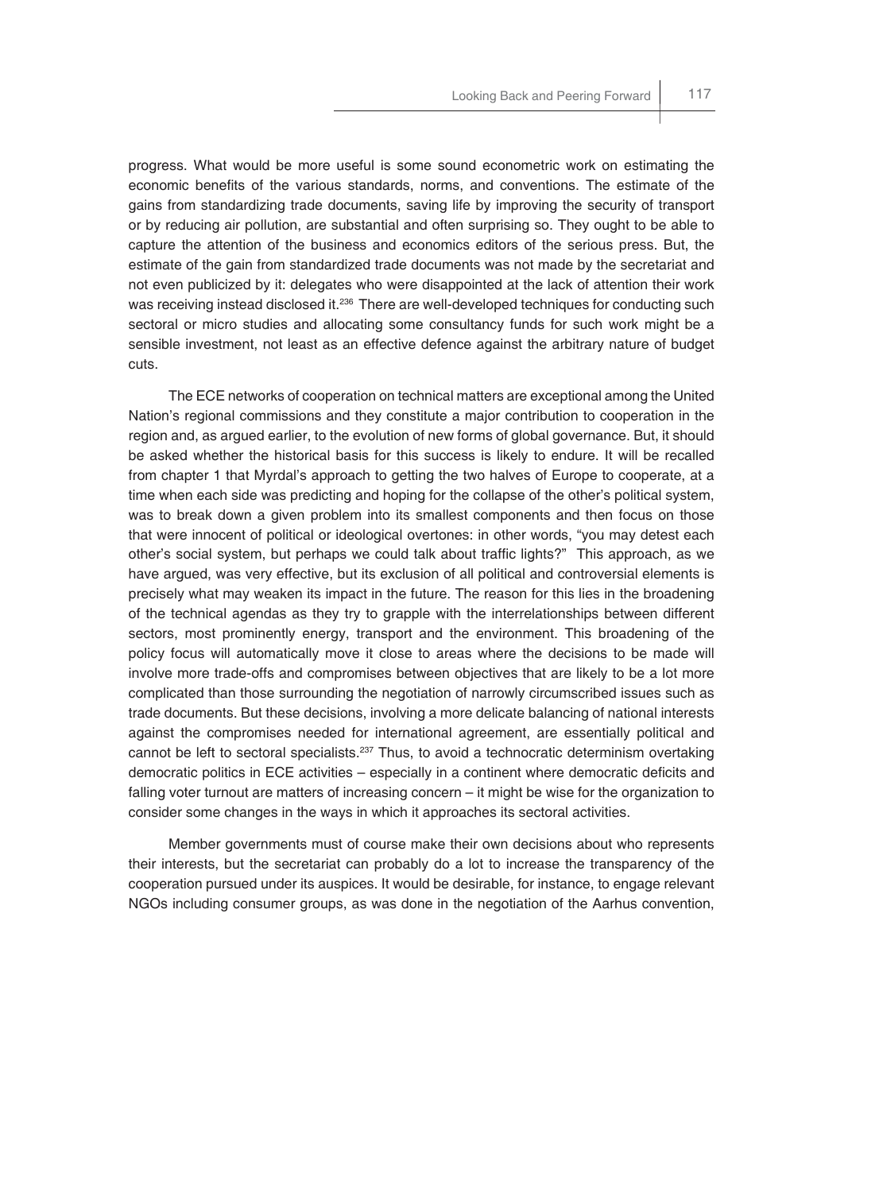progress. What would be more useful is some sound econometric work on estimating the economic benefits of the various standards, norms, and conventions. The estimate of the gains from standardizing trade documents, saving life by improving the security of transport or by reducing air pollution, are substantial and often surprising so. They ought to be able to capture the attention of the business and economics editors of the serious press. But, the estimate of the gain from standardized trade documents was not made by the secretariat and not even publicized by it: delegates who were disappointed at the lack of attention their work was receiving instead disclosed it.[236] There are well-developed techniques for conducting such sectoral or micro studies and allocating some consultancy funds for such work might be a sensible investment, not least as an effective defence against the arbitrary nature of budget cuts.

The ECE networks of cooperation on technical matters are exceptional among the United Nation's regional commissions and they constitute a major contribution to cooperation in the region and, as argued earlier, to the evolution of new forms of global governance. But, it should be asked whether the historical basis for this success is likely to endure. It will be recalled from chapter 1 that Myrdal's approach to getting the two halves of Europe to cooperate, at a time when each side was predicting and hoping for the collapse of the other's political system, was to break down a given problem into its smallest components and then focus on those that were innocent of political or ideological overtones: in other words, "you may detest each other's social system, but perhaps we could talk about traffic lights?" This approach, as we have argued, was very effective, but its exclusion of all political and controversial elements is precisely what may weaken its impact in the future. The reason for this lies in the broadening of the technical agendas as they try to grapple with the interrelationships between different sectors, most prominently energy, transport and the environment. This broadening of the policy focus will automatically move it close to areas where the decisions to be made will involve more trade-offs and compromises between objectives that are likely to be a lot more complicated than those surrounding the negotiation of narrowly circumscribed issues such as trade documents. But these decisions, involving a more delicate balancing of national interests against the compromises needed for international agreement, are essentially political and cannot be left to sectoral specialists.[237] Thus, to avoid a technocratic determinism overtaking democratic politics in ECE activities – especially in a continent where democratic deficits and falling voter turnout are matters of increasing concern – it might be wise for the organization to consider some changes in the ways in which it approaches its sectoral activities.

Member governments must of course make their own decisions about who represents their interests, but the secretariat can probably do a lot to increase the transparency of the cooperation pursued under its auspices. It would be desirable, for instance, to engage relevant NGOs including consumer groups, as was done in the negotiation of the Aarhus convention,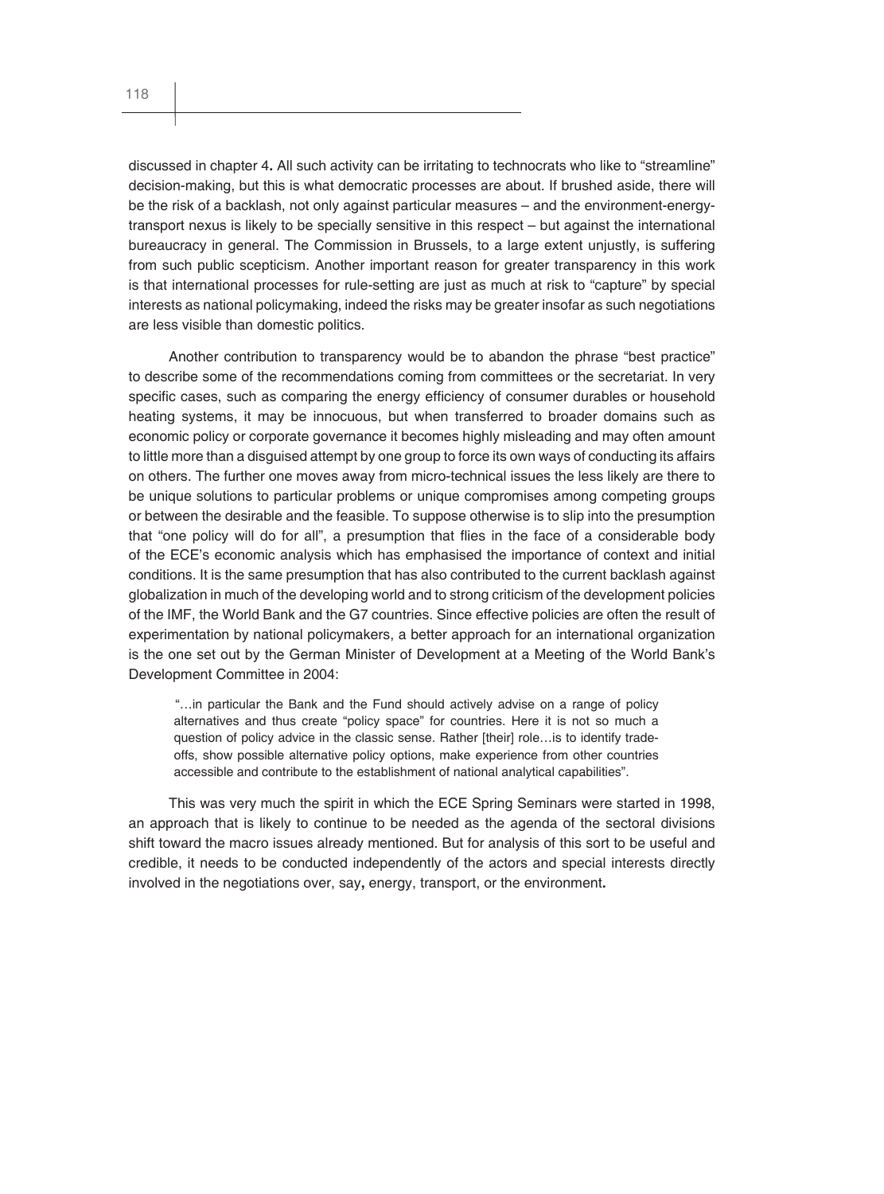discussed in chapter 4**.** All such activity can be irritating to technocrats who like to "streamline" decision-making, but this is what democratic processes are about. If brushed aside, there will be the risk of a backlash, not only against particular measures – and the environment-energy-transport nexus is likely to be specially sensitive in this respect – but against the international bureaucracy in general. The Commission in Brussels, to a large extent unjustly, is suffering from such public scepticism. Another important reason for greater transparency in this work is that international processes for rule-setting are just as much at risk to "capture" by special interests as national policymaking, indeed the risks may be greater insofar as such negotiations are less visible than domestic politics.

Another contribution to transparency would be to abandon the phrase "best practice" to describe some of the recommendations coming from committees or the secretariat. In very specific cases, such as comparing the energy efficiency of consumer durables or household heating systems, it may be innocuous, but when transferred to broader domains such as economic policy or corporate governance it becomes highly misleading and may often amount to little more than a disguised attempt by one group to force its own ways of conducting its affairs on others. The further one moves away from micro-technical issues the less likely are there to be unique solutions to particular problems or unique compromises among competing groups or between the desirable and the feasible. To suppose otherwise is to slip into the presumption that "one policy will do for all", a presumption that flies in the face of a considerable body of the ECE's economic analysis which has emphasised the importance of context and initial conditions. It is the same presumption that has also contributed to the current backlash against globalization in much of the developing world and to strong criticism of the development policies of the IMF, the World Bank and the G7 countries. Since effective policies are often the result of experimentation by national policymakers, a better approach for an international organization is the one set out by the German Minister of Development at a Meeting of the World Bank's Development Committee in 2004:

> "…in particular the Bank and the Fund should actively advise on a range of policy alternatives and thus create "policy space" for countries. Here it is not so much a question of policy advice in the classic sense. Rather [their] role…is to identify trade-offs, show possible alternative policy options, make experience from other countries accessible and contribute to the establishment of national analytical capabilities".

This was very much the spirit in which the ECE Spring Seminars were started in 1998, an approach that is likely to continue to be needed as the agenda of the sectoral divisions shift toward the macro issues already mentioned. But for analysis of this sort to be useful and credible, it needs to be conducted independently of the actors and special interests directly involved in the negotiations over, say**,** energy, transport, or the environment**.**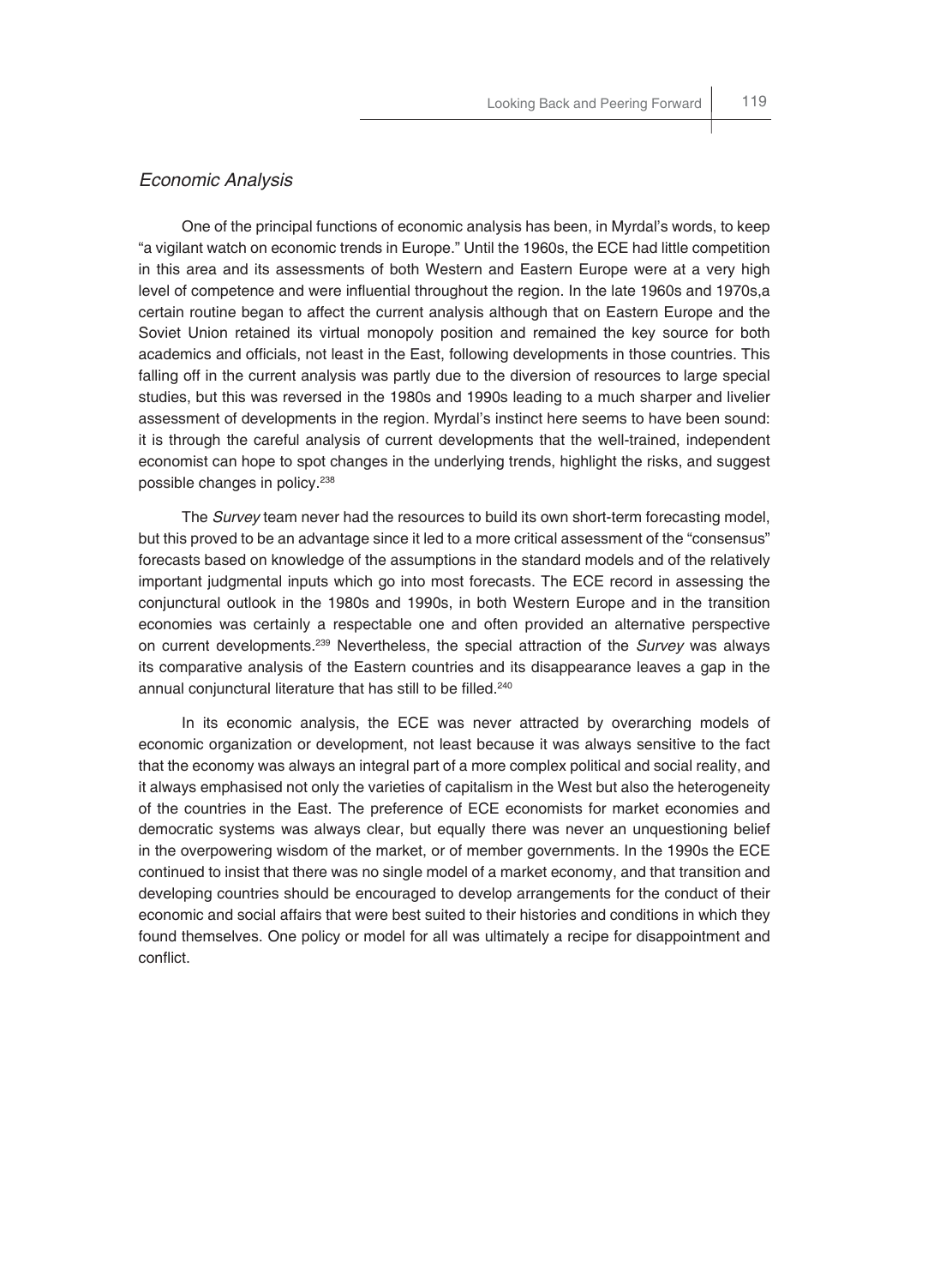### *Economic Analysis*

One of the principal functions of economic analysis has been, in Myrdal's words, to keep "a vigilant watch on economic trends in Europe." Until the 1960s, the ECE had little competition in this area and its assessments of both Western and Eastern Europe were at a very high level of competence and were influential throughout the region. In the late 1960s and 1970s,a certain routine began to affect the current analysis although that on Eastern Europe and the Soviet Union retained its virtual monopoly position and remained the key source for both academics and officials, not least in the East, following developments in those countries. This falling off in the current analysis was partly due to the diversion of resources to large special studies, but this was reversed in the 1980s and 1990s leading to a much sharper and livelier assessment of developments in the region. Myrdal's instinct here seems to have been sound: it is through the careful analysis of current developments that the well-trained, independent economist can hope to spot changes in the underlying trends, highlight the risks, and suggest possible changes in policy.[238]

The *Survey* team never had the resources to build its own short-term forecasting model, but this proved to be an advantage since it led to a more critical assessment of the "consensus" forecasts based on knowledge of the assumptions in the standard models and of the relatively important judgmental inputs which go into most forecasts. The ECE record in assessing the conjunctural outlook in the 1980s and 1990s, in both Western Europe and in the transition economies was certainly a respectable one and often provided an alternative perspective on current developments.[239] Nevertheless, the special attraction of the *Survey* was always its comparative analysis of the Eastern countries and its disappearance leaves a gap in the annual conjunctural literature that has still to be filled.[240]

In its economic analysis, the ECE was never attracted by overarching models of economic organization or development, not least because it was always sensitive to the fact that the economy was always an integral part of a more complex political and social reality, and it always emphasised not only the varieties of capitalism in the West but also the heterogeneity of the countries in the East. The preference of ECE economists for market economies and democratic systems was always clear, but equally there was never an unquestioning belief in the overpowering wisdom of the market, or of member governments. In the 1990s the ECE continued to insist that there was no single model of a market economy, and that transition and developing countries should be encouraged to develop arrangements for the conduct of their economic and social affairs that were best suited to their histories and conditions in which they found themselves. One policy or model for all was ultimately a recipe for disappointment and conflict.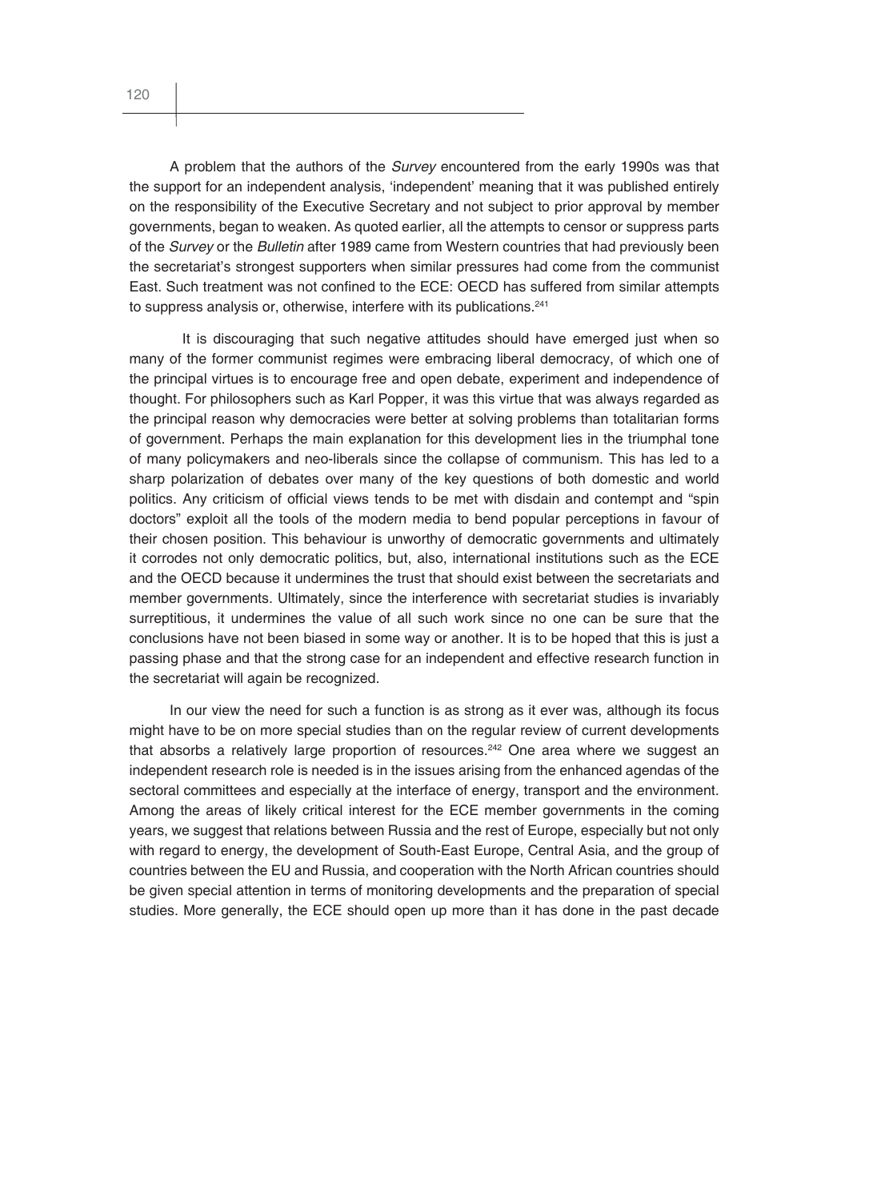A problem that the authors of the *Survey* encountered from the early 1990s was that the support for an independent analysis, 'independent' meaning that it was published entirely on the responsibility of the Executive Secretary and not subject to prior approval by member governments, began to weaken. As quoted earlier, all the attempts to censor or suppress parts of the *Survey* or the *Bulletin* after 1989 came from Western countries that had previously been the secretariat's strongest supporters when similar pressures had come from the communist East. Such treatment was not confined to the ECE: OECD has suffered from similar attempts to suppress analysis or, otherwise, interfere with its publications.[241]

It is discouraging that such negative attitudes should have emerged just when so many of the former communist regimes were embracing liberal democracy, of which one of the principal virtues is to encourage free and open debate, experiment and independence of thought. For philosophers such as Karl Popper, it was this virtue that was always regarded as the principal reason why democracies were better at solving problems than totalitarian forms of government. Perhaps the main explanation for this development lies in the triumphal tone of many policymakers and neo-liberals since the collapse of communism. This has led to a sharp polarization of debates over many of the key questions of both domestic and world politics. Any criticism of official views tends to be met with disdain and contempt and "spin doctors" exploit all the tools of the modern media to bend popular perceptions in favour of their chosen position. This behaviour is unworthy of democratic governments and ultimately it corrodes not only democratic politics, but, also, international institutions such as the ECE and the OECD because it undermines the trust that should exist between the secretariats and member governments. Ultimately, since the interference with secretariat studies is invariably surreptitious, it undermines the value of all such work since no one can be sure that the conclusions have not been biased in some way or another. It is to be hoped that this is just a passing phase and that the strong case for an independent and effective research function in the secretariat will again be recognized.

In our view the need for such a function is as strong as it ever was, although its focus might have to be on more special studies than on the regular review of current developments that absorbs a relatively large proportion of resources.[242] One area where we suggest an independent research role is needed is in the issues arising from the enhanced agendas of the sectoral committees and especially at the interface of energy, transport and the environment. Among the areas of likely critical interest for the ECE member governments in the coming years, we suggest that relations between Russia and the rest of Europe, especially but not only with regard to energy, the development of South-East Europe, Central Asia, and the group of countries between the EU and Russia, and cooperation with the North African countries should be given special attention in terms of monitoring developments and the preparation of special studies. More generally, the ECE should open up more than it has done in the past decade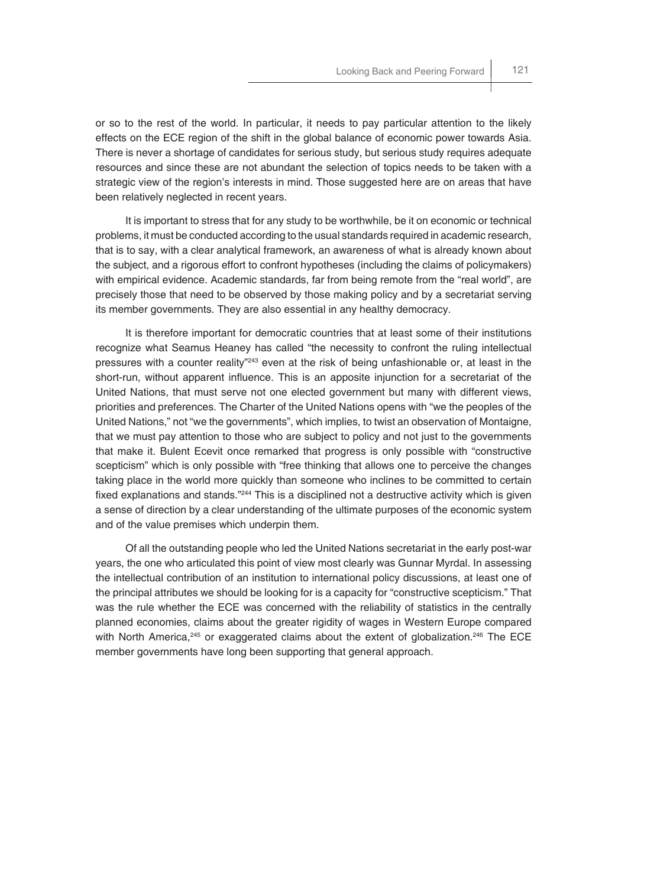or so to the rest of the world. In particular, it needs to pay particular attention to the likely effects on the ECE region of the shift in the global balance of economic power towards Asia. There is never a shortage of candidates for serious study, but serious study requires adequate resources and since these are not abundant the selection of topics needs to be taken with a strategic view of the region's interests in mind. Those suggested here are on areas that have been relatively neglected in recent years.

It is important to stress that for any study to be worthwhile, be it on economic or technical problems, it must be conducted according to the usual standards required in academic research, that is to say, with a clear analytical framework, an awareness of what is already known about the subject, and a rigorous effort to confront hypotheses (including the claims of policymakers) with empirical evidence. Academic standards, far from being remote from the "real world", are precisely those that need to be observed by those making policy and by a secretariat serving its member governments. They are also essential in any healthy democracy.

It is therefore important for democratic countries that at least some of their institutions recognize what Seamus Heaney has called "the necessity to confront the ruling intellectual pressures with a counter reality"[243] even at the risk of being unfashionable or, at least in the short-run, without apparent influence. This is an apposite injunction for a secretariat of the United Nations, that must serve not one elected government but many with different views, priorities and preferences. The Charter of the United Nations opens with "we the peoples of the United Nations," not "we the governments", which implies, to twist an observation of Montaigne, that we must pay attention to those who are subject to policy and not just to the governments that make it. Bulent Ecevit once remarked that progress is only possible with "constructive scepticism" which is only possible with "free thinking that allows one to perceive the changes taking place in the world more quickly than someone who inclines to be committed to certain fixed explanations and stands."[244] This is a disciplined not a destructive activity which is given a sense of direction by a clear understanding of the ultimate purposes of the economic system and of the value premises which underpin them.

Of all the outstanding people who led the United Nations secretariat in the early post-war years, the one who articulated this point of view most clearly was Gunnar Myrdal. In assessing the intellectual contribution of an institution to international policy discussions, at least one of the principal attributes we should be looking for is a capacity for "constructive scepticism." That was the rule whether the ECE was concerned with the reliability of statistics in the centrally planned economies, claims about the greater rigidity of wages in Western Europe compared with North America,[245] or exaggerated claims about the extent of globalization.[246] The ECE member governments have long been supporting that general approach.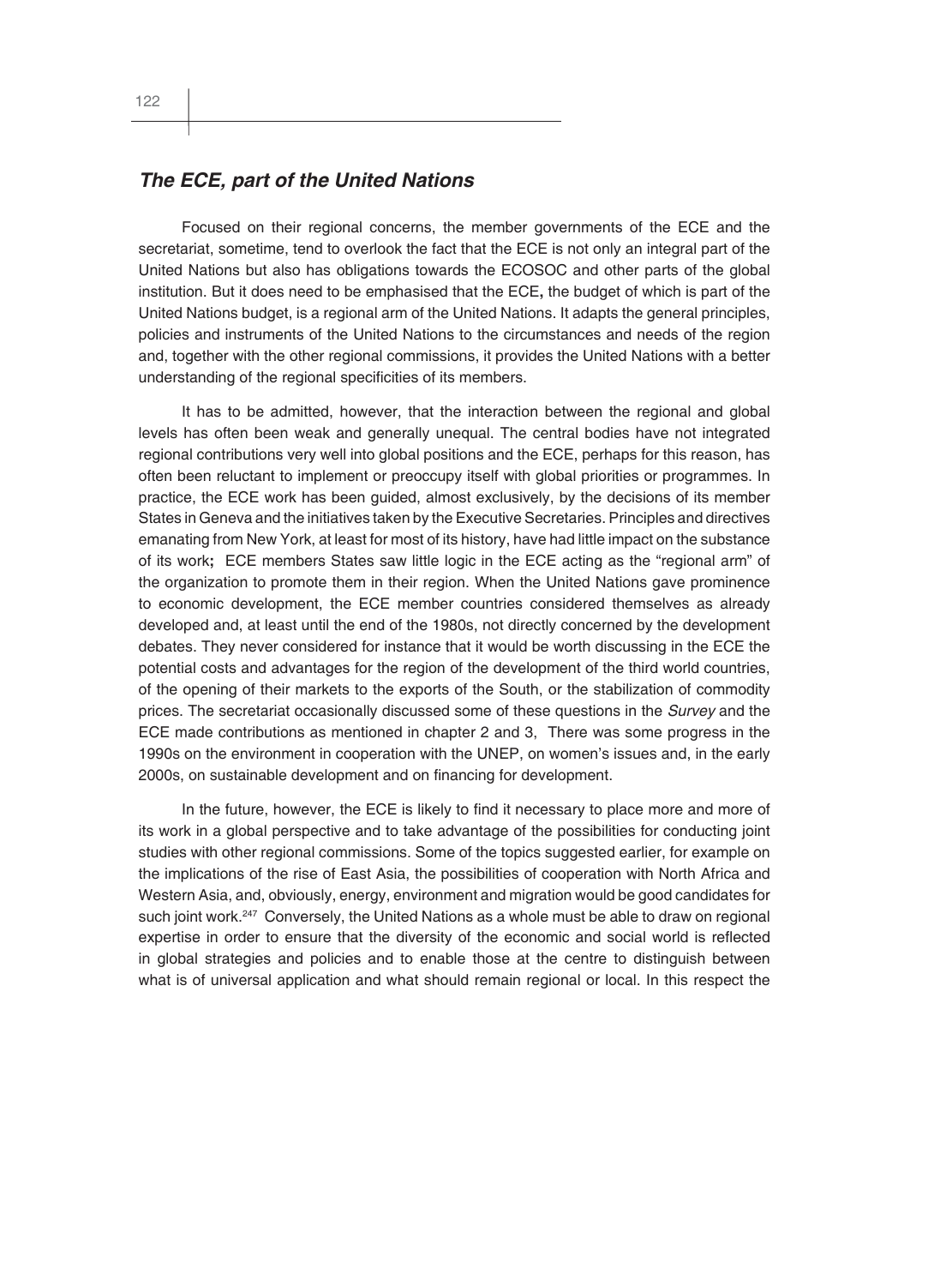## *The ECE, part of the United Nations*

Focused on their regional concerns, the member governments of the ECE and the secretariat, sometime, tend to overlook the fact that the ECE is not only an integral part of the United Nations but also has obligations towards the ECOSOC and other parts of the global institution. But it does need to be emphasised that the ECE**,** the budget of which is part of the United Nations budget, is a regional arm of the United Nations. It adapts the general principles, policies and instruments of the United Nations to the circumstances and needs of the region and, together with the other regional commissions, it provides the United Nations with a better understanding of the regional specificities of its members.

It has to be admitted, however, that the interaction between the regional and global levels has often been weak and generally unequal. The central bodies have not integrated regional contributions very well into global positions and the ECE, perhaps for this reason, has often been reluctant to implement or preoccupy itself with global priorities or programmes. In practice, the ECE work has been guided, almost exclusively, by the decisions of its member States in Geneva and the initiatives taken by the Executive Secretaries. Principles and directives emanating from New York, at least for most of its history, have had little impact on the substance of its work**;** ECE members States saw little logic in the ECE acting as the "regional arm" of the organization to promote them in their region. When the United Nations gave prominence to economic development, the ECE member countries considered themselves as already developed and, at least until the end of the 1980s, not directly concerned by the development debates. They never considered for instance that it would be worth discussing in the ECE the potential costs and advantages for the region of the development of the third world countries, of the opening of their markets to the exports of the South, or the stabilization of commodity prices. The secretariat occasionally discussed some of these questions in the *Survey* and the ECE made contributions as mentioned in chapter 2 and 3, There was some progress in the 1990s on the environment in cooperation with the UNEP, on women's issues and, in the early 2000s, on sustainable development and on financing for development.

In the future, however, the ECE is likely to find it necessary to place more and more of its work in a global perspective and to take advantage of the possibilities for conducting joint studies with other regional commissions. Some of the topics suggested earlier, for example on the implications of the rise of East Asia, the possibilities of cooperation with North Africa and Western Asia, and, obviously, energy, environment and migration would be good candidates for such joint work.[247] Conversely, the United Nations as a whole must be able to draw on regional expertise in order to ensure that the diversity of the economic and social world is reflected in global strategies and policies and to enable those at the centre to distinguish between what is of universal application and what should remain regional or local. In this respect the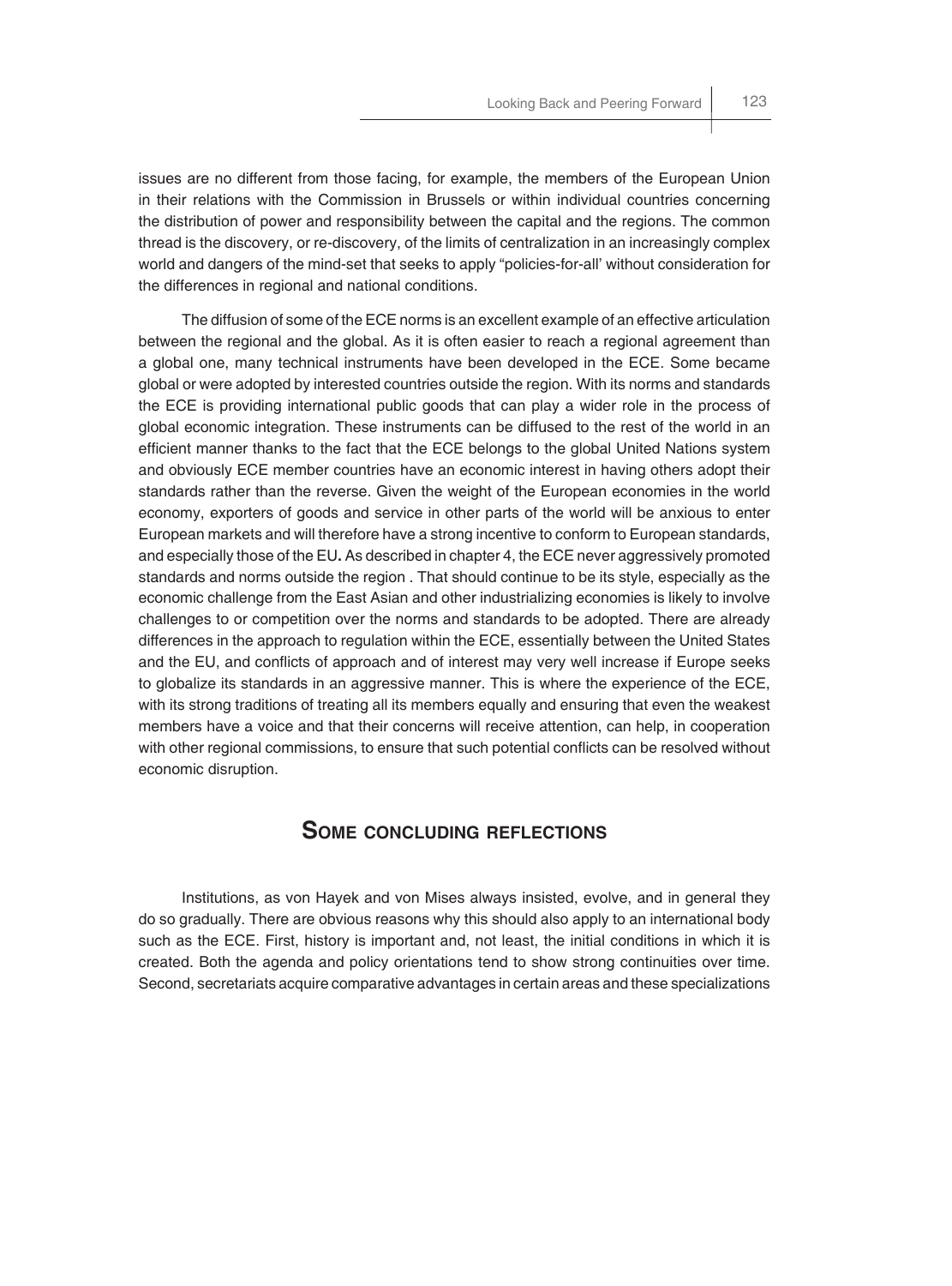issues are no different from those facing, for example, the members of the European Union in their relations with the Commission in Brussels or within individual countries concerning the distribution of power and responsibility between the capital and the regions. The common thread is the discovery, or re-discovery, of the limits of centralization in an increasingly complex world and dangers of the mind-set that seeks to apply "policies-for-all' without consideration for the differences in regional and national conditions.

The diffusion of some of the ECE norms is an excellent example of an effective articulation between the regional and the global. As it is often easier to reach a regional agreement than a global one, many technical instruments have been developed in the ECE. Some became global or were adopted by interested countries outside the region. With its norms and standards the ECE is providing international public goods that can play a wider role in the process of global economic integration. These instruments can be diffused to the rest of the world in an efficient manner thanks to the fact that the ECE belongs to the global United Nations system and obviously ECE member countries have an economic interest in having others adopt their standards rather than the reverse. Given the weight of the European economies in the world economy, exporters of goods and service in other parts of the world will be anxious to enter European markets and will therefore have a strong incentive to conform to European standards, and especially those of the EU**.** As described in chapter 4, the ECE never aggressively promoted standards and norms outside the region . That should continue to be its style, especially as the economic challenge from the East Asian and other industrializing economies is likely to involve challenges to or competition over the norms and standards to be adopted. There are already differences in the approach to regulation within the ECE, essentially between the United States and the EU, and conflicts of approach and of interest may very well increase if Europe seeks to globalize its standards in an aggressive manner. This is where the experience of the ECE, with its strong traditions of treating all its members equally and ensuring that even the weakest members have a voice and that their concerns will receive attention, can help, in cooperation with other regional commissions, to ensure that such potential conflicts can be resolved without economic disruption.

## Some concluding reflections

Institutions, as von Hayek and von Mises always insisted, evolve, and in general they do so gradually. There are obvious reasons why this should also apply to an international body such as the ECE. First, history is important and, not least, the initial conditions in which it is created. Both the agenda and policy orientations tend to show strong continuities over time. Second, secretariats acquire comparative advantages in certain areas and these specializations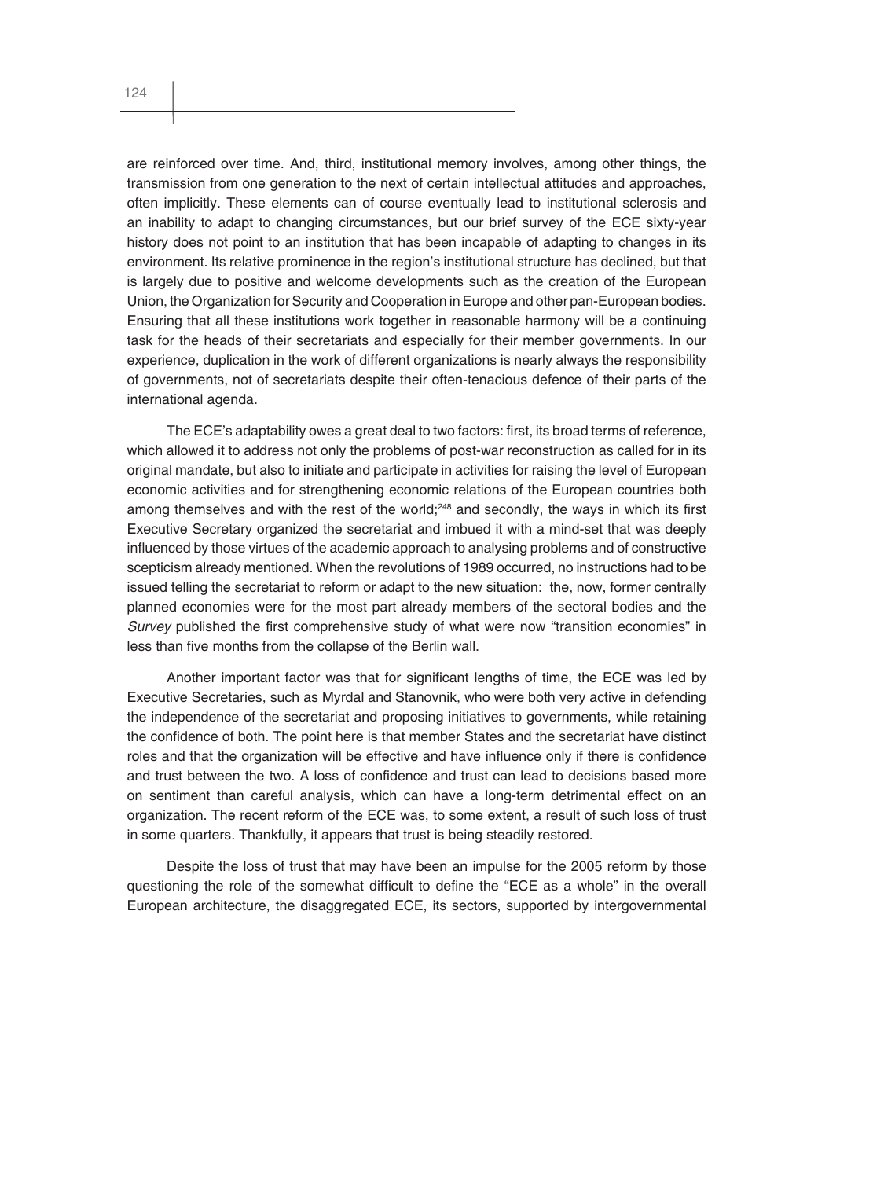are reinforced over time. And, third, institutional memory involves, among other things, the transmission from one generation to the next of certain intellectual attitudes and approaches, often implicitly. These elements can of course eventually lead to institutional sclerosis and an inability to adapt to changing circumstances, but our brief survey of the ECE sixty-year history does not point to an institution that has been incapable of adapting to changes in its environment. Its relative prominence in the region's institutional structure has declined, but that is largely due to positive and welcome developments such as the creation of the European Union, the Organization for Security and Cooperation in Europe and other pan-European bodies. Ensuring that all these institutions work together in reasonable harmony will be a continuing task for the heads of their secretariats and especially for their member governments. In our experience, duplication in the work of different organizations is nearly always the responsibility of governments, not of secretariats despite their often-tenacious defence of their parts of the international agenda.

The ECE's adaptability owes a great deal to two factors: first, its broad terms of reference, which allowed it to address not only the problems of post-war reconstruction as called for in its original mandate, but also to initiate and participate in activities for raising the level of European economic activities and for strengthening economic relations of the European countries both among themselves and with the rest of the world;[248] and secondly, the ways in which its first Executive Secretary organized the secretariat and imbued it with a mind-set that was deeply influenced by those virtues of the academic approach to analysing problems and of constructive scepticism already mentioned. When the revolutions of 1989 occurred, no instructions had to be issued telling the secretariat to reform or adapt to the new situation: the, now, former centrally planned economies were for the most part already members of the sectoral bodies and the *Survey* published the first comprehensive study of what were now "transition economies" in less than five months from the collapse of the Berlin wall.

Another important factor was that for significant lengths of time, the ECE was led by Executive Secretaries, such as Myrdal and Stanovnik, who were both very active in defending the independence of the secretariat and proposing initiatives to governments, while retaining the confidence of both. The point here is that member States and the secretariat have distinct roles and that the organization will be effective and have influence only if there is confidence and trust between the two. A loss of confidence and trust can lead to decisions based more on sentiment than careful analysis, which can have a long-term detrimental effect on an organization. The recent reform of the ECE was, to some extent, a result of such loss of trust in some quarters. Thankfully, it appears that trust is being steadily restored.

Despite the loss of trust that may have been an impulse for the 2005 reform by those questioning the role of the somewhat difficult to define the "ECE as a whole" in the overall European architecture, the disaggregated ECE, its sectors, supported by intergovernmental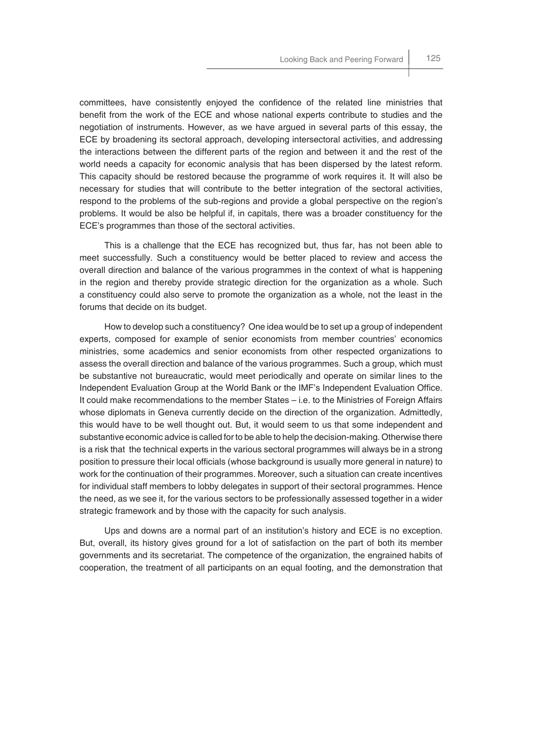committees, have consistently enjoyed the confidence of the related line ministries that benefit from the work of the ECE and whose national experts contribute to studies and the negotiation of instruments. However, as we have argued in several parts of this essay, the ECE by broadening its sectoral approach, developing intersectoral activities, and addressing the interactions between the different parts of the region and between it and the rest of the world needs a capacity for economic analysis that has been dispersed by the latest reform. This capacity should be restored because the programme of work requires it. It will also be necessary for studies that will contribute to the better integration of the sectoral activities, respond to the problems of the sub-regions and provide a global perspective on the region's problems. It would be also be helpful if, in capitals, there was a broader constituency for the ECE's programmes than those of the sectoral activities.

This is a challenge that the ECE has recognized but, thus far, has not been able to meet successfully. Such a constituency would be better placed to review and access the overall direction and balance of the various programmes in the context of what is happening in the region and thereby provide strategic direction for the organization as a whole. Such a constituency could also serve to promote the organization as a whole, not the least in the forums that decide on its budget.

How to develop such a constituency? One idea would be to set up a group of independent experts, composed for example of senior economists from member countries' economics ministries, some academics and senior economists from other respected organizations to assess the overall direction and balance of the various programmes. Such a group, which must be substantive not bureaucratic, would meet periodically and operate on similar lines to the Independent Evaluation Group at the World Bank or the IMF's Independent Evaluation Office. It could make recommendations to the member States – i.e. to the Ministries of Foreign Affairs whose diplomats in Geneva currently decide on the direction of the organization. Admittedly, this would have to be well thought out. But, it would seem to us that some independent and substantive economic advice is called for to be able to help the decision-making. Otherwise there is a risk that the technical experts in the various sectoral programmes will always be in a strong position to pressure their local officials (whose background is usually more general in nature) to work for the continuation of their programmes. Moreover, such a situation can create incentives for individual staff members to lobby delegates in support of their sectoral programmes. Hence the need, as we see it, for the various sectors to be professionally assessed together in a wider strategic framework and by those with the capacity for such analysis.

Ups and downs are a normal part of an institution's history and ECE is no exception. But, overall, its history gives ground for a lot of satisfaction on the part of both its member governments and its secretariat. The competence of the organization, the engrained habits of cooperation, the treatment of all participants on an equal footing, and the demonstration that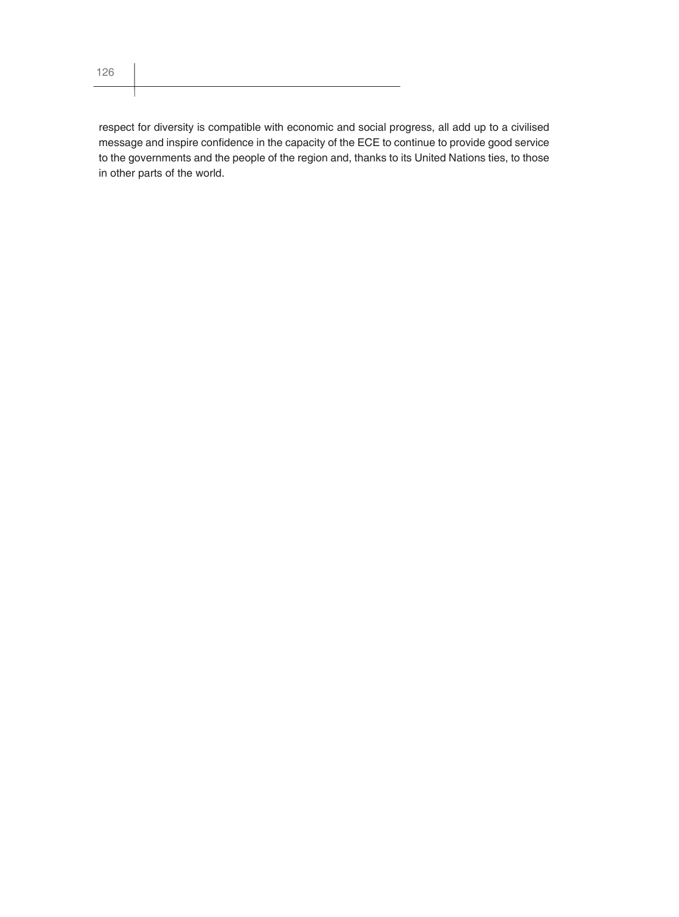respect for diversity is compatible with economic and social progress, all add up to a civilised message and inspire confidence in the capacity of the ECE to continue to provide good service to the governments and the people of the region and, thanks to its United Nations ties, to those in other parts of the world.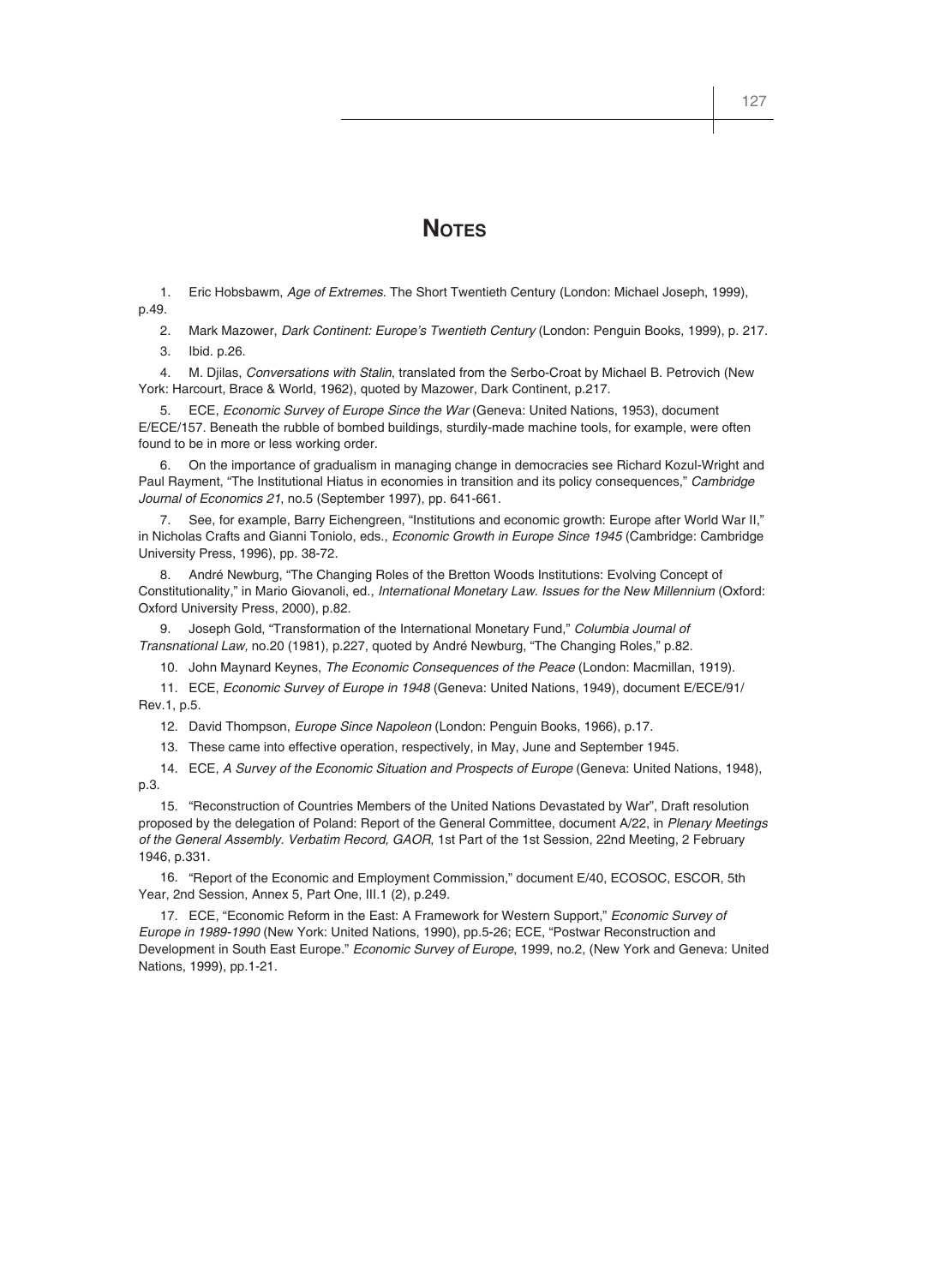# NOTES

1. Eric Hobsbawm, *Age of Extremes*. The Short Twentieth Century (London: Michael Joseph, 1999), p.49.

2. Mark Mazower, *Dark Continent: Europe's Twentieth Century* (London: Penguin Books, 1999), p. 217.

3. Ibid. p.26.

4. M. Djilas, *Conversations with Stalin*, translated from the Serbo-Croat by Michael B. Petrovich (New York: Harcourt, Brace & World, 1962), quoted by Mazower, Dark Continent, p.217.

5. ECE, *Economic Survey of Europe Since the War* (Geneva: United Nations, 1953), document E/ECE/157. Beneath the rubble of bombed buildings, sturdily-made machine tools, for example, were often found to be in more or less working order.

6. On the importance of gradualism in managing change in democracies see Richard Kozul-Wright and Paul Rayment, "The Institutional Hiatus in economies in transition and its policy consequences," *Cambridge Journal of Economics 21*, no.5 (September 1997), pp. 641-661.

7. See, for example, Barry Eichengreen, "Institutions and economic growth: Europe after World War II," in Nicholas Crafts and Gianni Toniolo, eds., *Economic Growth in Europe Since 1945* (Cambridge: Cambridge University Press, 1996), pp. 38-72.

8. André Newburg, "The Changing Roles of the Bretton Woods Institutions: Evolving Concept of Constitutionality," in Mario Giovanoli, ed., *International Monetary Law. Issues for the New Millennium* (Oxford: Oxford University Press, 2000), p.82.

9. Joseph Gold, "Transformation of the International Monetary Fund," *Columbia Journal of Transnational Law,* no.20 (1981), p.227, quoted by André Newburg, "The Changing Roles," p.82.

10. John Maynard Keynes, *The Economic Consequences of the Peace* (London: Macmillan, 1919).

11. ECE, *Economic Survey of Europe in 1948* (Geneva: United Nations, 1949), document E/ECE/91/Rev.1, p.5.

12. David Thompson, *Europe Since Napoleon* (London: Penguin Books, 1966), p.17.

13. These came into effective operation, respectively, in May, June and September 1945.

14. ECE, *A Survey of the Economic Situation and Prospects of Europe* (Geneva: United Nations, 1948), p.3.

15. "Reconstruction of Countries Members of the United Nations Devastated by War", Draft resolution proposed by the delegation of Poland: Report of the General Committee, document A/22, in *Plenary Meetings of the General Assembly. Verbatim Record, GAOR*, 1st Part of the 1st Session, 22nd Meeting, 2 February 1946, p.331.

16. "Report of the Economic and Employment Commission," document E/40, ECOSOC, ESCOR, 5th Year, 2nd Session, Annex 5, Part One, III.1 (2), p.249.

17. ECE, "Economic Reform in the East: A Framework for Western Support," *Economic Survey of Europe in 1989-1990* (New York: United Nations, 1990), pp.5-26; ECE, "Postwar Reconstruction and Development in South East Europe." *Economic Survey of Europe*, 1999, no.2, (New York and Geneva: United Nations, 1999), pp.1-21.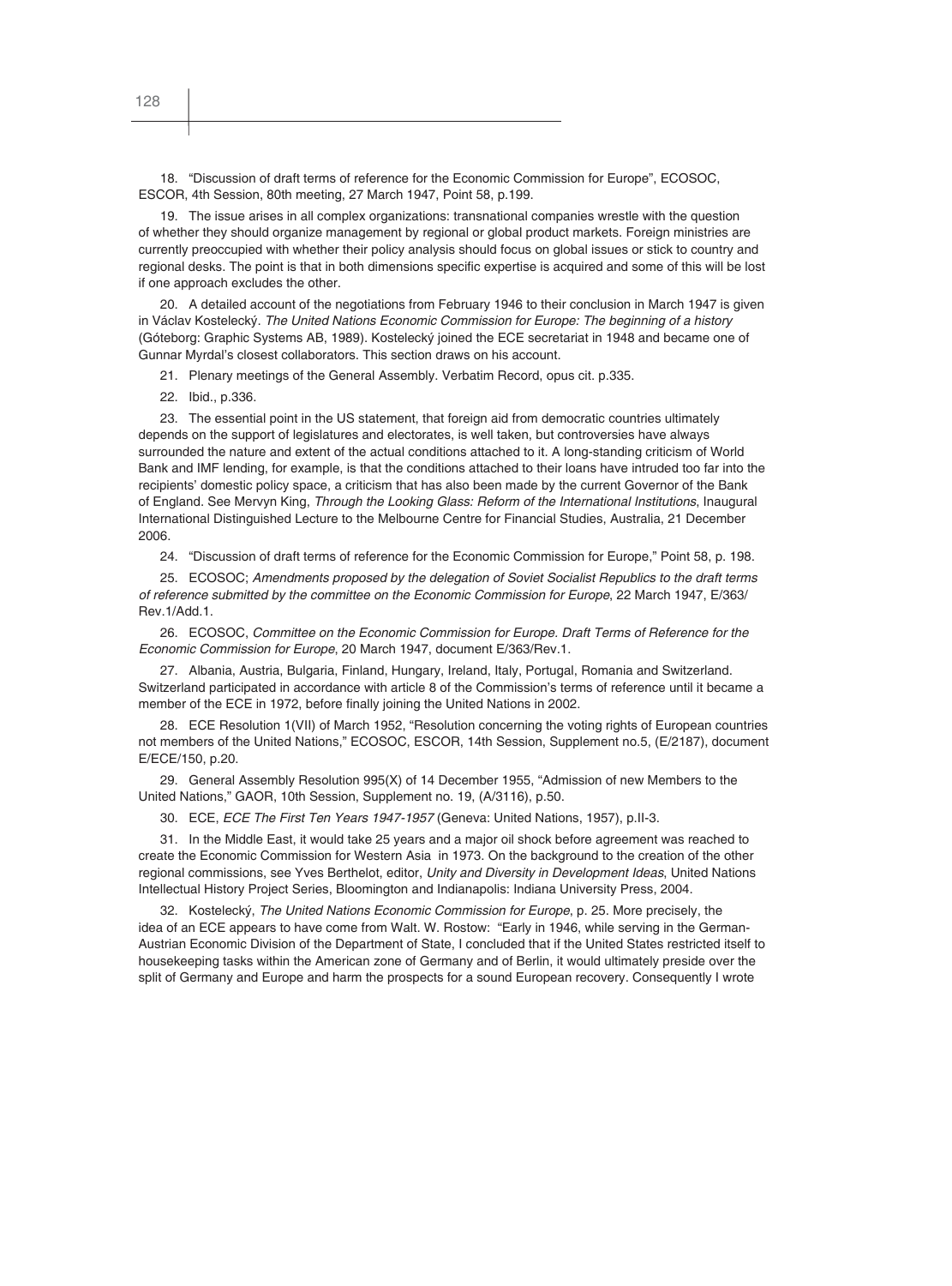18. "Discussion of draft terms of reference for the Economic Commission for Europe", ECOSOC, ESCOR, 4th Session, 80th meeting, 27 March 1947, Point 58, p.199.

19. The issue arises in all complex organizations: transnational companies wrestle with the question of whether they should organize management by regional or global product markets. Foreign ministries are currently preoccupied with whether their policy analysis should focus on global issues or stick to country and regional desks. The point is that in both dimensions specific expertise is acquired and some of this will be lost if one approach excludes the other.

20. A detailed account of the negotiations from February 1946 to their conclusion in March 1947 is given in Václav Kostelecký. *The United Nations Economic Commission for Europe: The beginning of a history* (Góteborg: Graphic Systems AB, 1989). Kostelecký joined the ECE secretariat in 1948 and became one of Gunnar Myrdal's closest collaborators. This section draws on his account.

21. Plenary meetings of the General Assembly. Verbatim Record, opus cit. p.335.

22. Ibid., p.336.

23. The essential point in the US statement, that foreign aid from democratic countries ultimately depends on the support of legislatures and electorates, is well taken, but controversies have always surrounded the nature and extent of the actual conditions attached to it. A long-standing criticism of World Bank and IMF lending, for example, is that the conditions attached to their loans have intruded too far into the recipients' domestic policy space, a criticism that has also been made by the current Governor of the Bank of England. See Mervyn King, *Through the Looking Glass: Reform of the International Institutions*, Inaugural International Distinguished Lecture to the Melbourne Centre for Financial Studies, Australia, 21 December 2006.

24. "Discussion of draft terms of reference for the Economic Commission for Europe," Point 58, p. 198.

25. ECOSOC; *Amendments proposed by the delegation of Soviet Socialist Republics to the draft terms of reference submitted by the committee on the Economic Commission for Europe*, 22 March 1947, E/363/Rev.1/Add.1.

26. ECOSOC, *Committee on the Economic Commission for Europe. Draft Terms of Reference for the Economic Commission for Europe*, 20 March 1947, document E/363/Rev.1.

27. Albania, Austria, Bulgaria, Finland, Hungary, Ireland, Italy, Portugal, Romania and Switzerland. Switzerland participated in accordance with article 8 of the Commission's terms of reference until it became a member of the ECE in 1972, before finally joining the United Nations in 2002.

28. ECE Resolution 1(VII) of March 1952, "Resolution concerning the voting rights of European countries not members of the United Nations," ECOSOC, ESCOR, 14th Session, Supplement no.5, (E/2187), document E/ECE/150, p.20.

29. General Assembly Resolution 995(X) of 14 December 1955, "Admission of new Members to the United Nations," GAOR, 10th Session, Supplement no. 19, (A/3116), p.50.

30. ECE, *ECE The First Ten Years 1947-1957* (Geneva: United Nations, 1957), p.II-3.

31. In the Middle East, it would take 25 years and a major oil shock before agreement was reached to create the Economic Commission for Western Asia in 1973. On the background to the creation of the other regional commissions, see Yves Berthelot, editor, *Unity and Diversity in Development Ideas*, United Nations Intellectual History Project Series, Bloomington and Indianapolis: Indiana University Press, 2004.

32. Kostelecký, *The United Nations Economic Commission for Europe*, p. 25. More precisely, the idea of an ECE appears to have come from Walt. W. Rostow: "Early in 1946, while serving in the German-Austrian Economic Division of the Department of State, I concluded that if the United States restricted itself to housekeeping tasks within the American zone of Germany and of Berlin, it would ultimately preside over the split of Germany and Europe and harm the prospects for a sound European recovery. Consequently I wrote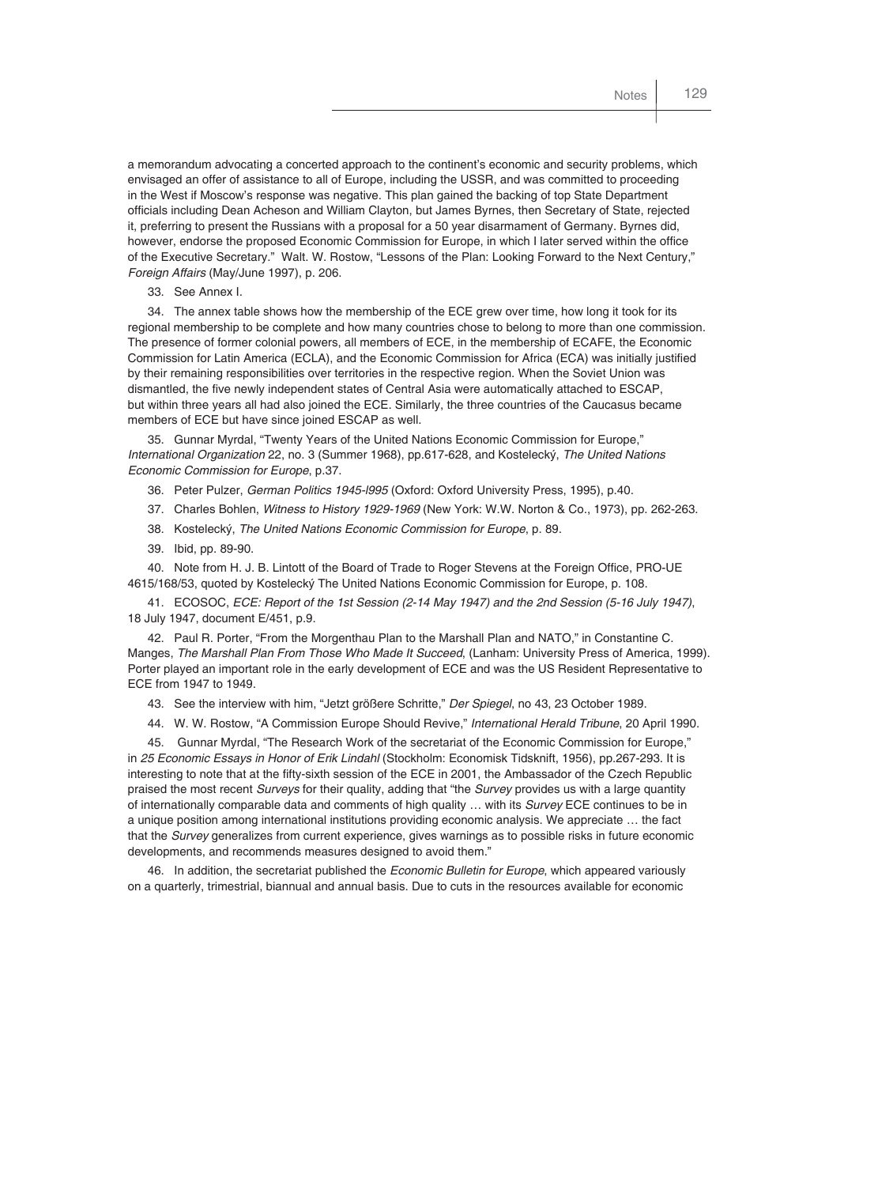a memorandum advocating a concerted approach to the continent's economic and security problems, which envisaged an offer of assistance to all of Europe, including the USSR, and was committed to proceeding in the West if Moscow's response was negative. This plan gained the backing of top State Department officials including Dean Acheson and William Clayton, but James Byrnes, then Secretary of State, rejected it, preferring to present the Russians with a proposal for a 50 year disarmament of Germany. Byrnes did, however, endorse the proposed Economic Commission for Europe, in which I later served within the office of the Executive Secretary." Walt. W. Rostow, "Lessons of the Plan: Looking Forward to the Next Century," *Foreign Affairs* (May/June 1997), p. 206.

33. See Annex I.

34. The annex table shows how the membership of the ECE grew over time, how long it took for its regional membership to be complete and how many countries chose to belong to more than one commission. The presence of former colonial powers, all members of ECE, in the membership of ECAFE, the Economic Commission for Latin America (ECLA), and the Economic Commission for Africa (ECA) was initially justified by their remaining responsibilities over territories in the respective region. When the Soviet Union was dismantled, the five newly independent states of Central Asia were automatically attached to ESCAP, but within three years all had also joined the ECE. Similarly, the three countries of the Caucasus became members of ECE but have since joined ESCAP as well.

35. Gunnar Myrdal, "Twenty Years of the United Nations Economic Commission for Europe," *International Organization* 22, no. 3 (Summer 1968), pp.617-628, and Kostelecký, *The United Nations Economic Commission for Europe*, p.37.

36. Peter Pulzer, *German Politics 1945-l995* (Oxford: Oxford University Press, 1995), p.40.

37. Charles Bohlen, *Witness to History 1929-1969* (New York: W.W. Norton & Co., 1973), pp. 262-263.

38. Kostelecký, *The United Nations Economic Commission for Europe*, p. 89.

39. Ibid, pp. 89-90.

40. Note from H. J. B. Lintott of the Board of Trade to Roger Stevens at the Foreign Office, PRO-UE 4615/168/53, quoted by Kostelecký The United Nations Economic Commission for Europe, p. 108.

41. ECOSOC, *ECE: Report of the 1st Session (2-14 May 1947) and the 2nd Session (5-16 July 1947)*, 18 July 1947, document E/451, p.9.

42. Paul R. Porter, "From the Morgenthau Plan to the Marshall Plan and NATO," in Constantine C. Manges, *The Marshall Plan From Those Who Made It Succeed*, (Lanham: University Press of America, 1999). Porter played an important role in the early development of ECE and was the US Resident Representative to ECE from 1947 to 1949.

43. See the interview with him, "Jetzt größere Schritte," *Der Spiegel*, no 43, 23 October 1989.

44. W. W. Rostow, "A Commission Europe Should Revive," *International Herald Tribune*, 20 April 1990.

45. Gunnar Myrdal, "The Research Work of the secretariat of the Economic Commission for Europe," in *25 Economic Essays in Honor of Erik Lindahl* (Stockholm: Economisk Tidsknift, 1956), pp.267-293. It is interesting to note that at the fifty-sixth session of the ECE in 2001, the Ambassador of the Czech Republic praised the most recent *Surveys* for their quality, adding that "the *Survey* provides us with a large quantity of internationally comparable data and comments of high quality … with its *Survey* ECE continues to be in a unique position among international institutions providing economic analysis. We appreciate … the fact that the *Survey* generalizes from current experience, gives warnings as to possible risks in future economic developments, and recommends measures designed to avoid them."

46. In addition, the secretariat published the *Economic Bulletin for Europe*, which appeared variously on a quarterly, trimestrial, biannual and annual basis. Due to cuts in the resources available for economic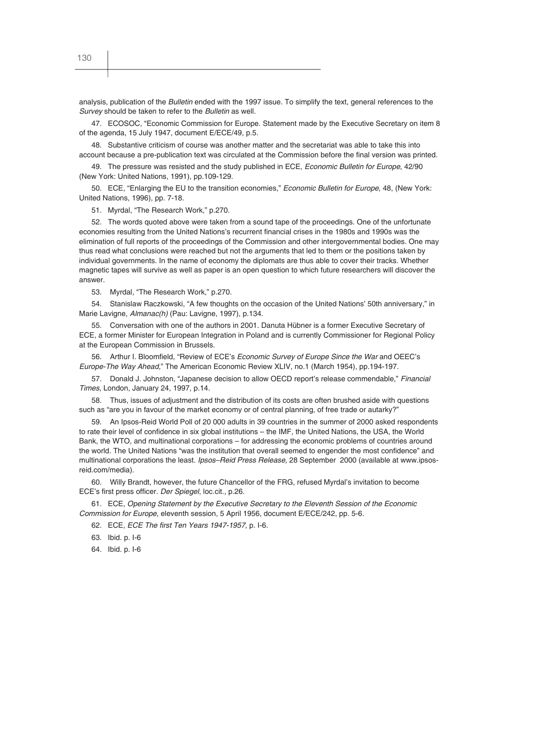analysis, publication of the *Bulletin* ended with the 1997 issue. To simplify the text, general references to the *Survey* should be taken to refer to the *Bulletin* as well.

47. ECOSOC, "Economic Commission for Europe. Statement made by the Executive Secretary on item 8 of the agenda, 15 July 1947, document E/ECE/49, p.5.

48. Substantive criticism of course was another matter and the secretariat was able to take this into account because a pre-publication text was circulated at the Commission before the final version was printed.

49. The pressure was resisted and the study published in ECE, *Economic Bulletin for Europe*, 42/90 (New York: United Nations, 1991), pp.109-129.

50. ECE, "Enlarging the EU to the transition economies," *Economic Bulletin for Europe*, 48, (New York: United Nations, 1996), pp. 7-18.

51. Myrdal, "The Research Work," p.270.

52. The words quoted above were taken from a sound tape of the proceedings. One of the unfortunate economies resulting from the United Nations's recurrent financial crises in the 1980s and 1990s was the elimination of full reports of the proceedings of the Commission and other intergovernmental bodies. One may thus read what conclusions were reached but not the arguments that led to them or the positions taken by individual governments. In the name of economy the diplomats are thus able to cover their tracks. Whether magnetic tapes will survive as well as paper is an open question to which future researchers will discover the answer.

53. Myrdal, "The Research Work," p.270.

54. Stanislaw Raczkowski, "A few thoughts on the occasion of the United Nations' 50th anniversary," in Marie Lavigne, *Almanac(h)* (Pau: Lavigne, 1997), p.134.

55. Conversation with one of the authors in 2001. Danuta Hübner is a former Executive Secretary of ECE, a former Minister for European Integration in Poland and is currently Commissioner for Regional Policy at the European Commission in Brussels.

56. Arthur I. Bloomfield, "Review of ECE's *Economic Survey of Europe Since the War* and OEEC's *Europe-The Way Ahead*," The American Economic Review XLIV, no.1 (March 1954), pp.194-197.

57. Donald J. Johnston, "Japanese decision to allow OECD report's release commendable," *Financial Times*, London, January 24, 1997, p.14.

58. Thus, issues of adjustment and the distribution of its costs are often brushed aside with questions such as "are you in favour of the market economy or of central planning, of free trade or autarky?"

59. An Ipsos-Reid World Poll of 20 000 adults in 39 countries in the summer of 2000 asked respondents to rate their level of confidence in six global institutions – the IMF, the United Nations, the USA, the World Bank, the WTO, and multinational corporations – for addressing the economic problems of countries around the world. The United Nations "was the institution that overall seemed to engender the most confidence" and multinational corporations the least. *Ipsos–Reid Press Release,* 28 September 2000 (available at www.ipsos-reid.com/media).

60. Willy Brandt, however, the future Chancellor of the FRG, refused Myrdal's invitation to become ECE's first press officer. *Der Spiegel*, loc.cit., p.26.

61. ECE, *Opening Statement by the Executive Secretary to the Eleventh Session of the Economic Commission for Europe*, eleventh session, 5 April 1956, document E/ECE/242, pp. 5-6.

62. ECE, *ECE The first Ten Years 1947-1957*, p. I-6.

63. Ibid. p. I-6

64. Ibid. p. I-6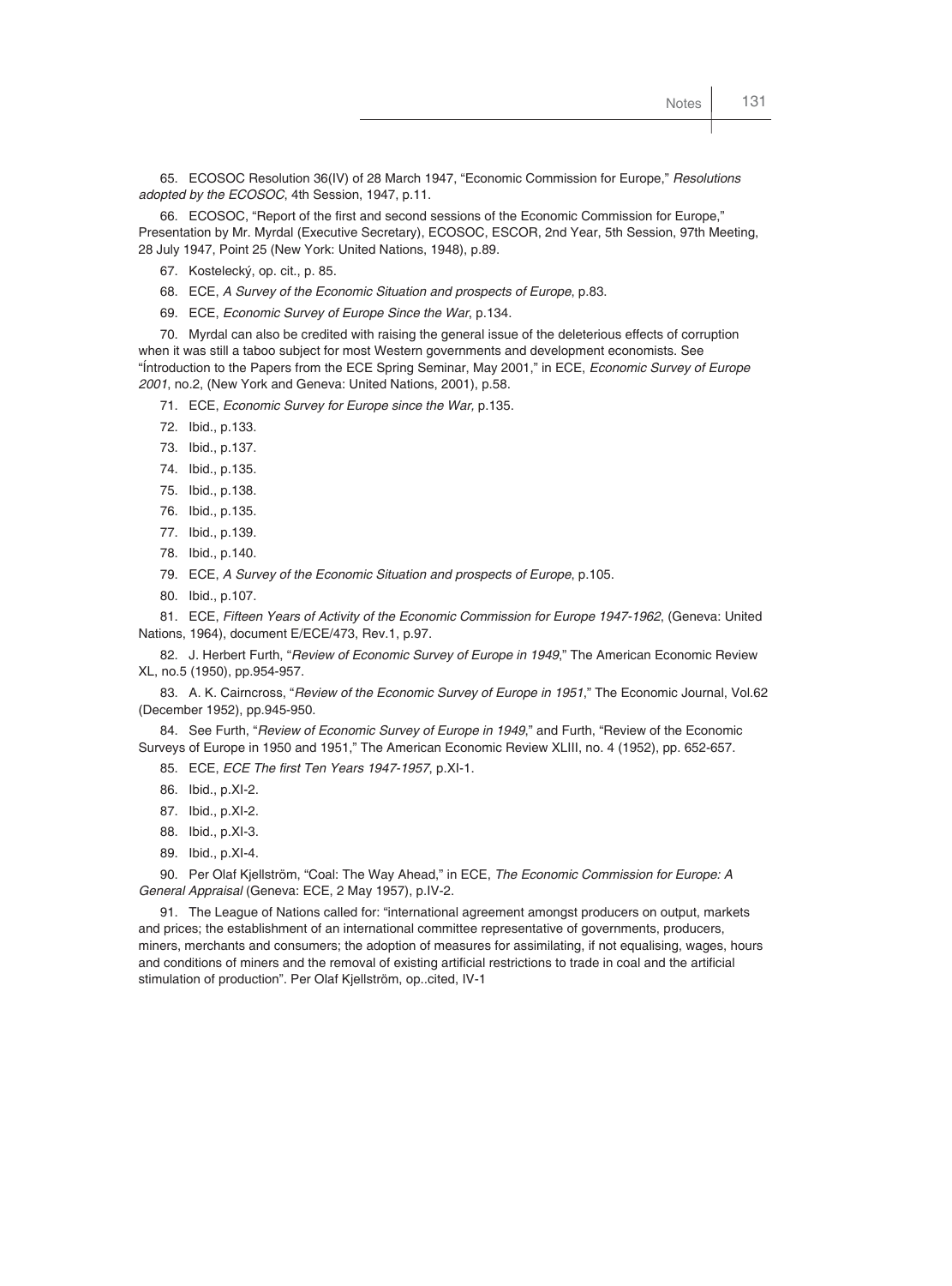65. ECOSOC Resolution 36(IV) of 28 March 1947, "Economic Commission for Europe," *Resolutions adopted by the ECOSOC*, 4th Session, 1947, p.11.

66. ECOSOC, "Report of the first and second sessions of the Economic Commission for Europe," Presentation by Mr. Myrdal (Executive Secretary), ECOSOC, ESCOR, 2nd Year, 5th Session, 97th Meeting, 28 July 1947, Point 25 (New York: United Nations, 1948), p.89.

67. Kostelecký, op. cit., p. 85.

68. ECE, *A Survey of the Economic Situation and prospects of Europe*, p.83.

69. ECE, *Economic Survey of Europe Since the War*, p.134.

70. Myrdal can also be credited with raising the general issue of the deleterious effects of corruption when it was still a taboo subject for most Western governments and development economists. See "Íntroduction to the Papers from the ECE Spring Seminar, May 2001," in ECE, *Economic Survey of Europe 2001*, no.2, (New York and Geneva: United Nations, 2001), p.58.

71. ECE, *Economic Survey for Europe since the War,* p.135.

72. Ibid., p.133.

73. Ibid., p.137.

74. Ibid., p.135.

75. Ibid., p.138.

76. Ibid., p.135.

77. Ibid., p.139.

78. Ibid., p.140.

79. ECE, *A Survey of the Economic Situation and prospects of Europe*, p.105.

80. Ibid., p.107.

81. ECE, *Fifteen Years of Activity of the Economic Commission for Europe 1947-1962*, (Geneva: United Nations, 1964), document E/ECE/473, Rev.1, p.97.

82. J. Herbert Furth, "*Review of Economic Survey of Europe in 1949*," The American Economic Review XL, no.5 (1950), pp.954-957.

83. A. K. Cairncross, "*Review of the Economic Survey of Europe in 1951*," The Economic Journal, Vol.62 (December 1952), pp.945-950.

84. See Furth, "*Review of Economic Survey of Europe in 1949*," and Furth, "Review of the Economic Surveys of Europe in 1950 and 1951," The American Economic Review XLIII, no. 4 (1952), pp. 652-657.

85. ECE, *ECE The first Ten Years 1947-1957*, p.XI-1.

86. Ibid., p.XI-2.

87. Ibid., p.XI-2.

88. Ibid., p.XI-3.

89. Ibid., p.XI-4.

90. Per Olaf Kjellström, "Coal: The Way Ahead," in ECE, *The Economic Commission for Europe: A General Appraisal* (Geneva: ECE, 2 May 1957), p.IV-2.

91. The League of Nations called for: "international agreement amongst producers on output, markets and prices; the establishment of an international committee representative of governments, producers, miners, merchants and consumers; the adoption of measures for assimilating, if not equalising, wages, hours and conditions of miners and the removal of existing artificial restrictions to trade in coal and the artificial stimulation of production". Per Olaf Kjellström, op..cited, IV-1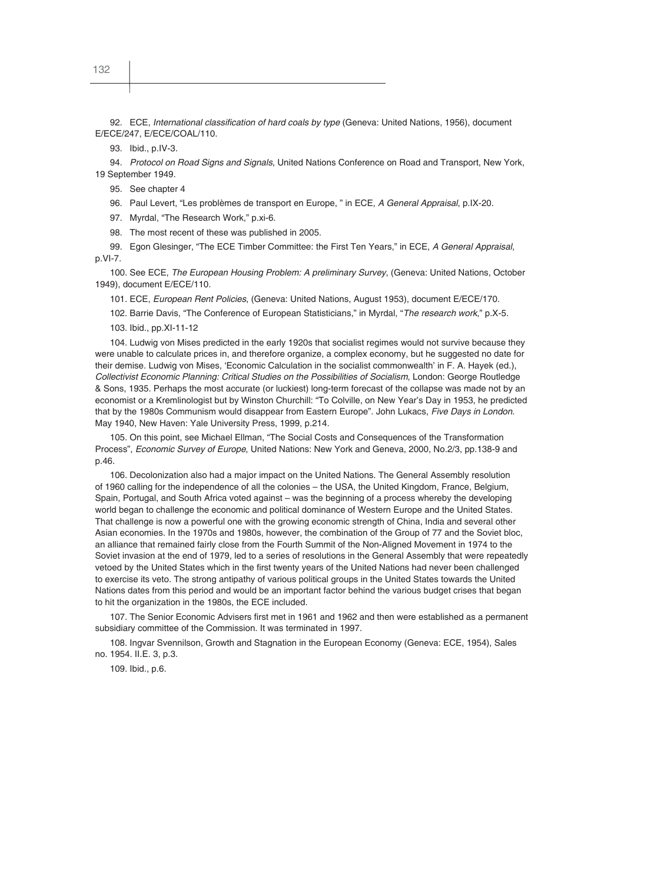92. ECE, *International classification of hard coals by type* (Geneva: United Nations, 1956), document E/ECE/247, E/ECE/COAL/110.

93. Ibid., p.IV-3.

94. *Protocol on Road Signs and Signals*, United Nations Conference on Road and Transport, New York, 19 September 1949.

95. See chapter 4

96. Paul Levert, "Les problèmes de transport en Europe, " in ECE, *A General Appraisal*, p.IX-20.

97. Myrdal, "The Research Work," p.xi-6.

98. The most recent of these was published in 2005.

99. Egon Glesinger, "The ECE Timber Committee: the First Ten Years," in ECE, *A General Appraisal*, p.VI-7.

100. See ECE, *The European Housing Problem: A preliminary Survey*, (Geneva: United Nations, October 1949), document E/ECE/110.

101. ECE, *European Rent Policies*, (Geneva: United Nations, August 1953), document E/ECE/170.

102. Barrie Davis, "The Conference of European Statisticians," in Myrdal, "*The research work*," p.X-5.

103. Ibid., pp.XI-11-12

104. Ludwig von Mises predicted in the early 1920s that socialist regimes would not survive because they were unable to calculate prices in, and therefore organize, a complex economy, but he suggested no date for their demise. Ludwig von Mises, 'Economic Calculation in the socialist commonwealth' in F. A. Hayek (ed.), *Collectivist Economic Planning: Critical Studies on the Possibilities of Socialism*, London: George Routledge & Sons, 1935. Perhaps the most accurate (or luckiest) long-term forecast of the collapse was made not by an economist or a Kremlinologist but by Winston Churchill: "To Colville, on New Year's Day in 1953, he predicted that by the 1980s Communism would disappear from Eastern Europe". John Lukacs, *Five Days in London*. May 1940, New Haven: Yale University Press, 1999, p.214.

105. On this point, see Michael Ellman, "The Social Costs and Consequences of the Transformation Process", *Economic Survey of Europe*, United Nations: New York and Geneva, 2000, No.2/3, pp.138-9 and p.46.

106. Decolonization also had a major impact on the United Nations. The General Assembly resolution of 1960 calling for the independence of all the colonies – the USA, the United Kingdom, France, Belgium, Spain, Portugal, and South Africa voted against – was the beginning of a process whereby the developing world began to challenge the economic and political dominance of Western Europe and the United States. That challenge is now a powerful one with the growing economic strength of China, India and several other Asian economies. In the 1970s and 1980s, however, the combination of the Group of 77 and the Soviet bloc, an alliance that remained fairly close from the Fourth Summit of the Non-Aligned Movement in 1974 to the Soviet invasion at the end of 1979, led to a series of resolutions in the General Assembly that were repeatedly vetoed by the United States which in the first twenty years of the United Nations had never been challenged to exercise its veto. The strong antipathy of various political groups in the United States towards the United Nations dates from this period and would be an important factor behind the various budget crises that began to hit the organization in the 1980s, the ECE included.

107. The Senior Economic Advisers first met in 1961 and 1962 and then were established as a permanent subsidiary committee of the Commission. It was terminated in 1997.

108. Ingvar Svennilson, Growth and Stagnation in the European Economy (Geneva: ECE, 1954), Sales no. 1954. II.E. 3, p.3.

109. Ibid., p.6.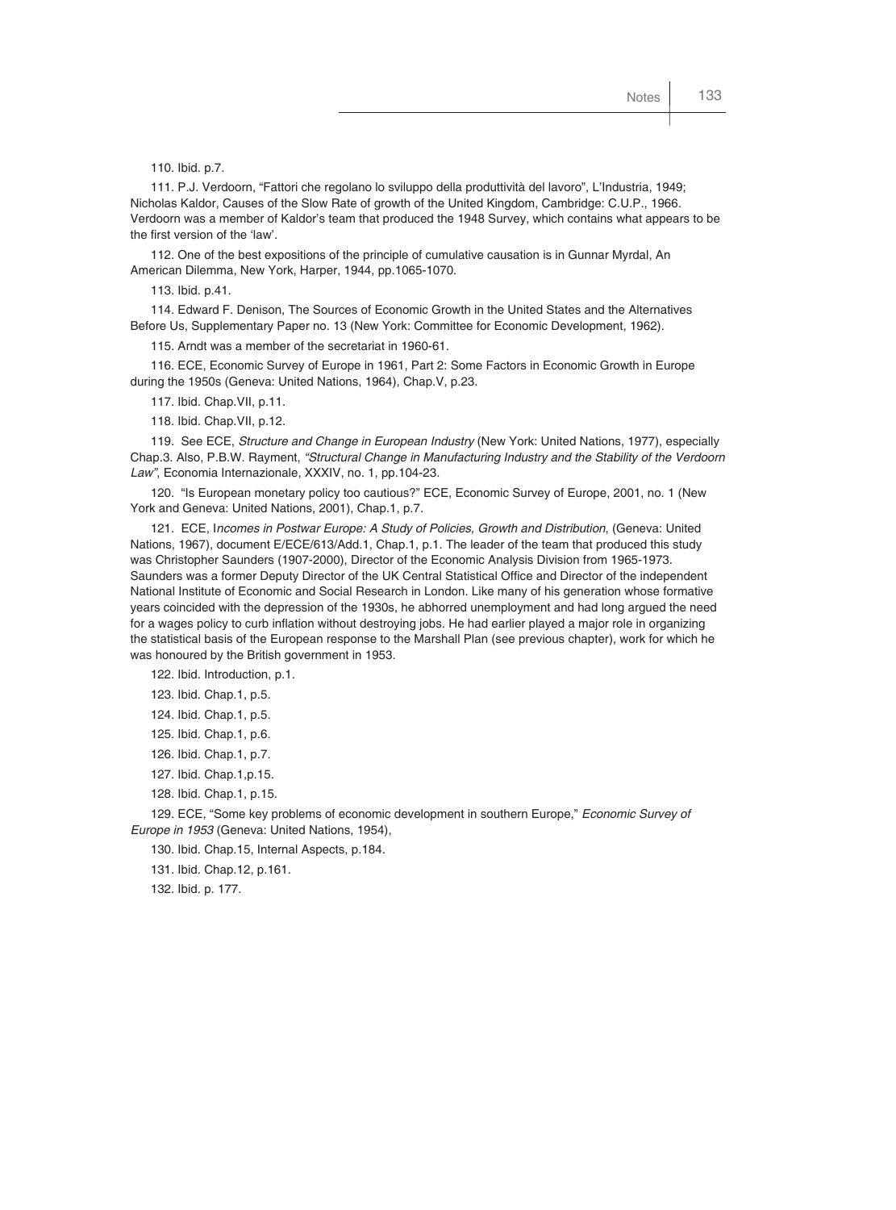110. Ibid. p.7.

111. P.J. Verdoorn, "Fattori che regolano lo sviluppo della produttività del lavoro", L'Industria, 1949; Nicholas Kaldor, Causes of the Slow Rate of growth of the United Kingdom, Cambridge: C.U.P., 1966. Verdoorn was a member of Kaldor's team that produced the 1948 Survey, which contains what appears to be the first version of the 'law'.

112. One of the best expositions of the principle of cumulative causation is in Gunnar Myrdal, An American Dilemma, New York, Harper, 1944, pp.1065-1070.

113. Ibid. p.41.

114. Edward F. Denison, The Sources of Economic Growth in the United States and the Alternatives Before Us, Supplementary Paper no. 13 (New York: Committee for Economic Development, 1962).

115. Arndt was a member of the secretariat in 1960-61.

116. ECE, Economic Survey of Europe in 1961, Part 2: Some Factors in Economic Growth in Europe during the 1950s (Geneva: United Nations, 1964), Chap.V, p.23.

117. Ibid. Chap.VII, p.11.

118. Ibid. Chap.VII, p.12.

119. See ECE, *Structure and Change in European Industry* (New York: United Nations, 1977), especially Chap.3. Also, P.B.W. Rayment, *"Structural Change in Manufacturing Industry and the Stability of the Verdoorn Law"*, Economia Internazionale, XXXIV, no. 1, pp.104-23.

120. "Is European monetary policy too cautious?" ECE, Economic Survey of Europe, 2001, no. 1 (New York and Geneva: United Nations, 2001), Chap.1, p.7.

121. ECE, I*ncomes in Postwar Europe: A Study of Policies, Growth and Distribution*, (Geneva: United Nations, 1967), document E/ECE/613/Add.1, Chap.1, p.1. The leader of the team that produced this study was Christopher Saunders (1907-2000), Director of the Economic Analysis Division from 1965-1973. Saunders was a former Deputy Director of the UK Central Statistical Office and Director of the independent National Institute of Economic and Social Research in London. Like many of his generation whose formative years coincided with the depression of the 1930s, he abhorred unemployment and had long argued the need for a wages policy to curb inflation without destroying jobs. He had earlier played a major role in organizing the statistical basis of the European response to the Marshall Plan (see previous chapter), work for which he was honoured by the British government in 1953.

122. Ibid. Introduction, p.1.

123. Ibid. Chap.1, p.5.

124. Ibid. Chap.1, p.5.

125. Ibid. Chap.1, p.6.

126. Ibid. Chap.1, p.7.

127. Ibid. Chap.1,p.15.

128. Ibid. Chap.1, p.15.

129. ECE, "Some key problems of economic development in southern Europe," *Economic Survey of Europe in 1953* (Geneva: United Nations, 1954),

130. Ibid. Chap.15, Internal Aspects, p.184.

131. Ibid. Chap.12, p.161.

132. Ibid. p. 177.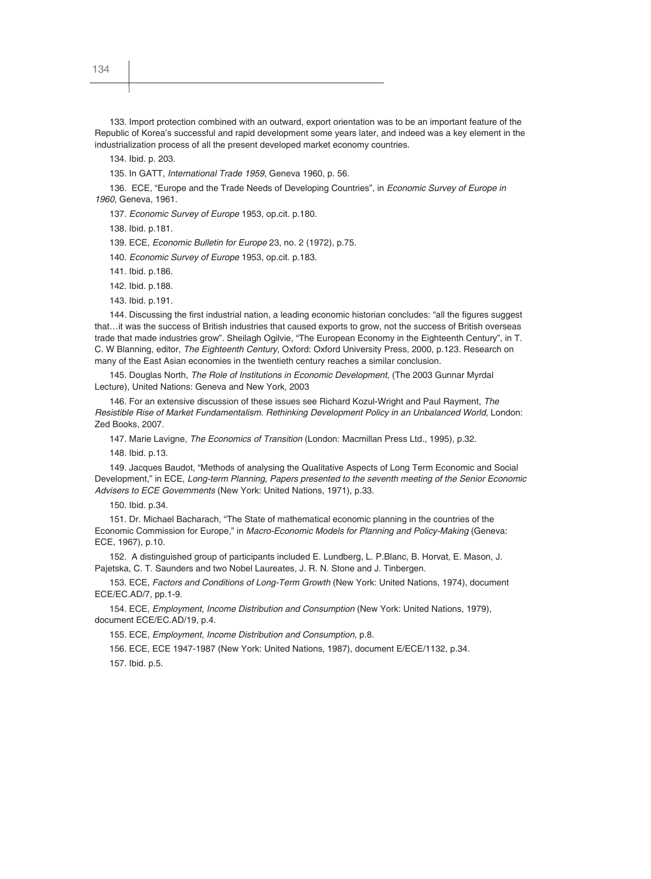133. Import protection combined with an outward, export orientation was to be an important feature of the Republic of Korea's successful and rapid development some years later, and indeed was a key element in the industrialization process of all the present developed market economy countries.

134. Ibid. p. 203.

135. In GATT, *International Trade 1959*, Geneva 1960, p. 56.

136. ECE, "Europe and the Trade Needs of Developing Countries", in *Economic Survey of Europe in 1960*, Geneva, 1961.

137. *Economic Survey of Europe* 1953, op.cit. p.180.

138. Ibid. p.181.

139. ECE, *Economic Bulletin for Europe* 23, no. 2 (1972), p.75.

140. *Economic Survey of Europe* 1953, op.cit. p.183.

141. Ibid. p.186.

142. Ibid. p.188.

143. Ibid. p.191.

144. Discussing the first industrial nation, a leading economic historian concludes: "all the figures suggest that…it was the success of British industries that caused exports to grow, not the success of British overseas trade that made industries grow". Sheilagh Ogilvie, "The European Economy in the Eighteenth Century", in T. C. W Blanning, editor, *The Eighteenth Century*, Oxford: Oxford University Press, 2000, p.123. Research on many of the East Asian economies in the twentieth century reaches a similar conclusion.

145. Douglas North, *The Role of Institutions in Economic Development*, (The 2003 Gunnar Myrdal Lecture), United Nations: Geneva and New York, 2003

146. For an extensive discussion of these issues see Richard Kozul-Wright and Paul Rayment, *The Resistible Rise of Market Fundamentalism. Rethinking Development Policy in an Unbalanced World*, London: Zed Books, 2007.

147. Marie Lavigne, *The Economics of Transition* (London: Macmillan Press Ltd., 1995), p.32.

148. Ibid. p.13.

149. Jacques Baudot, "Methods of analysing the Qualitative Aspects of Long Term Economic and Social Development," in ECE, *Long-term Planning, Papers presented to the seventh meeting of the Senior Economic Advisers to ECE Governments* (New York: United Nations, 1971), p.33.

150. Ibid. p.34.

151. Dr. Michael Bacharach, "The State of mathematical economic planning in the countries of the Economic Commission for Europe," in *Macro-Economic Models for Planning and Policy-Making* (Geneva: ECE, 1967), p.10.

152. A distinguished group of participants included E. Lundberg, L. P.Blanc, B. Horvat, E. Mason, J. Pajetska, C. T. Saunders and two Nobel Laureates, J. R. N. Stone and J. Tinbergen.

153. ECE, *Factors and Conditions of Long-Term Growth* (New York: United Nations, 1974), document ECE/EC.AD/7, pp.1-9.

154. ECE, *Employment, Income Distribution and Consumption* (New York: United Nations, 1979), document ECE/EC.AD/19, p.4.

155. ECE, *Employment, Income Distribution and Consumption,* p.8.

156. ECE, ECE 1947-1987 (New York: United Nations, 1987), document E/ECE/1132, p.34.

157. Ibid. p.5.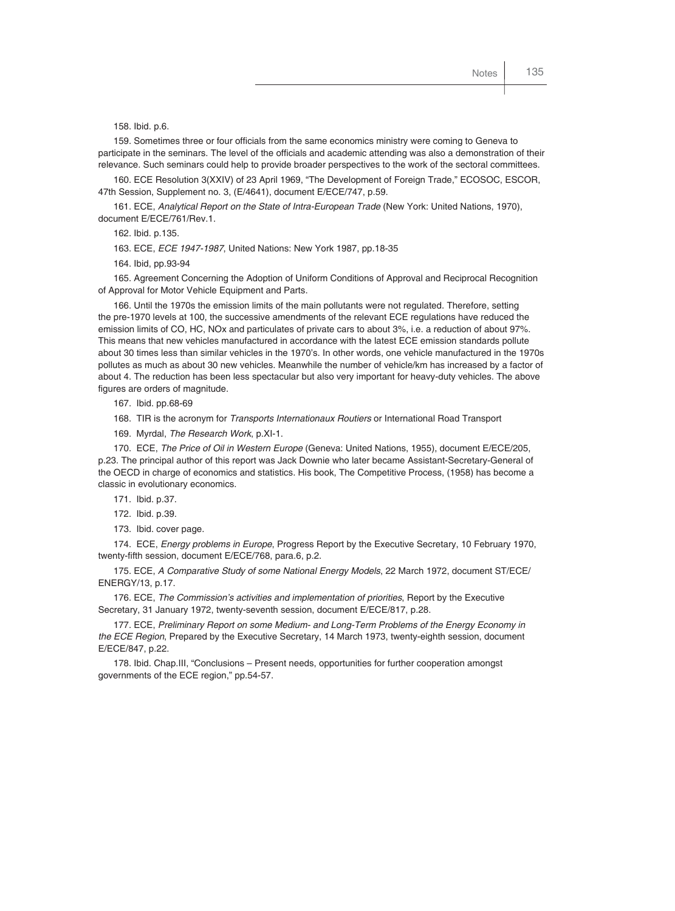158. Ibid. p.6.

159. Sometimes three or four officials from the same economics ministry were coming to Geneva to participate in the seminars. The level of the officials and academic attending was also a demonstration of their relevance. Such seminars could help to provide broader perspectives to the work of the sectoral committees.

160. ECE Resolution 3(XXIV) of 23 April 1969, "The Development of Foreign Trade," ECOSOC, ESCOR, 47th Session, Supplement no. 3, (E/4641), document E/ECE/747, p.59.

161. ECE, *Analytical Report on the State of Intra-European Trade* (New York: United Nations, 1970), document E/ECE/761/Rev.1.

162. Ibid. p.135.

163. ECE, *ECE 1947-1987*, United Nations: New York 1987, pp.18-35

164. Ibid, pp.93-94

165. Agreement Concerning the Adoption of Uniform Conditions of Approval and Reciprocal Recognition of Approval for Motor Vehicle Equipment and Parts.

166. Until the 1970s the emission limits of the main pollutants were not regulated. Therefore, setting the pre-1970 levels at 100, the successive amendments of the relevant ECE regulations have reduced the emission limits of CO, HC, NOx and particulates of private cars to about 3%, i.e. a reduction of about 97%. This means that new vehicles manufactured in accordance with the latest ECE emission standards pollute about 30 times less than similar vehicles in the 1970's. In other words, one vehicle manufactured in the 1970s pollutes as much as about 30 new vehicles. Meanwhile the number of vehicle/km has increased by a factor of about 4. The reduction has been less spectacular but also very important for heavy-duty vehicles. The above figures are orders of magnitude.

167. Ibid. pp.68-69

168. TIR is the acronym for *Transports Internationaux Routiers* or International Road Transport

169. Myrdal, *The Research Work*, p.XI-1.

170. ECE, *The Price of Oil in Western Europe* (Geneva: United Nations, 1955), document E/ECE/205, p.23. The principal author of this report was Jack Downie who later became Assistant-Secretary-General of the OECD in charge of economics and statistics. His book, The Competitive Process, (1958) has become a classic in evolutionary economics.

171. Ibid. p.37.

172. Ibid. p.39.

173. Ibid. cover page.

174. ECE, *Energy problems in Europe*, Progress Report by the Executive Secretary, 10 February 1970, twenty-fifth session, document E/ECE/768, para.6, p.2.

175. ECE, *A Comparative Study of some National Energy Models*, 22 March 1972, document ST/ECE/ENERGY/13, p.17.

176. ECE, *The Commission's activities and implementation of priorities*, Report by the Executive Secretary, 31 January 1972, twenty-seventh session, document E/ECE/817, p.28.

177. ECE, *Preliminary Report on some Medium- and Long-Term Problems of the Energy Economy in the ECE Region*, Prepared by the Executive Secretary, 14 March 1973, twenty-eighth session, document E/ECE/847, p.22.

178. Ibid. Chap.III, "Conclusions – Present needs, opportunities for further cooperation amongst governments of the ECE region," pp.54-57.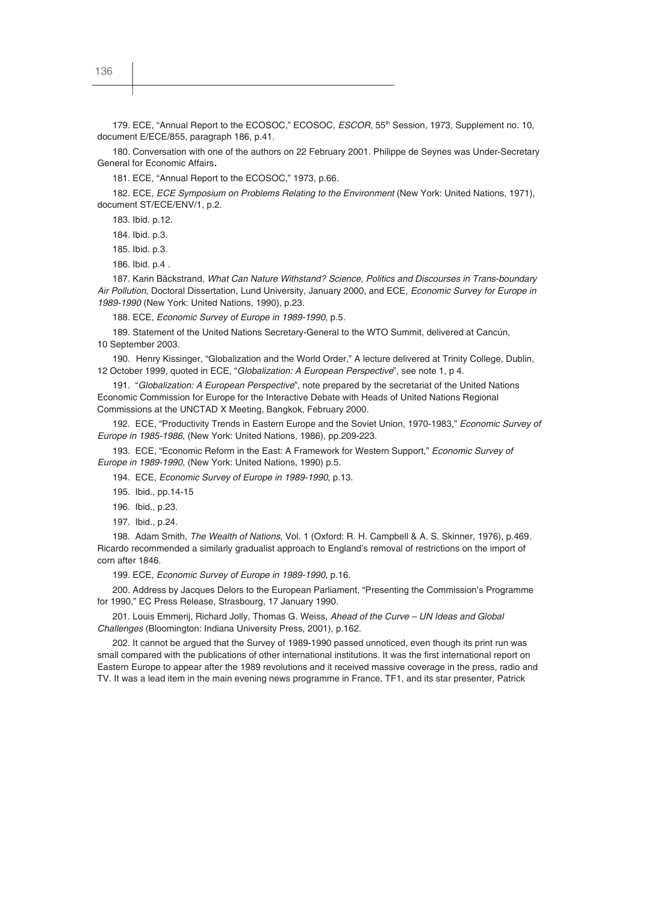179. ECE, "Annual Report to the ECOSOC," ECOSOC, *ESCOR*, 55th Session, 1973, Supplement no. 10, document E/ECE/855, paragraph 186, p.41.

180. Conversation with one of the authors on 22 February 2001. Philippe de Seynes was Under-Secretary General for Economic Affairs.

181. ECE, "Annual Report to the ECOSOC," 1973, p.66.

182. ECE, *ECE Symposium on Problems Relating to the Environment* (New York: United Nations, 1971), document ST/ECE/ENV/1, p.2.

183. Ibid. p.12.

184. Ibid. p.3.

185. Ibid. p.3.

186. Ibid. p.4 .

187. Karin Bäckstrand, *What Can Nature Withstand? Science, Politics and Discourses in Trans-boundary Air Pollution*, Doctoral Dissertation, Lund University, January 2000, and ECE, *Economic Survey for Europe in 1989-1990* (New York: United Nations, 1990), p.23.

188. ECE, *Economic Survey of Europe in 1989-1990*, p.5.

189. Statement of the United Nations Secretary-General to the WTO Summit, delivered at Cancún, 10 September 2003.

190. Henry Kissinger, "Globalization and the World Order," A lecture delivered at Trinity College, Dublin, 12 October 1999, quoted in ECE, "*Globalization: A European Perspective*", see note 1, p 4.

191. "*Globalization: A European Perspective*", note prepared by the secretariat of the United Nations Economic Commission for Europe for the Interactive Debate with Heads of United Nations Regional Commissions at the UNCTAD X Meeting, Bangkok, February 2000.

192. ECE, "Productivity Trends in Eastern Europe and the Soviet Union, 1970-1983," *Economic Survey of Europe in 1985-1986*, (New York: United Nations, 1986), pp.209-223.

193. ECE, "Economic Reform in the East: A Framework for Western Support," *Economic Survey of Europe in 1989-1990*, (New York: United Nations, 1990) p.5.

194. ECE, *Economic Survey of Europe in 1989-1990*, p.13.

195. Ibid., pp.14-15

196. Ibid., p.23.

197. Ibid., p.24.

198. Adam Smith, *The Wealth of Nations*, Vol. 1 (Oxford: R. H. Campbell & A. S. Skinner, 1976), p.469. Ricardo recommended a similarly gradualist approach to England's removal of restrictions on the import of corn after 1846.

199. ECE, *Economic Survey of Europe in 1989-1990*, p.16.

200. Address by Jacques Delors to the European Parliament, "Presenting the Commission's Programme for 1990," EC Press Release, Strasbourg, 17 January 1990.

201. Louis Emmerij, Richard Jolly, Thomas G. Weiss, *Ahead of the Curve – UN Ideas and Global Challenges* (Bloomington: Indiana University Press, 2001), p.162.

202. It cannot be argued that the Survey of 1989-1990 passed unnoticed, even though its print run was small compared with the publications of other international institutions. It was the first international report on Eastern Europe to appear after the 1989 revolutions and it received massive coverage in the press, radio and TV. It was a lead item in the main evening news programme in France, TF1, and its star presenter, Patrick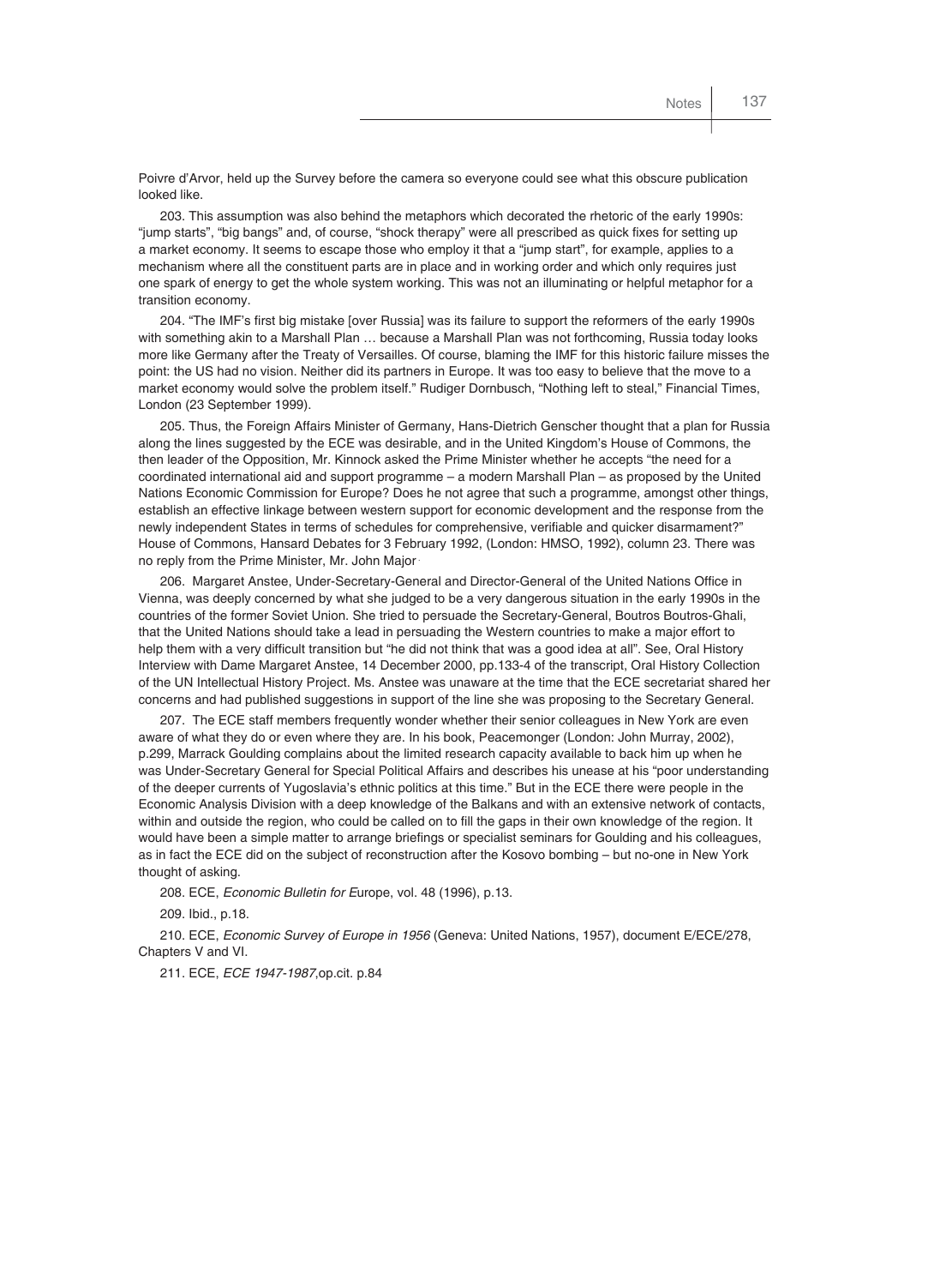Poivre d'Arvor, held up the Survey before the camera so everyone could see what this obscure publication looked like.

203. This assumption was also behind the metaphors which decorated the rhetoric of the early 1990s: "jump starts", "big bangs" and, of course, "shock therapy" were all prescribed as quick fixes for setting up a market economy. It seems to escape those who employ it that a "jump start", for example, applies to a mechanism where all the constituent parts are in place and in working order and which only requires just one spark of energy to get the whole system working. This was not an illuminating or helpful metaphor for a transition economy.

204. "The IMF's first big mistake [over Russia] was its failure to support the reformers of the early 1990s with something akin to a Marshall Plan … because a Marshall Plan was not forthcoming, Russia today looks more like Germany after the Treaty of Versailles. Of course, blaming the IMF for this historic failure misses the point: the US had no vision. Neither did its partners in Europe. It was too easy to believe that the move to a market economy would solve the problem itself." Rudiger Dornbusch, "Nothing left to steal," Financial Times, London (23 September 1999).

205. Thus, the Foreign Affairs Minister of Germany, Hans-Dietrich Genscher thought that a plan for Russia along the lines suggested by the ECE was desirable, and in the United Kingdom's House of Commons, the then leader of the Opposition, Mr. Kinnock asked the Prime Minister whether he accepts "the need for a coordinated international aid and support programme – a modern Marshall Plan – as proposed by the United Nations Economic Commission for Europe? Does he not agree that such a programme, amongst other things, establish an effective linkage between western support for economic development and the response from the newly independent States in terms of schedules for comprehensive, verifiable and quicker disarmament?" House of Commons, Hansard Debates for 3 February 1992, (London: HMSO, 1992), column 23. There was no reply from the Prime Minister, Mr. John Major.

206. Margaret Anstee, Under-Secretary-General and Director-General of the United Nations Office in Vienna, was deeply concerned by what she judged to be a very dangerous situation in the early 1990s in the countries of the former Soviet Union. She tried to persuade the Secretary-General, Boutros Boutros-Ghali, that the United Nations should take a lead in persuading the Western countries to make a major effort to help them with a very difficult transition but "he did not think that was a good idea at all". See, Oral History Interview with Dame Margaret Anstee, 14 December 2000, pp.133-4 of the transcript, Oral History Collection of the UN Intellectual History Project. Ms. Anstee was unaware at the time that the ECE secretariat shared her concerns and had published suggestions in support of the line she was proposing to the Secretary General.

207. The ECE staff members frequently wonder whether their senior colleagues in New York are even aware of what they do or even where they are. In his book, Peacemonger (London: John Murray, 2002), p.299, Marrack Goulding complains about the limited research capacity available to back him up when he was Under-Secretary General for Special Political Affairs and describes his unease at his "poor understanding of the deeper currents of Yugoslavia's ethnic politics at this time." But in the ECE there were people in the Economic Analysis Division with a deep knowledge of the Balkans and with an extensive network of contacts, within and outside the region, who could be called on to fill the gaps in their own knowledge of the region. It would have been a simple matter to arrange briefings or specialist seminars for Goulding and his colleagues, as in fact the ECE did on the subject of reconstruction after the Kosovo bombing – but no-one in New York thought of asking.

208. ECE, *Economic Bulletin for Europe*, vol. 48 (1996), p.13.

209. Ibid., p.18.

210. ECE, *Economic Survey of Europe in 1956* (Geneva: United Nations, 1957), document E/ECE/278, Chapters V and VI.

211. ECE, *ECE 1947-1987*,op.cit. p.84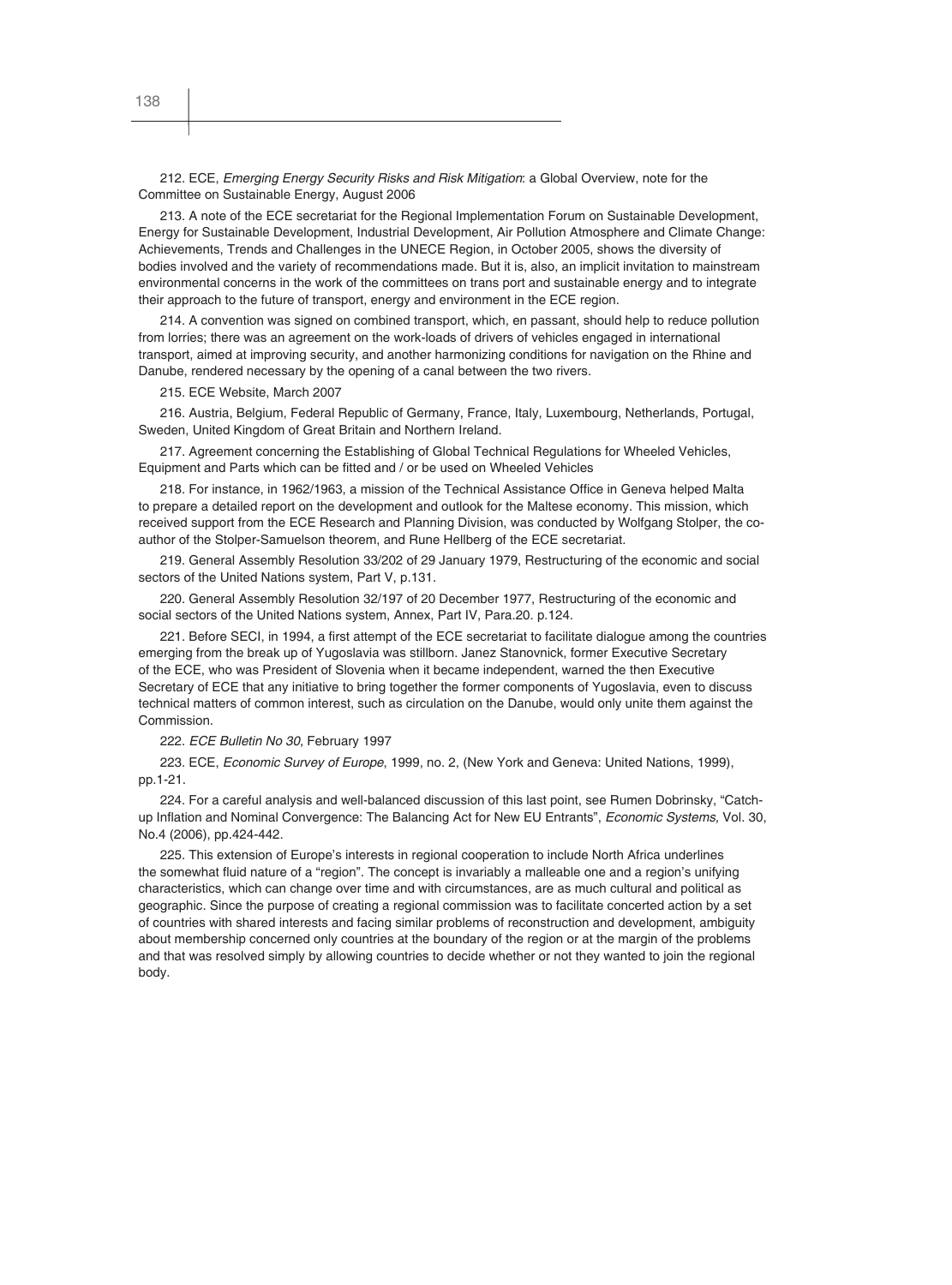212. ECE, *Emerging Energy Security Risks and Risk Mitigation*: a Global Overview, note for the Committee on Sustainable Energy, August 2006

213. A note of the ECE secretariat for the Regional Implementation Forum on Sustainable Development, Energy for Sustainable Development, Industrial Development, Air Pollution Atmosphere and Climate Change: Achievements, Trends and Challenges in the UNECE Region, in October 2005, shows the diversity of bodies involved and the variety of recommendations made. But it is, also, an implicit invitation to mainstream environmental concerns in the work of the committees on trans port and sustainable energy and to integrate their approach to the future of transport, energy and environment in the ECE region.

214. A convention was signed on combined transport, which, en passant, should help to reduce pollution from lorries; there was an agreement on the work-loads of drivers of vehicles engaged in international transport, aimed at improving security, and another harmonizing conditions for navigation on the Rhine and Danube, rendered necessary by the opening of a canal between the two rivers.

215. ECE Website, March 2007

216. Austria, Belgium, Federal Republic of Germany, France, Italy, Luxembourg, Netherlands, Portugal, Sweden, United Kingdom of Great Britain and Northern Ireland.

217. Agreement concerning the Establishing of Global Technical Regulations for Wheeled Vehicles, Equipment and Parts which can be fitted and / or be used on Wheeled Vehicles

218. For instance, in 1962/1963, a mission of the Technical Assistance Office in Geneva helped Malta to prepare a detailed report on the development and outlook for the Maltese economy. This mission, which received support from the ECE Research and Planning Division, was conducted by Wolfgang Stolper, the co-author of the Stolper-Samuelson theorem, and Rune Hellberg of the ECE secretariat.

219. General Assembly Resolution 33/202 of 29 January 1979, Restructuring of the economic and social sectors of the United Nations system, Part V, p.131.

220. General Assembly Resolution 32/197 of 20 December 1977, Restructuring of the economic and social sectors of the United Nations system, Annex, Part IV, Para.20. p.124.

221. Before SECI, in 1994, a first attempt of the ECE secretariat to facilitate dialogue among the countries emerging from the break up of Yugoslavia was stillborn. Janez Stanovnick, former Executive Secretary of the ECE, who was President of Slovenia when it became independent, warned the then Executive Secretary of ECE that any initiative to bring together the former components of Yugoslavia, even to discuss technical matters of common interest, such as circulation on the Danube, would only unite them against the Commission.

222. *ECE Bulletin No 30*, February 1997

223. ECE, *Economic Survey of Europe*, 1999, no. 2, (New York and Geneva: United Nations, 1999), pp.1-21.

224. For a careful analysis and well-balanced discussion of this last point, see Rumen Dobrinsky, "Catch-up Inflation and Nominal Convergence: The Balancing Act for New EU Entrants", *Economic Systems,* Vol. 30, No.4 (2006), pp.424-442.

225. This extension of Europe's interests in regional cooperation to include North Africa underlines the somewhat fluid nature of a "region". The concept is invariably a malleable one and a region's unifying characteristics, which can change over time and with circumstances, are as much cultural and political as geographic. Since the purpose of creating a regional commission was to facilitate concerted action by a set of countries with shared interests and facing similar problems of reconstruction and development, ambiguity about membership concerned only countries at the boundary of the region or at the margin of the problems and that was resolved simply by allowing countries to decide whether or not they wanted to join the regional body.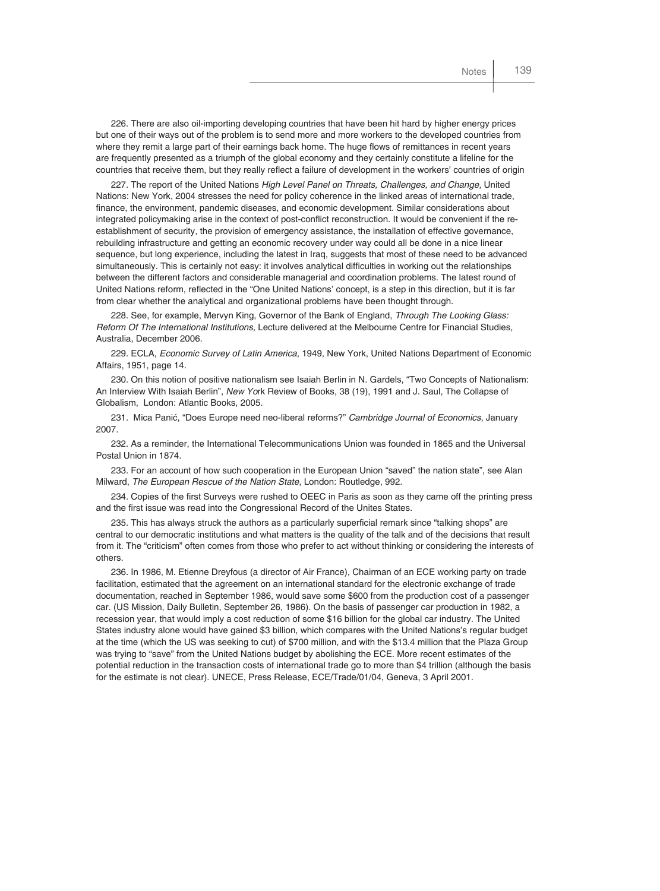226. There are also oil-importing developing countries that have been hit hard by higher energy prices but one of their ways out of the problem is to send more and more workers to the developed countries from where they remit a large part of their earnings back home. The huge flows of remittances in recent years are frequently presented as a triumph of the global economy and they certainly constitute a lifeline for the countries that receive them, but they really reflect a failure of development in the workers' countries of origin

227. The report of the United Nations *High Level Panel on Threats, Challenges, and Change,* United Nations: New York, 2004 stresses the need for policy coherence in the linked areas of international trade, finance, the environment, pandemic diseases, and economic development. Similar considerations about integrated policymaking arise in the context of post-conflict reconstruction. It would be convenient if the re-establishment of security, the provision of emergency assistance, the installation of effective governance, rebuilding infrastructure and getting an economic recovery under way could all be done in a nice linear sequence, but long experience, including the latest in Iraq, suggests that most of these need to be advanced simultaneously. This is certainly not easy: it involves analytical difficulties in working out the relationships between the different factors and considerable managerial and coordination problems. The latest round of United Nations reform, reflected in the "One United Nations' concept, is a step in this direction, but it is far from clear whether the analytical and organizational problems have been thought through.

228. See, for example, Mervyn King, Governor of the Bank of England, *Through The Looking Glass: Reform Of The International Institutions,* Lecture delivered at the Melbourne Centre for Financial Studies, Australia, December 2006.

229. ECLA, *Economic Survey of Latin America*, 1949, New York, United Nations Department of Economic Affairs, 1951, page 14.

230. On this notion of positive nationalism see Isaiah Berlin in N. Gardels, "Two Concepts of Nationalism: An Interview With Isaiah Berlin", *New Yor*k Review of Books, 38 (19), 1991 and J. Saul, The Collapse of Globalism, London: Atlantic Books, 2005.

231. Mica Panić, "Does Europe need neo-liberal reforms?" *Cambridge Journal of Economics*, January 2007.

232. As a reminder, the International Telecommunications Union was founded in 1865 and the Universal Postal Union in 1874.

233. For an account of how such cooperation in the European Union "saved" the nation state", see Alan Milward, *The European Rescue of the Nation State*, London: Routledge, 992.

234. Copies of the first Surveys were rushed to OEEC in Paris as soon as they came off the printing press and the first issue was read into the Congressional Record of the Unites States.

235. This has always struck the authors as a particularly superficial remark since "talking shops" are central to our democratic institutions and what matters is the quality of the talk and of the decisions that result from it. The "criticism" often comes from those who prefer to act without thinking or considering the interests of others.

236. In 1986, M. Etienne Dreyfous (a director of Air France), Chairman of an ECE working party on trade facilitation, estimated that the agreement on an international standard for the electronic exchange of trade documentation, reached in September 1986, would save some \$600 from the production cost of a passenger car. (US Mission, Daily Bulletin, September 26, 1986). On the basis of passenger car production in 1982, a recession year, that would imply a cost reduction of some \$16 billion for the global car industry. The United States industry alone would have gained \$3 billion, which compares with the United Nations's regular budget at the time (which the US was seeking to cut) of \$700 million, and with the \$13.4 million that the Plaza Group was trying to "save" from the United Nations budget by abolishing the ECE. More recent estimates of the potential reduction in the transaction costs of international trade go to more than \$4 trillion (although the basis for the estimate is not clear). UNECE, Press Release, ECE/Trade/01/04, Geneva, 3 April 2001.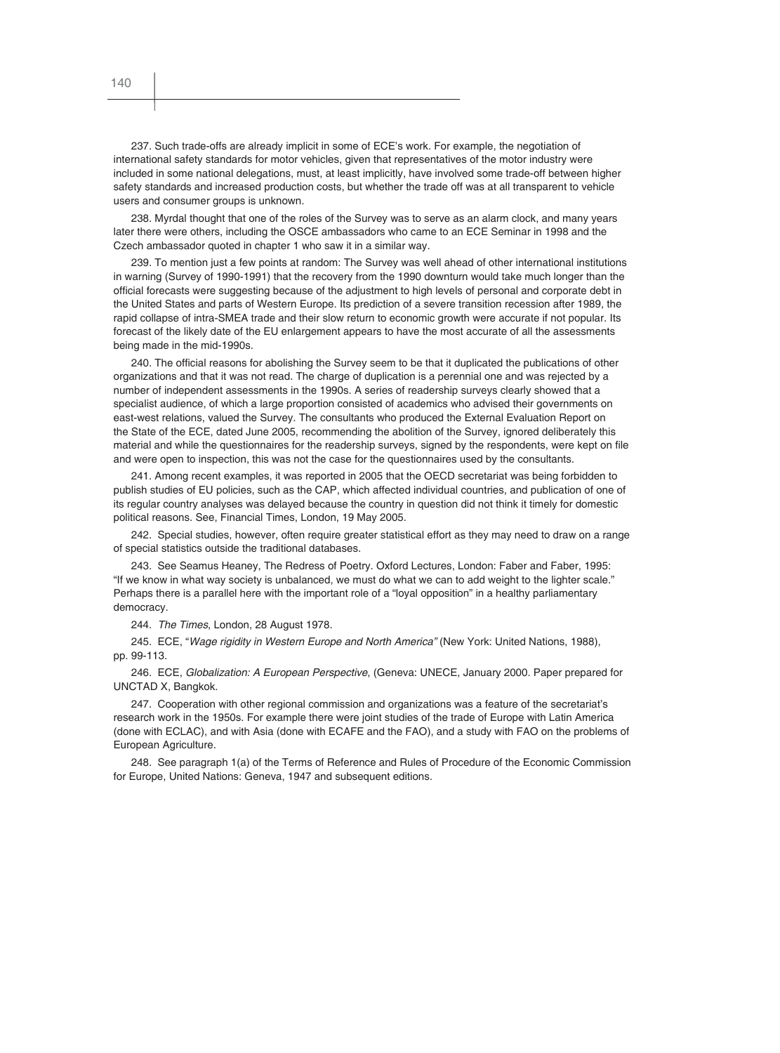237. Such trade-offs are already implicit in some of ECE's work. For example, the negotiation of international safety standards for motor vehicles, given that representatives of the motor industry were included in some national delegations, must, at least implicitly, have involved some trade-off between higher safety standards and increased production costs, but whether the trade off was at all transparent to vehicle users and consumer groups is unknown.

238. Myrdal thought that one of the roles of the Survey was to serve as an alarm clock, and many years later there were others, including the OSCE ambassadors who came to an ECE Seminar in 1998 and the Czech ambassador quoted in chapter 1 who saw it in a similar way.

239. To mention just a few points at random: The Survey was well ahead of other international institutions in warning (Survey of 1990-1991) that the recovery from the 1990 downturn would take much longer than the official forecasts were suggesting because of the adjustment to high levels of personal and corporate debt in the United States and parts of Western Europe. Its prediction of a severe transition recession after 1989, the rapid collapse of intra-SMEA trade and their slow return to economic growth were accurate if not popular. Its forecast of the likely date of the EU enlargement appears to have the most accurate of all the assessments being made in the mid-1990s.

240. The official reasons for abolishing the Survey seem to be that it duplicated the publications of other organizations and that it was not read. The charge of duplication is a perennial one and was rejected by a number of independent assessments in the 1990s. A series of readership surveys clearly showed that a specialist audience, of which a large proportion consisted of academics who advised their governments on east-west relations, valued the Survey. The consultants who produced the External Evaluation Report on the State of the ECE, dated June 2005, recommending the abolition of the Survey, ignored deliberately this material and while the questionnaires for the readership surveys, signed by the respondents, were kept on file and were open to inspection, this was not the case for the questionnaires used by the consultants.

241. Among recent examples, it was reported in 2005 that the OECD secretariat was being forbidden to publish studies of EU policies, such as the CAP, which affected individual countries, and publication of one of its regular country analyses was delayed because the country in question did not think it timely for domestic political reasons. See, Financial Times, London, 19 May 2005.

242. Special studies, however, often require greater statistical effort as they may need to draw on a range of special statistics outside the traditional databases.

243. See Seamus Heaney, The Redress of Poetry. Oxford Lectures, London: Faber and Faber, 1995: "If we know in what way society is unbalanced, we must do what we can to add weight to the lighter scale." Perhaps there is a parallel here with the important role of a "loyal opposition" in a healthy parliamentary democracy.

244. *The Times*, London, 28 August 1978.

245. ECE, "*Wage rigidity in Western Europe and North America"* (New York: United Nations, 1988), pp. 99-113.

246. ECE, *Globalization: A European Perspective*, (Geneva: UNECE, January 2000. Paper prepared for UNCTAD X, Bangkok.

247. Cooperation with other regional commission and organizations was a feature of the secretariat's research work in the 1950s. For example there were joint studies of the trade of Europe with Latin America (done with ECLAC), and with Asia (done with ECAFE and the FAO), and a study with FAO on the problems of European Agriculture.

248. See paragraph 1(a) of the Terms of Reference and Rules of Procedure of the Economic Commission for Europe, United Nations: Geneva, 1947 and subsequent editions.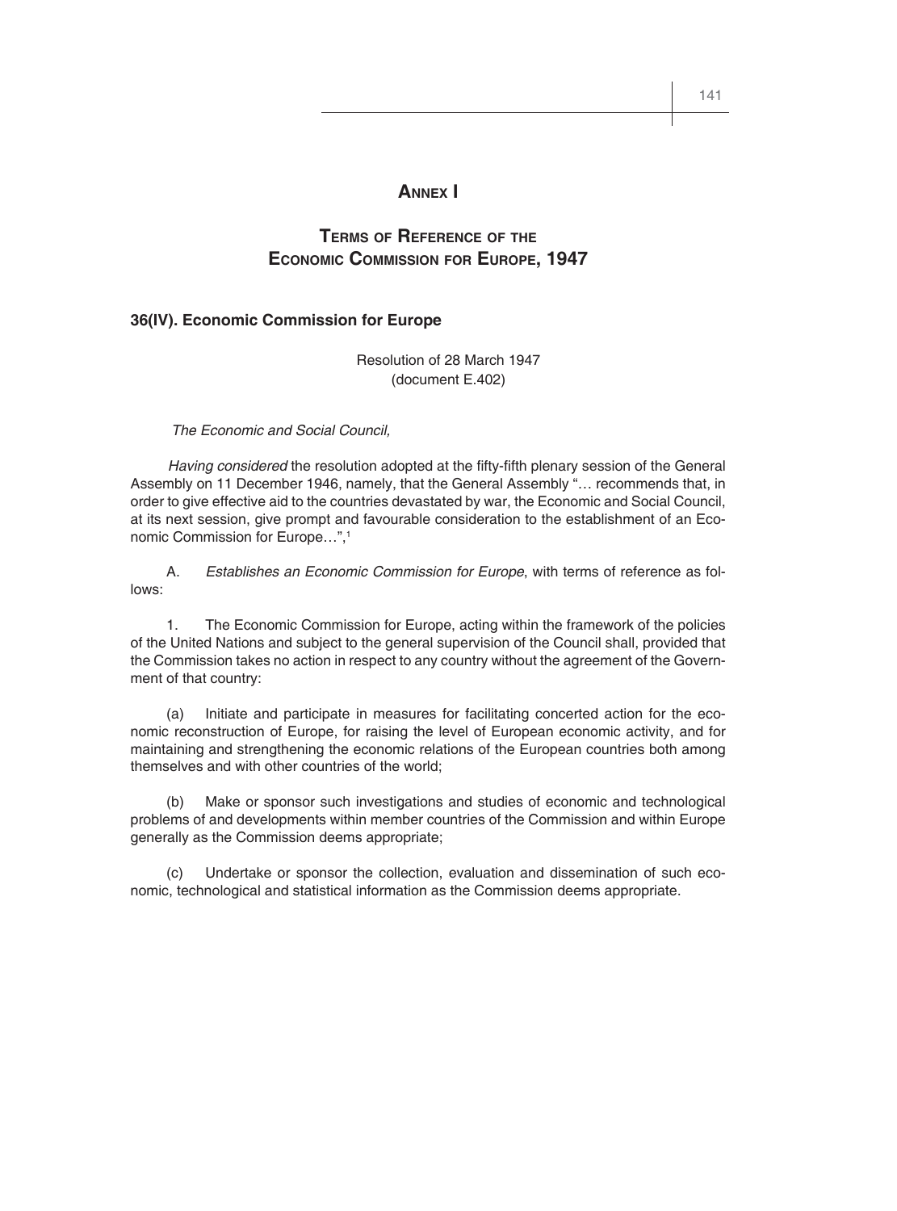# Annex I

## Terms of Reference of the Economic Commission for Europe, 1947

### 36(IV). Economic Commission for Europe

Resolution of 28 March 1947
(document E.402)

*The Economic and Social Council,*

*Having considered* the resolution adopted at the fifty-fifth plenary session of the General Assembly on 11 December 1946, namely, that the General Assembly "… recommends that, in order to give effective aid to the countries devastated by war, the Economic and Social Council, at its next session, give prompt and favourable consideration to the establishment of an Economic Commission for Europe…",[1]

A. *Establishes an Economic Commission for Europe*, with terms of reference as follows:

1. The Economic Commission for Europe, acting within the framework of the policies of the United Nations and subject to the general supervision of the Council shall, provided that the Commission takes no action in respect to any country without the agreement of the Government of that country:

(a) Initiate and participate in measures for facilitating concerted action for the economic reconstruction of Europe, for raising the level of European economic activity, and for maintaining and strengthening the economic relations of the European countries both among themselves and with other countries of the world;

(b) Make or sponsor such investigations and studies of economic and technological problems of and developments within member countries of the Commission and within Europe generally as the Commission deems appropriate;

(c) Undertake or sponsor the collection, evaluation and dissemination of such economic, technological and statistical information as the Commission deems appropriate.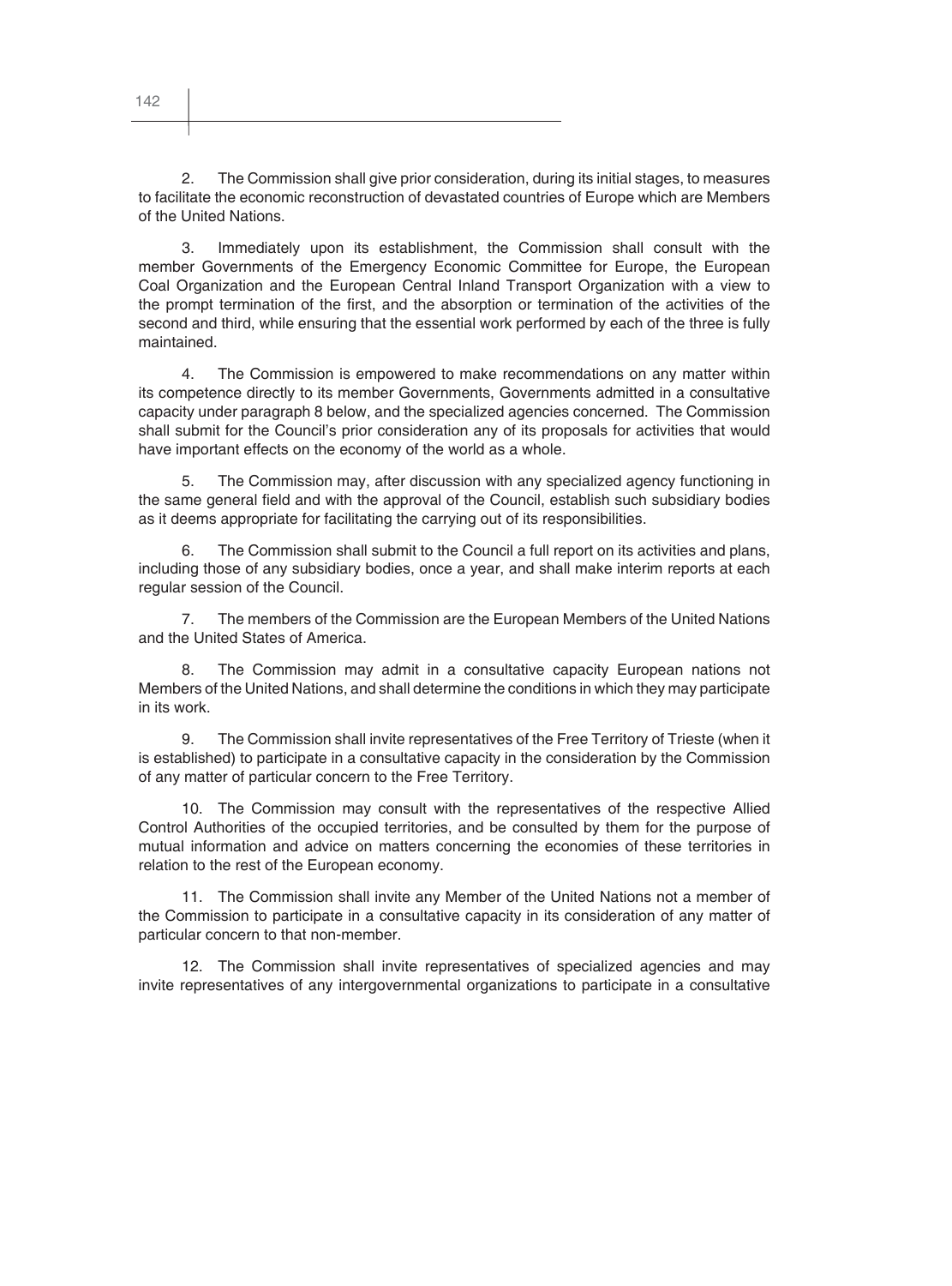2. The Commission shall give prior consideration, during its initial stages, to measures to facilitate the economic reconstruction of devastated countries of Europe which are Members of the United Nations.

3. Immediately upon its establishment, the Commission shall consult with the member Governments of the Emergency Economic Committee for Europe, the European Coal Organization and the European Central Inland Transport Organization with a view to the prompt termination of the first, and the absorption or termination of the activities of the second and third, while ensuring that the essential work performed by each of the three is fully maintained.

4. The Commission is empowered to make recommendations on any matter within its competence directly to its member Governments, Governments admitted in a consultative capacity under paragraph 8 below, and the specialized agencies concerned. The Commission shall submit for the Council's prior consideration any of its proposals for activities that would have important effects on the economy of the world as a whole.

5. The Commission may, after discussion with any specialized agency functioning in the same general field and with the approval of the Council, establish such subsidiary bodies as it deems appropriate for facilitating the carrying out of its responsibilities.

6. The Commission shall submit to the Council a full report on its activities and plans, including those of any subsidiary bodies, once a year, and shall make interim reports at each regular session of the Council.

7. The members of the Commission are the European Members of the United Nations and the United States of America.

8. The Commission may admit in a consultative capacity European nations not Members of the United Nations, and shall determine the conditions in which they may participate in its work.

9. The Commission shall invite representatives of the Free Territory of Trieste (when it is established) to participate in a consultative capacity in the consideration by the Commission of any matter of particular concern to the Free Territory.

10. The Commission may consult with the representatives of the respective Allied Control Authorities of the occupied territories, and be consulted by them for the purpose of mutual information and advice on matters concerning the economies of these territories in relation to the rest of the European economy.

11. The Commission shall invite any Member of the United Nations not a member of the Commission to participate in a consultative capacity in its consideration of any matter of particular concern to that non-member.

12. The Commission shall invite representatives of specialized agencies and may invite representatives of any intergovernmental organizations to participate in a consultative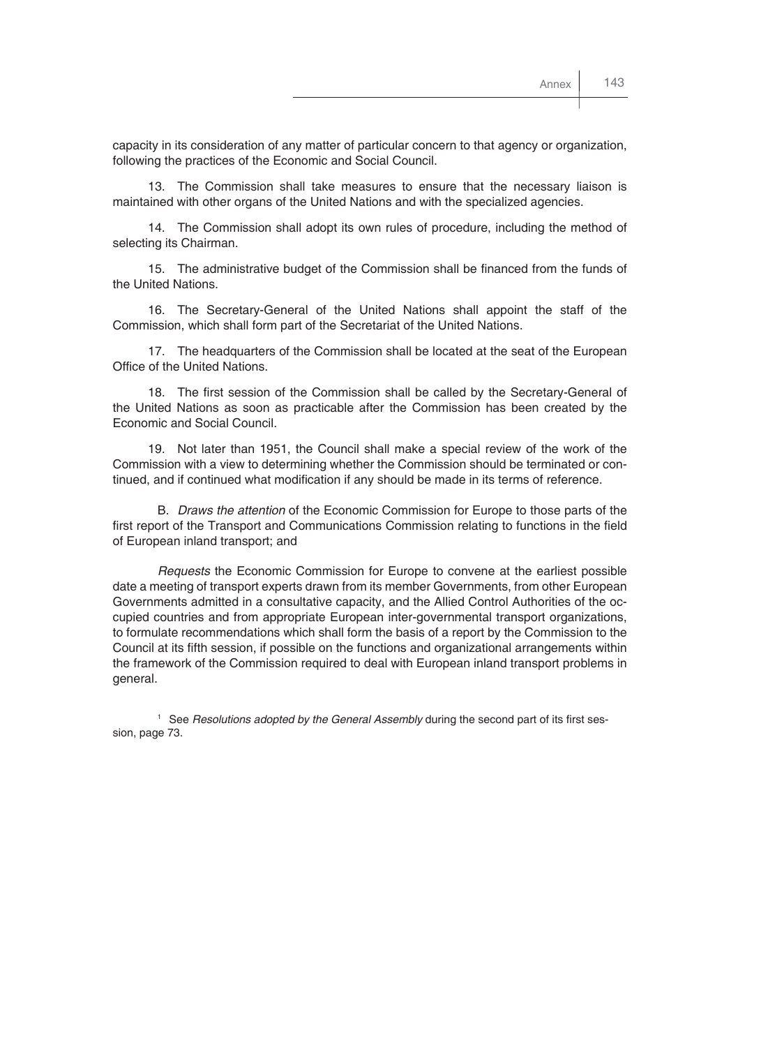capacity in its consideration of any matter of particular concern to that agency or organization, following the practices of the Economic and Social Council.

13. The Commission shall take measures to ensure that the necessary liaison is maintained with other organs of the United Nations and with the specialized agencies.

14. The Commission shall adopt its own rules of procedure, including the method of selecting its Chairman.

15. The administrative budget of the Commission shall be financed from the funds of the United Nations.

16. The Secretary-General of the United Nations shall appoint the staff of the Commission, which shall form part of the Secretariat of the United Nations.

17. The headquarters of the Commission shall be located at the seat of the European Office of the United Nations.

18. The first session of the Commission shall be called by the Secretary-General of the United Nations as soon as practicable after the Commission has been created by the Economic and Social Council.

19. Not later than 1951, the Council shall make a special review of the work of the Commission with a view to determining whether the Commission should be terminated or continued, and if continued what modification if any should be made in its terms of reference.

B. *Draws the attention* of the Economic Commission for Europe to those parts of the first report of the Transport and Communications Commission relating to functions in the field of European inland transport; and

*Requests* the Economic Commission for Europe to convene at the earliest possible date a meeting of transport experts drawn from its member Governments, from other European Governments admitted in a consultative capacity, and the Allied Control Authorities of the occupied countries and from appropriate European inter-governmental transport organizations, to formulate recommendations which shall form the basis of a report by the Commission to the Council at its fifth session, if possible on the functions and organizational arrangements within the framework of the Commission required to deal with European inland transport problems in general.

[1] See *Resolutions adopted by the General Assembly* during the second part of its first session, page 73.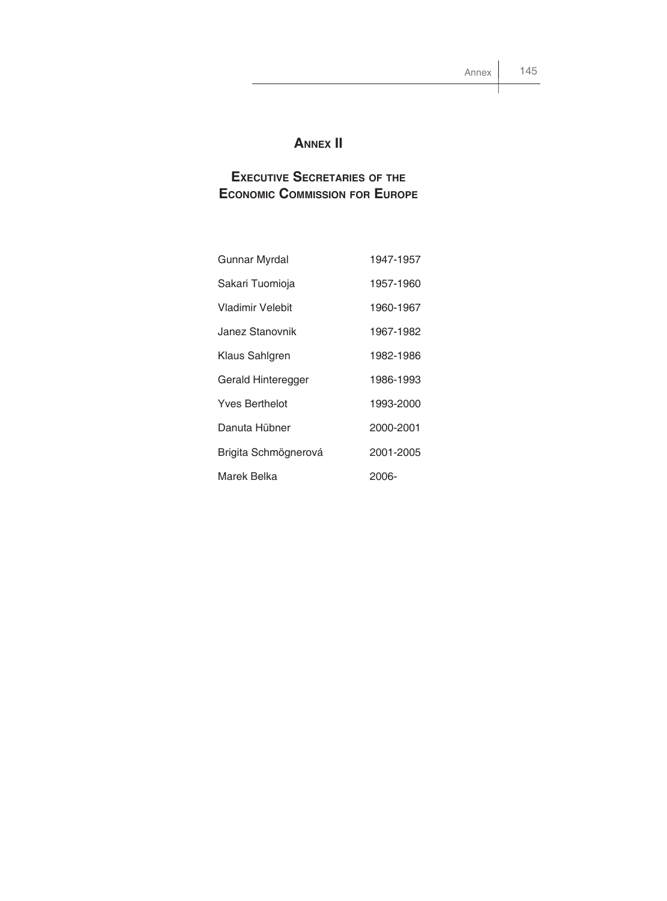# Annex II

## Executive Secretaries of the Economic Commission for Europe

| | |
|---|---|
| Gunnar Myrdal | 1947-1957 |
| Sakari Tuomioja | 1957-1960 |
| Vladimir Velebit | 1960-1967 |
| Janez Stanovnik | 1967-1982 |
| Klaus Sahlgren | 1982-1986 |
| Gerald Hinteregger | 1986-1993 |
| Yves Berthelot | 1993-2000 |
| Danuta Hübner | 2000-2001 |
| Brigita Schmögnerová | 2001-2005 |
| Marek Belka | 2006- |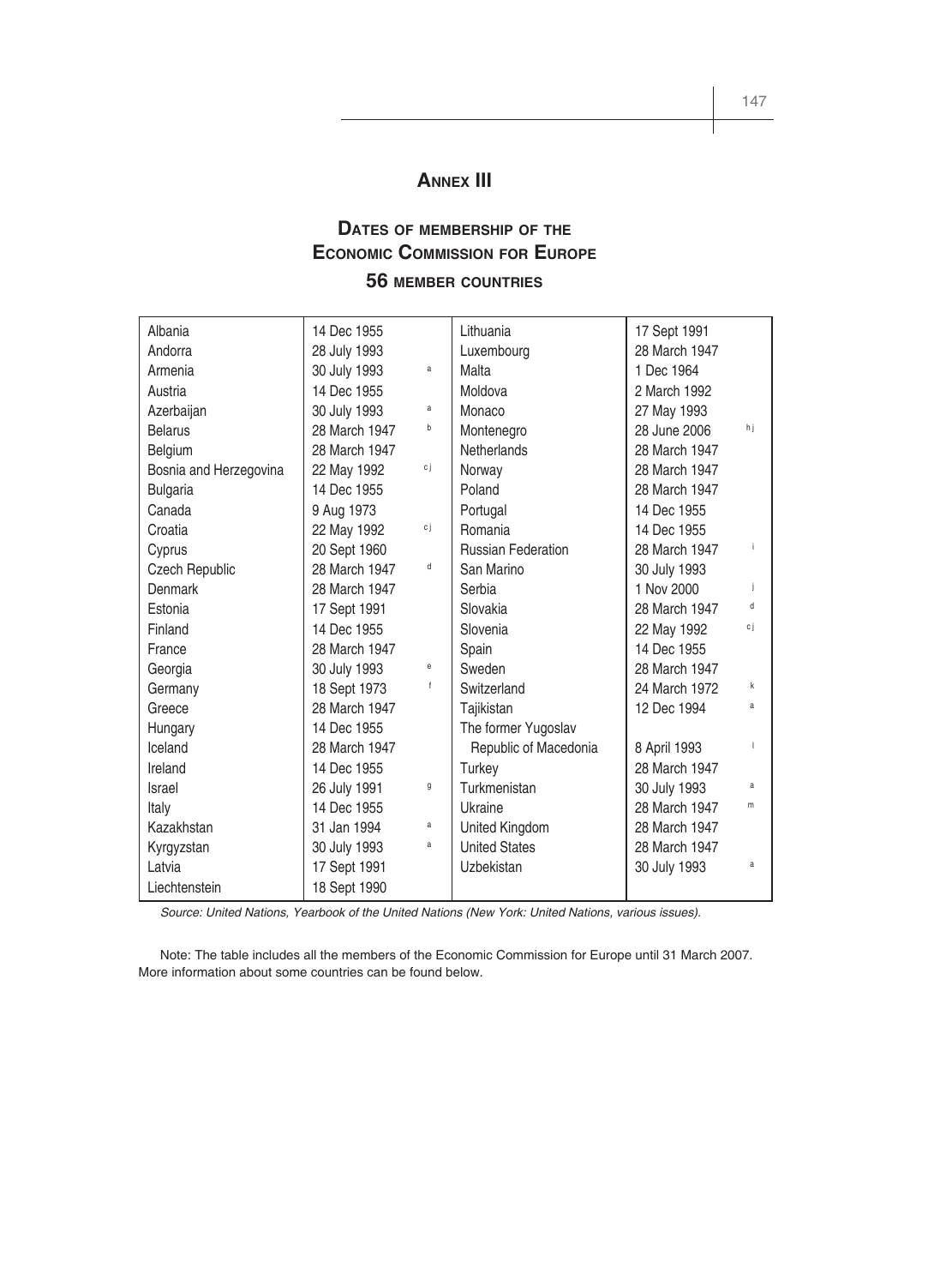# Annex III

## Dates of membership of the Economic Commission for Europe

### 56 member countries

| Country | Date | Note | Country | Date | Note |
|---|---|---|---|---|---|
| Albania | 14 Dec 1955 | | Lithuania | 17 Sept 1991 | |
| Andorra | 28 July 1993 | | Luxembourg | 28 March 1947 | |
| Armenia | 30 July 1993 | a | Malta | 1 Dec 1964 | |
| Austria | 14 Dec 1955 | | Moldova | 2 March 1992 | |
| Azerbaijan | 30 July 1993 | a | Monaco | 27 May 1993 | |
| Belarus | 28 March 1947 | b | Montenegro | 28 June 2006 | h j |
| Belgium | 28 March 1947 | | Netherlands | 28 March 1947 | |
| Bosnia and Herzegovina | 22 May 1992 | c j | Norway | 28 March 1947 | |
| Bulgaria | 14 Dec 1955 | | Poland | 28 March 1947 | |
| Canada | 9 Aug 1973 | | Portugal | 14 Dec 1955 | |
| Croatia | 22 May 1992 | c j | Romania | 14 Dec 1955 | |
| Cyprus | 20 Sept 1960 | | Russian Federation | 28 March 1947 | i |
| Czech Republic | 28 March 1947 | d | San Marino | 30 July 1993 | |
| Denmark | 28 March 1947 | | Serbia | 1 Nov 2000 | j |
| Estonia | 17 Sept 1991 | | Slovakia | 28 March 1947 | d |
| Finland | 14 Dec 1955 | | Slovenia | 22 May 1992 | c j |
| France | 28 March 1947 | | Spain | 14 Dec 1955 | |
| Georgia | 30 July 1993 | e | Sweden | 28 March 1947 | |
| Germany | 18 Sept 1973 | f | Switzerland | 24 March 1972 | k |
| Greece | 28 March 1947 | | Tajikistan | 12 Dec 1994 | a |
| Hungary | 14 Dec 1955 | | The former Yugoslav Republic of Macedonia | 8 April 1993 | l |
| Iceland | 28 March 1947 | | Turkey | 28 March 1947 | |
| Ireland | 14 Dec 1955 | | Turkmenistan | 30 July 1993 | a |
| Israel | 26 July 1991 | g | Ukraine | 28 March 1947 | m |
| Italy | 14 Dec 1955 | | United Kingdom | 28 March 1947 | |
| Kazakhstan | 31 Jan 1994 | a | United States | 28 March 1947 | |
| Kyrgyzstan | 30 July 1993 | a | Uzbekistan | 30 July 1993 | a |
| Latvia | 17 Sept 1991 | | | | |
| Liechtenstein | 18 Sept 1990 | | | | |

*Source: United Nations, Yearbook of the United Nations (New York: United Nations, various issues).*

Note: The table includes all the members of the Economic Commission for Europe until 31 March 2007. More information about some countries can be found below.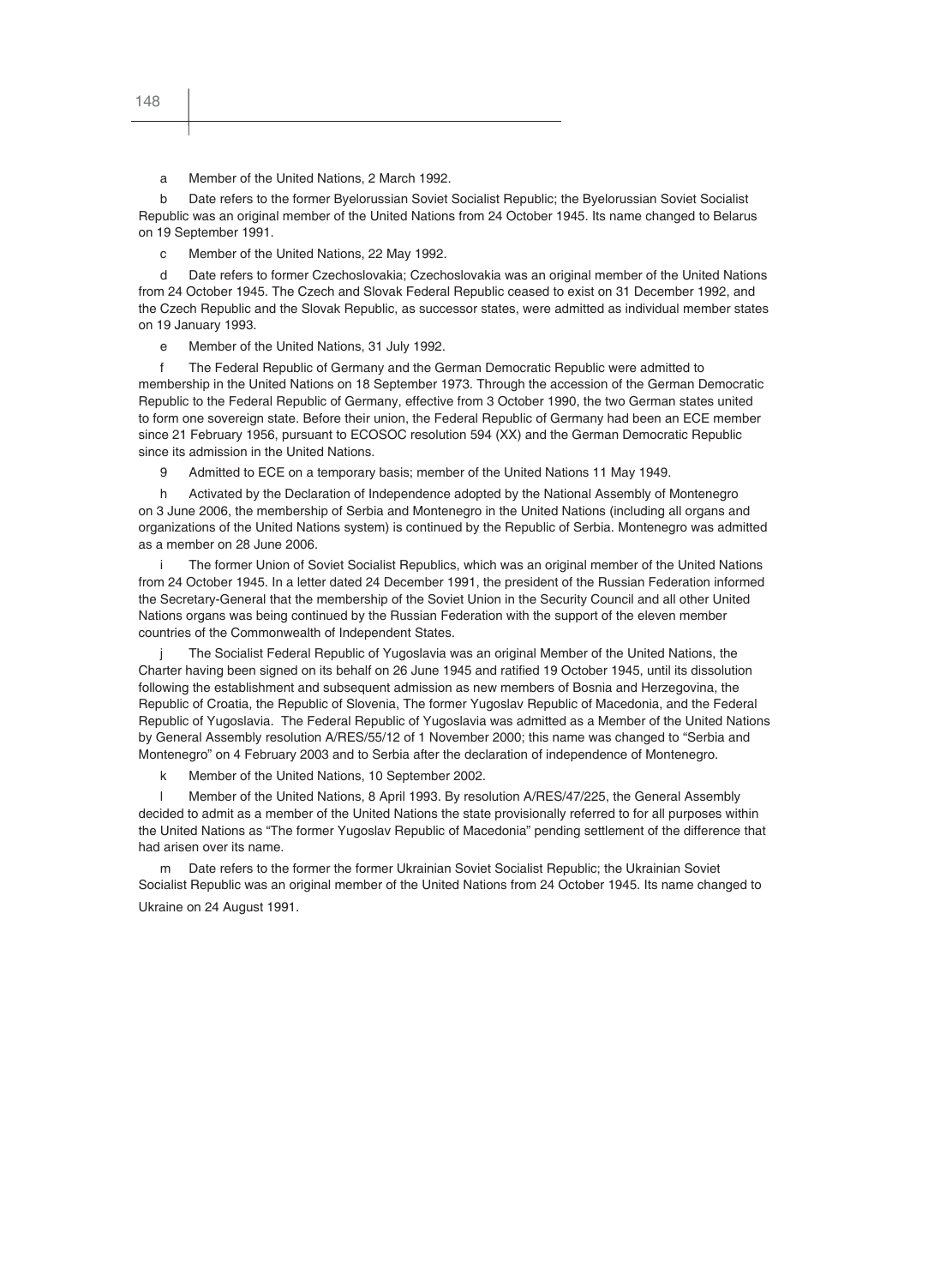a Member of the United Nations, 2 March 1992.

b Date refers to the former Byelorussian Soviet Socialist Republic; the Byelorussian Soviet Socialist Republic was an original member of the United Nations from 24 October 1945. Its name changed to Belarus on 19 September 1991.

c Member of the United Nations, 22 May 1992.

d Date refers to former Czechoslovakia; Czechoslovakia was an original member of the United Nations from 24 October 1945. The Czech and Slovak Federal Republic ceased to exist on 31 December 1992, and the Czech Republic and the Slovak Republic, as successor states, were admitted as individual member states on 19 January 1993.

e Member of the United Nations, 31 July 1992.

f The Federal Republic of Germany and the German Democratic Republic were admitted to membership in the United Nations on 18 September 1973. Through the accession of the German Democratic Republic to the Federal Republic of Germany, effective from 3 October 1990, the two German states united to form one sovereign state. Before their union, the Federal Republic of Germany had been an ECE member since 21 February 1956, pursuant to ECOSOC resolution 594 (XX) and the German Democratic Republic since its admission in the United Nations.

9 Admitted to ECE on a temporary basis; member of the United Nations 11 May 1949.

h Activated by the Declaration of Independence adopted by the National Assembly of Montenegro on 3 June 2006, the membership of Serbia and Montenegro in the United Nations (including all organs and organizations of the United Nations system) is continued by the Republic of Serbia. Montenegro was admitted as a member on 28 June 2006.

i The former Union of Soviet Socialist Republics, which was an original member of the United Nations from 24 October 1945. In a letter dated 24 December 1991, the president of the Russian Federation informed the Secretary-General that the membership of the Soviet Union in the Security Council and all other United Nations organs was being continued by the Russian Federation with the support of the eleven member countries of the Commonwealth of Independent States.

j The Socialist Federal Republic of Yugoslavia was an original Member of the United Nations, the Charter having been signed on its behalf on 26 June 1945 and ratified 19 October 1945, until its dissolution following the establishment and subsequent admission as new members of Bosnia and Herzegovina, the Republic of Croatia, the Republic of Slovenia, The former Yugoslav Republic of Macedonia, and the Federal Republic of Yugoslavia. The Federal Republic of Yugoslavia was admitted as a Member of the United Nations by General Assembly resolution A/RES/55/12 of 1 November 2000; this name was changed to "Serbia and Montenegro" on 4 February 2003 and to Serbia after the declaration of independence of Montenegro.

k Member of the United Nations, 10 September 2002.

l Member of the United Nations, 8 April 1993. By resolution A/RES/47/225, the General Assembly decided to admit as a member of the United Nations the state provisionally referred to for all purposes within the United Nations as "The former Yugoslav Republic of Macedonia" pending settlement of the difference that had arisen over its name.

m Date refers to the former the former Ukrainian Soviet Socialist Republic; the Ukrainian Soviet Socialist Republic was an original member of the United Nations from 24 October 1945. Its name changed to Ukraine on 24 August 1991.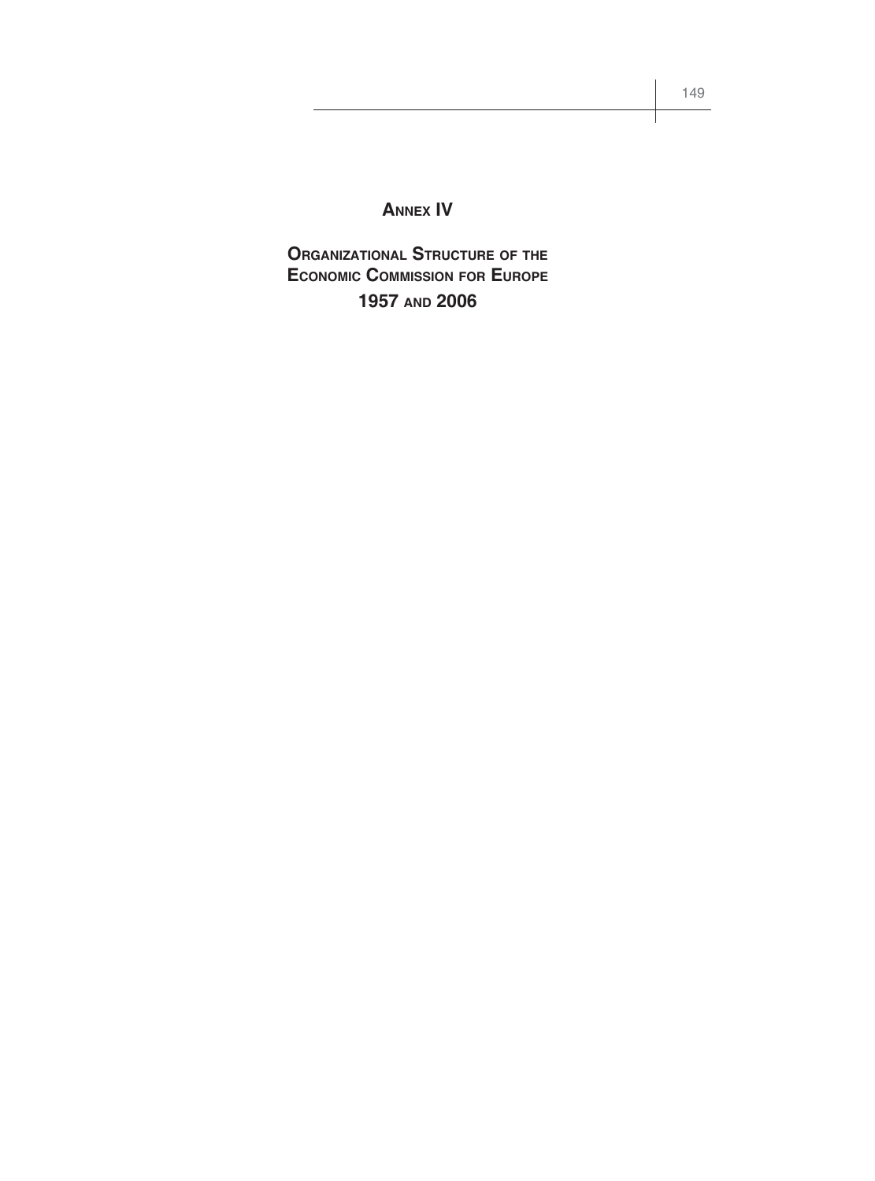# Annex IV

## Organizational Structure of the Economic Commission for Europe 1957 and 2006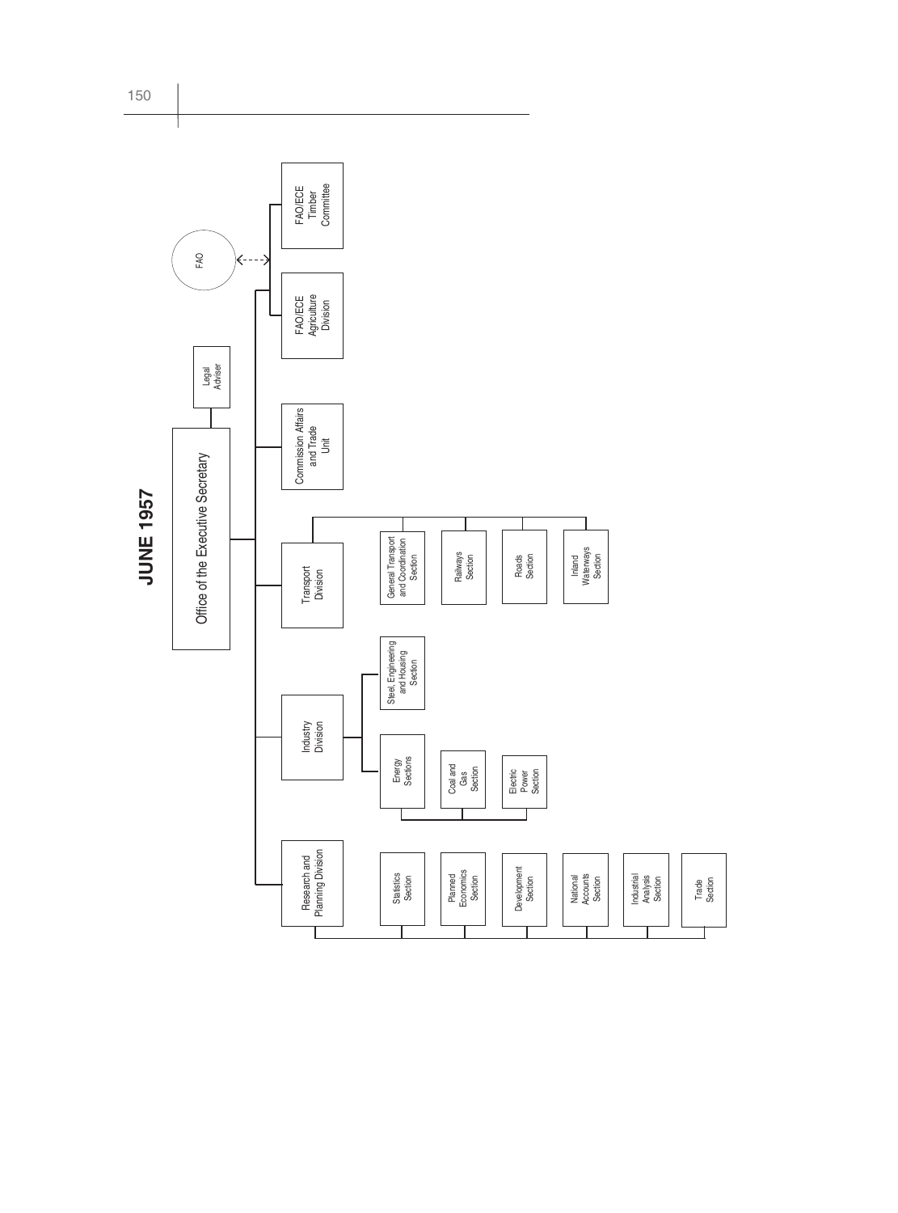# JUNE 1957

- Office of the Executive Secretary
  - Legal Adviser
  - Research and Planning Division
    - Statistics Section
    - Planned Economics Section
    - Development Section
    - National Accounts Section
    - Industrial Analysis Section
    - Trade Section
  - Industry Division
    - Steel, Engineering and Housing Section
    - Energy Sections
      - Coal and Gas Section
      - Electric Power Section
  - Transport Division
    - General Transport and Coordination Section
    - Railways Section
    - Roads Section
    - Inland Waterways Section
  - Commission Affairs and Trade Unit
  - FAO/ECE Agriculture Division
  - FAO/ECE Timber Committee
  - FAO (linked to the FAO/ECE units)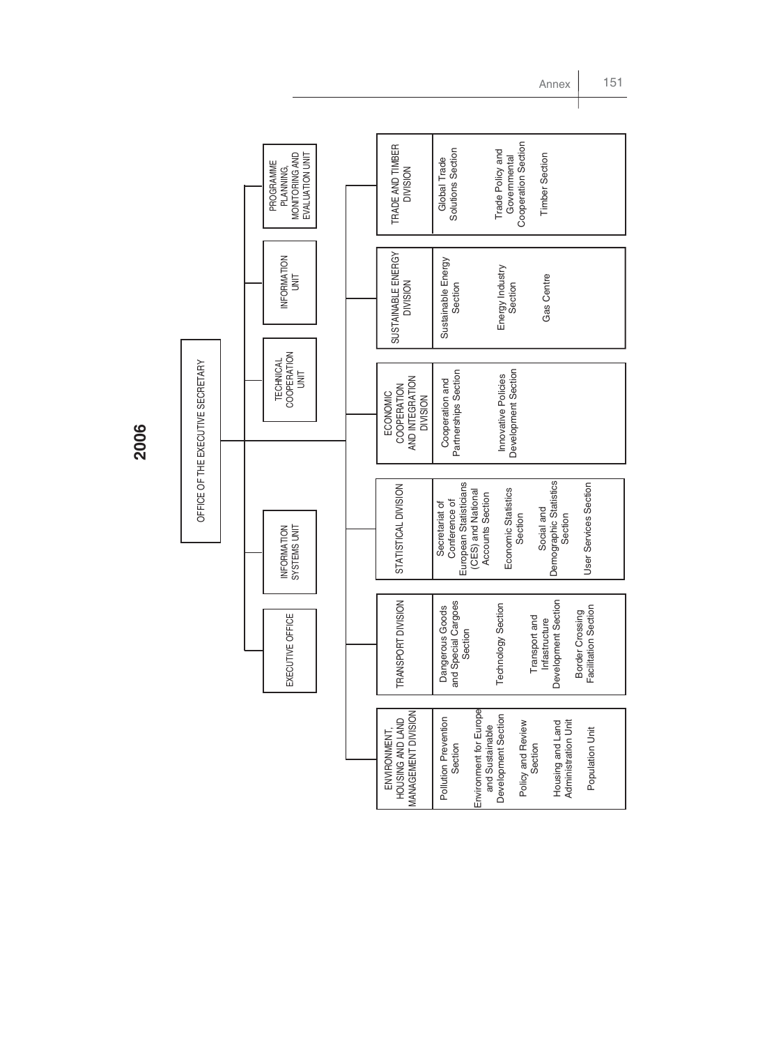# 2006

**OFFICE OF THE EXECUTIVE SECRETARY**

- EXECUTIVE OFFICE
- INFORMATION SYSTEMS UNIT
- TECHNICAL COOPERATION UNIT
- INFORMATION UNIT
- PROGRAMME PLANNING, MONITORING AND EVALUATION UNIT

**ENVIRONMENT, HOUSING AND LAND MANAGEMENT DIVISION**

- Pollution Prevention Section
- Environment for Europe and Sustainable Development Section
- Policy and Review Section
- Housing and Land Administration Unit
- Population Unit

**TRANSPORT DIVISION**

- Dangerous Goods and Special Cargoes Section
- Technology Section
- Transport and Infastructure Development Section
- Border Crossing Facilitation Section

**STATISTICAL DIVISION**

- Secretariat of Conference of European Statisticians (CES) and National Accounts Section
- Economic Statistics Section
- Social and Demographic Statistics Section
- User Services Section

**ECONOMIC COOPERATION AND INTEGRATION DIVISION**

- Cooperation and Partnerships Section
- Innovative Policies Development Section

**SUSTAINABLE ENERGY DIVISION**

- Sustainable Energy Section
- Energy Industry Section
- Gas Centre

**TRADE AND TIMBER DIVISION**

- Global Trade Solutions Section
- Trade Policy and Governmental Cooperation Section
- Timber Section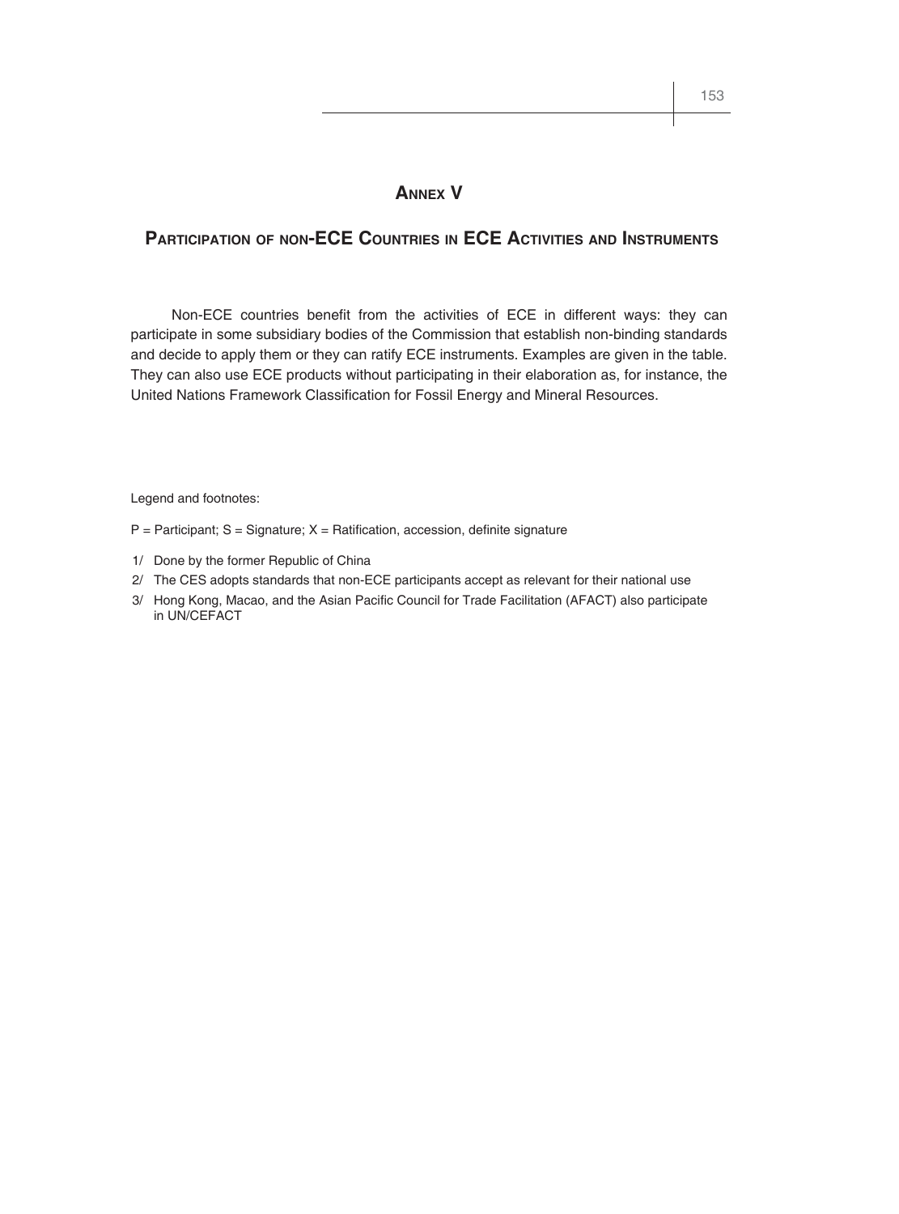# Annex V

## Participation of non-ECE Countries in ECE Activities and Instruments

Non-ECE countries benefit from the activities of ECE in different ways: they can participate in some subsidiary bodies of the Commission that establish non-binding standards and decide to apply them or they can ratify ECE instruments. Examples are given in the table. They can also use ECE products without participating in their elaboration as, for instance, the United Nations Framework Classification for Fossil Energy and Mineral Resources.

Legend and footnotes:

P = Participant; S = Signature; X = Ratification, accession, definite signature

1/ Done by the former Republic of China

2/ The CES adopts standards that non-ECE participants accept as relevant for their national use

3/ Hong Kong, Macao, and the Asian Pacific Council for Trade Facilitation (AFACT) also participate in UN/CEFACT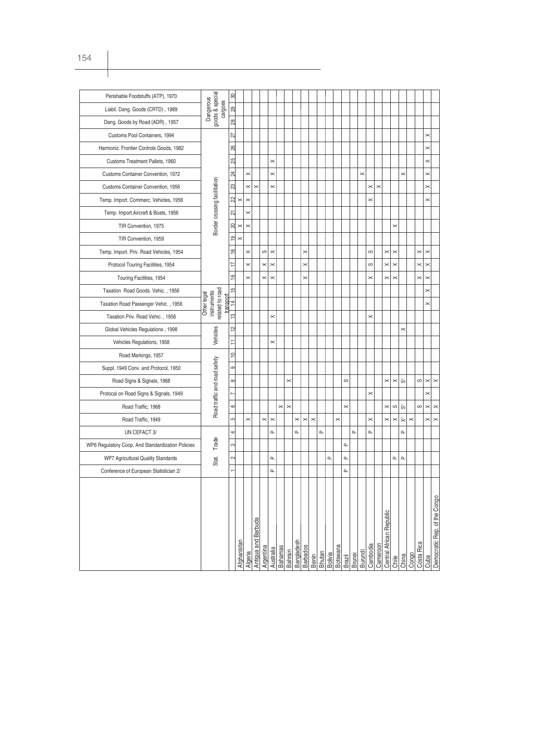| | Stat. | | Trade | | Road traffic and road safety | | | | | | Vehicles | | Other legal instruments related to road transport | | | Border crossing facilitation | | | | | | | | | | | | Dangerous goods & special cargoes | | |
|---|---|---|---|---|---|---|---|---|---|---|---|---|---|---|---|---|---|---|---|---|---|---|---|---|---|---|---|---|---|---|
| | Conference of European Statistician 2/ | WP7 Agricultural Quality Standards | WP6 Regulatory Coop. And Standardization Policies | UN CEFACT 3/ | Road Traffic, 1949 | Road Traffic, 1968 | Protocal on Road Signs & Signals, 1949 | Road Signs & Signals, 1968 | Suppl. 1949 Conv. and Protocol, 1950 | Road Markings, 1957 | Vehicles Regulations, 1958 | Global Vehicles Regulations , 1998 | Taxation Priv. Road Vehic. , 1956 | Taxation Road Passenger Vehic. , 1956 | Taxation Road Goods. Vehic. , 1956 | Touring Facilities, 1954 | Protocol Touring Facilities, 1954 | Temp. Import. Priv. Road Vehicles, 1954 | TIR Convention, 1959 | TIR Convention, 1975 | Temp. Import.Aircraft & Boats, 1956 | Temp. Import. Commerc. Vehicles, 1956 | Customs Container Convention, 1956 | Customs Container Convention, 1972 | Customs Treatment Pallets, 1960 | Harmoniz. Frontier Controls Goods, 1982 | Customs Pool Containers, 1994 | Dang. Goods by Road (ADR) , 1957 | Liabil. Dang. Goods (CRTD) , 1989 | Perishable Foodstuffs (ATP), 1970 |
| | 1 | 2 | 3 | 4 | 5 | 6 | 7 | 8 | 9 | 10 | 11 | 12 | 13 | 14 | 15 | 16 | 17 | 18 | 19 | 20 | 21 | 22 | 23 | 24 | 25 | 26 | 27 | 28 | 29 | 30 |
| Afghanistan | | | | | | | | | | | | | | | | | | | x | x | | x | | | | | | | | |
| Algeria | | | | | x | | | | | | | | | | | x | x | x | | x | x | x | x | x | | | | | | |
| Antigua and Barbuda | | | | | | | | | | | | | | | | | | | | | | | x | | | | | | | |
| Argentina | | | | | x | | | | | | | | | | | x | x | S | | | | | | | | | | | | |
| Australia | P | P | | P | x | | | | | | x | | x | | | x | x | x | | | | | x | x | x | | | | | |
| Bahamas | | | | | | x | | | | | | | | | | | | | | | | | | | | | | | | |
| Bahrain | | | | | | x | | x | | | | | | | | | | | | | | | | | | | | | | |
| Bangladesh | | | | P | x | | | | | | | | | | | | | | | | | | | | | | | | | |
| Barbados | | | | | x | | | | | | | | | | | x | x | x | | | | | | | | | | | | |
| Benin | | | | | x | | | | | | | | | | | | | | | | | | | | | | | | | |
| Bhutan | | | | P | | | | | | | | | | | | | | | | | | | | | | | | | | |
| Bolivia | | P | | | | | | | | | | | | | | | | | | | | | | | | | | | | |
| Botswana | | | | | x | | | | | | | | | | | | | | | | | | | | | | | | | |
| Brazil | P | P | P | | | x | | S | | | | | | | | | | | | | | | | | | | | | | |
| Brunei | | | | P | | | | | | | | | | | | | | | | | | | | | | | | | | |
| Burundi | | | | | | | | | | | | | | | | | | | | | | | | x | | | | | | |
| Cambodia | | | | P | x | | x | | | | | | x | | | x | S | S | | | | x | x | | | | | | | |
| Cameroon | | | | | | | | | | | | | | | | | | | | | | | x | | | | | | | |
| Central African Republic | | | | | x | x | | x | | | | | | | | x | x | x | | | | | | | | | | | | |
| Chile | | P | | | x | S | | x | | | | | | | | x | x | x | | x | | | | | | | | | | |
| China | | P | | P | X1/ | S1/ | | S1/ | | | | x | | | | | | | | | | | | x | | | | | | |
| Congo | | | | | x | | | | | | | | | | | | | | | | | | | | | | | | | |
| Costa Rica | | | | | | S | | S | | | | | | | | x | x | x | | | | | | | | | | | | |
| Cuba | | | | | x | x | x | x | | | | | | x | x | x | x | x | | | | x | x | x | x | x | x | | | |
| Democratic Rep. of the Congo | | | | | x | x | | x | | | | | | | | | | | | | | | | | | | | | | |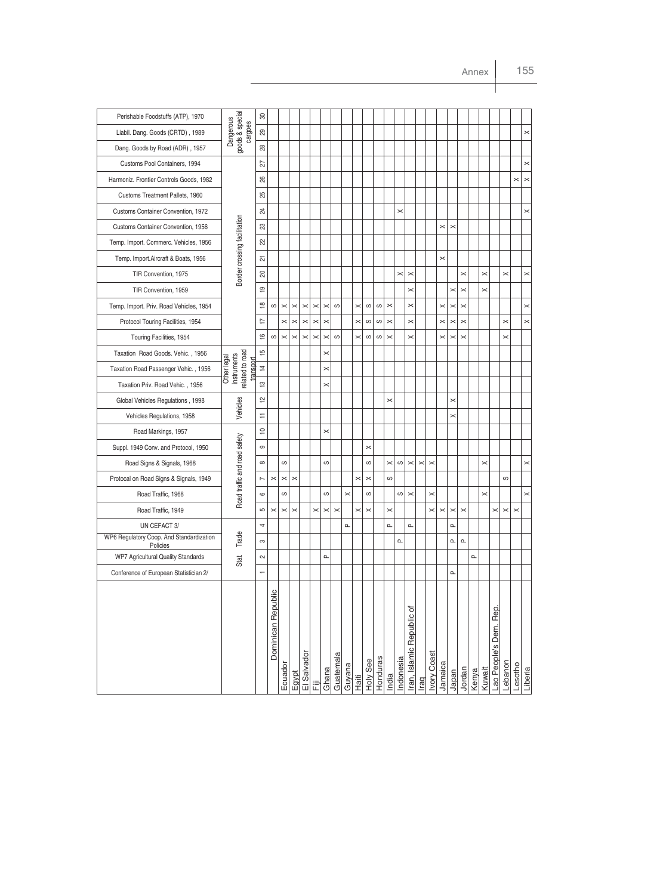| | Stat. | | Trade | | Road traffic and road safety | | | | | | Vehicles | | Other legal instruments related to road transport | | | Border crossing facilitation | | | | | | | | | | | | Dangerous goods & special cargoes | | |
|---|---|---|---|---|---|---|---|---|---|---|---|---|---|---|---|---|---|---|---|---|---|---|---|---|---|---|---|---|---|---|
| | Conference of European Statistician 2/ | WP7 Agricultural Quality Standards | WP6 Regulatory Coop. And Standardization Policies | UN CEFACT 3/ | Road Traffic, 1949 | Road Traffic, 1968 | Protocal on Road Signs & Signals, 1949 | Road Signs & Signals, 1968 | Suppl. 1949 Conv. and Protocol, 1950 | Road Markings, 1957 | Vehicles Regulations, 1958 | Global Vehicles Regulations , 1998 | Taxation Priv. Road Vehic. , 1956 | Taxation Road Passenger Vehic. , 1956 | Taxation Road Goods. Vehic. , 1956 | Touring Facilities, 1954 | Protocol Touring Facilities, 1954 | Temp. Import. Priv. Road Vehicles, 1954 | TIR Convention, 1959 | TIR Convention, 1975 | Temp. Import.Aircraft & Boats, 1956 | Temp. Import. Commerc. Vehicles, 1956 | Customs Container Convention, 1956 | Customs Container Convention, 1972 | Customs Treatment Pallets, 1960 | Harmoniz. Frontier Controls Goods, 1982 | Customs Pool Containers, 1994 | Dang. Goods by Road (ADR) , 1957 | Liabil. Dang. Goods (CRTD) , 1989 | Perishable Foodstuffs (ATP), 1970 |
| | 1 | 2 | 3 | 4 | 5 | 6 | 7 | 8 | 9 | 10 | 11 | 12 | 13 | 14 | 15 | 16 | 17 | 18 | 19 | 20 | 21 | 22 | 23 | 24 | 25 | 26 | 27 | 28 | 29 | 30 |
| Dominican Republic | | | | | X | | X | | | | | | | | | S | | S | | | | | | | | | | | | |
| Ecuador | | | | | X | S | X | S | | | | | | | | X | X | X | | | | | | | | | | | | |
| Egypt | | | | | X | | X | | | | | | | | | X | X | X | | | | | | | | | | | | |
| El Salvador | | | | | | | | | | | | | | | | X | X | X | | | | | | | | | | | | |
| Fiji | | | | | X | | | | | | | | | | | X | X | X | | | | | | | | | | | | |
| Ghana | | P | | | X | S | | S | | X | | | X | X | X | X | X | X | | | | | | | | | | | | |
| Guatemala | | | | | X | | | | | | | | | | | S | | S | | | | | | | | | | | | |
| Guyana | | | | P | | X | | | | | | | | | | | | | | | | | | | | | | | | |
| Haiti | | | | | X | | X | | | | | | | | | X | X | X | | | | | | | | | | | | |
| Holy See | | | | | X | S | X | S | X | | | | | | | S | S | S | | | | | | | | | | | | |
| Honduras | | | | | | | | | | | | | | | | S | S | S | | | | | | | | | | | | |
| India | | | | P | X | | S | X | | | | X | | | | X | X | X | | | | | | | | | | | | |
| Indonesia | | | P | | | S | | S | | | | | | | | | | | | X | | | | X | | | | | | |
| Iran, Islamic Republic of | | | | P | | X | | X | | | | | | | | X | X | X | X | X | | | | | | | | | | |
| Iraq | | | | | | | | X | | | | | | | | | | | | | | | | | | | | | | |
| Ivory Coast | | | | | X | X | | X | | | | | | | | | | | | | | | | | | | | | | |
| Jamaica | | | | | X | | | | | | | | | | | X | X | X | | | X | | X | | | | | | | |
| Japan | P | | P | P | X | | | | | | X | X | | | | X | X | X | X | | | | X | | | | | | | |
| Jordan | | | P | | X | | | | | | | | | | | X | X | X | X | X | | | | | | | | | | |
| Kenya | | P | | | | | | | | | | | | | | | | | | | | | | | | | | | | |
| Kuwait | | | | | | X | | X | | | | | | | | | | | X | X | | | | | | | | | | |
| Lao People's Dem. Rep. | | | | | X | | | | | | | | | | | | | | | | | | | | | | | | | |
| Lebanon | | | | | X | | S | | | | | | | | | X | X | | | X | | | | | | | | | | |
| Lesotho | | | | | X | | | | | | | | | | | | | | | | | | | | | X | | | | |
| Liberia | | | | | | X | | X | | | | | | | | | X | X | | X | | | | X | | X | X | | X | |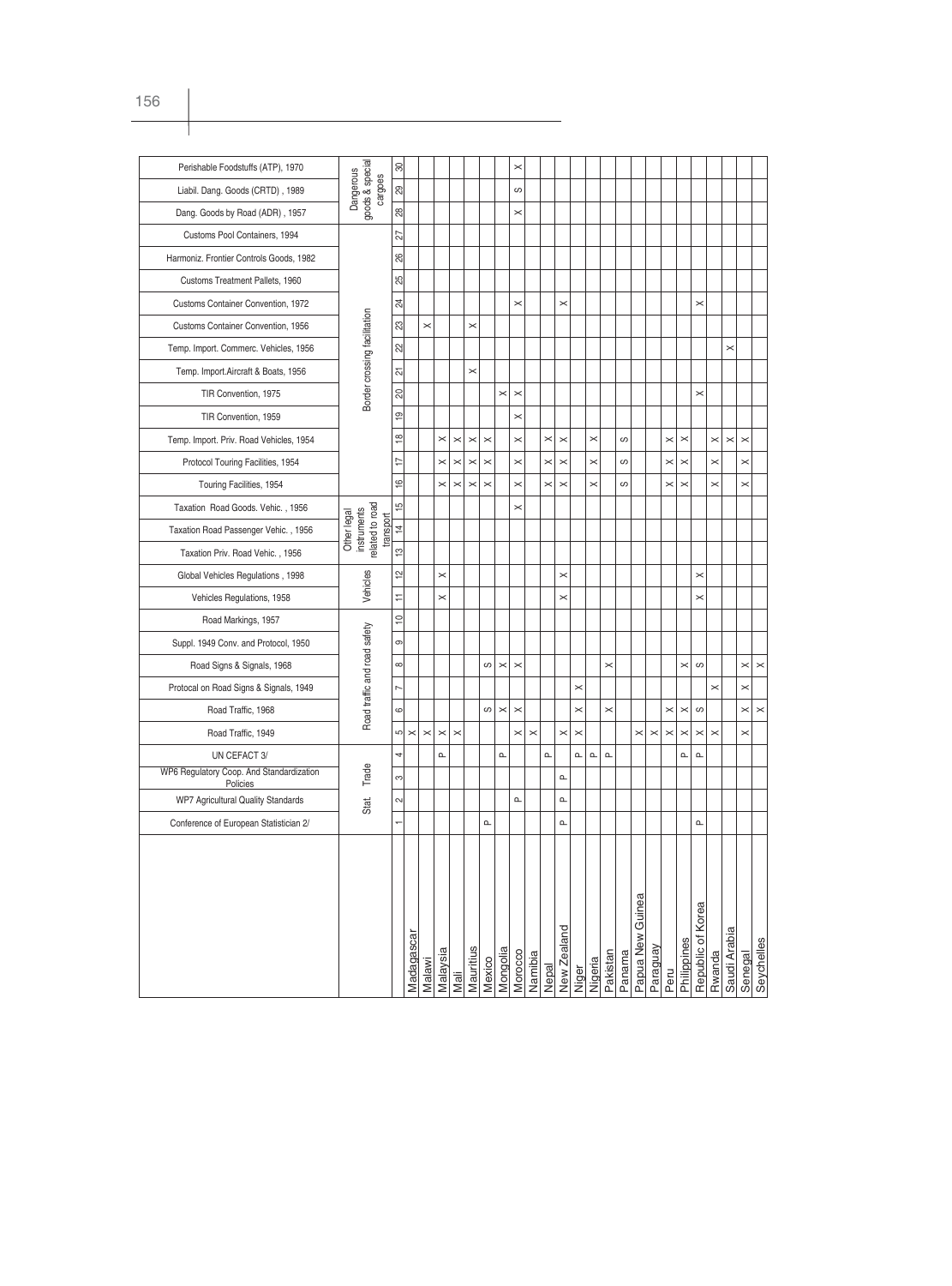| | Stat. | | Trade | | Road traffic and road safety | | | | | | Vehicles | | Other legal instruments related to road transport | | | Border crossing facilitation | | | | | | | | | | | | Dangerous goods & special cargoes | | |
|---|---|---|---|---|---|---|---|---|---|---|---|---|---|---|---|---|---|---|---|---|---|---|---|---|---|---|---|---|---|---|
| | Conference of European Statistician 2/ | WP7 Agricultural Quality Standards | WP6 Regulatory Coop. And Standardization Policies | UN CEFACT 3/ | Road Traffic, 1949 | Road Traffic, 1968 | Protocal on Road Signs & Signals, 1949 | Road Signs & Signals, 1968 | Suppl. 1949 Conv. and Protocol, 1950 | Road Markings, 1957 | Vehicles Regulations, 1958 | Global Vehicles Regulations, 1998 | Taxation Priv. Road Vehic. , 1956 | Taxation Road Passenger Vehic. , 1956 | Taxation Road Goods. Vehic. , 1956 | Touring Facilities, 1954 | Protocol Touring Facilities, 1954 | Temp. Import. Priv. Road Vehicles, 1954 | TIR Convention, 1959 | TIR Convention, 1975 | Temp. Import.Aircraft & Boats, 1956 | Temp. Import. Commerc. Vehicles, 1956 | Customs Container Convention, 1956 | Customs Container Convention, 1972 | Customs Treatment Pallets, 1960 | Harmoniz. Frontier Controls Goods, 1982 | Customs Pool Containers, 1994 | Dang. Goods by Road (ADR) , 1957 | Liabil. Dang. Goods (CRTD) , 1989 | Perishable Foodstuffs (ATP), 1970 |
| | 1 | 2 | 3 | 4 | 5 | 6 | 7 | 8 | 9 | 10 | 11 | 12 | 13 | 14 | 15 | 16 | 17 | 18 | 19 | 20 | 21 | 22 | 23 | 24 | 25 | 26 | 27 | 28 | 29 | 30 |
| Madagascar | | | | | x | | | | | | | | | | | | | | | | | | | | | | | | | |
| Malawi | | | | | x | | | | | | | | | | | | | | | | | | x | | | | | | | |
| Malaysia | | | | P | x | | | | | | x | x | | | | x | x | x | | | | | | | | | | | | |
| Mali | | | | | x | | | | | | | | | | | x | x | x | | | | | | | | | | | | |
| Mauritius | | | | | | | | | | | | | | | | x | x | x | | | x | | x | | | | | | | |
| Mexico | P | | | | | S | | S | | | | | | | | x | x | x | | | | | | | | | | | | |
| Mongolia | | | | P | | x | | x | | | | | | | | | | | | x | | | | | | | | | | |
| Morocco | | P | | | x | x | | x | | | | | | | x | x | x | x | x | x | | | | x | | | | x | S | x |
| Namibia | | | | | x | | | | | | | | | | | | | | | | | | | | | | | | | |
| Nepal | | | | P | | | | | | | | | | | | x | x | x | | | | | | | | | | | | |
| New Zealand | P | P | P | | x | | | | | | x | x | | | | x | x | x | | | | | | x | | | | | | |
| Niger | | | | P | x | x | x | | | | | | | | | | | | | | | | | | | | | | | |
| Nigeria | | | | P | | | | | | | | | | | | x | x | x | | | | | | | | | | | | |
| Pakistan | | | | P | | x | | x | | | | | | | | | | | | | | | | | | | | | | |
| Panama | | | | | | | | | | | | | | | | S | S | S | | | | | | | | | | | | |
| Papua New Guinea | | | | | x | | | | | | | | | | | | | | | | | | | | | | | | | |
| Paraguay | | | | | x | | | | | | | | | | | | | | | | | | | | | | | | | |
| Peru | | | | | x | x | | | | | | | | | | x | x | x | | | | | | | | | | | | |
| Philippines | | | | P | x | x | | x | | | | | | | | x | x | x | | | | | | | | | | | | |
| Republic of Korea | P | | | P | x | S | | S | | | x | x | | | | | | | | x | | | | x | | | | | | |
| Rwanda | | | | | x | | x | | | | | | | | | x | x | x | | | | | | | | | | | | |
| Saudi Arabia | | | | | | | | | | | | | | | | | | x | | | | x | | | | | | | | |
| Senegal | | | | | x | x | x | x | | | | | | | | x | x | x | | | | | | | | | | | | |
| Seychelles | | | | | | x | | x | | | | | | | | | | | | | | | | | | | | | | |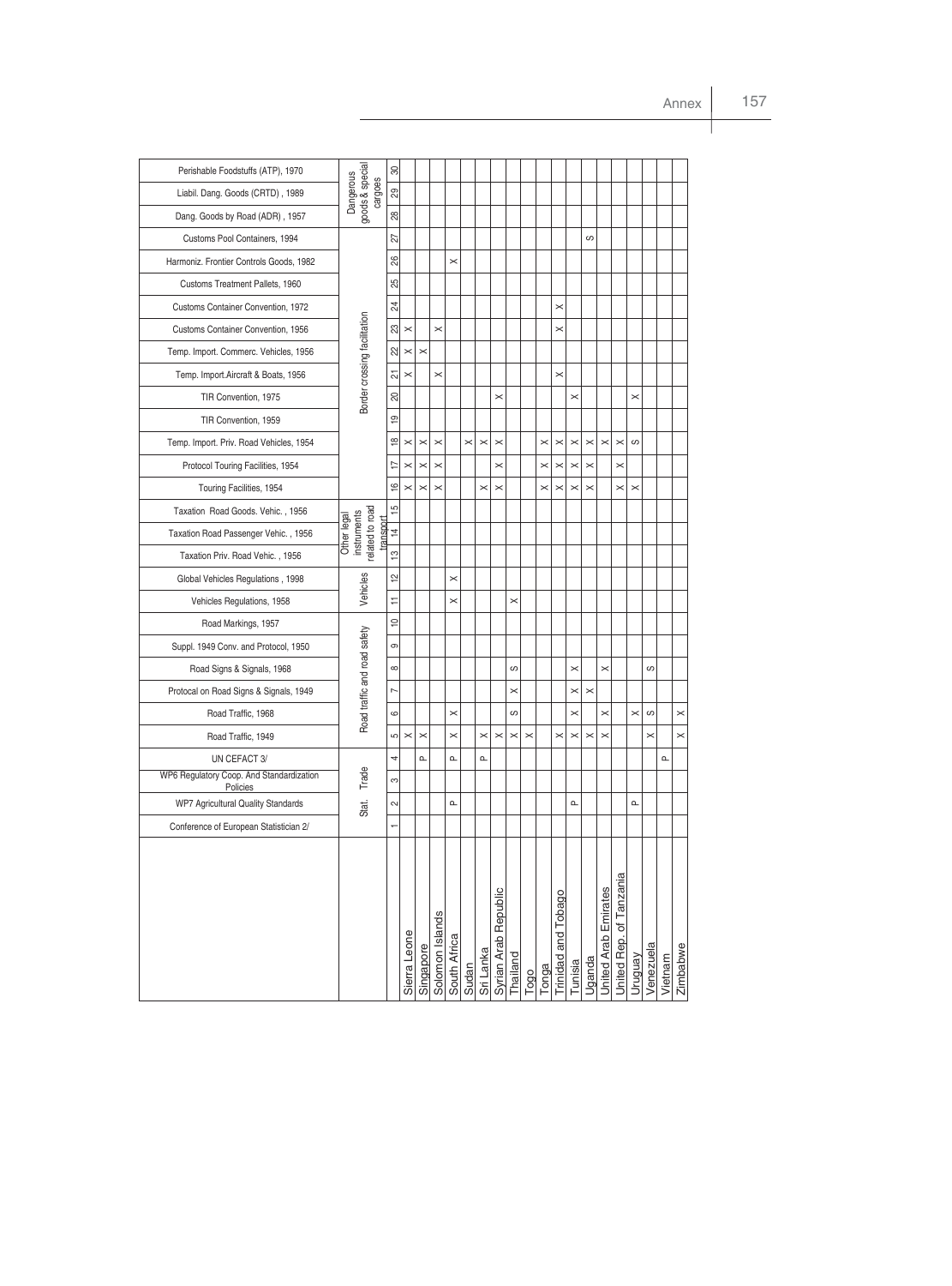| | Stat. | Trade | | | Road traffic and road safety | | | | | | Vehicles | | Other legal instruments related to road transport | | | Border crossing facilitation | | | | | | | | | | | | Dangerous goods & special cargoes | | |
|---|---|---|---|---|---|---|---|---|---|---|---|---|---|---|---|---|---|---|---|---|---|---|---|---|---|---|---|---|---|---|
| | Conference of European Statistician 2/ | WP7 Agricultural Quality Standards | WP6 Regulatory Coop. And Standardization Policies | UN CEFACT 3/ | Road Traffic, 1949 | Road Traffic, 1968 | Protocal on Road Signs & Signals, 1949 | Road Signs & Signals, 1968 | Suppl. 1949 Conv. and Protocol, 1950 | Road Markings, 1957 | Vehicles Regulations, 1958 | Global Vehicles Regulations , 1998 | Taxation Priv. Road Vehic. , 1956 | Taxation Road Passenger Vehic. , 1956 | Taxation Road Goods. Vehic. , 1956 | Touring Facilities, 1954 | Protocol Touring Facilities, 1954 | Temp. Import. Priv. Road Vehicles, 1954 | TIR Convention, 1959 | TIR Convention, 1975 | Temp. Import.Aircraft & Boats, 1956 | Temp. Import. Commerc. Vehicles, 1956 | Customs Container Convention, 1956 | Customs Container Convention, 1972 | Customs Treatment Pallets, 1960 | Harmoniz. Frontier Controls Goods, 1982 | Customs Pool Containers, 1994 | Dang. Goods by Road (ADR) , 1957 | Liabil. Dang. Goods (CRTD) , 1989 | Perishable Foodstuffs (ATP), 1970 |
| | 1 | 2 | 3 | 4 | 5 | 6 | 7 | 8 | 9 | 10 | 11 | 12 | 13 | 14 | 15 | 16 | 17 | 18 | 19 | 20 | 21 | 22 | 23 | 24 | 25 | 26 | 27 | 28 | 29 | 30 |
| Sierra Leone | | | | | X | | | | | | | | | | | X | X | X | | | X | X | X | | | | | | | |
| Singapore | | | | P | X | | | | | | | | | | | X | X | X | | | | X | | | | | | | | |
| Solomon Islands | | | | | | | | | | | | | | | | X | X | X | | | X | | X | | | | | | | |
| South Africa | | P | | P | X | X | | | | | X | X | | | | | | | | | | | | | | X | | | | |
| Sudan | | | | | | | | | | | | | | | | | | X | | | | | | | | | | | | |
| Sri Lanka | | | | P | X | | | | | | | | | | | X | | X | | | | | | | | | | | | |
| Syrian Arab Republic | | | | | X | | | | | | | | | | | X | X | X | | X | | | | | | | | | | |
| Thailand | | | | | X | S | X | S | | | X | | | | | | | | | | | | | | | | | | | |
| Togo | | | | | X | | | | | | | | | | | | | | | | | | | | | | | | | |
| Tonga | | | | | | | | | | | | | | | | X | X | X | | | | | | | | | | | | |
| Trinidad and Tobago | | | | | X | | | | | | | | | | | X | X | X | | | X | | X | X | | | | | | |
| Tunisia | | P | | | X | X | X | X | | | | | | | | X | X | X | | X | | | | | | | | | | |
| Uganda | | | | | X | | X | | | | | | | | | X | X | X | | | | | | | | | S | | | |
| United Arab Emirates | | | | | X | X | | X | | | | | | | | | | X | | | | | | | | | | | | |
| United Rep. of Tanzania | | | | | | | | | | | | | | | | X | X | X | | | | | | | | | | | | |
| Uruguay | | P | | | | X | | | | | | | | | | X | | S | | X | | | | | | | | | | |
| Venezuela | | | | | X | S | | S | | | | | | | | | | | | | | | | | | | | | | |
| Vietnam | | | | P | | | | | | | | | | | | | | | | | | | | | | | | | | |
| Zimbabwe | | | | | X | X | | | | | | | | | | | | | | | | | | | | | | | | |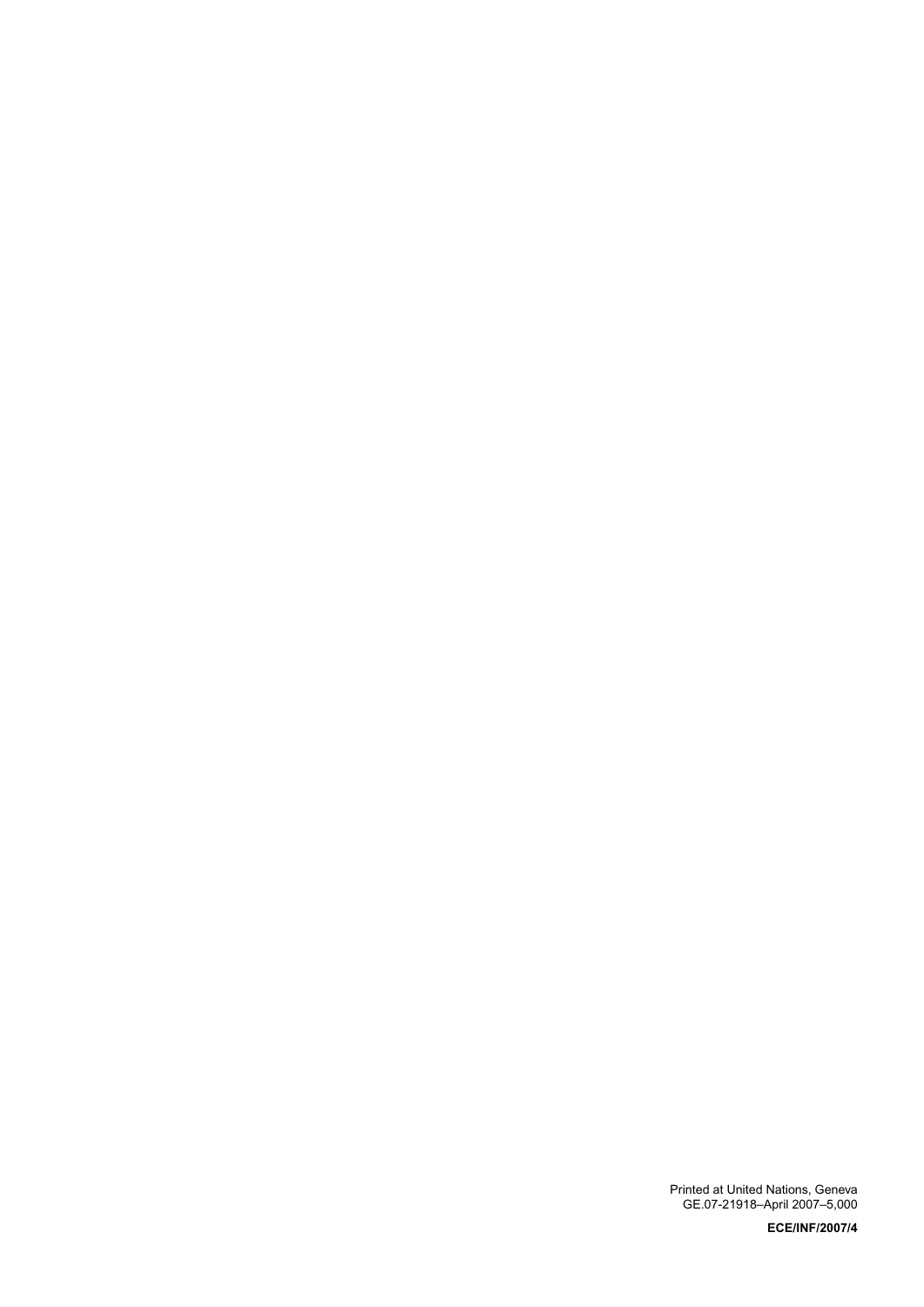Printed at United Nations, Geneva
GE.07-21918–April 2007–5,000

**ECE/INF/2007/4**